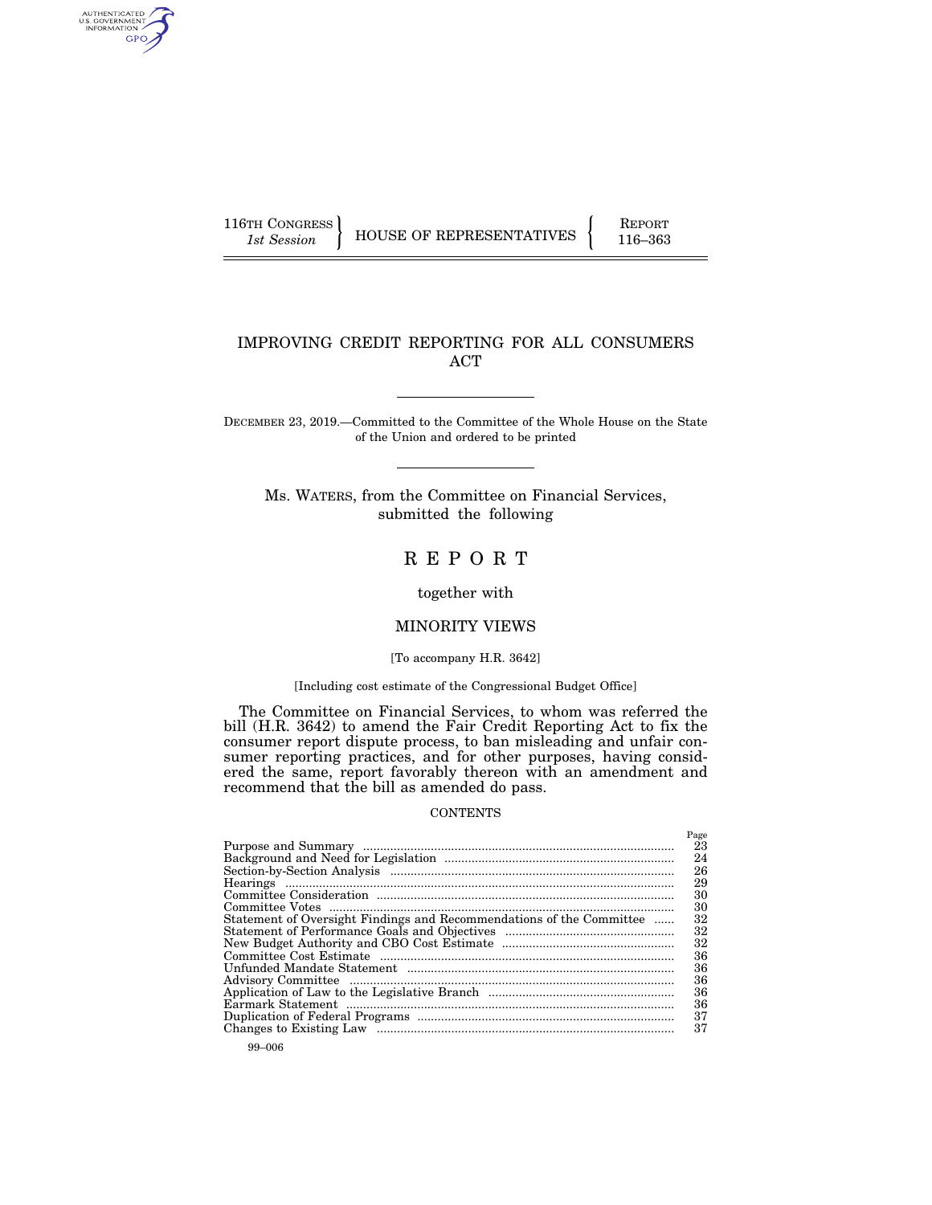116TH CONGRESS
*1st Session*

HOUSE OF REPRESENTATIVES

REPORT
116–363

# IMPROVING CREDIT REPORTING FOR ALL CONSUMERS ACT

DECEMBER 23, 2019.—Committed to the Committee of the Whole House on the State of the Union and ordered to be printed

Ms. WATERS, from the Committee on Financial Services, submitted the following

# R E P O R T

together with

## MINORITY VIEWS

[To accompany H.R. 3642]

[Including cost estimate of the Congressional Budget Office]

The Committee on Financial Services, to whom was referred the bill (H.R. 3642) to amend the Fair Credit Reporting Act to fix the consumer report dispute process, to ban misleading and unfair consumer reporting practices, and for other purposes, having considered the same, report favorably thereon with an amendment and recommend that the bill as amended do pass.

CONTENTS

| | Page |
|---|---|
| Purpose and Summary | 23 |
| Background and Need for Legislation | 24 |
| Section-by-Section Analysis | 26 |
| Hearings | 29 |
| Committee Consideration | 30 |
| Committee Votes | 30 |
| Statement of Oversight Findings and Recommendations of the Committee | 32 |
| Statement of Performance Goals and Objectives | 32 |
| New Budget Authority and CBO Cost Estimate | 32 |
| Committee Cost Estimate | 36 |
| Unfunded Mandate Statement | 36 |
| Advisory Committee | 36 |
| Application of Law to the Legislative Branch | 36 |
| Earmark Statement | 36 |
| Duplication of Federal Programs | 37 |
| Changes to Existing Law | 37 |

99–006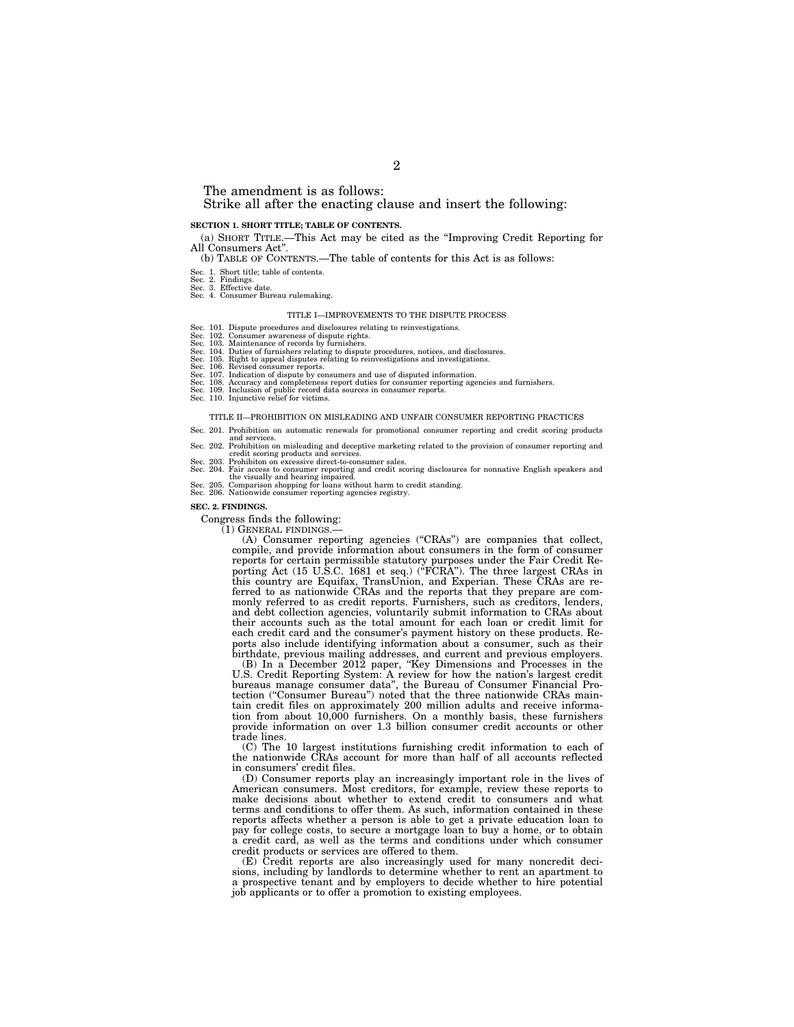The amendment is as follows:

Strike all after the enacting clause and insert the following:

**SECTION 1. SHORT TITLE; TABLE OF CONTENTS.**

(a) SHORT TITLE.—This Act may be cited as the "Improving Credit Reporting for All Consumers Act".

(b) TABLE OF CONTENTS.—The table of contents for this Act is as follows:

Sec. 1. Short title; table of contents.
Sec. 2. Findings.
Sec. 3. Effective date.
Sec. 4. Consumer Bureau rulemaking.

TITLE I—IMPROVEMENTS TO THE DISPUTE PROCESS

Sec. 101. Dispute procedures and disclosures relating to reinvestigations.
Sec. 102. Consumer awareness of dispute rights.
Sec. 103. Maintenance of records by furnishers.
Sec. 104. Duties of furnishers relating to dispute procedures, notices, and disclosures.
Sec. 105. Right to appeal disputes relating to reinvestigations and investigations.
Sec. 106. Revised consumer reports.
Sec. 107. Indication of dispute by consumers and use of disputed information.
Sec. 108. Accuracy and completeness report duties for consumer reporting agencies and furnishers.
Sec. 109. Inclusion of public record data sources in consumer reports.
Sec. 110. Injunctive relief for victims.

TITLE II—PROHIBITION ON MISLEADING AND UNFAIR CONSUMER REPORTING PRACTICES

Sec. 201. Prohibition on automatic renewals for promotional consumer reporting and credit scoring products and services.
Sec. 202. Prohibition on misleading and deceptive marketing related to the provision of consumer reporting and credit scoring products and services.
Sec. 203. Prohibiton on excessive direct-to-consumer sales.
Sec. 204. Fair access to consumer reporting and credit scoring disclosures for nonnative English speakers and the visually and hearing impaired.
Sec. 205. Comparison shopping for loans without harm to credit standing.
Sec. 206. Nationwide consumer reporting agencies registry.

**SEC. 2. FINDINGS.**

Congress finds the following:

(1) GENERAL FINDINGS.—

(A) Consumer reporting agencies ("CRAs") are companies that collect, compile, and provide information about consumers in the form of consumer reports for certain permissible statutory purposes under the Fair Credit Reporting Act (15 U.S.C. 1681 et seq.) ("FCRA"). The three largest CRAs in this country are Equifax, TransUnion, and Experian. These CRAs are referred to as nationwide CRAs and the reports that they prepare are commonly referred to as credit reports. Furnishers, such as creditors, lenders, and debt collection agencies, voluntarily submit information to CRAs about their accounts such as the total amount for each loan or credit limit for each credit card and the consumer's payment history on these products. Reports also include identifying information about a consumer, such as their birthdate, previous mailing addresses, and current and previous employers.

(B) In a December 2012 paper, "Key Dimensions and Processes in the U.S. Credit Reporting System: A review for how the nation's largest credit bureaus manage consumer data", the Bureau of Consumer Financial Protection ("Consumer Bureau") noted that the three nationwide CRAs maintain credit files on approximately 200 million adults and receive information from about 10,000 furnishers. On a monthly basis, these furnishers provide information on over 1.3 billion consumer credit accounts or other trade lines.

(C) The 10 largest institutions furnishing credit information to each of the nationwide CRAs account for more than half of all accounts reflected in consumers' credit files.

(D) Consumer reports play an increasingly important role in the lives of American consumers. Most creditors, for example, review these reports to make decisions about whether to extend credit to consumers and what terms and conditions to offer them. As such, information contained in these reports affects whether a person is able to get a private education loan to pay for college costs, to secure a mortgage loan to buy a home, or to obtain a credit card, as well as the terms and conditions under which consumer credit products or services are offered to them.

(E) Credit reports are also increasingly used for many noncredit decisions, including by landlords to determine whether to rent an apartment to a prospective tenant and by employers to decide whether to hire potential job applicants or to offer a promotion to existing employees.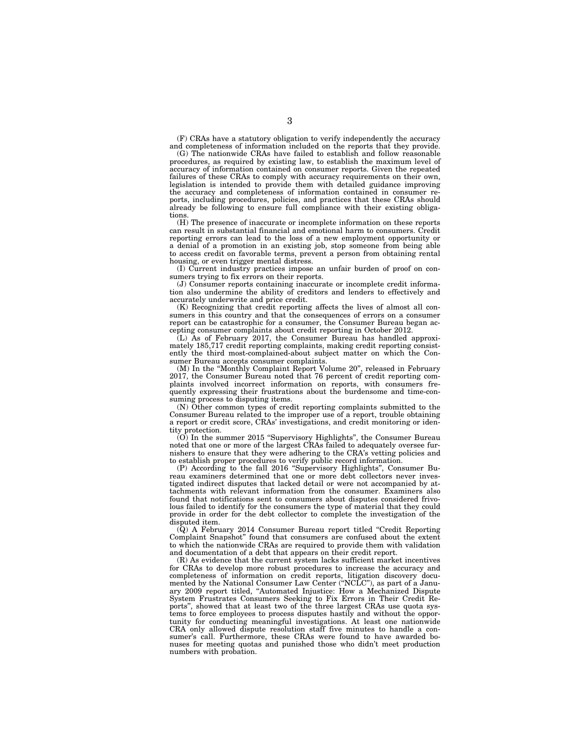(F) CRAs have a statutory obligation to verify independently the accuracy and completeness of information included on the reports that they provide.

(G) The nationwide CRAs have failed to establish and follow reasonable procedures, as required by existing law, to establish the maximum level of accuracy of information contained on consumer reports. Given the repeated failures of these CRAs to comply with accuracy requirements on their own, legislation is intended to provide them with detailed guidance improving the accuracy and completeness of information contained in consumer reports, including procedures, policies, and practices that these CRAs should already be following to ensure full compliance with their existing obligations.

(H) The presence of inaccurate or incomplete information on these reports can result in substantial financial and emotional harm to consumers. Credit reporting errors can lead to the loss of a new employment opportunity or a denial of a promotion in an existing job, stop someone from being able to access credit on favorable terms, prevent a person from obtaining rental housing, or even trigger mental distress.

(I) Current industry practices impose an unfair burden of proof on consumers trying to fix errors on their reports.

(J) Consumer reports containing inaccurate or incomplete credit information also undermine the ability of creditors and lenders to effectively and accurately underwrite and price credit.

(K) Recognizing that credit reporting affects the lives of almost all consumers in this country and that the consequences of errors on a consumer report can be catastrophic for a consumer, the Consumer Bureau began accepting consumer complaints about credit reporting in October 2012.

(L) As of February 2017, the Consumer Bureau has handled approximately 185,717 credit reporting complaints, making credit reporting consistently the third most-complained-about subject matter on which the Consumer Bureau accepts consumer complaints.

(M) In the "Monthly Complaint Report Volume 20", released in February 2017, the Consumer Bureau noted that 76 percent of credit reporting complaints involved incorrect information on reports, with consumers frequently expressing their frustrations about the burdensome and time-consuming process to disputing items.

(N) Other common types of credit reporting complaints submitted to the Consumer Bureau related to the improper use of a report, trouble obtaining a report or credit score, CRAs' investigations, and credit monitoring or identity protection.

(O) In the summer 2015 "Supervisory Highlights", the Consumer Bureau noted that one or more of the largest CRAs failed to adequately oversee furnishers to ensure that they were adhering to the CRA's vetting policies and to establish proper procedures to verify public record information.

(P) According to the fall 2016 "Supervisory Highlights", Consumer Bureau examiners determined that one or more debt collectors never investigated indirect disputes that lacked detail or were not accompanied by attachments with relevant information from the consumer. Examiners also found that notifications sent to consumers about disputes considered frivolous failed to identify for the consumers the type of material that they could provide in order for the debt collector to complete the investigation of the disputed item.

(Q) A February 2014 Consumer Bureau report titled "Credit Reporting Complaint Snapshot" found that consumers are confused about the extent to which the nationwide CRAs are required to provide them with validation and documentation of a debt that appears on their credit report.

(R) As evidence that the current system lacks sufficient market incentives for CRAs to develop more robust procedures to increase the accuracy and completeness of information on credit reports, litigation discovery documented by the National Consumer Law Center ("NCLC"), as part of a January 2009 report titled, "Automated Injustice: How a Mechanized Dispute System Frustrates Consumers Seeking to Fix Errors in Their Credit Reports", showed that at least two of the three largest CRAs use quota systems to force employees to process disputes hastily and without the opportunity for conducting meaningful investigations. At least one nationwide CRA only allowed dispute resolution staff five minutes to handle a consumer's call. Furthermore, these CRAs were found to have awarded bonuses for meeting quotas and punished those who didn't meet production numbers with probation.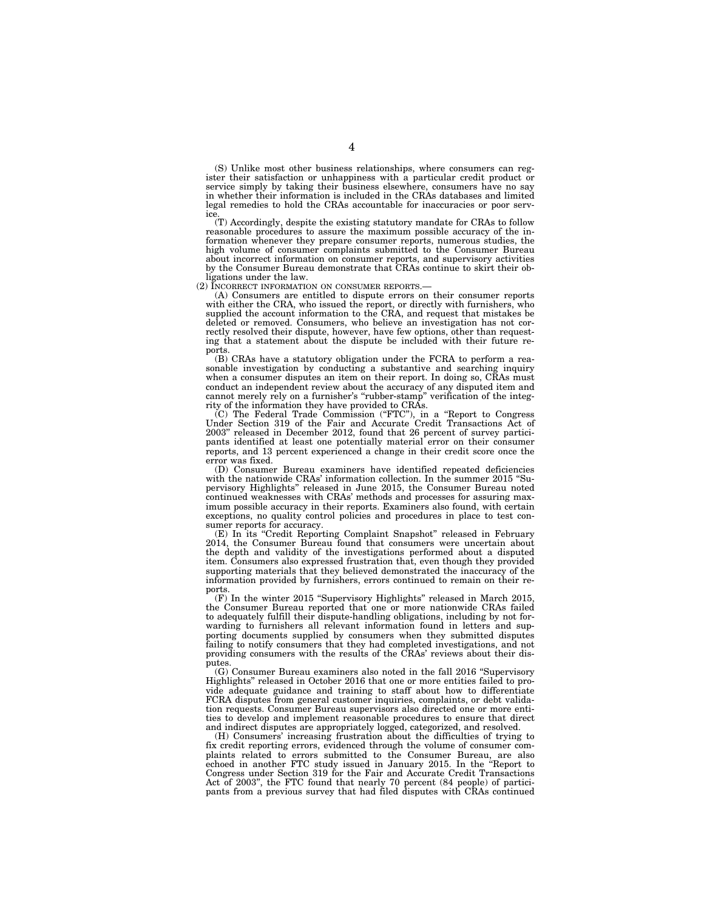(S) Unlike most other business relationships, where consumers can register their satisfaction or unhappiness with a particular credit product or service simply by taking their business elsewhere, consumers have no say in whether their information is included in the CRAs databases and limited legal remedies to hold the CRAs accountable for inaccuracies or poor service.

(T) Accordingly, despite the existing statutory mandate for CRAs to follow reasonable procedures to assure the maximum possible accuracy of the information whenever they prepare consumer reports, numerous studies, the high volume of consumer complaints submitted to the Consumer Bureau about incorrect information on consumer reports, and supervisory activities by the Consumer Bureau demonstrate that CRAs continue to skirt their obligations under the law.

(2) INCORRECT INFORMATION ON CONSUMER REPORTS.—

(A) Consumers are entitled to dispute errors on their consumer reports with either the CRA, who issued the report, or directly with furnishers, who supplied the account information to the CRA, and request that mistakes be deleted or removed. Consumers, who believe an investigation has not correctly resolved their dispute, however, have few options, other than requesting that a statement about the dispute be included with their future reports.

(B) CRAs have a statutory obligation under the FCRA to perform a reasonable investigation by conducting a substantive and searching inquiry when a consumer disputes an item on their report. In doing so, CRAs must conduct an independent review about the accuracy of any disputed item and cannot merely rely on a furnisher's "rubber-stamp" verification of the integrity of the information they have provided to CRAs.

(C) The Federal Trade Commission ("FTC"), in a "Report to Congress Under Section 319 of the Fair and Accurate Credit Transactions Act of 2003" released in December 2012, found that 26 percent of survey participants identified at least one potentially material error on their consumer reports, and 13 percent experienced a change in their credit score once the error was fixed.

(D) Consumer Bureau examiners have identified repeated deficiencies with the nationwide CRAs' information collection. In the summer 2015 "Supervisory Highlights" released in June 2015, the Consumer Bureau noted continued weaknesses with CRAs' methods and processes for assuring maximum possible accuracy in their reports. Examiners also found, with certain exceptions, no quality control policies and procedures in place to test consumer reports for accuracy.

(E) In its "Credit Reporting Complaint Snapshot" released in February 2014, the Consumer Bureau found that consumers were uncertain about the depth and validity of the investigations performed about a disputed item. Consumers also expressed frustration that, even though they provided supporting materials that they believed demonstrated the inaccuracy of the information provided by furnishers, errors continued to remain on their reports.

(F) In the winter 2015 "Supervisory Highlights" released in March 2015, the Consumer Bureau reported that one or more nationwide CRAs failed to adequately fulfill their dispute-handling obligations, including by not forwarding to furnishers all relevant information found in letters and supporting documents supplied by consumers when they submitted disputes failing to notify consumers that they had completed investigations, and not providing consumers with the results of the CRAs' reviews about their disputes.

(G) Consumer Bureau examiners also noted in the fall 2016 "Supervisory Highlights" released in October 2016 that one or more entities failed to provide adequate guidance and training to staff about how to differentiate FCRA disputes from general customer inquiries, complaints, or debt validation requests. Consumer Bureau supervisors also directed one or more entities to develop and implement reasonable procedures to ensure that direct and indirect disputes are appropriately logged, categorized, and resolved.

(H) Consumers' increasing frustration about the difficulties of trying to fix credit reporting errors, evidenced through the volume of consumer complaints related to errors submitted to the Consumer Bureau, are also echoed in another FTC study issued in January 2015. In the "Report to Congress under Section 319 for the Fair and Accurate Credit Transactions Act of 2003", the FTC found that nearly 70 percent (84 people) of participants from a previous survey that had filed disputes with CRAs continued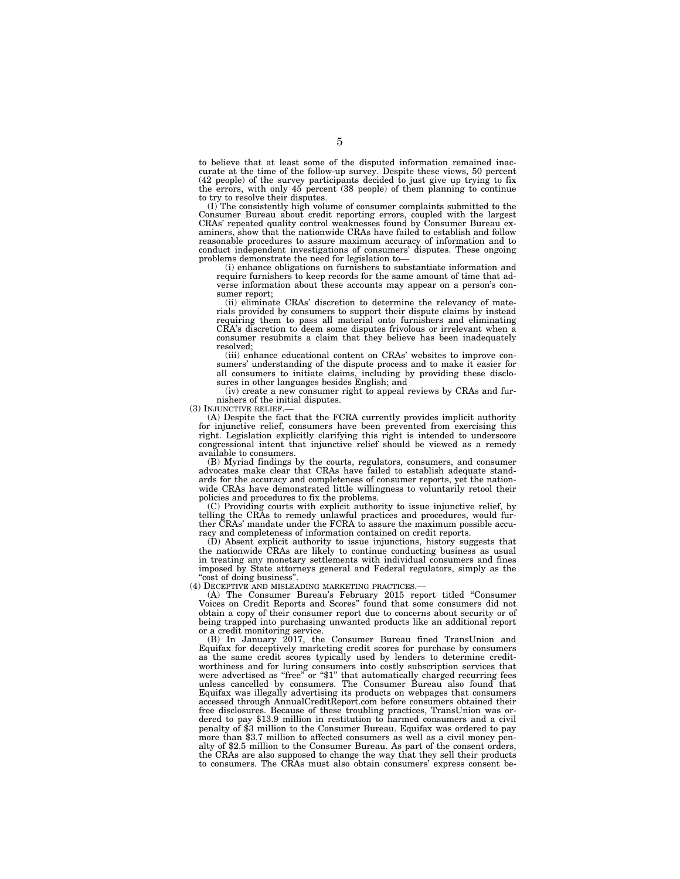to believe that at least some of the disputed information remained inaccurate at the time of the follow-up survey. Despite these views, 50 percent (42 people) of the survey participants decided to just give up trying to fix the errors, with only 45 percent (38 people) of them planning to continue to try to resolve their disputes.

(I) The consistently high volume of consumer complaints submitted to the Consumer Bureau about credit reporting errors, coupled with the largest CRAs' repeated quality control weaknesses found by Consumer Bureau examiners, show that the nationwide CRAs have failed to establish and follow reasonable procedures to assure maximum accuracy of information and to conduct independent investigations of consumers' disputes. These ongoing problems demonstrate the need for legislation to—

(i) enhance obligations on furnishers to substantiate information and require furnishers to keep records for the same amount of time that adverse information about these accounts may appear on a person's consumer report;

(ii) eliminate CRAs' discretion to determine the relevancy of materials provided by consumers to support their dispute claims by instead requiring them to pass all material onto furnishers and eliminating CRA's discretion to deem some disputes frivolous or irrelevant when a consumer resubmits a claim that they believe has been inadequately resolved;

(iii) enhance educational content on CRAs' websites to improve consumers' understanding of the dispute process and to make it easier for all consumers to initiate claims, including by providing these disclosures in other languages besides English; and

(iv) create a new consumer right to appeal reviews by CRAs and furnishers of the initial disputes.

(3) INJUNCTIVE RELIEF.—

(A) Despite the fact that the FCRA currently provides implicit authority for injunctive relief, consumers have been prevented from exercising this right. Legislation explicitly clarifying this right is intended to underscore congressional intent that injunctive relief should be viewed as a remedy available to consumers.

(B) Myriad findings by the courts, regulators, consumers, and consumer advocates make clear that CRAs have failed to establish adequate standards for the accuracy and completeness of consumer reports, yet the nationwide CRAs have demonstrated little willingness to voluntarily retool their policies and procedures to fix the problems.

(C) Providing courts with explicit authority to issue injunctive relief, by telling the CRAs to remedy unlawful practices and procedures, would further CRAs' mandate under the FCRA to assure the maximum possible accuracy and completeness of information contained on credit reports.

(D) Absent explicit authority to issue injunctions, history suggests that the nationwide CRAs are likely to continue conducting business as usual in treating any monetary settlements with individual consumers and fines imposed by State attorneys general and Federal regulators, simply as the "cost of doing business".

(4) DECEPTIVE AND MISLEADING MARKETING PRACTICES.—

(A) The Consumer Bureau's February 2015 report titled "Consumer Voices on Credit Reports and Scores" found that some consumers did not obtain a copy of their consumer report due to concerns about security or of being trapped into purchasing unwanted products like an additional report or a credit monitoring service.

(B) In January 2017, the Consumer Bureau fined TransUnion and Equifax for deceptively marketing credit scores for purchase by consumers as the same credit scores typically used by lenders to determine creditworthiness and for luring consumers into costly subscription services that were advertised as "free" or "$1" that automatically charged recurring fees unless cancelled by consumers. The Consumer Bureau also found that Equifax was illegally advertising its products on webpages that consumers accessed through AnnualCreditReport.com before consumers obtained their free disclosures. Because of these troubling practices, TransUnion was ordered to pay $13.9 million in restitution to harmed consumers and a civil penalty of $3 million to the Consumer Bureau. Equifax was ordered to pay more than $3.7 million to affected consumers as well as a civil money penalty of $2.5 million to the Consumer Bureau. As part of the consent orders, the CRAs are also supposed to change the way that they sell their products to consumers. The CRAs must also obtain consumers' express consent be-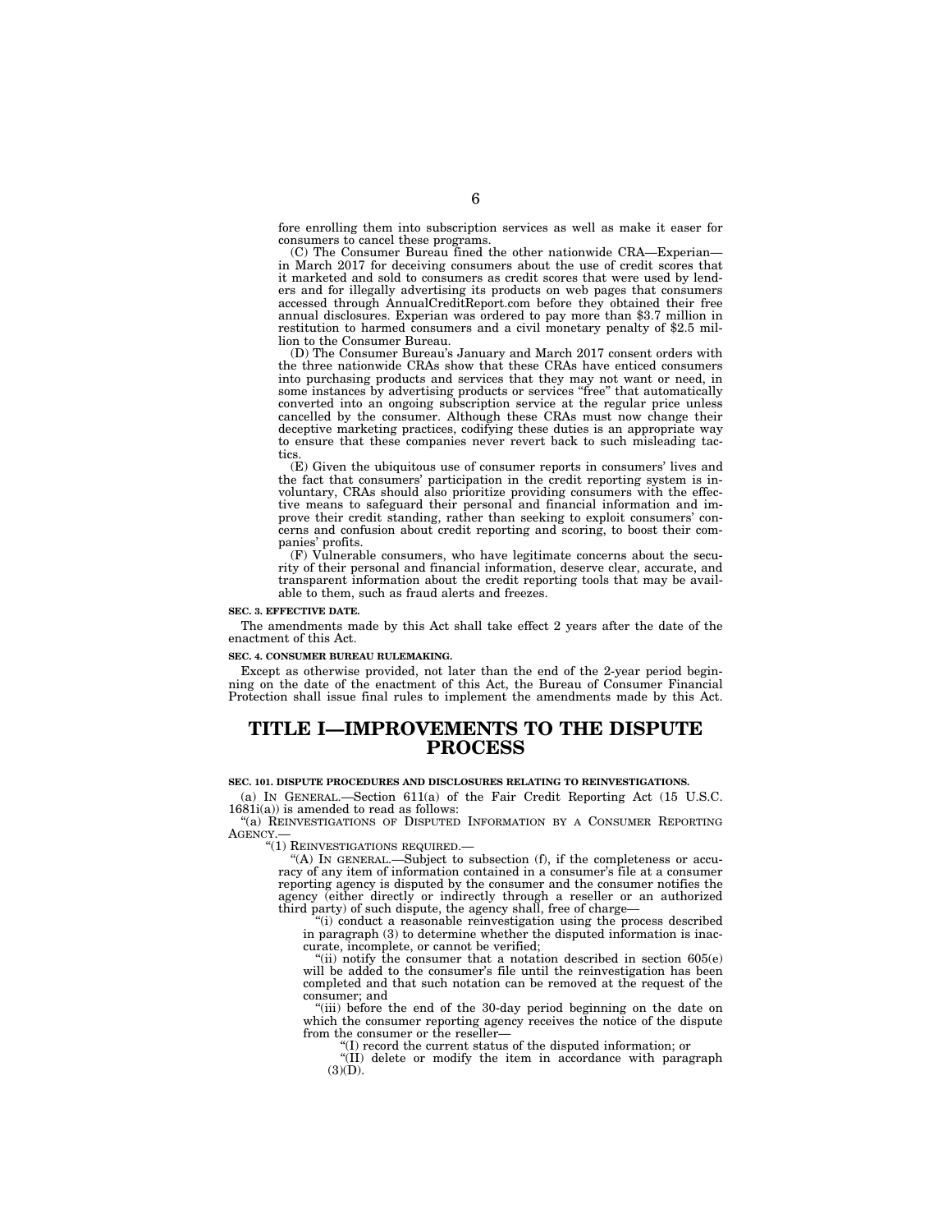fore enrolling them into subscription services as well as make it easer for consumers to cancel these programs.

(C) The Consumer Bureau fined the other nationwide CRA—Experian—in March 2017 for deceiving consumers about the use of credit scores that it marketed and sold to consumers as credit scores that were used by lenders and for illegally advertising its products on web pages that consumers accessed through AnnualCreditReport.com before they obtained their free annual disclosures. Experian was ordered to pay more than $3.7 million in restitution to harmed consumers and a civil monetary penalty of $2.5 million to the Consumer Bureau.

(D) The Consumer Bureau's January and March 2017 consent orders with the three nationwide CRAs show that these CRAs have enticed consumers into purchasing products and services that they may not want or need, in some instances by advertising products or services "free" that automatically converted into an ongoing subscription service at the regular price unless cancelled by the consumer. Although these CRAs must now change their deceptive marketing practices, codifying these duties is an appropriate way to ensure that these companies never revert back to such misleading tactics.

(E) Given the ubiquitous use of consumer reports in consumers' lives and the fact that consumers' participation in the credit reporting system is involuntary, CRAs should also prioritize providing consumers with the effective means to safeguard their personal and financial information and improve their credit standing, rather than seeking to exploit consumers' concerns and confusion about credit reporting and scoring, to boost their companies' profits.

(F) Vulnerable consumers, who have legitimate concerns about the security of their personal and financial information, deserve clear, accurate, and transparent information about the credit reporting tools that may be available to them, such as fraud alerts and freezes.

**SEC. 3. EFFECTIVE DATE.**

The amendments made by this Act shall take effect 2 years after the date of the enactment of this Act.

**SEC. 4. CONSUMER BUREAU RULEMAKING.**

Except as otherwise provided, not later than the end of the 2-year period beginning on the date of the enactment of this Act, the Bureau of Consumer Financial Protection shall issue final rules to implement the amendments made by this Act.

# TITLE I—IMPROVEMENTS TO THE DISPUTE PROCESS

**SEC. 101. DISPUTE PROCEDURES AND DISCLOSURES RELATING TO REINVESTIGATIONS.**

(a) IN GENERAL.—Section 611(a) of the Fair Credit Reporting Act (15 U.S.C. 1681i(a)) is amended to read as follows:

"(a) REINVESTIGATIONS OF DISPUTED INFORMATION BY A CONSUMER REPORTING AGENCY.—

"(1) REINVESTIGATIONS REQUIRED.—

"(A) IN GENERAL.—Subject to subsection (f), if the completeness or accuracy of any item of information contained in a consumer's file at a consumer reporting agency is disputed by the consumer and the consumer notifies the agency (either directly or indirectly through a reseller or an authorized third party) of such dispute, the agency shall, free of charge—

"(i) conduct a reasonable reinvestigation using the process described in paragraph (3) to determine whether the disputed information is inaccurate, incomplete, or cannot be verified;

"(ii) notify the consumer that a notation described in section 605(e) will be added to the consumer's file until the reinvestigation has been completed and that such notation can be removed at the request of the consumer; and

"(iii) before the end of the 30-day period beginning on the date on which the consumer reporting agency receives the notice of the dispute from the consumer or the reseller—

"(I) record the current status of the disputed information; or

"(II) delete or modify the item in accordance with paragraph (3)(D).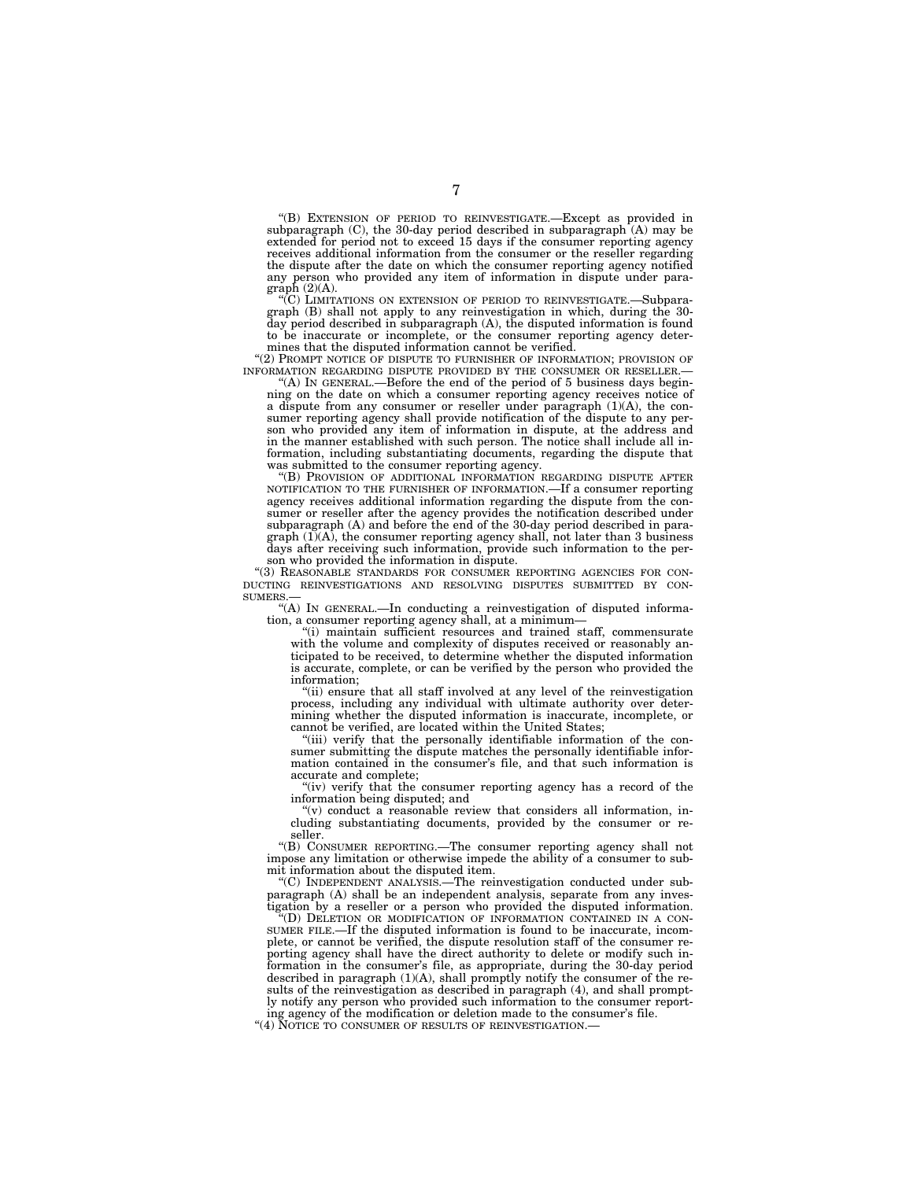"(B) EXTENSION OF PERIOD TO REINVESTIGATE.—Except as provided in subparagraph (C), the 30-day period described in subparagraph (A) may be extended for period not to exceed 15 days if the consumer reporting agency receives additional information from the consumer or the reseller regarding the dispute after the date on which the consumer reporting agency notified any person who provided any item of information in dispute under paragraph (2)(A).

"(C) LIMITATIONS ON EXTENSION OF PERIOD TO REINVESTIGATE.—Subparagraph (B) shall not apply to any reinvestigation in which, during the 30-day period described in subparagraph (A), the disputed information is found to be inaccurate or incomplete, or the consumer reporting agency determines that the disputed information cannot be verified.

"(2) PROMPT NOTICE OF DISPUTE TO FURNISHER OF INFORMATION; PROVISION OF INFORMATION REGARDING DISPUTE PROVIDED BY THE CONSUMER OR RESELLER.—

"(A) IN GENERAL.—Before the end of the period of 5 business days beginning on the date on which a consumer reporting agency receives notice of a dispute from any consumer or reseller under paragraph (1)(A), the consumer reporting agency shall provide notification of the dispute to any person who provided any item of information in dispute, at the address and in the manner established with such person. The notice shall include all information, including substantiating documents, regarding the dispute that was submitted to the consumer reporting agency.

"(B) PROVISION OF ADDITIONAL INFORMATION REGARDING DISPUTE AFTER NOTIFICATION TO THE FURNISHER OF INFORMATION.—If a consumer reporting agency receives additional information regarding the dispute from the consumer or reseller after the agency provides the notification described under subparagraph (A) and before the end of the 30-day period described in paragraph (1)(A), the consumer reporting agency shall, not later than 3 business days after receiving such information, provide such information to the person who provided the information in dispute.

"(3) REASONABLE STANDARDS FOR CONSUMER REPORTING AGENCIES FOR CONDUCTING REINVESTIGATIONS AND RESOLVING DISPUTES SUBMITTED BY CONSUMERS.—

"(A) IN GENERAL.—In conducting a reinvestigation of disputed information, a consumer reporting agency shall, at a minimum—

"(i) maintain sufficient resources and trained staff, commensurate with the volume and complexity of disputes received or reasonably anticipated to be received, to determine whether the disputed information is accurate, complete, or can be verified by the person who provided the information;

"(ii) ensure that all staff involved at any level of the reinvestigation process, including any individual with ultimate authority over determining whether the disputed information is inaccurate, incomplete, or cannot be verified, are located within the United States;

"(iii) verify that the personally identifiable information of the consumer submitting the dispute matches the personally identifiable information contained in the consumer's file, and that such information is accurate and complete;

"(iv) verify that the consumer reporting agency has a record of the information being disputed; and

"(v) conduct a reasonable review that considers all information, including substantiating documents, provided by the consumer or reseller.

"(B) CONSUMER REPORTING.—The consumer reporting agency shall not impose any limitation or otherwise impede the ability of a consumer to submit information about the disputed item.

"(C) INDEPENDENT ANALYSIS.—The reinvestigation conducted under subparagraph (A) shall be an independent analysis, separate from any investigation by a reseller or a person who provided the disputed information.

"(D) DELETION OR MODIFICATION OF INFORMATION CONTAINED IN A CONSUMER FILE.—If the disputed information is found to be inaccurate, incomplete, or cannot be verified, the dispute resolution staff of the consumer reporting agency shall have the direct authority to delete or modify such information in the consumer's file, as appropriate, during the 30-day period described in paragraph (1)(A), shall promptly notify the consumer of the results of the reinvestigation as described in paragraph (4), and shall promptly notify any person who provided such information to the consumer reporting agency of the modification or deletion made to the consumer's file.

"(4) NOTICE TO CONSUMER OF RESULTS OF REINVESTIGATION.—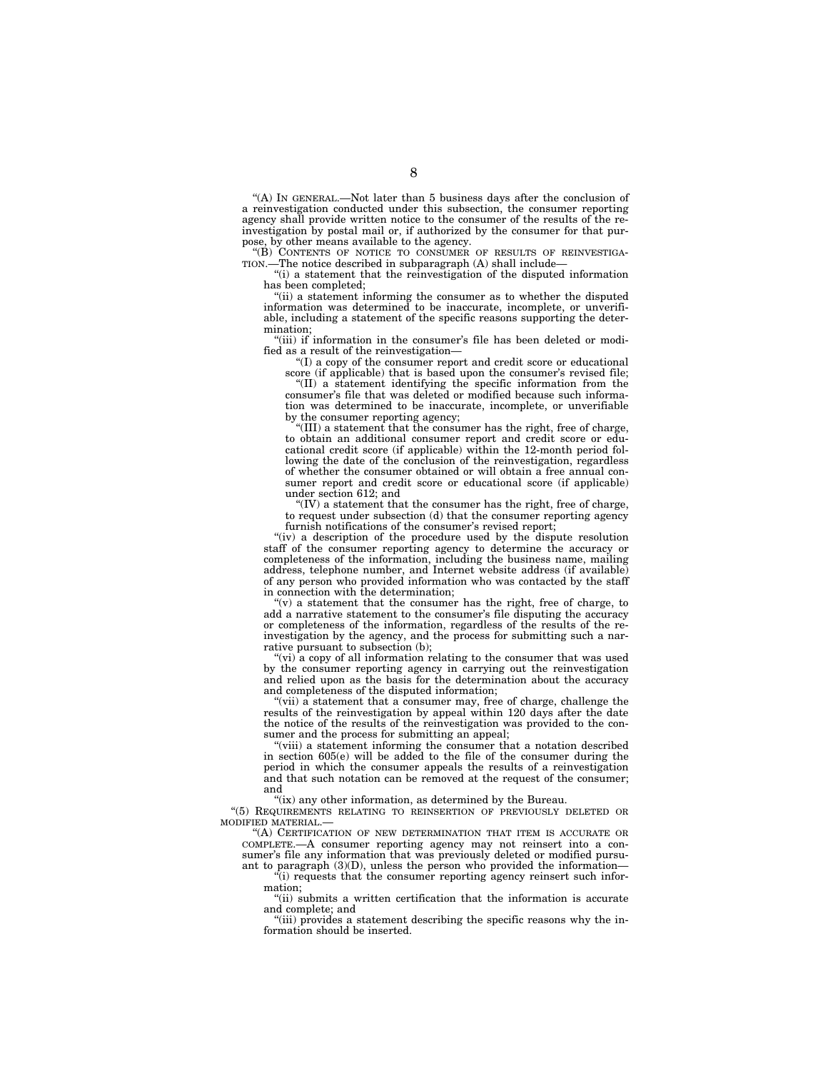"(A) IN GENERAL.—Not later than 5 business days after the conclusion of a reinvestigation conducted under this subsection, the consumer reporting agency shall provide written notice to the consumer of the results of the reinvestigation by postal mail or, if authorized by the consumer for that purpose, by other means available to the agency.

"(B) CONTENTS OF NOTICE TO CONSUMER OF RESULTS OF REINVESTIGATION.—The notice described in subparagraph (A) shall include—

"(i) a statement that the reinvestigation of the disputed information has been completed;

"(ii) a statement informing the consumer as to whether the disputed information was determined to be inaccurate, incomplete, or unverifiable, including a statement of the specific reasons supporting the determination;

"(iii) if information in the consumer's file has been deleted or modified as a result of the reinvestigation—

"(I) a copy of the consumer report and credit score or educational score (if applicable) that is based upon the consumer's revised file;

"(II) a statement identifying the specific information from the consumer's file that was deleted or modified because such information was determined to be inaccurate, incomplete, or unverifiable by the consumer reporting agency;

"(III) a statement that the consumer has the right, free of charge, to obtain an additional consumer report and credit score or educational credit score (if applicable) within the 12-month period following the date of the conclusion of the reinvestigation, regardless of whether the consumer obtained or will obtain a free annual consumer report and credit score or educational score (if applicable) under section 612; and

"(IV) a statement that the consumer has the right, free of charge, to request under subsection (d) that the consumer reporting agency furnish notifications of the consumer's revised report;

"(iv) a description of the procedure used by the dispute resolution staff of the consumer reporting agency to determine the accuracy or completeness of the information, including the business name, mailing address, telephone number, and Internet website address (if available) of any person who provided information who was contacted by the staff in connection with the determination;

"(v) a statement that the consumer has the right, free of charge, to add a narrative statement to the consumer's file disputing the accuracy or completeness of the information, regardless of the results of the reinvestigation by the agency, and the process for submitting such a narrative pursuant to subsection (b);

"(vi) a copy of all information relating to the consumer that was used by the consumer reporting agency in carrying out the reinvestigation and relied upon as the basis for the determination about the accuracy and completeness of the disputed information;

"(vii) a statement that a consumer may, free of charge, challenge the results of the reinvestigation by appeal within 120 days after the date the notice of the results of the reinvestigation was provided to the consumer and the process for submitting an appeal;

"(viii) a statement informing the consumer that a notation described in section 605(e) will be added to the file of the consumer during the period in which the consumer appeals the results of a reinvestigation and that such notation can be removed at the request of the consumer; and

"(ix) any other information, as determined by the Bureau.

"(5) REQUIREMENTS RELATING TO REINSERTION OF PREVIOUSLY DELETED OR MODIFIED MATERIAL.—

"(A) CERTIFICATION OF NEW DETERMINATION THAT ITEM IS ACCURATE OR COMPLETE.—A consumer reporting agency may not reinsert into a consumer's file any information that was previously deleted or modified pursuant to paragraph (3)(D), unless the person who provided the information—

"(i) requests that the consumer reporting agency reinsert such information;

"(ii) submits a written certification that the information is accurate and complete; and

"(iii) provides a statement describing the specific reasons why the information should be inserted.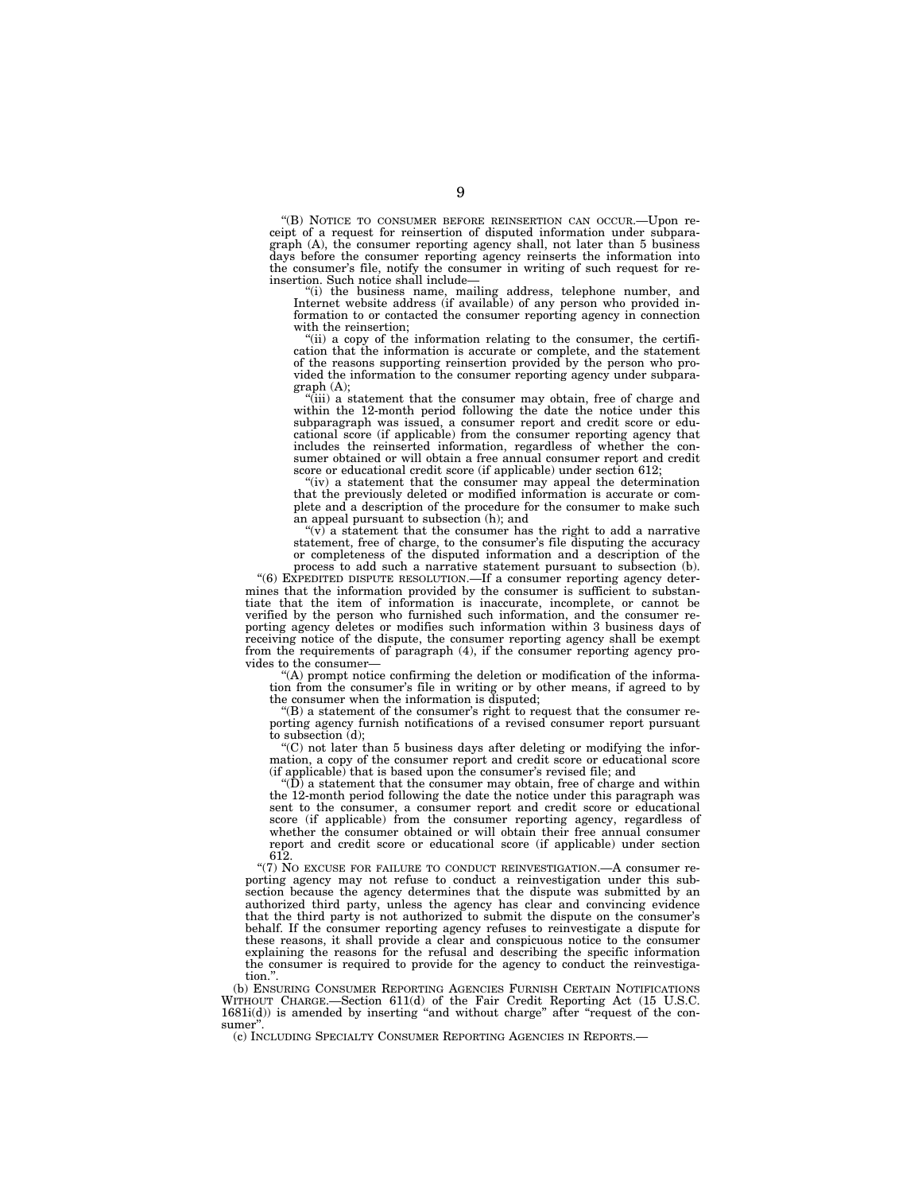"(B) NOTICE TO CONSUMER BEFORE REINSERTION CAN OCCUR.—Upon receipt of a request for reinsertion of disputed information under subparagraph (A), the consumer reporting agency shall, not later than 5 business days before the consumer reporting agency reinserts the information into the consumer's file, notify the consumer in writing of such request for reinsertion. Such notice shall include—

"(i) the business name, mailing address, telephone number, and Internet website address (if available) of any person who provided information to or contacted the consumer reporting agency in connection with the reinsertion;

"(ii) a copy of the information relating to the consumer, the certification that the information is accurate or complete, and the statement of the reasons supporting reinsertion provided by the person who provided the information to the consumer reporting agency under subparagraph (A);

"(iii) a statement that the consumer may obtain, free of charge and within the 12-month period following the date the notice under this subparagraph was issued, a consumer report and credit score or educational score (if applicable) from the consumer reporting agency that includes the reinserted information, regardless of whether the consumer obtained or will obtain a free annual consumer report and credit score or educational credit score (if applicable) under section 612;

"(iv) a statement that the consumer may appeal the determination that the previously deleted or modified information is accurate or complete and a description of the procedure for the consumer to make such an appeal pursuant to subsection (h); and

"(v) a statement that the consumer has the right to add a narrative statement, free of charge, to the consumer's file disputing the accuracy or completeness of the disputed information and a description of the process to add such a narrative statement pursuant to subsection (b).

"(6) EXPEDITED DISPUTE RESOLUTION.—If a consumer reporting agency determines that the information provided by the consumer is sufficient to substantiate that the item of information is inaccurate, incomplete, or cannot be verified by the person who furnished such information, and the consumer reporting agency deletes or modifies such information within 3 business days of receiving notice of the dispute, the consumer reporting agency shall be exempt from the requirements of paragraph (4), if the consumer reporting agency provides to the consumer—

"(A) prompt notice confirming the deletion or modification of the information from the consumer's file in writing or by other means, if agreed to by the consumer when the information is disputed;

"(B) a statement of the consumer's right to request that the consumer reporting agency furnish notifications of a revised consumer report pursuant to subsection (d);

"(C) not later than 5 business days after deleting or modifying the information, a copy of the consumer report and credit score or educational score (if applicable) that is based upon the consumer's revised file; and

"(D) a statement that the consumer may obtain, free of charge and within the 12-month period following the date the notice under this paragraph was sent to the consumer, a consumer report and credit score or educational score (if applicable) from the consumer reporting agency, regardless of whether the consumer obtained or will obtain their free annual consumer report and credit score or educational score (if applicable) under section 612.

"(7) NO EXCUSE FOR FAILURE TO CONDUCT REINVESTIGATION.—A consumer reporting agency may not refuse to conduct a reinvestigation under this subsection because the agency determines that the dispute was submitted by an authorized third party, unless the agency has clear and convincing evidence that the third party is not authorized to submit the dispute on the consumer's behalf. If the consumer reporting agency refuses to reinvestigate a dispute for these reasons, it shall provide a clear and conspicuous notice to the consumer explaining the reasons for the refusal and describing the specific information the consumer is required to provide for the agency to conduct the reinvestigation.".

(b) ENSURING CONSUMER REPORTING AGENCIES FURNISH CERTAIN NOTIFICATIONS WITHOUT CHARGE.—Section 611(d) of the Fair Credit Reporting Act (15 U.S.C. 1681i(d)) is amended by inserting "and without charge" after "request of the consumer".

(c) INCLUDING SPECIALTY CONSUMER REPORTING AGENCIES IN REPORTS.—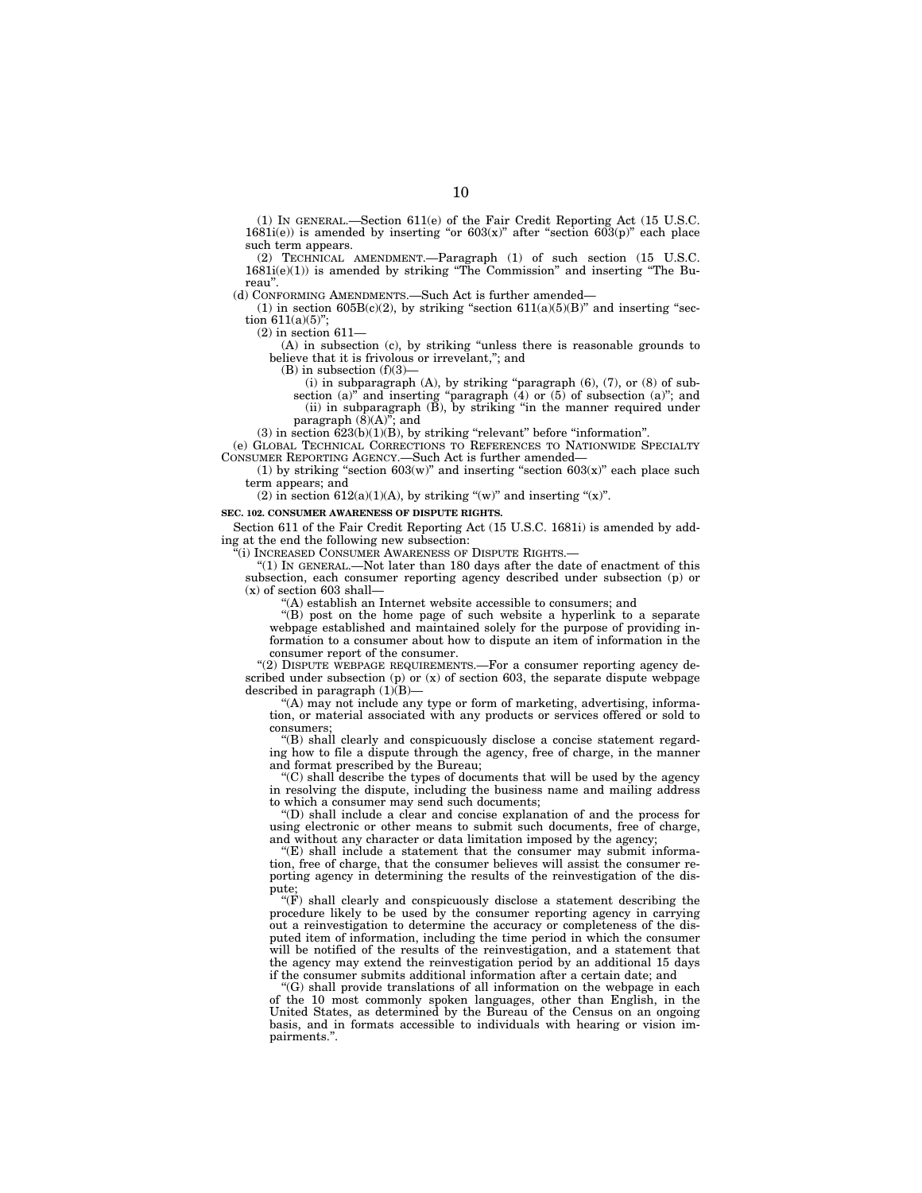(1) IN GENERAL.—Section 611(e) of the Fair Credit Reporting Act (15 U.S.C. 1681i(e)) is amended by inserting "or 603(x)" after "section 603(p)" each place such term appears.

(2) TECHNICAL AMENDMENT.—Paragraph (1) of such section (15 U.S.C. 1681i(e)(1)) is amended by striking "The Commission" and inserting "The Bureau".

(d) CONFORMING AMENDMENTS.—Such Act is further amended—

(1) in section 605B(c)(2), by striking "section 611(a)(5)(B)" and inserting "section 611(a)(5)";

(2) in section 611—

(A) in subsection (c), by striking "unless there is reasonable grounds to believe that it is frivolous or irrevelant,"; and

(B) in subsection (f)(3)—

(i) in subparagraph (A), by striking "paragraph (6), (7), or (8) of subsection (a)" and inserting "paragraph (4) or (5) of subsection (a)"; and

(ii) in subparagraph (B), by striking "in the manner required under paragraph (8)(A)"; and

(3) in section 623(b)(1)(B), by striking "relevant" before "information".

(e) GLOBAL TECHNICAL CORRECTIONS TO REFERENCES TO NATIONWIDE SPECIALTY CONSUMER REPORTING AGENCY.—Such Act is further amended—

(1) by striking "section 603(w)" and inserting "section 603(x)" each place such term appears; and

(2) in section 612(a)(1)(A), by striking "(w)" and inserting "(x)".

**SEC. 102. CONSUMER AWARENESS OF DISPUTE RIGHTS.**

Section 611 of the Fair Credit Reporting Act (15 U.S.C. 1681i) is amended by adding at the end the following new subsection:

"(i) INCREASED CONSUMER AWARENESS OF DISPUTE RIGHTS.—

"(1) IN GENERAL.—Not later than 180 days after the date of enactment of this subsection, each consumer reporting agency described under subsection (p) or (x) of section 603 shall—

"(A) establish an Internet website accessible to consumers; and

"(B) post on the home page of such website a hyperlink to a separate webpage established and maintained solely for the purpose of providing information to a consumer about how to dispute an item of information in the consumer report of the consumer.

"(2) DISPUTE WEBPAGE REQUIREMENTS.—For a consumer reporting agency described under subsection (p) or (x) of section 603, the separate dispute webpage described in paragraph (1)(B)—

"(A) may not include any type or form of marketing, advertising, information, or material associated with any products or services offered or sold to consumers;

"(B) shall clearly and conspicuously disclose a concise statement regarding how to file a dispute through the agency, free of charge, in the manner and format prescribed by the Bureau;

"(C) shall describe the types of documents that will be used by the agency in resolving the dispute, including the business name and mailing address to which a consumer may send such documents;

"(D) shall include a clear and concise explanation of and the process for using electronic or other means to submit such documents, free of charge, and without any character or data limitation imposed by the agency;

"(E) shall include a statement that the consumer may submit information, free of charge, that the consumer believes will assist the consumer reporting agency in determining the results of the reinvestigation of the dispute;

"(F) shall clearly and conspicuously disclose a statement describing the procedure likely to be used by the consumer reporting agency in carrying out a reinvestigation to determine the accuracy or completeness of the disputed item of information, including the time period in which the consumer will be notified of the results of the reinvestigation, and a statement that the agency may extend the reinvestigation period by an additional 15 days if the consumer submits additional information after a certain date; and

"(G) shall provide translations of all information on the webpage in each of the 10 most commonly spoken languages, other than English, in the United States, as determined by the Bureau of the Census on an ongoing basis, and in formats accessible to individuals with hearing or vision impairments.".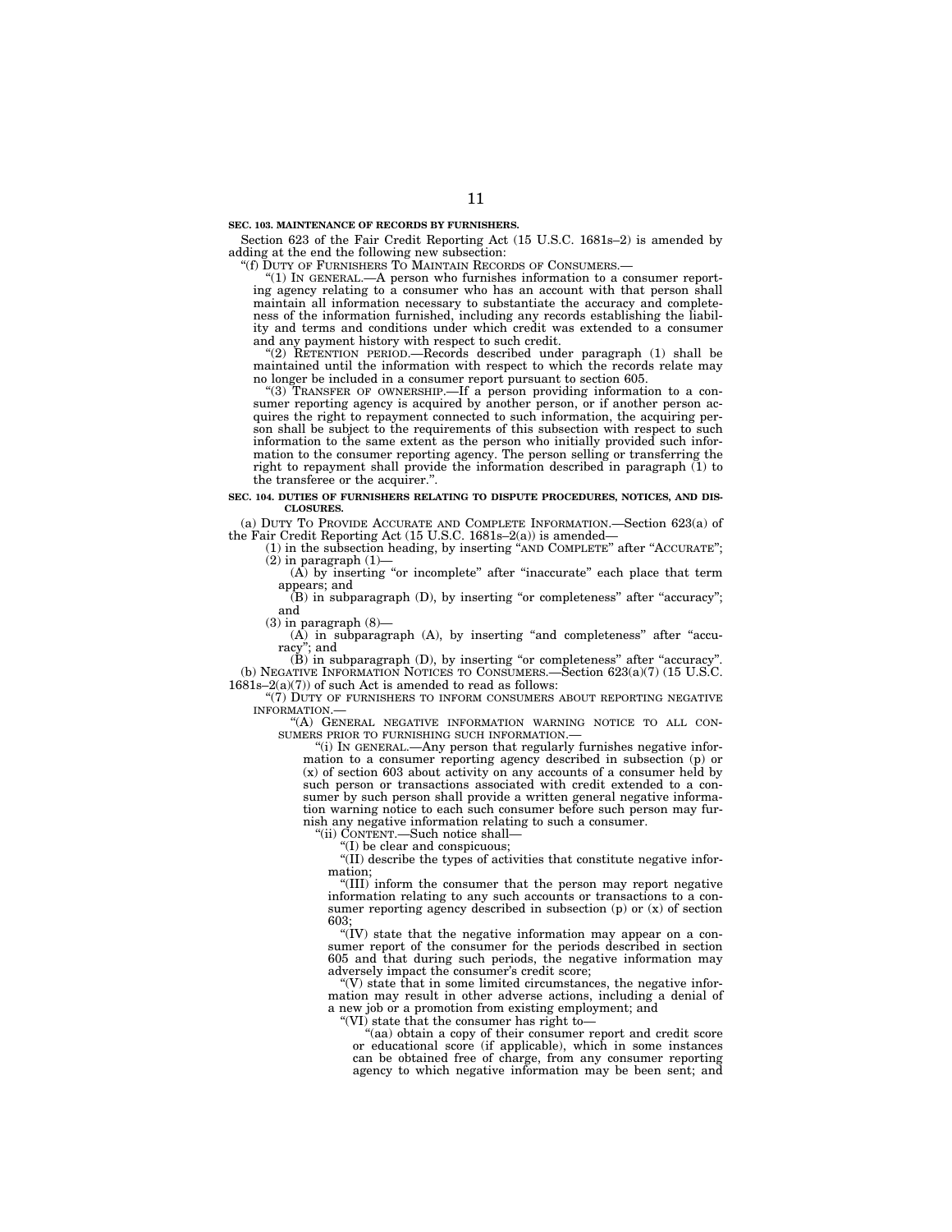**SEC. 103. MAINTENANCE OF RECORDS BY FURNISHERS.**

Section 623 of the Fair Credit Reporting Act (15 U.S.C. 1681s–2) is amended by adding at the end the following new subsection:

"(f) DUTY OF FURNISHERS TO MAINTAIN RECORDS OF CONSUMERS.—

"(1) IN GENERAL.—A person who furnishes information to a consumer reporting agency relating to a consumer who has an account with that person shall maintain all information necessary to substantiate the accuracy and completeness of the information furnished, including any records establishing the liability and terms and conditions under which credit was extended to a consumer and any payment history with respect to such credit.

"(2) RETENTION PERIOD.—Records described under paragraph (1) shall be maintained until the information with respect to which the records relate may no longer be included in a consumer report pursuant to section 605.

"(3) TRANSFER OF OWNERSHIP.—If a person providing information to a consumer reporting agency is acquired by another person, or if another person acquires the right to repayment connected to such information, the acquiring person shall be subject to the requirements of this subsection with respect to such information to the same extent as the person who initially provided such information to the consumer reporting agency. The person selling or transferring the right to repayment shall provide the information described in paragraph (1) to the transferee or the acquirer.".

**SEC. 104. DUTIES OF FURNISHERS RELATING TO DISPUTE PROCEDURES, NOTICES, AND DISCLOSURES.**

(a) DUTY TO PROVIDE ACCURATE AND COMPLETE INFORMATION.—Section 623(a) of the Fair Credit Reporting Act (15 U.S.C. 1681s–2(a)) is amended—

(1) in the subsection heading, by inserting "AND COMPLETE" after "ACCURATE";

(2) in paragraph (1)—

(A) by inserting "or incomplete" after "inaccurate" each place that term appears; and

(B) in subparagraph (D), by inserting "or completeness" after "accuracy"; and

(3) in paragraph (8)—

(A) in subparagraph (A), by inserting "and completeness" after "accuracy"; and

(B) in subparagraph (D), by inserting "or completeness" after "accuracy".

(b) NEGATIVE INFORMATION NOTICES TO CONSUMERS.—Section 623(a)(7) (15 U.S.C. 1681s–2(a)(7)) of such Act is amended to read as follows:

"(7) DUTY OF FURNISHERS TO INFORM CONSUMERS ABOUT REPORTING NEGATIVE INFORMATION.—

"(A) GENERAL NEGATIVE INFORMATION WARNING NOTICE TO ALL CONSUMERS PRIOR TO FURNISHING SUCH INFORMATION.—

"(i) IN GENERAL.—Any person that regularly furnishes negative information to a consumer reporting agency described in subsection (p) or (x) of section 603 about activity on any accounts of a consumer held by such person or transactions associated with credit extended to a consumer by such person shall provide a written general negative information warning notice to each such consumer before such person may furnish any negative information relating to such a consumer.

"(ii) CONTENT.—Such notice shall—

"(I) be clear and conspicuous;

"(II) describe the types of activities that constitute negative information;

"(III) inform the consumer that the person may report negative information relating to any such accounts or transactions to a consumer reporting agency described in subsection (p) or (x) of section 603;

"(IV) state that the negative information may appear on a consumer report of the consumer for the periods described in section 605 and that during such periods, the negative information may adversely impact the consumer's credit score;

"(V) state that in some limited circumstances, the negative information may result in other adverse actions, including a denial of a new job or a promotion from existing employment; and

"(VI) state that the consumer has right to—

"(aa) obtain a copy of their consumer report and credit score or educational score (if applicable), which in some instances can be obtained free of charge, from any consumer reporting agency to which negative information may be been sent; and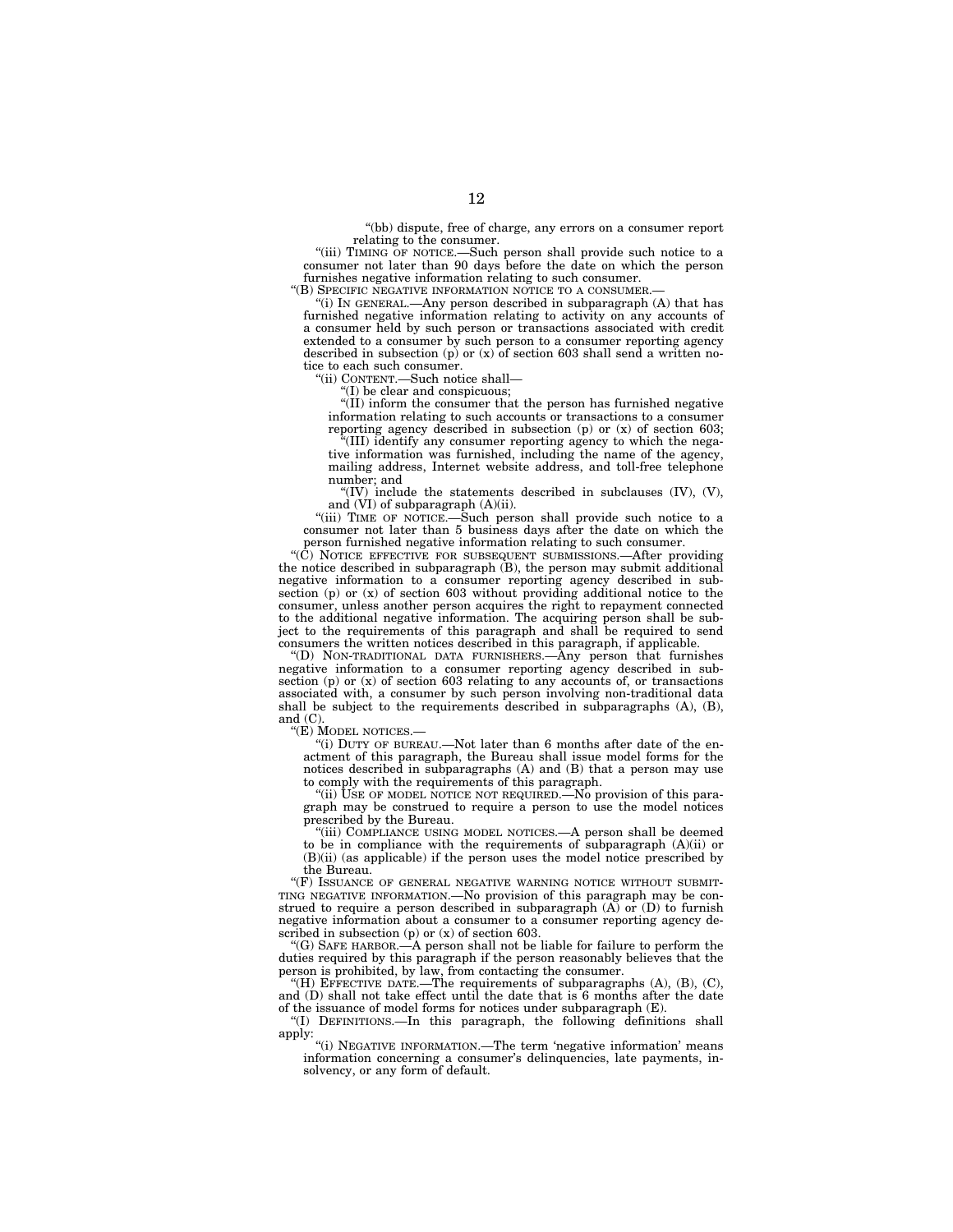"(bb) dispute, free of charge, any errors on a consumer report relating to the consumer.

"(iii) TIMING OF NOTICE.—Such person shall provide such notice to a consumer not later than 90 days before the date on which the person furnishes negative information relating to such consumer.

"(B) SPECIFIC NEGATIVE INFORMATION NOTICE TO A CONSUMER.—

"(i) IN GENERAL.—Any person described in subparagraph (A) that has furnished negative information relating to activity on any accounts of a consumer held by such person or transactions associated with credit extended to a consumer by such person to a consumer reporting agency described in subsection (p) or (x) of section 603 shall send a written notice to each such consumer.

"(ii) CONTENT.—Such notice shall—

"(I) be clear and conspicuous;

"(II) inform the consumer that the person has furnished negative information relating to such accounts or transactions to a consumer reporting agency described in subsection (p) or (x) of section 603;

"(III) identify any consumer reporting agency to which the negative information was furnished, including the name of the agency, mailing address, Internet website address, and toll-free telephone number; and

"(IV) include the statements described in subclauses (IV), (V), and (VI) of subparagraph (A)(ii).

"(iii) TIME OF NOTICE.—Such person shall provide such notice to a consumer not later than 5 business days after the date on which the person furnished negative information relating to such consumer.

"(C) NOTICE EFFECTIVE FOR SUBSEQUENT SUBMISSIONS.—After providing the notice described in subparagraph (B), the person may submit additional negative information to a consumer reporting agency described in subsection (p) or (x) of section 603 without providing additional notice to the consumer, unless another person acquires the right to repayment connected to the additional negative information. The acquiring person shall be subject to the requirements of this paragraph and shall be required to send consumers the written notices described in this paragraph, if applicable.

"(D) NON-TRADITIONAL DATA FURNISHERS.—Any person that furnishes negative information to a consumer reporting agency described in subsection (p) or (x) of section 603 relating to any accounts of, or transactions associated with, a consumer by such person involving non-traditional data shall be subject to the requirements described in subparagraphs (A), (B), and (C).

"(E) MODEL NOTICES.—

"(i) DUTY OF BUREAU.—Not later than 6 months after date of the enactment of this paragraph, the Bureau shall issue model forms for the notices described in subparagraphs (A) and (B) that a person may use to comply with the requirements of this paragraph.

"(ii) USE OF MODEL NOTICE NOT REQUIRED.—No provision of this paragraph may be construed to require a person to use the model notices prescribed by the Bureau.

"(iii) COMPLIANCE USING MODEL NOTICES.—A person shall be deemed to be in compliance with the requirements of subparagraph (A)(ii) or (B)(ii) (as applicable) if the person uses the model notice prescribed by the Bureau.

"(F) ISSUANCE OF GENERAL NEGATIVE WARNING NOTICE WITHOUT SUBMITTING NEGATIVE INFORMATION.—No provision of this paragraph may be construed to require a person described in subparagraph (A) or (D) to furnish negative information about a consumer to a consumer reporting agency described in subsection (p) or (x) of section 603.

"(G) SAFE HARBOR.—A person shall not be liable for failure to perform the duties required by this paragraph if the person reasonably believes that the person is prohibited, by law, from contacting the consumer.

"(H) EFFECTIVE DATE.—The requirements of subparagraphs (A), (B), (C), and (D) shall not take effect until the date that is 6 months after the date of the issuance of model forms for notices under subparagraph (E).

"(I) DEFINITIONS.—In this paragraph, the following definitions shall apply:

"(i) NEGATIVE INFORMATION.—The term 'negative information' means information concerning a consumer's delinquencies, late payments, insolvency, or any form of default.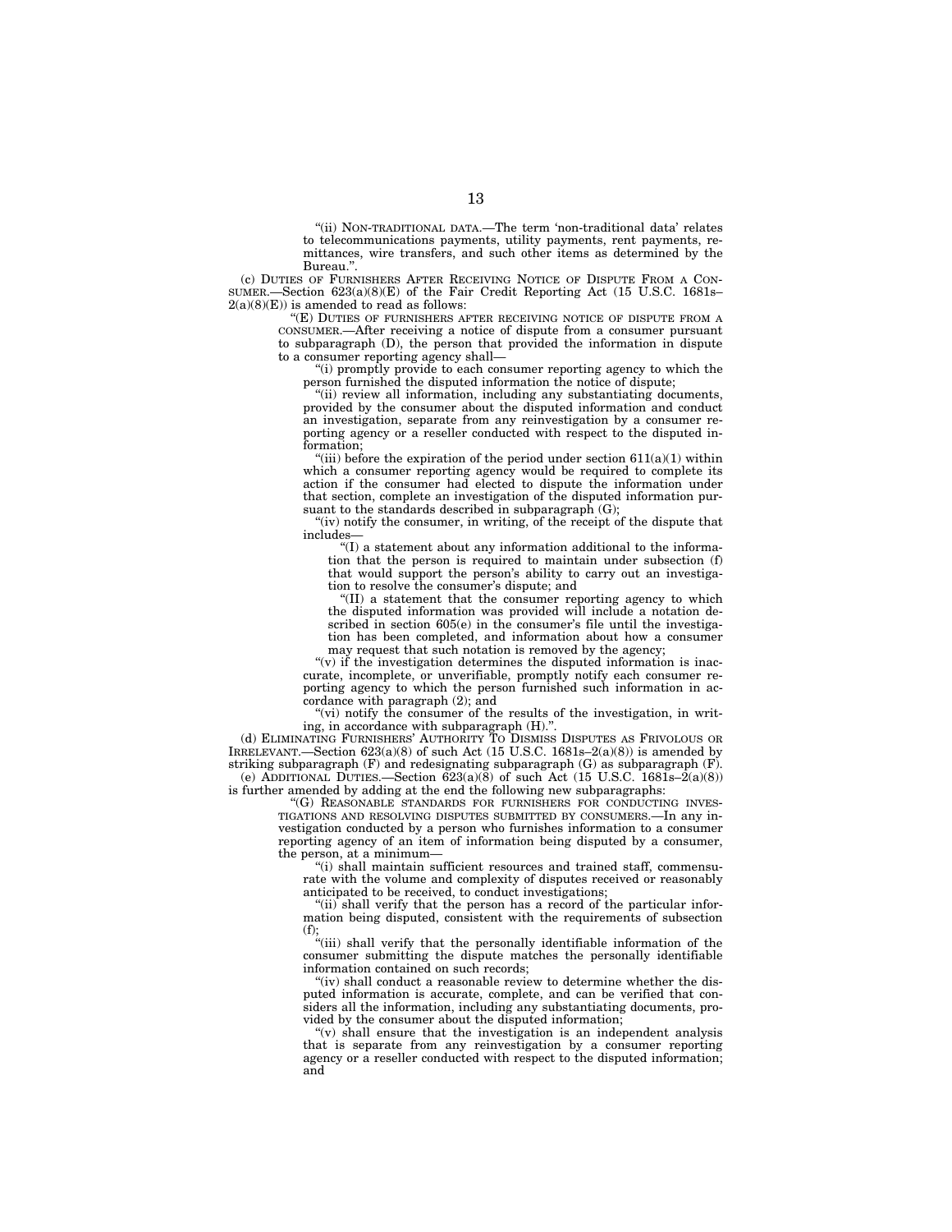"(ii) NON-TRADITIONAL DATA.—The term 'non-traditional data' relates to telecommunications payments, utility payments, rent payments, remittances, wire transfers, and such other items as determined by the Bureau.".

(c) DUTIES OF FURNISHERS AFTER RECEIVING NOTICE OF DISPUTE FROM A CONSUMER.—Section 623(a)(8)(E) of the Fair Credit Reporting Act (15 U.S.C. 1681s–2(a)(8)(E)) is amended to read as follows:

"(E) DUTIES OF FURNISHERS AFTER RECEIVING NOTICE OF DISPUTE FROM A CONSUMER.—After receiving a notice of dispute from a consumer pursuant to subparagraph (D), the person that provided the information in dispute to a consumer reporting agency shall—

"(i) promptly provide to each consumer reporting agency to which the person furnished the disputed information the notice of dispute;

"(ii) review all information, including any substantiating documents, provided by the consumer about the disputed information and conduct an investigation, separate from any reinvestigation by a consumer reporting agency or a reseller conducted with respect to the disputed information;

"(iii) before the expiration of the period under section 611(a)(1) within which a consumer reporting agency would be required to complete its action if the consumer had elected to dispute the information under that section, complete an investigation of the disputed information pursuant to the standards described in subparagraph (G);

"(iv) notify the consumer, in writing, of the receipt of the dispute that includes—

"(I) a statement about any information additional to the information that the person is required to maintain under subsection (f) that would support the person's ability to carry out an investigation to resolve the consumer's dispute; and

"(II) a statement that the consumer reporting agency to which the disputed information was provided will include a notation described in section 605(e) in the consumer's file until the investigation has been completed, and information about how a consumer may request that such notation is removed by the agency;

"(v) if the investigation determines the disputed information is inaccurate, incomplete, or unverifiable, promptly notify each consumer reporting agency to which the person furnished such information in accordance with paragraph (2); and

"(vi) notify the consumer of the results of the investigation, in writing, in accordance with subparagraph (H).".

(d) ELIMINATING FURNISHERS' AUTHORITY TO DISMISS DISPUTES AS FRIVOLOUS OR IRRELEVANT.—Section 623(a)(8) of such Act (15 U.S.C. 1681s–2(a)(8)) is amended by striking subparagraph (F) and redesignating subparagraph (G) as subparagraph (F).

(e) ADDITIONAL DUTIES.—Section 623(a)(8) of such Act (15 U.S.C. 1681s–2(a)(8)) is further amended by adding at the end the following new subparagraphs:

"(G) REASONABLE STANDARDS FOR FURNISHERS FOR CONDUCTING INVESTIGATIONS AND RESOLVING DISPUTES SUBMITTED BY CONSUMERS.—In any investigation conducted by a person who furnishes information to a consumer reporting agency of an item of information being disputed by a consumer, the person, at a minimum—

"(i) shall maintain sufficient resources and trained staff, commensurate with the volume and complexity of disputes received or reasonably anticipated to be received, to conduct investigations;

"(ii) shall verify that the person has a record of the particular information being disputed, consistent with the requirements of subsection (f);

"(iii) shall verify that the personally identifiable information of the consumer submitting the dispute matches the personally identifiable information contained on such records;

"(iv) shall conduct a reasonable review to determine whether the disputed information is accurate, complete, and can be verified that considers all the information, including any substantiating documents, provided by the consumer about the disputed information;

"(v) shall ensure that the investigation is an independent analysis that is separate from any reinvestigation by a consumer reporting agency or a reseller conducted with respect to the disputed information; and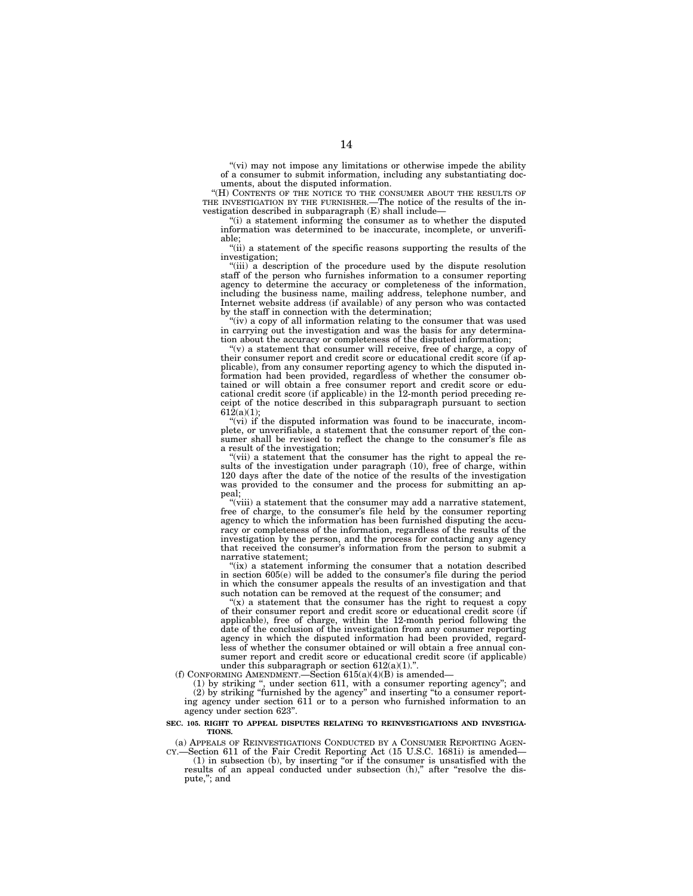"(vi) may not impose any limitations or otherwise impede the ability of a consumer to submit information, including any substantiating documents, about the disputed information.

"(H) CONTENTS OF THE NOTICE TO THE CONSUMER ABOUT THE RESULTS OF THE INVESTIGATION BY THE FURNISHER.—The notice of the results of the investigation described in subparagraph (E) shall include—

"(i) a statement informing the consumer as to whether the disputed information was determined to be inaccurate, incomplete, or unverifiable;

"(ii) a statement of the specific reasons supporting the results of the investigation;

"(iii) a description of the procedure used by the dispute resolution staff of the person who furnishes information to a consumer reporting agency to determine the accuracy or completeness of the information, including the business name, mailing address, telephone number, and Internet website address (if available) of any person who was contacted by the staff in connection with the determination;

"(iv) a copy of all information relating to the consumer that was used in carrying out the investigation and was the basis for any determination about the accuracy or completeness of the disputed information;

"(v) a statement that consumer will receive, free of charge, a copy of their consumer report and credit score or educational credit score (if applicable), from any consumer reporting agency to which the disputed information had been provided, regardless of whether the consumer obtained or will obtain a free consumer report and credit score or educational credit score (if applicable) in the 12-month period preceding receipt of the notice described in this subparagraph pursuant to section 612(a)(1);

"(vi) if the disputed information was found to be inaccurate, incomplete, or unverifiable, a statement that the consumer report of the consumer shall be revised to reflect the change to the consumer's file as a result of the investigation;

"(vii) a statement that the consumer has the right to appeal the results of the investigation under paragraph (10), free of charge, within 120 days after the date of the notice of the results of the investigation was provided to the consumer and the process for submitting an appeal;

"(viii) a statement that the consumer may add a narrative statement, free of charge, to the consumer's file held by the consumer reporting agency to which the information has been furnished disputing the accuracy or completeness of the information, regardless of the results of the investigation by the person, and the process for contacting any agency that received the consumer's information from the person to submit a narrative statement;

"(ix) a statement informing the consumer that a notation described in section 605(e) will be added to the consumer's file during the period in which the consumer appeals the results of an investigation and that such notation can be removed at the request of the consumer; and

"(x) a statement that the consumer has the right to request a copy of their consumer report and credit score or educational credit score (if applicable), free of charge, within the 12-month period following the date of the conclusion of the investigation from any consumer reporting agency in which the disputed information had been provided, regardless of whether the consumer obtained or will obtain a free annual consumer report and credit score or educational credit score (if applicable) under this subparagraph or section 612(a)(1).".

(f) CONFORMING AMENDMENT.—Section 615(a)(4)(B) is amended—

(1) by striking ", under section 611, with a consumer reporting agency"; and

(2) by striking "furnished by the agency" and inserting "to a consumer reporting agency under section 611 or to a person who furnished information to an agency under section 623".

**SEC. 105. RIGHT TO APPEAL DISPUTES RELATING TO REINVESTIGATIONS AND INVESTIGATIONS.**

(a) APPEALS OF REINVESTIGATIONS CONDUCTED BY A CONSUMER REPORTING AGENCY.—Section 611 of the Fair Credit Reporting Act (15 U.S.C. 1681i) is amended—

(1) in subsection (b), by inserting "or if the consumer is unsatisfied with the results of an appeal conducted under subsection (h)," after "resolve the dispute,"; and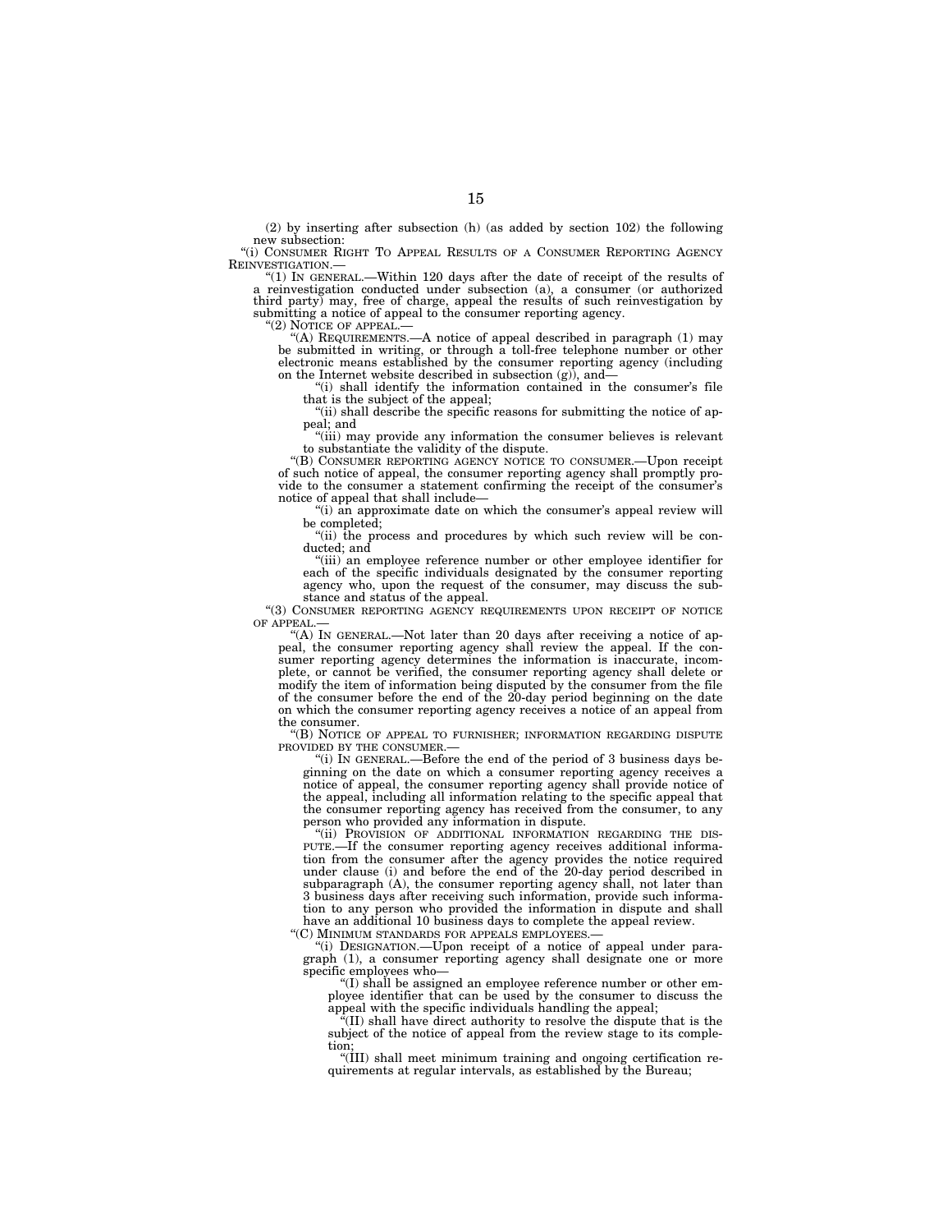(2) by inserting after subsection (h) (as added by section 102) the following new subsection:

"(i) CONSUMER RIGHT TO APPEAL RESULTS OF A CONSUMER REPORTING AGENCY REINVESTIGATION.—

"(1) IN GENERAL.—Within 120 days after the date of receipt of the results of a reinvestigation conducted under subsection (a), a consumer (or authorized third party) may, free of charge, appeal the results of such reinvestigation by submitting a notice of appeal to the consumer reporting agency.

"(2) NOTICE OF APPEAL.—

"(A) REQUIREMENTS.—A notice of appeal described in paragraph (1) may be submitted in writing, or through a toll-free telephone number or other electronic means established by the consumer reporting agency (including on the Internet website described in subsection (g)), and—

"(i) shall identify the information contained in the consumer's file that is the subject of the appeal;

"(ii) shall describe the specific reasons for submitting the notice of appeal; and

"(iii) may provide any information the consumer believes is relevant to substantiate the validity of the dispute.

"(B) CONSUMER REPORTING AGENCY NOTICE TO CONSUMER.—Upon receipt of such notice of appeal, the consumer reporting agency shall promptly provide to the consumer a statement confirming the receipt of the consumer's notice of appeal that shall include—

"(i) an approximate date on which the consumer's appeal review will be completed;

"(ii) the process and procedures by which such review will be conducted; and

"(iii) an employee reference number or other employee identifier for each of the specific individuals designated by the consumer reporting agency who, upon the request of the consumer, may discuss the substance and status of the appeal.

"(3) CONSUMER REPORTING AGENCY REQUIREMENTS UPON RECEIPT OF NOTICE OF APPEAL.—

"(A) IN GENERAL.—Not later than 20 days after receiving a notice of appeal, the consumer reporting agency shall review the appeal. If the consumer reporting agency determines the information is inaccurate, incomplete, or cannot be verified, the consumer reporting agency shall delete or modify the item of information being disputed by the consumer from the file of the consumer before the end of the 20-day period beginning on the date on which the consumer reporting agency receives a notice of an appeal from the consumer.

"(B) NOTICE OF APPEAL TO FURNISHER; INFORMATION REGARDING DISPUTE PROVIDED BY THE CONSUMER.—

"(i) IN GENERAL.—Before the end of the period of 3 business days beginning on the date on which a consumer reporting agency receives a notice of appeal, the consumer reporting agency shall provide notice of the appeal, including all information relating to the specific appeal that the consumer reporting agency has received from the consumer, to any person who provided any information in dispute.

"(ii) PROVISION OF ADDITIONAL INFORMATION REGARDING THE DISPUTE.—If the consumer reporting agency receives additional information from the consumer after the agency provides the notice required under clause (i) and before the end of the 20-day period described in subparagraph (A), the consumer reporting agency shall, not later than 3 business days after receiving such information, provide such information to any person who provided the information in dispute and shall have an additional 10 business days to complete the appeal review.

"(C) MINIMUM STANDARDS FOR APPEALS EMPLOYEES.—

"(i) DESIGNATION.—Upon receipt of a notice of appeal under paragraph (1), a consumer reporting agency shall designate one or more specific employees who—

"(I) shall be assigned an employee reference number or other employee identifier that can be used by the consumer to discuss the appeal with the specific individuals handling the appeal;

"(II) shall have direct authority to resolve the dispute that is the subject of the notice of appeal from the review stage to its completion;

"(III) shall meet minimum training and ongoing certification requirements at regular intervals, as established by the Bureau;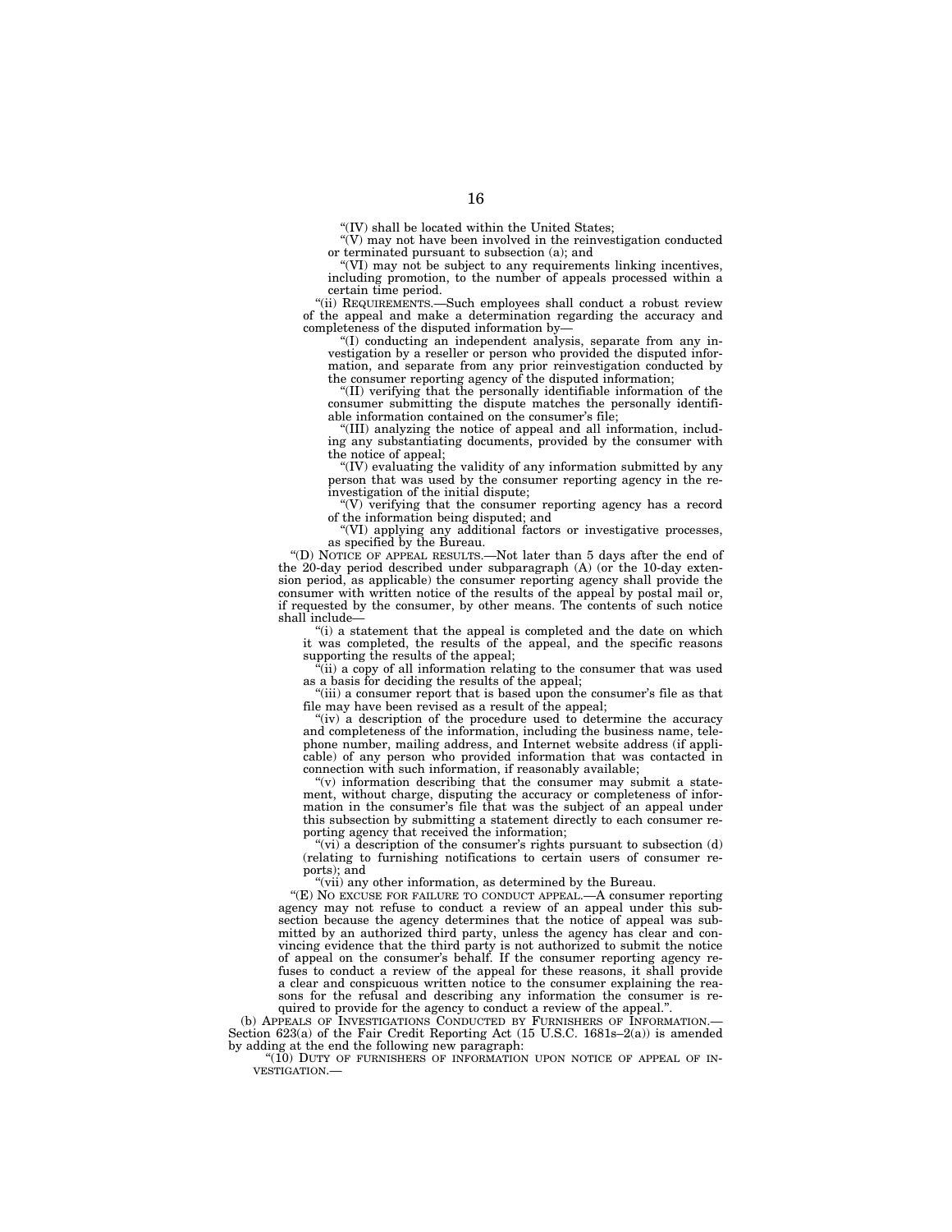"(IV) shall be located within the United States;

"(V) may not have been involved in the reinvestigation conducted or terminated pursuant to subsection (a); and

"(VI) may not be subject to any requirements linking incentives, including promotion, to the number of appeals processed within a certain time period.

"(ii) REQUIREMENTS.—Such employees shall conduct a robust review of the appeal and make a determination regarding the accuracy and completeness of the disputed information by—

"(I) conducting an independent analysis, separate from any investigation by a reseller or person who provided the disputed information, and separate from any prior reinvestigation conducted by the consumer reporting agency of the disputed information;

"(II) verifying that the personally identifiable information of the consumer submitting the dispute matches the personally identifiable information contained on the consumer's file;

"(III) analyzing the notice of appeal and all information, including any substantiating documents, provided by the consumer with the notice of appeal;

"(IV) evaluating the validity of any information submitted by any person that was used by the consumer reporting agency in the reinvestigation of the initial dispute;

"(V) verifying that the consumer reporting agency has a record of the information being disputed; and

"(VI) applying any additional factors or investigative processes, as specified by the Bureau.

"(D) NOTICE OF APPEAL RESULTS.—Not later than 5 days after the end of the 20-day period described under subparagraph (A) (or the 10-day extension period, as applicable) the consumer reporting agency shall provide the consumer with written notice of the results of the appeal by postal mail or, if requested by the consumer, by other means. The contents of such notice shall include—

"(i) a statement that the appeal is completed and the date on which it was completed, the results of the appeal, and the specific reasons supporting the results of the appeal;

"(ii) a copy of all information relating to the consumer that was used as a basis for deciding the results of the appeal;

"(iii) a consumer report that is based upon the consumer's file as that file may have been revised as a result of the appeal;

"(iv) a description of the procedure used to determine the accuracy and completeness of the information, including the business name, telephone number, mailing address, and Internet website address (if applicable) of any person who provided information that was contacted in connection with such information, if reasonably available;

"(v) information describing that the consumer may submit a statement, without charge, disputing the accuracy or completeness of information in the consumer's file that was the subject of an appeal under this subsection by submitting a statement directly to each consumer reporting agency that received the information;

"(vi) a description of the consumer's rights pursuant to subsection (d) (relating to furnishing notifications to certain users of consumer reports); and

"(vii) any other information, as determined by the Bureau.

"(E) NO EXCUSE FOR FAILURE TO CONDUCT APPEAL.—A consumer reporting agency may not refuse to conduct a review of an appeal under this subsection because the agency determines that the notice of appeal was submitted by an authorized third party, unless the agency has clear and convincing evidence that the third party is not authorized to submit the notice of appeal on the consumer's behalf. If the consumer reporting agency refuses to conduct a review of the appeal for these reasons, it shall provide a clear and conspicuous written notice to the consumer explaining the reasons for the refusal and describing any information the consumer is required to provide for the agency to conduct a review of the appeal.".

(b) APPEALS OF INVESTIGATIONS CONDUCTED BY FURNISHERS OF INFORMATION.—Section 623(a) of the Fair Credit Reporting Act (15 U.S.C. 1681s–2(a)) is amended by adding at the end the following new paragraph:

"(10) DUTY OF FURNISHERS OF INFORMATION UPON NOTICE OF APPEAL OF INVESTIGATION.—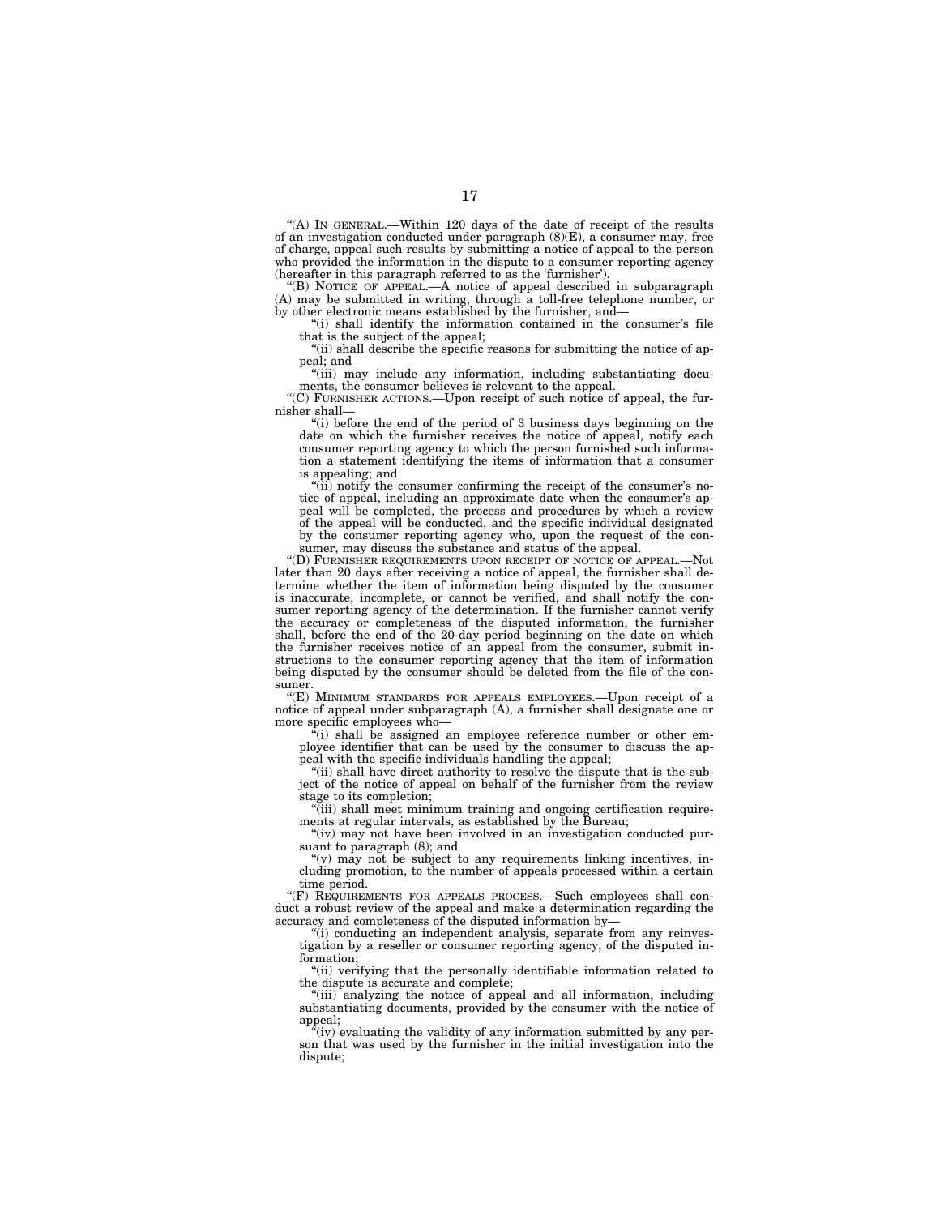"(A) IN GENERAL.—Within 120 days of the date of receipt of the results of an investigation conducted under paragraph (8)(E), a consumer may, free of charge, appeal such results by submitting a notice of appeal to the person who provided the information in the dispute to a consumer reporting agency (hereafter in this paragraph referred to as the 'furnisher').

"(B) NOTICE OF APPEAL.—A notice of appeal described in subparagraph (A) may be submitted in writing, through a toll-free telephone number, or by other electronic means established by the furnisher, and—

"(i) shall identify the information contained in the consumer's file that is the subject of the appeal;

"(ii) shall describe the specific reasons for submitting the notice of appeal; and

"(iii) may include any information, including substantiating documents, the consumer believes is relevant to the appeal.

"(C) FURNISHER ACTIONS.—Upon receipt of such notice of appeal, the furnisher shall—

"(i) before the end of the period of 3 business days beginning on the date on which the furnisher receives the notice of appeal, notify each consumer reporting agency to which the person furnished such information a statement identifying the items of information that a consumer is appealing; and

"(ii) notify the consumer confirming the receipt of the consumer's notice of appeal, including an approximate date when the consumer's appeal will be completed, the process and procedures by which a review of the appeal will be conducted, and the specific individual designated by the consumer reporting agency who, upon the request of the consumer, may discuss the substance and status of the appeal.

"(D) FURNISHER REQUIREMENTS UPON RECEIPT OF NOTICE OF APPEAL.—Not later than 20 days after receiving a notice of appeal, the furnisher shall determine whether the item of information being disputed by the consumer is inaccurate, incomplete, or cannot be verified, and shall notify the consumer reporting agency of the determination. If the furnisher cannot verify the accuracy or completeness of the disputed information, the furnisher shall, before the end of the 20-day period beginning on the date on which the furnisher receives notice of an appeal from the consumer, submit instructions to the consumer reporting agency that the item of information being disputed by the consumer should be deleted from the file of the consumer.

"(E) MINIMUM STANDARDS FOR APPEALS EMPLOYEES.—Upon receipt of a notice of appeal under subparagraph (A), a furnisher shall designate one or more specific employees who—

"(i) shall be assigned an employee reference number or other employee identifier that can be used by the consumer to discuss the appeal with the specific individuals handling the appeal;

"(ii) shall have direct authority to resolve the dispute that is the subject of the notice of appeal on behalf of the furnisher from the review stage to its completion;

"(iii) shall meet minimum training and ongoing certification requirements at regular intervals, as established by the Bureau;

"(iv) may not have been involved in an investigation conducted pursuant to paragraph (8); and

"(v) may not be subject to any requirements linking incentives, including promotion, to the number of appeals processed within a certain time period.

"(F) REQUIREMENTS FOR APPEALS PROCESS.—Such employees shall conduct a robust review of the appeal and make a determination regarding the accuracy and completeness of the disputed information by—

"(i) conducting an independent analysis, separate from any reinvestigation by a reseller or consumer reporting agency, of the disputed information;

"(ii) verifying that the personally identifiable information related to the dispute is accurate and complete;

"(iii) analyzing the notice of appeal and all information, including substantiating documents, provided by the consumer with the notice of appeal;

"(iv) evaluating the validity of any information submitted by any person that was used by the furnisher in the initial investigation into the dispute;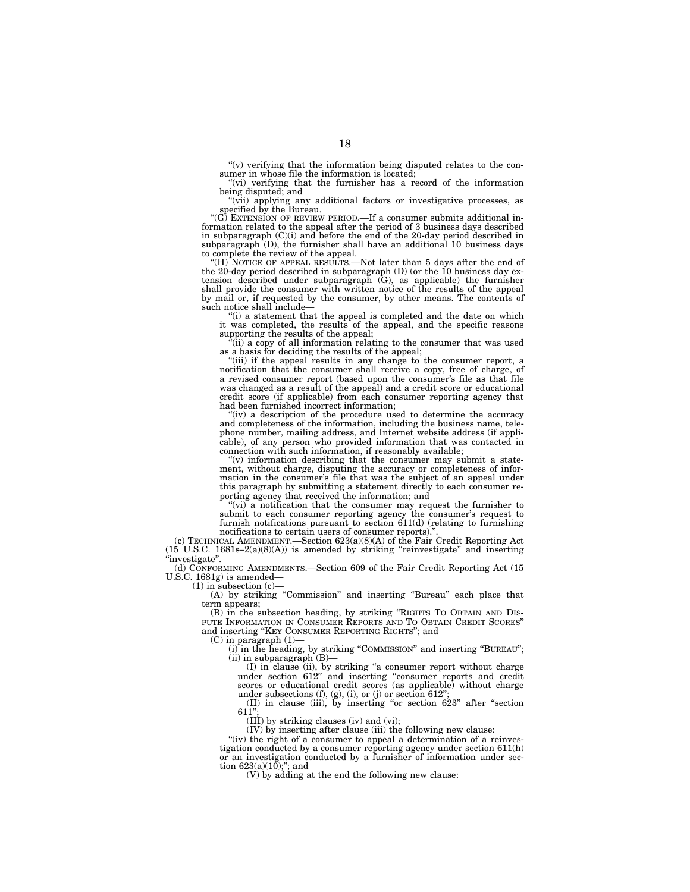"(v) verifying that the information being disputed relates to the consumer in whose file the information is located;

"(vi) verifying that the furnisher has a record of the information being disputed; and

"(vii) applying any additional factors or investigative processes, as specified by the Bureau.

"(G) EXTENSION OF REVIEW PERIOD.—If a consumer submits additional information related to the appeal after the period of 3 business days described in subparagraph (C)(i) and before the end of the 20-day period described in subparagraph (D), the furnisher shall have an additional 10 business days to complete the review of the appeal.

"(H) NOTICE OF APPEAL RESULTS.—Not later than 5 days after the end of the 20-day period described in subparagraph (D) (or the 10 business day extension described under subparagraph (G), as applicable) the furnisher shall provide the consumer with written notice of the results of the appeal by mail or, if requested by the consumer, by other means. The contents of such notice shall include—

"(i) a statement that the appeal is completed and the date on which it was completed, the results of the appeal, and the specific reasons supporting the results of the appeal;

"(ii) a copy of all information relating to the consumer that was used as a basis for deciding the results of the appeal;

"(iii) if the appeal results in any change to the consumer report, a notification that the consumer shall receive a copy, free of charge, of a revised consumer report (based upon the consumer's file as that file was changed as a result of the appeal) and a credit score or educational credit score (if applicable) from each consumer reporting agency that had been furnished incorrect information;

"(iv) a description of the procedure used to determine the accuracy and completeness of the information, including the business name, telephone number, mailing address, and Internet website address (if applicable), of any person who provided information that was contacted in connection with such information, if reasonably available;

"(v) information describing that the consumer may submit a statement, without charge, disputing the accuracy or completeness of information in the consumer's file that was the subject of an appeal under this paragraph by submitting a statement directly to each consumer reporting agency that received the information; and

"(vi) a notification that the consumer may request the furnisher to submit to each consumer reporting agency the consumer's request to furnish notifications pursuant to section 611(d) (relating to furnishing notifications to certain users of consumer reports).".

(c) TECHNICAL AMENDMENT.—Section 623(a)(8)(A) of the Fair Credit Reporting Act (15 U.S.C. 1681s–2(a)(8)(A)) is amended by striking "reinvestigate" and inserting "investigate".

(d) CONFORMING AMENDMENTS.—Section 609 of the Fair Credit Reporting Act (15 U.S.C. 1681g) is amended—

(1) in subsection (c)—

(A) by striking "Commission" and inserting "Bureau" each place that term appears;

(B) in the subsection heading, by striking "RIGHTS TO OBTAIN AND DISPUTE INFORMATION IN CONSUMER REPORTS AND TO OBTAIN CREDIT SCORES" and inserting "KEY CONSUMER REPORTING RIGHTS"; and

(C) in paragraph (1)—

(i) in the heading, by striking "COMMISSION" and inserting "BUREAU";

(ii) in subparagraph (B)—

(I) in clause (ii), by striking "a consumer report without charge under section 612" and inserting "consumer reports and credit scores or educational credit scores (as applicable) without charge under subsections (f), (g), (i), or (j) or section 612";

(II) in clause (iii), by inserting "or section 623" after "section 611";

(III) by striking clauses (iv) and (vi);

(IV) by inserting after clause (iii) the following new clause:

"(iv) the right of a consumer to appeal a determination of a reinvestigation conducted by a consumer reporting agency under section 611(h) or an investigation conducted by a furnisher of information under section 623(a)(10);"; and

(V) by adding at the end the following new clause: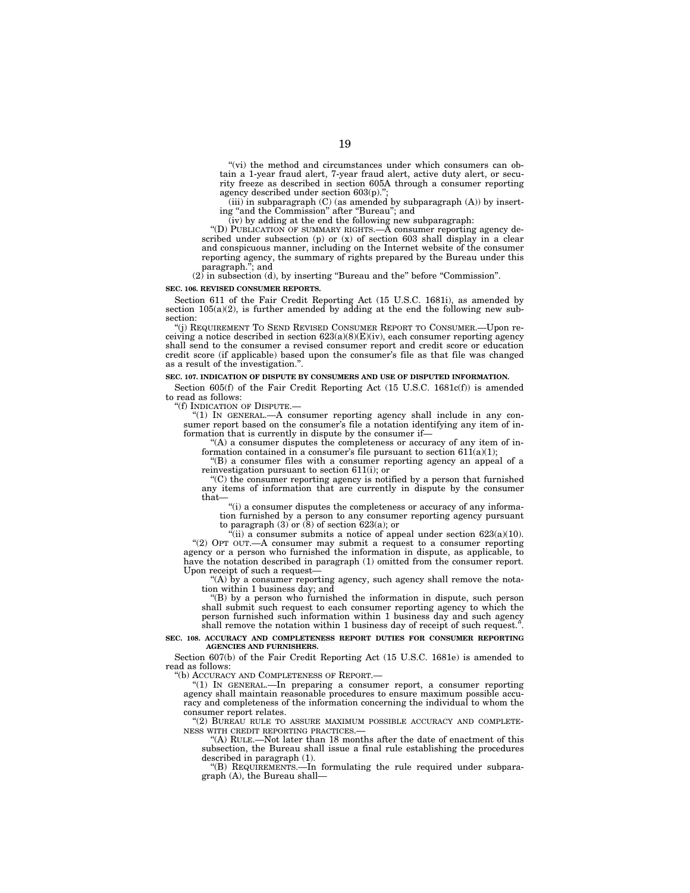"(vi) the method and circumstances under which consumers can obtain a 1-year fraud alert, 7-year fraud alert, active duty alert, or security freeze as described in section 605A through a consumer reporting agency described under section 603(p).";

(iii) in subparagraph (C) (as amended by subparagraph (A)) by inserting "and the Commission" after "Bureau"; and

(iv) by adding at the end the following new subparagraph:

"(D) PUBLICATION OF SUMMARY RIGHTS.—A consumer reporting agency described under subsection (p) or (x) of section 603 shall display in a clear and conspicuous manner, including on the Internet website of the consumer reporting agency, the summary of rights prepared by the Bureau under this paragraph."; and

(2) in subsection (d), by inserting "Bureau and the" before "Commission".

**SEC. 106. REVISED CONSUMER REPORTS.**

Section 611 of the Fair Credit Reporting Act (15 U.S.C. 1681i), as amended by section 105(a)(2), is further amended by adding at the end the following new subsection:

"(j) REQUIREMENT TO SEND REVISED CONSUMER REPORT TO CONSUMER.—Upon receiving a notice described in section 623(a)(8)(E)(iv), each consumer reporting agency shall send to the consumer a revised consumer report and credit score or education credit score (if applicable) based upon the consumer's file as that file was changed as a result of the investigation.".

**SEC. 107. INDICATION OF DISPUTE BY CONSUMERS AND USE OF DISPUTED INFORMATION.**

Section 605(f) of the Fair Credit Reporting Act (15 U.S.C. 1681c(f)) is amended to read as follows:

"(f) INDICATION OF DISPUTE.—

"(1) IN GENERAL.—A consumer reporting agency shall include in any consumer report based on the consumer's file a notation identifying any item of information that is currently in dispute by the consumer if—

"(A) a consumer disputes the completeness or accuracy of any item of information contained in a consumer's file pursuant to section 611(a)(1);

"(B) a consumer files with a consumer reporting agency an appeal of a reinvestigation pursuant to section 611(i); or

"(C) the consumer reporting agency is notified by a person that furnished any items of information that are currently in dispute by the consumer that—

"(i) a consumer disputes the completeness or accuracy of any information furnished by a person to any consumer reporting agency pursuant to paragraph (3) or (8) of section 623(a); or

"(ii) a consumer submits a notice of appeal under section 623(a)(10).

"(2) OPT OUT.—A consumer may submit a request to a consumer reporting agency or a person who furnished the information in dispute, as applicable, to have the notation described in paragraph (1) omitted from the consumer report. Upon receipt of such a request—

"(A) by a consumer reporting agency, such agency shall remove the notation within 1 business day; and

"(B) by a person who furnished the information in dispute, such person shall submit such request to each consumer reporting agency to which the person furnished such information within 1 business day and such agency shall remove the notation within 1 business day of receipt of such request.".

**SEC. 108. ACCURACY AND COMPLETENESS REPORT DUTIES FOR CONSUMER REPORTING AGENCIES AND FURNISHERS.**

Section 607(b) of the Fair Credit Reporting Act (15 U.S.C. 1681e) is amended to read as follows:

"(b) ACCURACY AND COMPLETENESS OF REPORT.—

"(1) IN GENERAL.—In preparing a consumer report, a consumer reporting agency shall maintain reasonable procedures to ensure maximum possible accuracy and completeness of the information concerning the individual to whom the consumer report relates.

"(2) BUREAU RULE TO ASSURE MAXIMUM POSSIBLE ACCURACY AND COMPLETENESS WITH CREDIT REPORTING PRACTICES.—

"(A) RULE.—Not later than 18 months after the date of enactment of this subsection, the Bureau shall issue a final rule establishing the procedures described in paragraph (1).

"(B) REQUIREMENTS.—In formulating the rule required under subparagraph (A), the Bureau shall—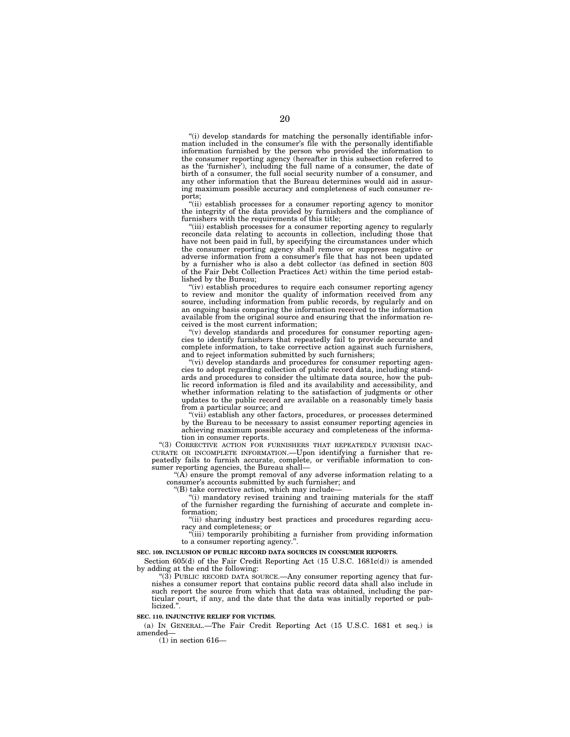"(i) develop standards for matching the personally identifiable information included in the consumer's file with the personally identifiable information furnished by the person who provided the information to the consumer reporting agency (hereafter in this subsection referred to as the 'furnisher'), including the full name of a consumer, the date of birth of a consumer, the full social security number of a consumer, and any other information that the Bureau determines would aid in assuring maximum possible accuracy and completeness of such consumer reports;

"(ii) establish processes for a consumer reporting agency to monitor the integrity of the data provided by furnishers and the compliance of furnishers with the requirements of this title;

"(iii) establish processes for a consumer reporting agency to regularly reconcile data relating to accounts in collection, including those that have not been paid in full, by specifying the circumstances under which the consumer reporting agency shall remove or suppress negative or adverse information from a consumer's file that has not been updated by a furnisher who is also a debt collector (as defined in section 803 of the Fair Debt Collection Practices Act) within the time period established by the Bureau;

"(iv) establish procedures to require each consumer reporting agency to review and monitor the quality of information received from any source, including information from public records, by regularly and on an ongoing basis comparing the information received to the information available from the original source and ensuring that the information received is the most current information;

"(v) develop standards and procedures for consumer reporting agencies to identify furnishers that repeatedly fail to provide accurate and complete information, to take corrective action against such furnishers, and to reject information submitted by such furnishers;

"(vi) develop standards and procedures for consumer reporting agencies to adopt regarding collection of public record data, including standards and procedures to consider the ultimate data source, how the public record information is filed and its availability and accessibility, and whether information relating to the satisfaction of judgments or other updates to the public record are available on a reasonably timely basis from a particular source; and

"(vii) establish any other factors, procedures, or processes determined by the Bureau to be necessary to assist consumer reporting agencies in achieving maximum possible accuracy and completeness of the information in consumer reports.

"(3) CORRECTIVE ACTION FOR FURNISHERS THAT REPEATEDLY FURNISH INACCURATE OR INCOMPLETE INFORMATION.—Upon identifying a furnisher that repeatedly fails to furnish accurate, complete, or verifiable information to consumer reporting agencies, the Bureau shall—

"(A) ensure the prompt removal of any adverse information relating to a consumer's accounts submitted by such furnisher; and

"(B) take corrective action, which may include—

"(i) mandatory revised training and training materials for the staff of the furnisher regarding the furnishing of accurate and complete information;

"(ii) sharing industry best practices and procedures regarding accuracy and completeness; or

"(iii) temporarily prohibiting a furnisher from providing information to a consumer reporting agency.".

**SEC. 109. INCLUSION OF PUBLIC RECORD DATA SOURCES IN CONSUMER REPORTS.**

Section 605(d) of the Fair Credit Reporting Act (15 U.S.C. 1681c(d)) is amended by adding at the end the following:

"(3) PUBLIC RECORD DATA SOURCE.—Any consumer reporting agency that furnishes a consumer report that contains public record data shall also include in such report the source from which that data was obtained, including the particular court, if any, and the date that the data was initially reported or publicized.".

**SEC. 110. INJUNCTIVE RELIEF FOR VICTIMS.**

(a) IN GENERAL.—The Fair Credit Reporting Act (15 U.S.C. 1681 et seq.) is amended—

(1) in section 616—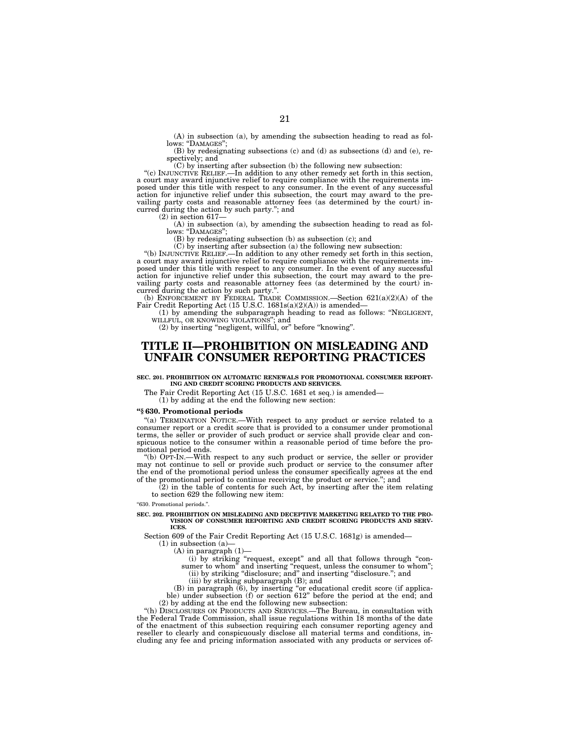(A) in subsection (a), by amending the subsection heading to read as follows: "DAMAGES";

(B) by redesignating subsections (c) and (d) as subsections (d) and (e), respectively; and

(C) by inserting after subsection (b) the following new subsection:

"(c) INJUNCTIVE RELIEF.—In addition to any other remedy set forth in this section, a court may award injunctive relief to require compliance with the requirements imposed under this title with respect to any consumer. In the event of any successful action for injunctive relief under this subsection, the court may award to the prevailing party costs and reasonable attorney fees (as determined by the court) incurred during the action by such party."; and

(2) in section 617—

(A) in subsection (a), by amending the subsection heading to read as follows: "DAMAGES";

(B) by redesignating subsection (b) as subsection (c); and

(C) by inserting after subsection (a) the following new subsection:

"(b) INJUNCTIVE RELIEF.—In addition to any other remedy set forth in this section, a court may award injunctive relief to require compliance with the requirements imposed under this title with respect to any consumer. In the event of any successful action for injunctive relief under this subsection, the court may award to the prevailing party costs and reasonable attorney fees (as determined by the court) incurred during the action by such party.".

(b) ENFORCEMENT BY FEDERAL TRADE COMMISSION.—Section 621(a)(2)(A) of the Fair Credit Reporting Act (15 U.S.C. 1681s(a)(2)(A)) is amended—

(1) by amending the subparagraph heading to read as follows: "NEGLIGENT, WILLFUL, OR KNOWING VIOLATIONS"; and

(2) by inserting "negligent, willful, or" before "knowing".

# TITLE II—PROHIBITION ON MISLEADING AND UNFAIR CONSUMER REPORTING PRACTICES

**SEC. 201. PROHIBITION ON AUTOMATIC RENEWALS FOR PROMOTIONAL CONSUMER REPORTING AND CREDIT SCORING PRODUCTS AND SERVICES.**

The Fair Credit Reporting Act (15 U.S.C. 1681 et seq.) is amended—

(1) by adding at the end the following new section:

**"§ 630. Promotional periods**

"(a) TERMINATION NOTICE.—With respect to any product or service related to a consumer report or a credit score that is provided to a consumer under promotional terms, the seller or provider of such product or service shall provide clear and conspicuous notice to the consumer within a reasonable period of time before the promotional period ends.

"(b) OPT-IN.—With respect to any such product or service, the seller or provider may not continue to sell or provide such product or service to the consumer after the end of the promotional period unless the consumer specifically agrees at the end of the promotional period to continue receiving the product or service."; and

(2) in the table of contents for such Act, by inserting after the item relating to section 629 the following new item:

"630. Promotional periods.".

**SEC. 202. PROHIBITION ON MISLEADING AND DECEPTIVE MARKETING RELATED TO THE PROVISION OF CONSUMER REPORTING AND CREDIT SCORING PRODUCTS AND SERVICES.**

Section 609 of the Fair Credit Reporting Act (15 U.S.C. 1681g) is amended—

(1) in subsection (a)—

(A) in paragraph (1)—

(i) by striking "request, except" and all that follows through "consumer to whom" and inserting "request, unless the consumer to whom";

(ii) by striking "disclosure; and" and inserting "disclosure."; and

(iii) by striking subparagraph (B); and

(B) in paragraph (6), by inserting "or educational credit score (if applicable) under subsection (f) or section 612" before the period at the end; and

(2) by adding at the end the following new subsection:

"(h) DISCLOSURES ON PRODUCTS AND SERVICES.—The Bureau, in consultation with the Federal Trade Commission, shall issue regulations within 18 months of the date of the enactment of this subsection requiring each consumer reporting agency and reseller to clearly and conspicuously disclose all material terms and conditions, including any fee and pricing information associated with any products or services of-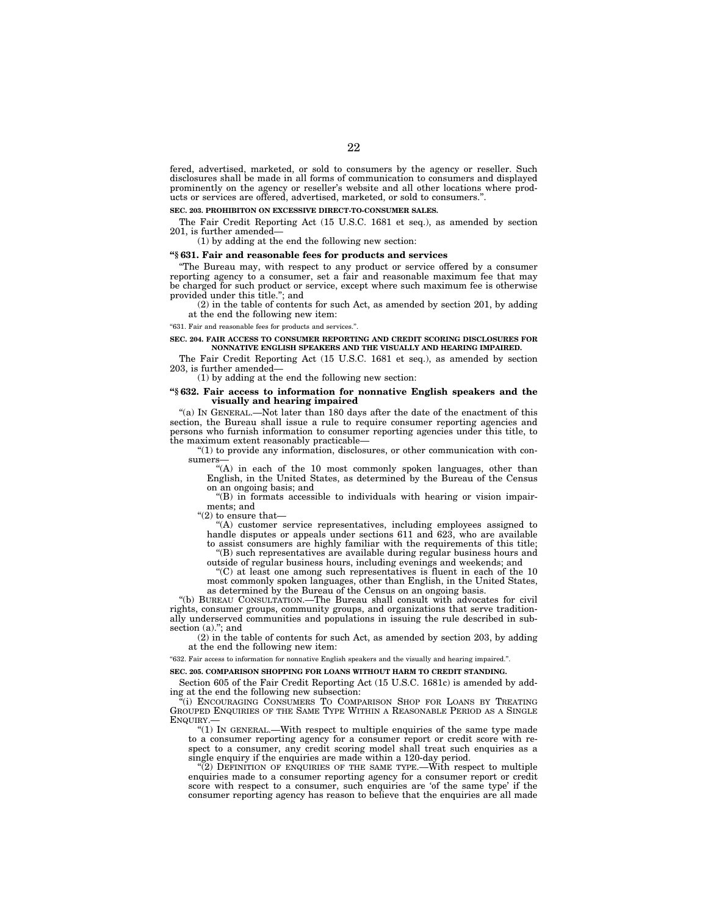fered, advertised, marketed, or sold to consumers by the agency or reseller. Such disclosures shall be made in all forms of communication to consumers and displayed prominently on the agency or reseller's website and all other locations where products or services are offered, advertised, marketed, or sold to consumers.".

**SEC. 203. PROHIBITON ON EXCESSIVE DIRECT-TO-CONSUMER SALES.**

The Fair Credit Reporting Act (15 U.S.C. 1681 et seq.), as amended by section 201, is further amended—

(1) by adding at the end the following new section:

**"§ 631. Fair and reasonable fees for products and services**

"The Bureau may, with respect to any product or service offered by a consumer reporting agency to a consumer, set a fair and reasonable maximum fee that may be charged for such product or service, except where such maximum fee is otherwise provided under this title."; and

(2) in the table of contents for such Act, as amended by section 201, by adding at the end the following new item:

"631. Fair and reasonable fees for products and services.".

**SEC. 204. FAIR ACCESS TO CONSUMER REPORTING AND CREDIT SCORING DISCLOSURES FOR NONNATIVE ENGLISH SPEAKERS AND THE VISUALLY AND HEARING IMPAIRED.**

The Fair Credit Reporting Act (15 U.S.C. 1681 et seq.), as amended by section 203, is further amended—

(1) by adding at the end the following new section:

**"§ 632. Fair access to information for nonnative English speakers and the visually and hearing impaired**

"(a) IN GENERAL.—Not later than 180 days after the date of the enactment of this section, the Bureau shall issue a rule to require consumer reporting agencies and persons who furnish information to consumer reporting agencies under this title, to the maximum extent reasonably practicable—

"(1) to provide any information, disclosures, or other communication with consumers—

"(A) in each of the 10 most commonly spoken languages, other than English, in the United States, as determined by the Bureau of the Census on an ongoing basis; and

"(B) in formats accessible to individuals with hearing or vision impairments; and

"(2) to ensure that—

"(A) customer service representatives, including employees assigned to handle disputes or appeals under sections 611 and 623, who are available to assist consumers are highly familiar with the requirements of this title;

"(B) such representatives are available during regular business hours and outside of regular business hours, including evenings and weekends; and

"(C) at least one among such representatives is fluent in each of the 10 most commonly spoken languages, other than English, in the United States, as determined by the Bureau of the Census on an ongoing basis.

"(b) BUREAU CONSULTATION.—The Bureau shall consult with advocates for civil rights, consumer groups, community groups, and organizations that serve traditionally underserved communities and populations in issuing the rule described in subsection (a)."; and

(2) in the table of contents for such Act, as amended by section 203, by adding at the end the following new item:

"632. Fair access to information for nonnative English speakers and the visually and hearing impaired.".

**SEC. 205. COMPARISON SHOPPING FOR LOANS WITHOUT HARM TO CREDIT STANDING.**

Section 605 of the Fair Credit Reporting Act (15 U.S.C. 1681c) is amended by adding at the end the following new subsection:

"(i) ENCOURAGING CONSUMERS TO COMPARISON SHOP FOR LOANS BY TREATING GROUPED ENQUIRIES OF THE SAME TYPE WITHIN A REASONABLE PERIOD AS A SINGLE ENQUIRY.—

"(1) IN GENERAL.—With respect to multiple enquiries of the same type made to a consumer reporting agency for a consumer report or credit score with respect to a consumer, any credit scoring model shall treat such enquiries as a single enquiry if the enquiries are made within a 120-day period.

"(2) DEFINITION OF ENQUIRIES OF THE SAME TYPE.—With respect to multiple enquiries made to a consumer reporting agency for a consumer report or credit score with respect to a consumer, such enquiries are 'of the same type' if the consumer reporting agency has reason to believe that the enquiries are all made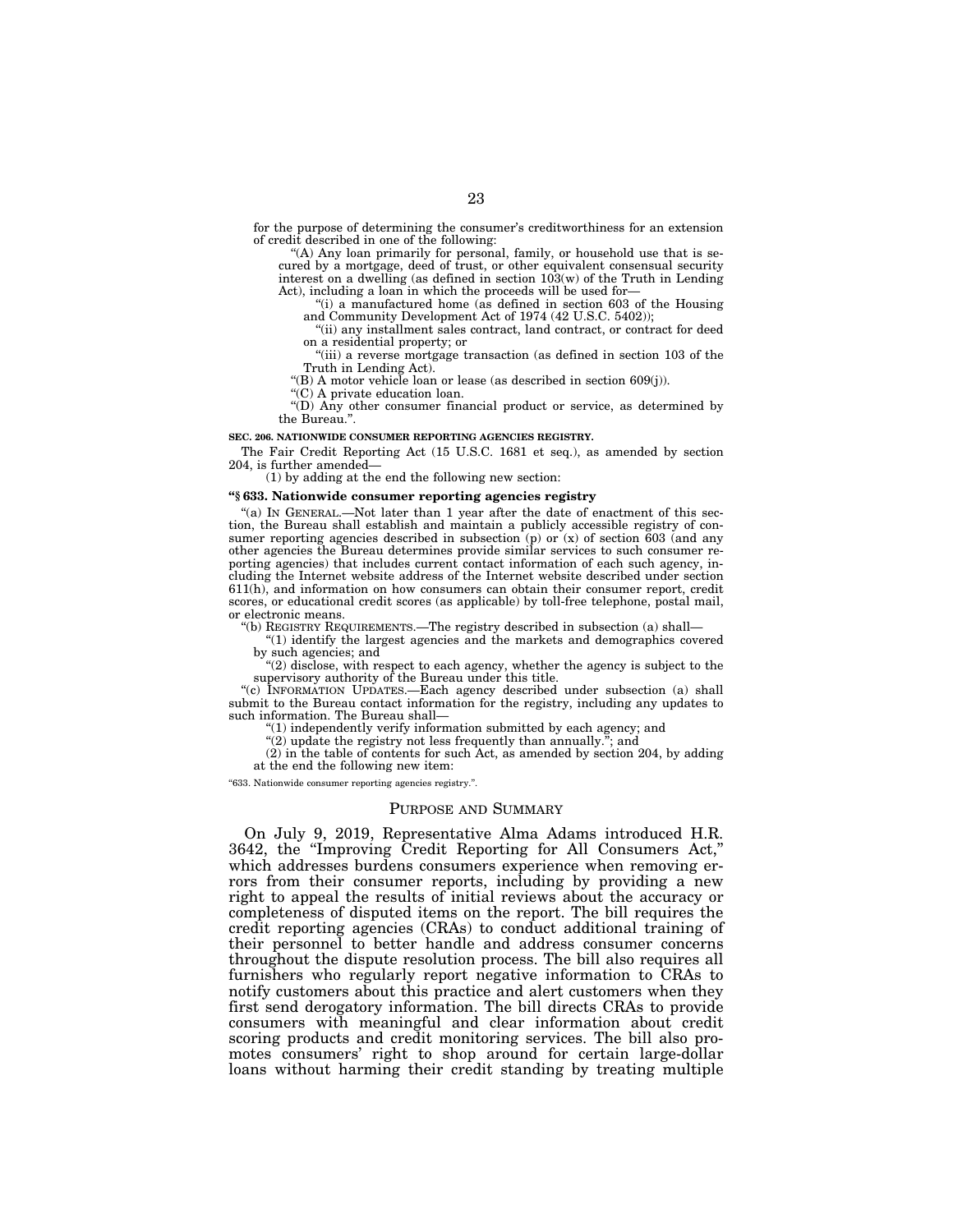for the purpose of determining the consumer's creditworthiness for an extension of credit described in one of the following:

"(A) Any loan primarily for personal, family, or household use that is secured by a mortgage, deed of trust, or other equivalent consensual security interest on a dwelling (as defined in section 103(w) of the Truth in Lending Act), including a loan in which the proceeds will be used for—

"(i) a manufactured home (as defined in section 603 of the Housing and Community Development Act of 1974 (42 U.S.C. 5402));

"(ii) any installment sales contract, land contract, or contract for deed on a residential property; or

"(iii) a reverse mortgage transaction (as defined in section 103 of the Truth in Lending Act).

"(B) A motor vehicle loan or lease (as described in section 609(j)).

"(C) A private education loan.

"(D) Any other consumer financial product or service, as determined by the Bureau.".

**SEC. 206. NATIONWIDE CONSUMER REPORTING AGENCIES REGISTRY.**

The Fair Credit Reporting Act (15 U.S.C. 1681 et seq.), as amended by section 204, is further amended—

(1) by adding at the end the following new section:

**"§ 633. Nationwide consumer reporting agencies registry**

"(a) IN GENERAL.—Not later than 1 year after the date of enactment of this section, the Bureau shall establish and maintain a publicly accessible registry of consumer reporting agencies described in subsection (p) or (x) of section 603 (and any other agencies the Bureau determines provide similar services to such consumer reporting agencies) that includes current contact information of each such agency, including the Internet website address of the Internet website described under section 611(h), and information on how consumers can obtain their consumer report, credit scores, or educational credit scores (as applicable) by toll-free telephone, postal mail, or electronic means.

"(b) REGISTRY REQUIREMENTS.—The registry described in subsection (a) shall—

"(1) identify the largest agencies and the markets and demographics covered by such agencies; and

"(2) disclose, with respect to each agency, whether the agency is subject to the supervisory authority of the Bureau under this title.

"(c) INFORMATION UPDATES.—Each agency described under subsection (a) shall submit to the Bureau contact information for the registry, including any updates to such information. The Bureau shall—

"(1) independently verify information submitted by each agency; and

"(2) update the registry not less frequently than annually."; and

(2) in the table of contents for such Act, as amended by section 204, by adding at the end the following new item:

"633. Nationwide consumer reporting agencies registry.".

## PURPOSE AND SUMMARY

On July 9, 2019, Representative Alma Adams introduced H.R. 3642, the "Improving Credit Reporting for All Consumers Act," which addresses burdens consumers experience when removing errors from their consumer reports, including by providing a new right to appeal the results of initial reviews about the accuracy or completeness of disputed items on the report. The bill requires the credit reporting agencies (CRAs) to conduct additional training of their personnel to better handle and address consumer concerns throughout the dispute resolution process. The bill also requires all furnishers who regularly report negative information to CRAs to notify customers about this practice and alert customers when they first send derogatory information. The bill directs CRAs to provide consumers with meaningful and clear information about credit scoring products and credit monitoring services. The bill also promotes consumers' right to shop around for certain large-dollar loans without harming their credit standing by treating multiple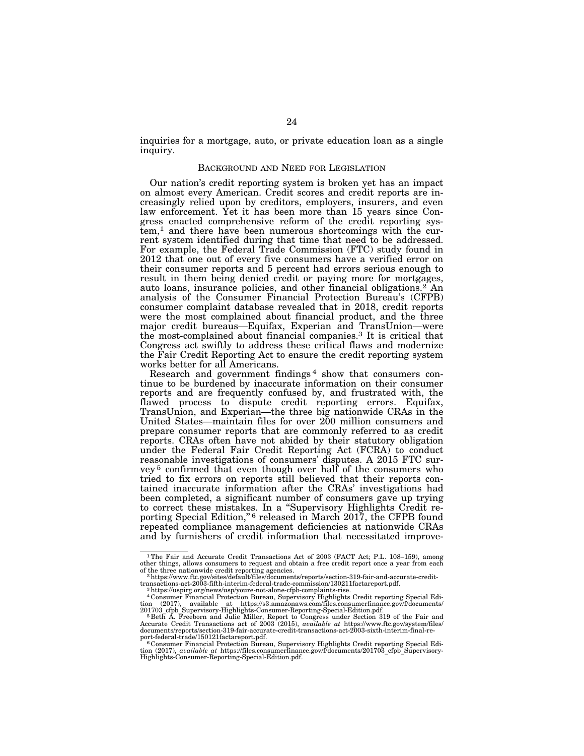inquiries for a mortgage, auto, or private education loan as a single inquiry.

## BACKGROUND AND NEED FOR LEGISLATION

Our nation's credit reporting system is broken yet has an impact on almost every American. Credit scores and credit reports are increasingly relied upon by creditors, employers, insurers, and even law enforcement. Yet it has been more than 15 years since Congress enacted comprehensive reform of the credit reporting system,[1] and there have been numerous shortcomings with the current system identified during that time that need to be addressed. For example, the Federal Trade Commission (FTC) study found in 2012 that one out of every five consumers have a verified error on their consumer reports and 5 percent had errors serious enough to result in them being denied credit or paying more for mortgages, auto loans, insurance policies, and other financial obligations.[2] An analysis of the Consumer Financial Protection Bureau's (CFPB) consumer complaint database revealed that in 2018, credit reports were the most complained about financial product, and the three major credit bureaus—Equifax, Experian and TransUnion—were the most-complained about financial companies.[3] It is critical that Congress act swiftly to address these critical flaws and modernize the Fair Credit Reporting Act to ensure the credit reporting system works better for all Americans.

Research and government findings[4] show that consumers continue to be burdened by inaccurate information on their consumer reports and are frequently confused by, and frustrated with, the flawed process to dispute credit reporting errors. Equifax, TransUnion, and Experian—the three big nationwide CRAs in the United States—maintain files for over 200 million consumers and prepare consumer reports that are commonly referred to as credit reports. CRAs often have not abided by their statutory obligation under the Federal Fair Credit Reporting Act (FCRA) to conduct reasonable investigations of consumers' disputes. A 2015 FTC survey[5] confirmed that even though over half of the consumers who tried to fix errors on reports still believed that their reports contained inaccurate information after the CRAs' investigations had been completed, a significant number of consumers gave up trying to correct these mistakes. In a "Supervisory Highlights Credit reporting Special Edition,"[6] released in March 2017, the CFPB found repeated compliance management deficiencies at nationwide CRAs and by furnishers of credit information that necessitated improve-

---

[1] The Fair and Accurate Credit Transactions Act of 2003 (FACT Act; P.L. 108–159), among other things, allows consumers to request and obtain a free credit report once a year from each of the three nationwide credit reporting agencies.

[2] https://www.ftc.gov/sites/default/files/documents/reports/section-319-fair-and-accurate-credit-transactions-act-2003-fifth-interim-federal-trade-commission/130211factareport.pdf.

[3] https://uspirg.org/news/usp/youre-not-alone-cfpb-complaints-rise.

[4] Consumer Financial Protection Bureau, Supervisory Highlights Credit reporting Special Edition (2017), available at https://s3.amazonaws.com/files.consumerfinance.gov/f/documents/201703_cfpb_Supervisory-Highlights-Consumer-Reporting-Special-Edition.pdf.

[5] Beth A. Freeborn and Julie Miller, Report to Congress under Section 319 of the Fair and Accurate Credit Transactions act of 2003 (2015), *available at* https://www.ftc.gov/system/files/documents/reports/section-319-fair-accurate-credit-transactions-act-2003-sixth-interim-final-report-federal-trade/150121factareport.pdf.

[6] Consumer Financial Protection Bureau, Supervisory Highlights Credit reporting Special Edition (2017), *available at* https://files.consumerfinance.gov/f/documents/201703_cfpb_Supervisory-Highlights-Consumer-Reporting-Special-Edition.pdf.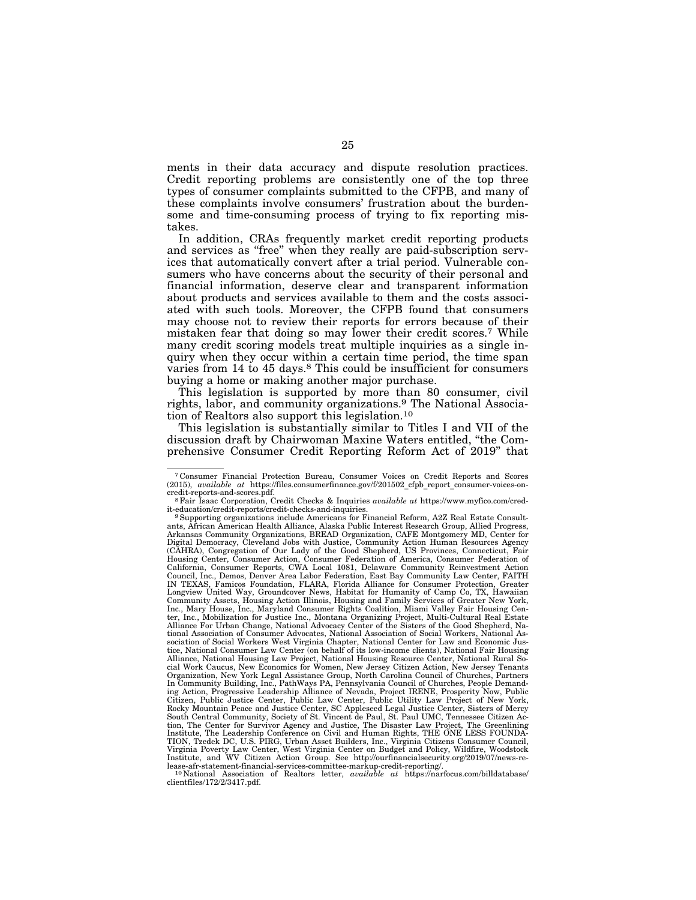ments in their data accuracy and dispute resolution practices. Credit reporting problems are consistently one of the top three types of consumer complaints submitted to the CFPB, and many of these complaints involve consumers' frustration about the burdensome and time-consuming process of trying to fix reporting mistakes.

In addition, CRAs frequently market credit reporting products and services as "free" when they really are paid-subscription services that automatically convert after a trial period. Vulnerable consumers who have concerns about the security of their personal and financial information, deserve clear and transparent information about products and services available to them and the costs associated with such tools. Moreover, the CFPB found that consumers may choose not to review their reports for errors because of their mistaken fear that doing so may lower their credit scores.[7] While many credit scoring models treat multiple inquiries as a single inquiry when they occur within a certain time period, the time span varies from 14 to 45 days.[8] This could be insufficient for consumers buying a home or making another major purchase.

This legislation is supported by more than 80 consumer, civil rights, labor, and community organizations.[9] The National Association of Realtors also support this legislation.[10]

This legislation is substantially similar to Titles I and VII of the discussion draft by Chairwoman Maxine Waters entitled, "the Comprehensive Consumer Credit Reporting Reform Act of 2019" that

---

[7] Consumer Financial Protection Bureau, Consumer Voices on Credit Reports and Scores (2015), *available at* https://files.consumerfinance.gov/f/201502_cfpb_report_consumer-voices-on-credit-reports-and-scores.pdf.

[8] Fair Isaac Corporation, Credit Checks & Inquiries *available at* https://www.myfico.com/credit-education/credit-reports/credit-checks-and-inquiries.

[9] Supporting organizations include Americans for Financial Reform, A2Z Real Estate Consultants, African American Health Alliance, Alaska Public Interest Research Group, Allied Progress, Arkansas Community Organizations, BREAD Organization, CAFE Montgomery MD, Center for Digital Democracy, Cleveland Jobs with Justice, Community Action Human Resources Agency (CAHRA), Congregation of Our Lady of the Good Shepherd, US Provinces, Connecticut, Fair Housing Center, Consumer Action, Consumer Federation of America, Consumer Federation of California, Consumer Reports, CWA Local 1081, Delaware Community Reinvestment Action Council, Inc., Demos, Denver Area Labor Federation, East Bay Community Law Center, FAITH IN TEXAS, Famicos Foundation, FLARA, Florida Alliance for Consumer Protection, Greater Longview United Way, Groundcover News, Habitat for Humanity of Camp Co, TX, Hawaiian Community Assets, Housing Action Illinois, Housing and Family Services of Greater New York, Inc., Mary House, Inc., Maryland Consumer Rights Coalition, Miami Valley Fair Housing Center, Inc., Mobilization for Justice Inc., Montana Organizing Project, Multi-Cultural Real Estate Alliance For Urban Change, National Advocacy Center of the Sisters of the Good Shepherd, National Association of Consumer Advocates, National Association of Social Workers, National Association of Social Workers West Virginia Chapter, National Center for Law and Economic Justice, National Consumer Law Center (on behalf of its low-income clients), National Fair Housing Alliance, National Housing Law Project, National Housing Resource Center, National Rural Social Work Caucus, New Economics for Women, New Jersey Citizen Action, New Jersey Tenants Organization, New York Legal Assistance Group, North Carolina Council of Churches, Partners In Community Building, Inc., PathWays PA, Pennsylvania Council of Churches, People Demanding Action, Progressive Leadership Alliance of Nevada, Project IRENE, Prosperity Now, Public Citizen, Public Justice Center, Public Law Center, Public Utility Law Project of New York, Rocky Mountain Peace and Justice Center, SC Appleseed Legal Justice Center, Sisters of Mercy South Central Community, Society of St. Vincent de Paul, St. Paul UMC, Tennessee Citizen Action, The Center for Survivor Agency and Justice, The Disaster Law Project, The Greenlining Institute, The Leadership Conference on Civil and Human Rights, THE ONE LESS FOUNDATION, Tzedek DC, U.S. PIRG, Urban Asset Builders, Inc., Virginia Citizens Consumer Council, Virginia Poverty Law Center, West Virginia Center on Budget and Policy, Wildfire, Woodstock Institute, and WV Citizen Action Group. See http://ourfinancialsecurity.org/2019/07/news-release-afr-statement-financial-services-committee-markup-credit-reporting/.

[10] National Association of Realtors letter, *available at* https://narfocus.com/billdatabase/clientfiles/172/2/3417.pdf.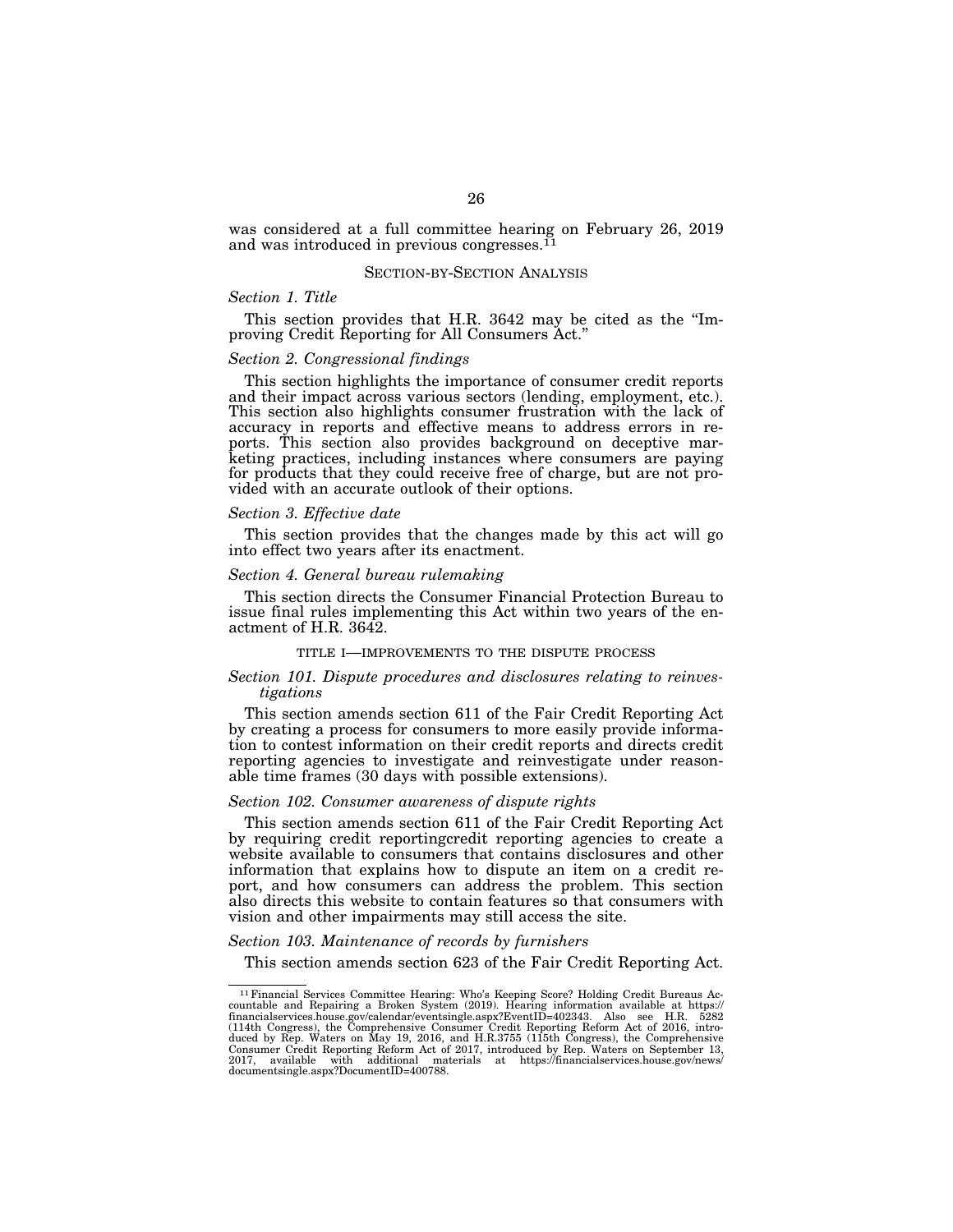was considered at a full committee hearing on February 26, 2019 and was introduced in previous congresses.[11]

## SECTION-BY-SECTION ANALYSIS

### *Section 1. Title*

This section provides that H.R. 3642 may be cited as the "Improving Credit Reporting for All Consumers Act."

### *Section 2. Congressional findings*

This section highlights the importance of consumer credit reports and their impact across various sectors (lending, employment, etc.). This section also highlights consumer frustration with the lack of accuracy in reports and effective means to address errors in reports. This section also provides background on deceptive marketing practices, including instances where consumers are paying for products that they could receive free of charge, but are not provided with an accurate outlook of their options.

### *Section 3. Effective date*

This section provides that the changes made by this act will go into effect two years after its enactment.

### *Section 4. General bureau rulemaking*

This section directs the Consumer Financial Protection Bureau to issue final rules implementing this Act within two years of the enactment of H.R. 3642.

## TITLE I—IMPROVEMENTS TO THE DISPUTE PROCESS

### *Section 101. Dispute procedures and disclosures relating to reinvestigations*

This section amends section 611 of the Fair Credit Reporting Act by creating a process for consumers to more easily provide information to contest information on their credit reports and directs credit reporting agencies to investigate and reinvestigate under reasonable time frames (30 days with possible extensions).

### *Section 102. Consumer awareness of dispute rights*

This section amends section 611 of the Fair Credit Reporting Act by requiring credit reportingcredit reporting agencies to create a website available to consumers that contains disclosures and other information that explains how to dispute an item on a credit report, and how consumers can address the problem. This section also directs this website to contain features so that consumers with vision and other impairments may still access the site.

### *Section 103. Maintenance of records by furnishers*

This section amends section 623 of the Fair Credit Reporting Act.

---

[11] Financial Services Committee Hearing: Who's Keeping Score? Holding Credit Bureaus Accountable and Repairing a Broken System (2019). Hearing information available at https://financialservices.house.gov/calendar/eventsingle.aspx?EventID=402343. Also see H.R. 5282 (114th Congress), the Comprehensive Consumer Credit Reporting Reform Act of 2016, introduced by Rep. Waters on May 19, 2016, and H.R.3755 (115th Congress), the Comprehensive Consumer Credit Reporting Reform Act of 2017, introduced by Rep. Waters on September 13, 2017, available with additional materials at https://financialservices.house.gov/news/documentsingle.aspx?DocumentID=400788.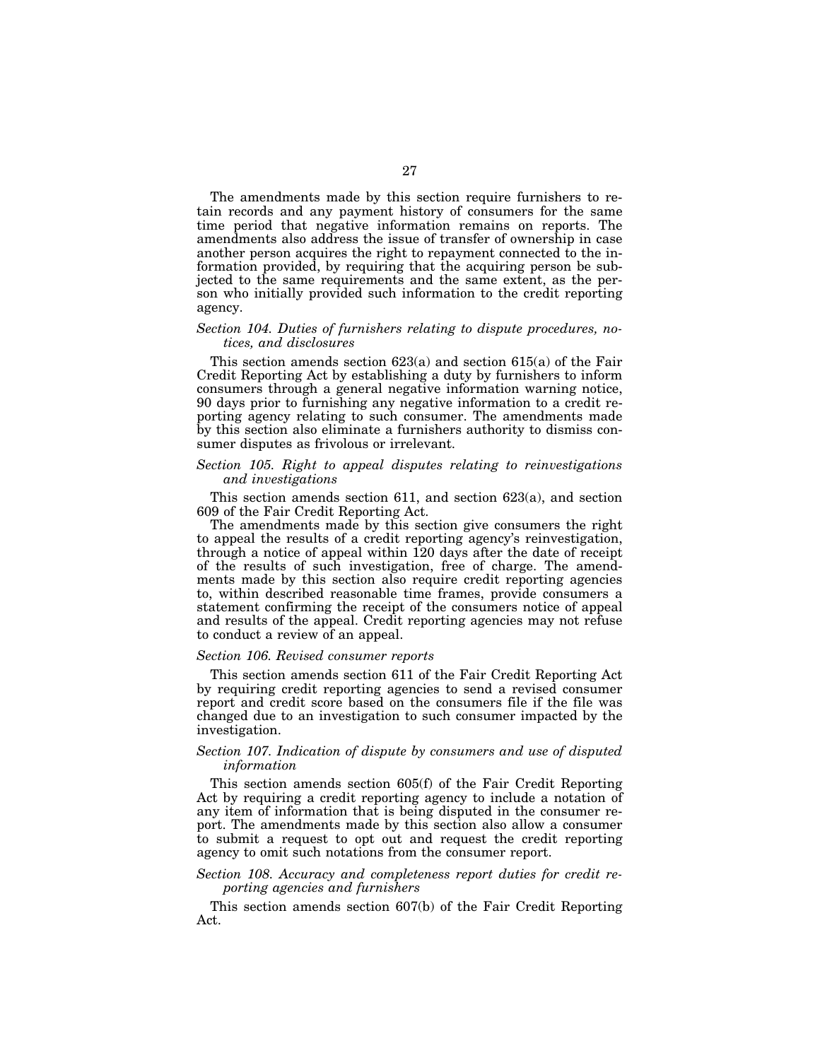The amendments made by this section require furnishers to retain records and any payment history of consumers for the same time period that negative information remains on reports. The amendments also address the issue of transfer of ownership in case another person acquires the right to repayment connected to the information provided, by requiring that the acquiring person be subjected to the same requirements and the same extent, as the person who initially provided such information to the credit reporting agency.

*Section 104. Duties of furnishers relating to dispute procedures, notices, and disclosures*

This section amends section 623(a) and section 615(a) of the Fair Credit Reporting Act by establishing a duty by furnishers to inform consumers through a general negative information warning notice, 90 days prior to furnishing any negative information to a credit reporting agency relating to such consumer. The amendments made by this section also eliminate a furnishers authority to dismiss consumer disputes as frivolous or irrelevant.

*Section 105. Right to appeal disputes relating to reinvestigations and investigations*

This section amends section 611, and section 623(a), and section 609 of the Fair Credit Reporting Act.

The amendments made by this section give consumers the right to appeal the results of a credit reporting agency's reinvestigation, through a notice of appeal within 120 days after the date of receipt of the results of such investigation, free of charge. The amendments made by this section also require credit reporting agencies to, within described reasonable time frames, provide consumers a statement confirming the receipt of the consumers notice of appeal and results of the appeal. Credit reporting agencies may not refuse to conduct a review of an appeal.

*Section 106. Revised consumer reports*

This section amends section 611 of the Fair Credit Reporting Act by requiring credit reporting agencies to send a revised consumer report and credit score based on the consumers file if the file was changed due to an investigation to such consumer impacted by the investigation.

*Section 107. Indication of dispute by consumers and use of disputed information*

This section amends section 605(f) of the Fair Credit Reporting Act by requiring a credit reporting agency to include a notation of any item of information that is being disputed in the consumer report. The amendments made by this section also allow a consumer to submit a request to opt out and request the credit reporting agency to omit such notations from the consumer report.

*Section 108. Accuracy and completeness report duties for credit reporting agencies and furnishers*

This section amends section 607(b) of the Fair Credit Reporting Act.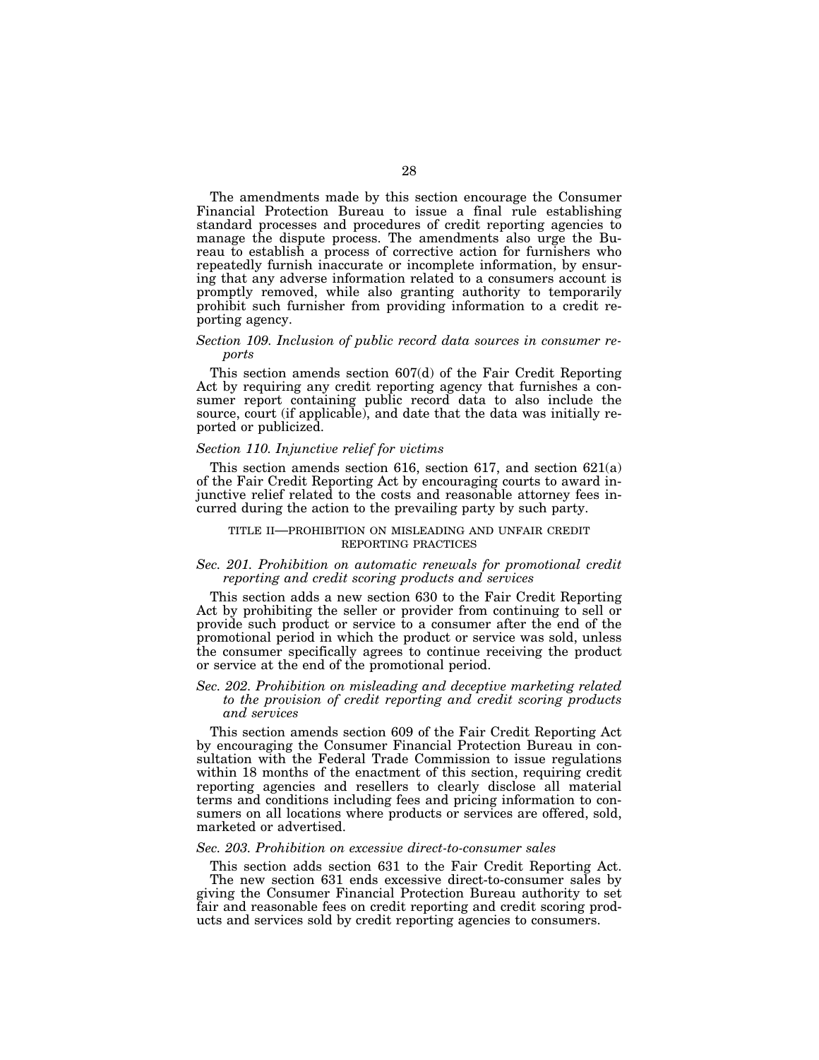The amendments made by this section encourage the Consumer Financial Protection Bureau to issue a final rule establishing standard processes and procedures of credit reporting agencies to manage the dispute process. The amendments also urge the Bureau to establish a process of corrective action for furnishers who repeatedly furnish inaccurate or incomplete information, by ensuring that any adverse information related to a consumers account is promptly removed, while also granting authority to temporarily prohibit such furnisher from providing information to a credit reporting agency.

*Section 109. Inclusion of public record data sources in consumer reports*

This section amends section 607(d) of the Fair Credit Reporting Act by requiring any credit reporting agency that furnishes a consumer report containing public record data to also include the source, court (if applicable), and date that the data was initially reported or publicized.

*Section 110. Injunctive relief for victims*

This section amends section 616, section 617, and section 621(a) of the Fair Credit Reporting Act by encouraging courts to award injunctive relief related to the costs and reasonable attorney fees incurred during the action to the prevailing party by such party.

TITLE II—PROHIBITION ON MISLEADING AND UNFAIR CREDIT REPORTING PRACTICES

*Sec. 201. Prohibition on automatic renewals for promotional credit reporting and credit scoring products and services*

This section adds a new section 630 to the Fair Credit Reporting Act by prohibiting the seller or provider from continuing to sell or provide such product or service to a consumer after the end of the promotional period in which the product or service was sold, unless the consumer specifically agrees to continue receiving the product or service at the end of the promotional period.

*Sec. 202. Prohibition on misleading and deceptive marketing related to the provision of credit reporting and credit scoring products and services*

This section amends section 609 of the Fair Credit Reporting Act by encouraging the Consumer Financial Protection Bureau in consultation with the Federal Trade Commission to issue regulations within 18 months of the enactment of this section, requiring credit reporting agencies and resellers to clearly disclose all material terms and conditions including fees and pricing information to consumers on all locations where products or services are offered, sold, marketed or advertised.

*Sec. 203. Prohibition on excessive direct-to-consumer sales*

This section adds section 631 to the Fair Credit Reporting Act. The new section 631 ends excessive direct-to-consumer sales by giving the Consumer Financial Protection Bureau authority to set fair and reasonable fees on credit reporting and credit scoring products and services sold by credit reporting agencies to consumers.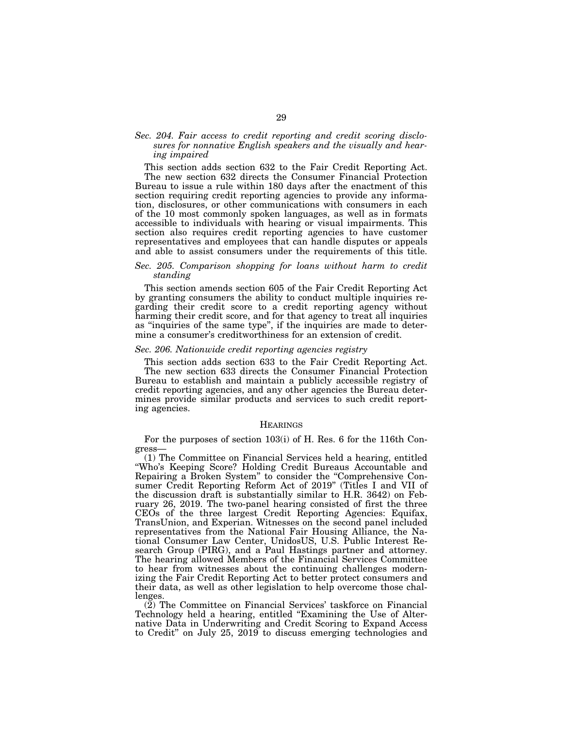### *Sec. 204. Fair access to credit reporting and credit scoring disclosures for nonnative English speakers and the visually and hearing impaired*

This section adds section 632 to the Fair Credit Reporting Act. The new section 632 directs the Consumer Financial Protection Bureau to issue a rule within 180 days after the enactment of this section requiring credit reporting agencies to provide any information, disclosures, or other communications with consumers in each of the 10 most commonly spoken languages, as well as in formats accessible to individuals with hearing or visual impairments. This section also requires credit reporting agencies to have customer representatives and employees that can handle disputes or appeals and able to assist consumers under the requirements of this title.

### *Sec. 205. Comparison shopping for loans without harm to credit standing*

This section amends section 605 of the Fair Credit Reporting Act by granting consumers the ability to conduct multiple inquiries regarding their credit score to a credit reporting agency without harming their credit score, and for that agency to treat all inquiries as "inquiries of the same type", if the inquiries are made to determine a consumer's creditworthiness for an extension of credit.

### *Sec. 206. Nationwide credit reporting agencies registry*

This section adds section 633 to the Fair Credit Reporting Act. The new section 633 directs the Consumer Financial Protection Bureau to establish and maintain a publicly accessible registry of credit reporting agencies, and any other agencies the Bureau determines provide similar products and services to such credit reporting agencies.

## HEARINGS

For the purposes of section 103(i) of H. Res. 6 for the 116th Congress—

(1) The Committee on Financial Services held a hearing, entitled "Who's Keeping Score? Holding Credit Bureaus Accountable and Repairing a Broken System" to consider the "Comprehensive Consumer Credit Reporting Reform Act of 2019" (Titles I and VII of the discussion draft is substantially similar to H.R. 3642) on February 26, 2019. The two-panel hearing consisted of first the three CEOs of the three largest Credit Reporting Agencies: Equifax, TransUnion, and Experian. Witnesses on the second panel included representatives from the National Fair Housing Alliance, the National Consumer Law Center, UnidosUS, U.S. Public Interest Research Group (PIRG), and a Paul Hastings partner and attorney. The hearing allowed Members of the Financial Services Committee to hear from witnesses about the continuing challenges modernizing the Fair Credit Reporting Act to better protect consumers and their data, as well as other legislation to help overcome those challenges.

(2) The Committee on Financial Services' taskforce on Financial Technology held a hearing, entitled "Examining the Use of Alternative Data in Underwriting and Credit Scoring to Expand Access to Credit" on July 25, 2019 to discuss emerging technologies and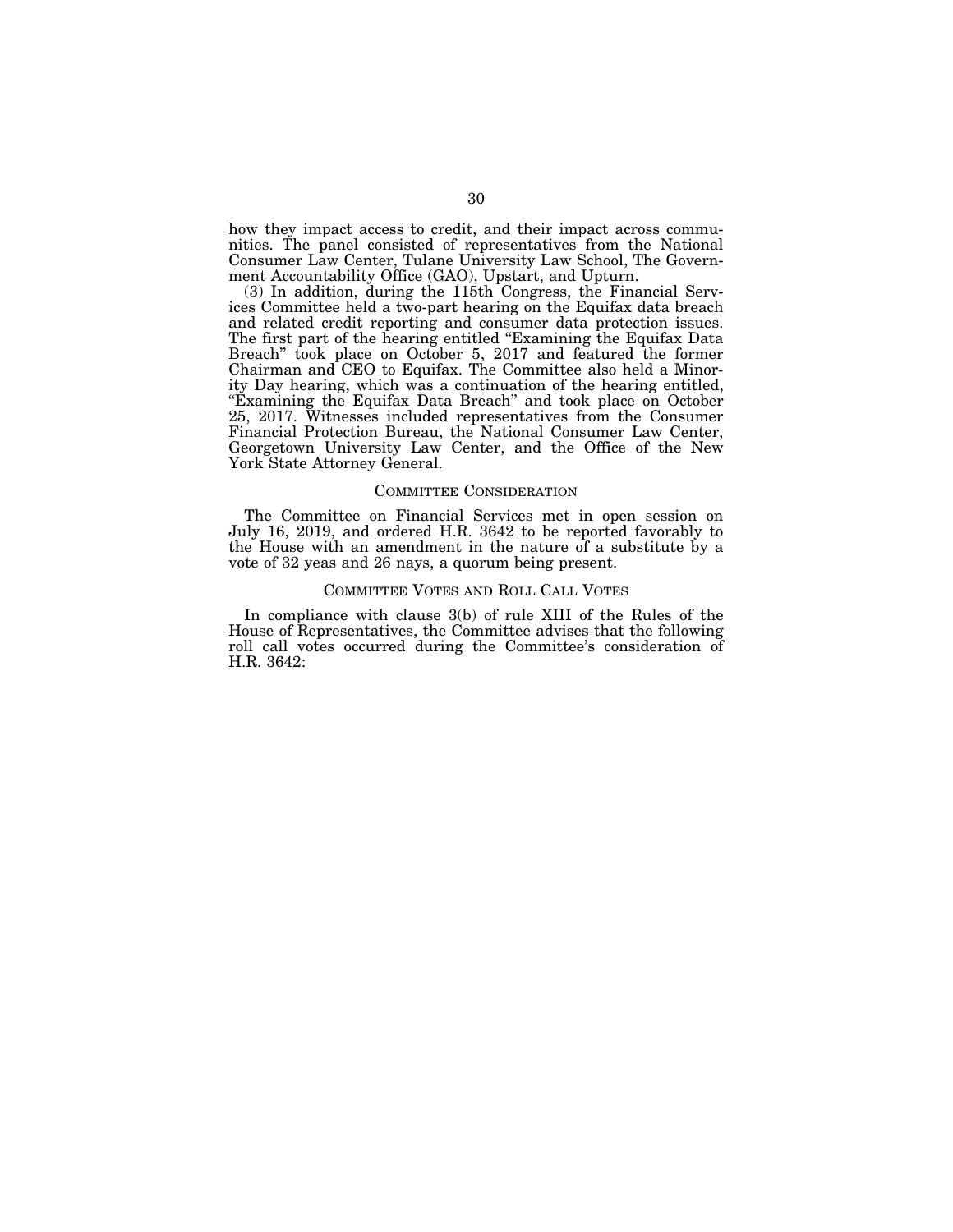how they impact access to credit, and their impact across communities. The panel consisted of representatives from the National Consumer Law Center, Tulane University Law School, The Government Accountability Office (GAO), Upstart, and Upturn.

(3) In addition, during the 115th Congress, the Financial Services Committee held a two-part hearing on the Equifax data breach and related credit reporting and consumer data protection issues. The first part of the hearing entitled "Examining the Equifax Data Breach" took place on October 5, 2017 and featured the former Chairman and CEO to Equifax. The Committee also held a Minority Day hearing, which was a continuation of the hearing entitled, "Examining the Equifax Data Breach" and took place on October 25, 2017. Witnesses included representatives from the Consumer Financial Protection Bureau, the National Consumer Law Center, Georgetown University Law Center, and the Office of the New York State Attorney General.

## COMMITTEE CONSIDERATION

The Committee on Financial Services met in open session on July 16, 2019, and ordered H.R. 3642 to be reported favorably to the House with an amendment in the nature of a substitute by a vote of 32 yeas and 26 nays, a quorum being present.

## COMMITTEE VOTES AND ROLL CALL VOTES

In compliance with clause 3(b) of rule XIII of the Rules of the House of Representatives, the Committee advises that the following roll call votes occurred during the Committee's consideration of H.R. 3642: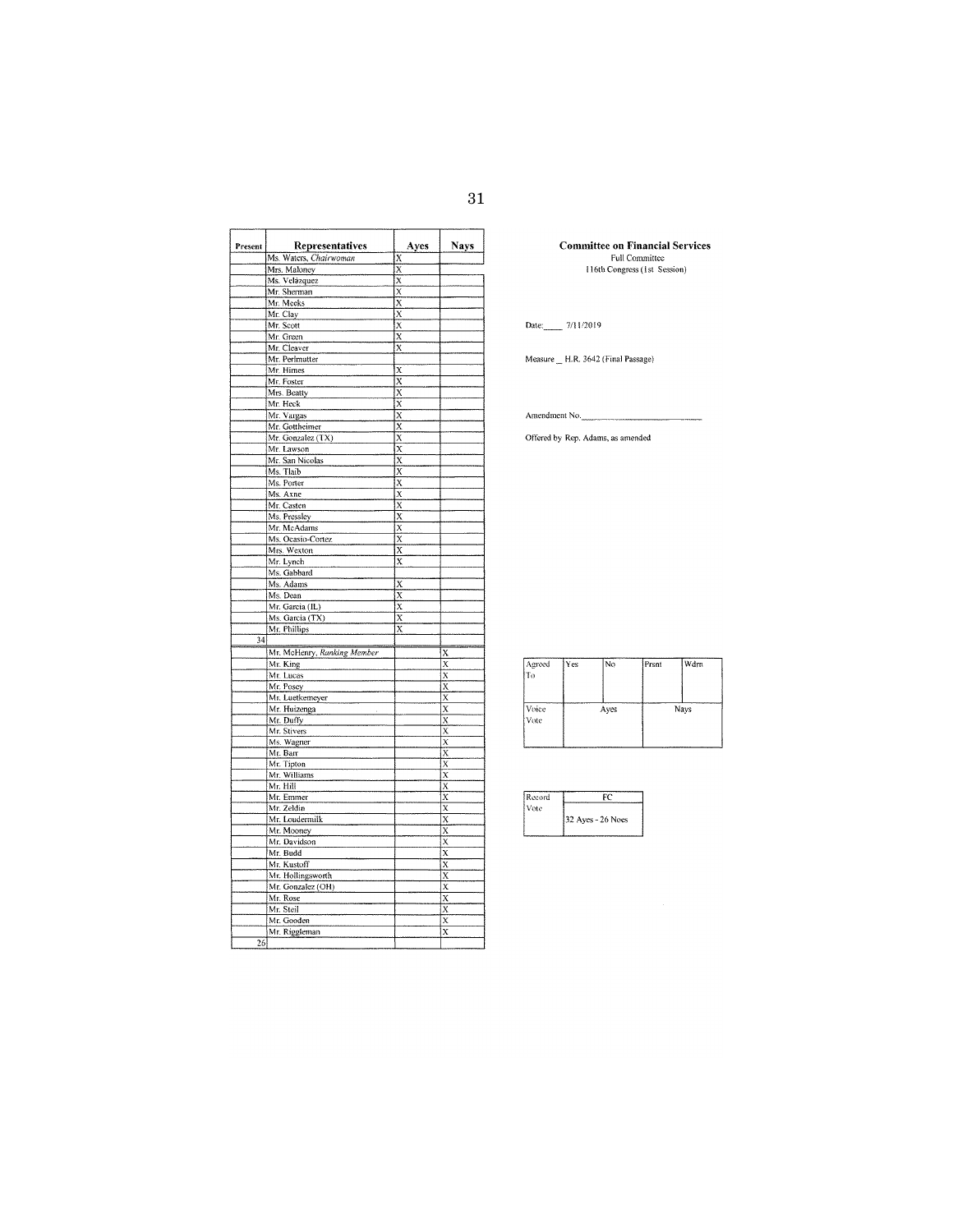**Committee on Financial Services**
Full Committee
116th Congress (1st Session)

Date: ____ 7/11/2019

Measure _ H.R. 3642 (Final Passage)

Amendment No. ______________________

Offered by Rep. Adams, as amended

| Present | Representatives | Ayes | Nays |
|---|---|---|---|
| | Ms. Waters, *Chairwoman* | X | |
| | Mrs. Maloney | X | |
| | Ms. Velázquez | X | |
| | Mr. Sherman | X | |
| | Mr. Meeks | X | |
| | Mr. Clay | X | |
| | Mr. Scott | X | |
| | Mr. Green | X | |
| | Mr. Cleaver | X | |
| | Mr. Perlmutter | | |
| | Mr. Himes | X | |
| | Mr. Foster | X | |
| | Mrs. Beatty | X | |
| | Mr. Heck | X | |
| | Mr. Vargas | X | |
| | Mr. Gottheimer | X | |
| | Mr. Gonzalez (TX) | X | |
| | Mr. Lawson | X | |
| | Mr. San Nicolas | X | |
| | Ms. Tlaib | X | |
| | Ms. Porter | X | |
| | Ms. Axne | X | |
| | Mr. Casten | X | |
| | Ms. Pressley | X | |
| | Mr. McAdams | X | |
| | Ms. Ocasio-Cortez | X | |
| | Mrs. Wexton | X | |
| | Mr. Lynch | X | |
| | Ms. Gabbard | | |
| | Ms. Adams | X | |
| | Ms. Dean | X | |
| | Mr. Garcia (IL) | X | |
| | Ms. Garcia (TX) | X | |
| | Mr. Phillips | X | |
| 34 | | | |
| | Mr. McHenry, *Ranking Member* | | X |
| | Mr. King | | X |
| | Mr. Lucas | | X |
| | Mr. Posey | | X |
| | Mr. Luetkemeyer | | X |
| | Mr. Huizenga | | X |
| | Mr. Duffy | | X |
| | Mr. Stivers | | X |
| | Ms. Wagner | | X |
| | Mr. Barr | | X |
| | Mr. Tipton | | X |
| | Mr. Williams | | X |
| | Mr. Hill | | X |
| | Mr. Emmer | | X |
| | Mr. Zeldin | | X |
| | Mr. Loudermilk | | X |
| | Mr. Mooney | | X |
| | Mr. Davidson | | X |
| | Mr. Budd | | X |
| | Mr. Kustoff | | X |
| | Mr. Hollingsworth | | X |
| | Mr. Gonzalez (OH) | | X |
| | Mr. Rose | | X |
| | Mr. Steil | | X |
| | Mr. Gooden | | X |
| | Mr. Riggleman | | X |
| 26 | | | |

| Agreed To | Yes | No | Prsnt | Wdrn |
|---|---|---|---|---|
| | | | | |
| Voice Vote | Ayes | | Nays | |

| Record Vote | FC |
|---|---|
| | 32 Ayes - 26 Noes |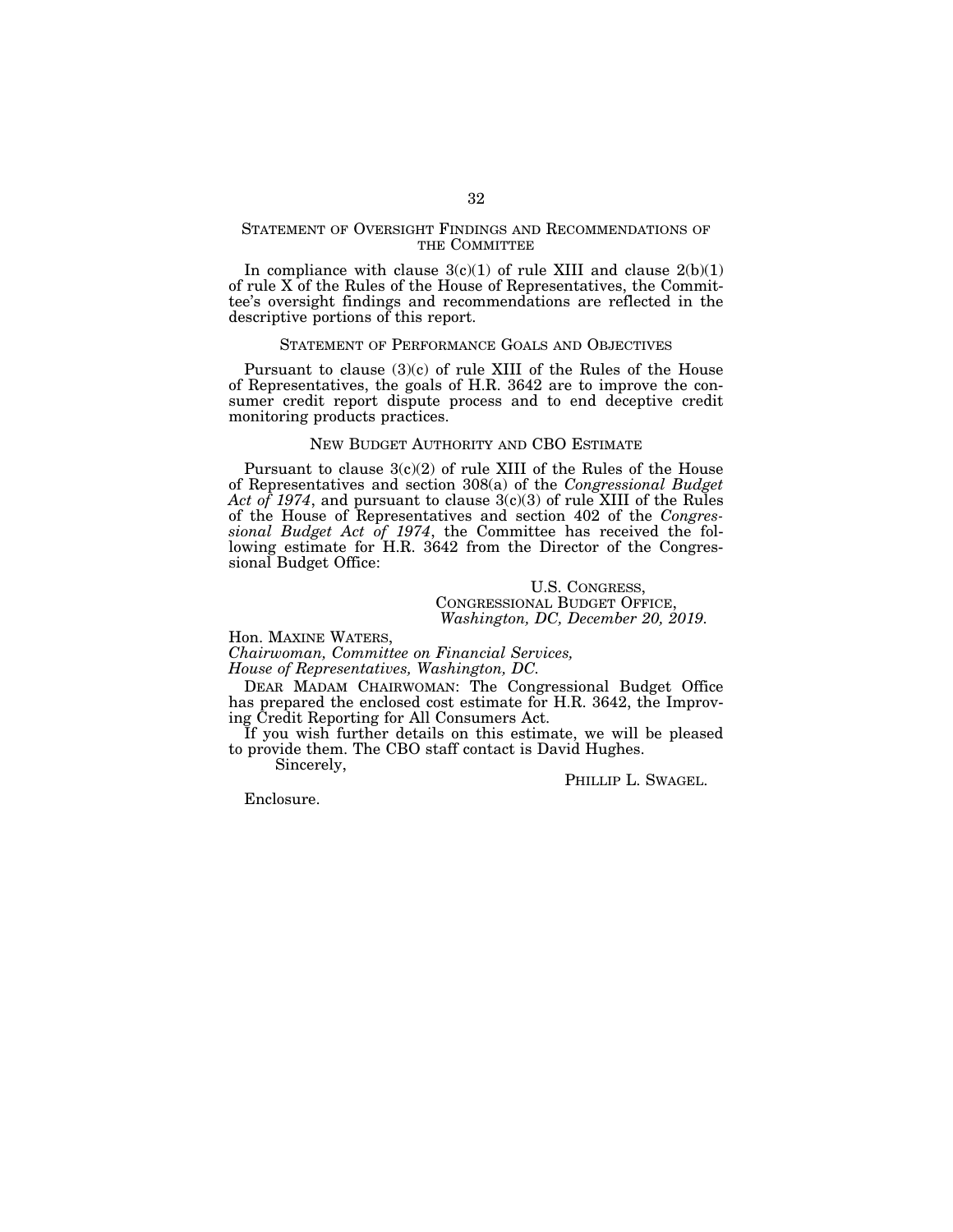## Statement of Oversight Findings and Recommendations of the Committee

In compliance with clause 3(c)(1) of rule XIII and clause 2(b)(1) of rule X of the Rules of the House of Representatives, the Committee's oversight findings and recommendations are reflected in the descriptive portions of this report.

## Statement of Performance Goals and Objectives

Pursuant to clause (3)(c) of rule XIII of the Rules of the House of Representatives, the goals of H.R. 3642 are to improve the consumer credit report dispute process and to end deceptive credit monitoring products practices.

## New Budget Authority and CBO Estimate

Pursuant to clause 3(c)(2) of rule XIII of the Rules of the House of Representatives and section 308(a) of the *Congressional Budget Act of 1974*, and pursuant to clause 3(c)(3) of rule XIII of the Rules of the House of Representatives and section 402 of the *Congressional Budget Act of 1974*, the Committee has received the following estimate for H.R. 3642 from the Director of the Congressional Budget Office:

U.S. Congress,
Congressional Budget Office,
*Washington, DC, December 20, 2019.*

Hon. Maxine Waters,
*Chairwoman, Committee on Financial Services,*
*House of Representatives, Washington, DC.*

Dear Madam Chairwoman: The Congressional Budget Office has prepared the enclosed cost estimate for H.R. 3642, the Improving Credit Reporting for All Consumers Act.

If you wish further details on this estimate, we will be pleased to provide them. The CBO staff contact is David Hughes.

Sincerely,

Phillip L. Swagel.

Enclosure.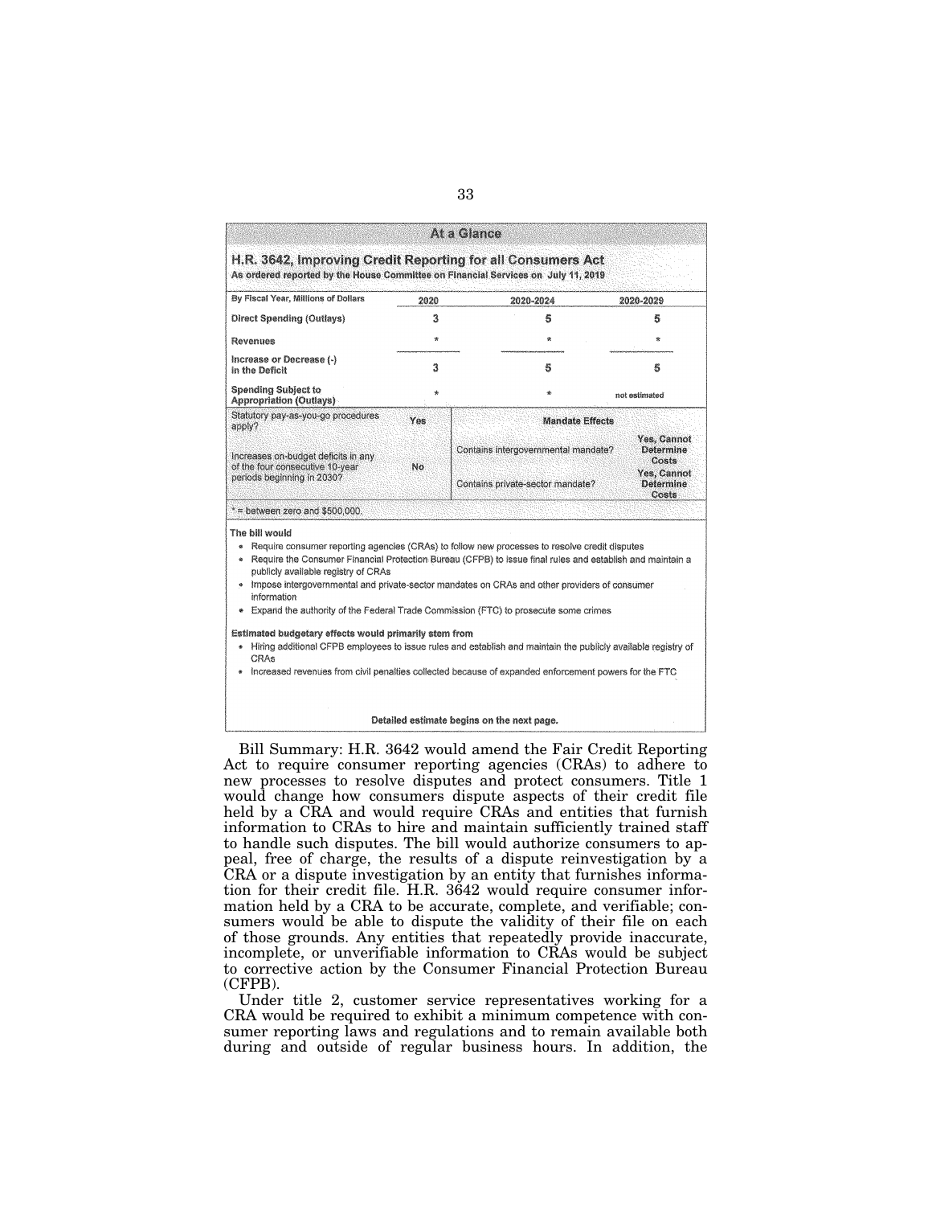## At a Glance

**H.R. 3642, Improving Credit Reporting for all Consumers Act**

As ordered reported by the House Committee on Financial Services on July 11, 2019

| By Fiscal Year, Millions of Dollars | 2020 | 2020-2024 | 2020-2029 |
|---|---|---|---|
| Direct Spending (Outlays) | 3 | 5 | 5 |
| Revenues | * | * | * |
| Increase or Decrease (-) in the Deficit | 3 | 5 | 5 |
| Spending Subject to Appropriation (Outlays) | * | * | not estimated |

| | | Mandate Effects | |
|---|---|---|---|
| Statutory pay-as-you-go procedures apply? | Yes | Contains intergovernmental mandate? | Yes, Cannot Determine Costs |
| Increases on-budget deficits in any of the four consecutive 10-year periods beginning in 2030? | No | Contains private-sector mandate? | Yes, Cannot Determine Costs |

* = between zero and $500,000.

**The bill would**

- Require consumer reporting agencies (CRAs) to follow new processes to resolve credit disputes
- Require the Consumer Financial Protection Bureau (CFPB) to issue final rules and establish and maintain a publicly available registry of CRAs
- Impose intergovernmental and private-sector mandates on CRAs and other providers of consumer information
- Expand the authority of the Federal Trade Commission (FTC) to prosecute some crimes

**Estimated budgetary effects would primarily stem from**

- Hiring additional CFPB employees to issue rules and establish and maintain the publicly available registry of CRAs
- Increased revenues from civil penalties collected because of expanded enforcement powers for the FTC

**Detailed estimate begins on the next page.**

Bill Summary: H.R. 3642 would amend the Fair Credit Reporting Act to require consumer reporting agencies (CRAs) to adhere to new processes to resolve disputes and protect consumers. Title 1 would change how consumers dispute aspects of their credit file held by a CRA and would require CRAs and entities that furnish information to CRAs to hire and maintain sufficiently trained staff to handle such disputes. The bill would authorize consumers to appeal, free of charge, the results of a dispute reinvestigation by a CRA or a dispute investigation by an entity that furnishes information for their credit file. H.R. 3642 would require consumer information held by a CRA to be accurate, complete, and verifiable; consumers would be able to dispute the validity of their file on each of those grounds. Any entities that repeatedly provide inaccurate, incomplete, or unverifiable information to CRAs would be subject to corrective action by the Consumer Financial Protection Bureau (CFPB).

Under title 2, customer service representatives working for a CRA would be required to exhibit a minimum competence with consumer reporting laws and regulations and to remain available both during and outside of regular business hours. In addition, the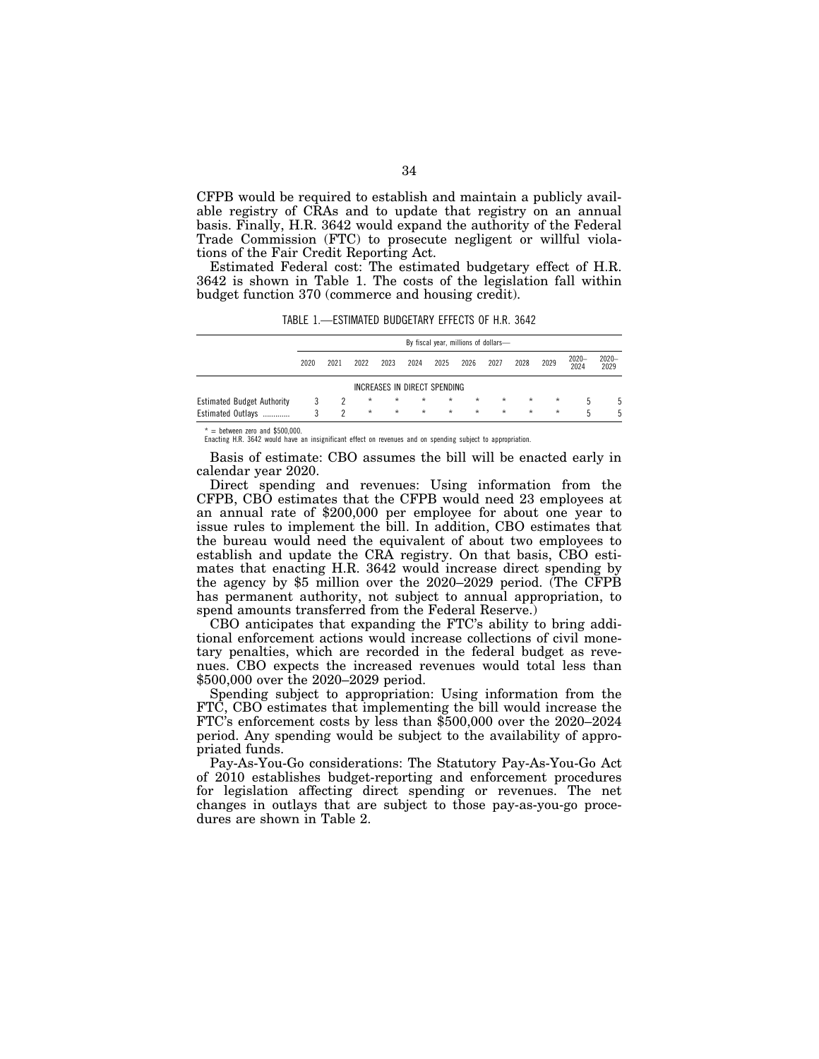CFPB would be required to establish and maintain a publicly available registry of CRAs and to update that registry on an annual basis. Finally, H.R. 3642 would expand the authority of the Federal Trade Commission (FTC) to prosecute negligent or willful violations of the Fair Credit Reporting Act.

Estimated Federal cost: The estimated budgetary effect of H.R. 3642 is shown in Table 1. The costs of the legislation fall within budget function 370 (commerce and housing credit).

TABLE 1.—ESTIMATED BUDGETARY EFFECTS OF H.R. 3642

| | By fiscal year, millions of dollars— | | | | | | | | | | | |
|---|---|---|---|---|---|---|---|---|---|---|---|---|
| | 2020 | 2021 | 2022 | 2023 | 2024 | 2025 | 2026 | 2027 | 2028 | 2029 | 2020–2024 | 2020–2029 |
| | INCREASES IN DIRECT SPENDING | | | | | | | | | | | |
| Estimated Budget Authority | 3 | 2 | * | * | * | * | * | * | * | * | 5 | 5 |
| Estimated Outlays | 3 | 2 | * | * | * | * | * | * | * | * | 5 | 5 |

* = between zero and $500,000.
Enacting H.R. 3642 would have an insignificant effect on revenues and on spending subject to appropriation.

Basis of estimate: CBO assumes the bill will be enacted early in calendar year 2020.

Direct spending and revenues: Using information from the CFPB, CBO estimates that the CFPB would need 23 employees at an annual rate of $200,000 per employee for about one year to issue rules to implement the bill. In addition, CBO estimates that the bureau would need the equivalent of about two employees to establish and update the CRA registry. On that basis, CBO estimates that enacting H.R. 3642 would increase direct spending by the agency by $5 million over the 2020–2029 period. (The CFPB has permanent authority, not subject to annual appropriation, to spend amounts transferred from the Federal Reserve.)

CBO anticipates that expanding the FTC's ability to bring additional enforcement actions would increase collections of civil monetary penalties, which are recorded in the federal budget as revenues. CBO expects the increased revenues would total less than $500,000 over the 2020–2029 period.

Spending subject to appropriation: Using information from the FTC, CBO estimates that implementing the bill would increase the FTC's enforcement costs by less than $500,000 over the 2020–2024 period. Any spending would be subject to the availability of appropriated funds.

Pay-As-You-Go considerations: The Statutory Pay-As-You-Go Act of 2010 establishes budget-reporting and enforcement procedures for legislation affecting direct spending or revenues. The net changes in outlays that are subject to those pay-as-you-go procedures are shown in Table 2.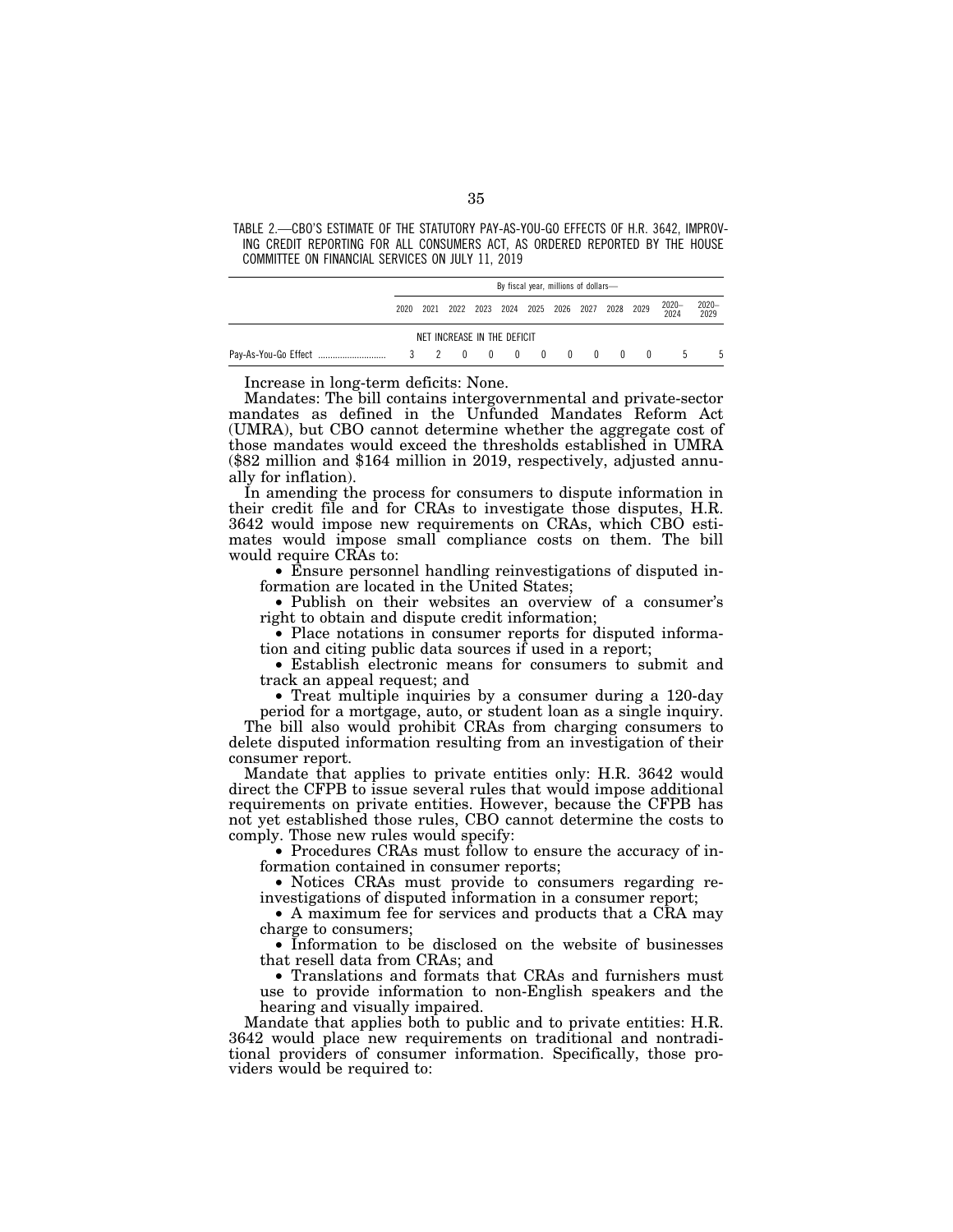TABLE 2.—CBO'S ESTIMATE OF THE STATUTORY PAY-AS-YOU-GO EFFECTS OF H.R. 3642, IMPROVING CREDIT REPORTING FOR ALL CONSUMERS ACT, AS ORDERED REPORTED BY THE HOUSE COMMITTEE ON FINANCIAL SERVICES ON JULY 11, 2019

| | By fiscal year, millions of dollars— | | | | | | | | | | | |
|---|---|---|---|---|---|---|---|---|---|---|---|---|
| | 2020 | 2021 | 2022 | 2023 | 2024 | 2025 | 2026 | 2027 | 2028 | 2029 | 2020–2024 | 2020–2029 |
| | NET INCREASE IN THE DEFICIT | | | | | | | | | | | |
| Pay-As-You-Go Effect | 3 | 2 | 0 | 0 | 0 | 0 | 0 | 0 | 0 | 0 | 5 | 5 |

Increase in long-term deficits: None.

Mandates: The bill contains intergovernmental and private-sector mandates as defined in the Unfunded Mandates Reform Act (UMRA), but CBO cannot determine whether the aggregate cost of those mandates would exceed the thresholds established in UMRA ($82 million and $164 million in 2019, respectively, adjusted annually for inflation).

In amending the process for consumers to dispute information in their credit file and for CRAs to investigate those disputes, H.R. 3642 would impose new requirements on CRAs, which CBO estimates would impose small compliance costs on them. The bill would require CRAs to:

- Ensure personnel handling reinvestigations of disputed information are located in the United States;
- Publish on their websites an overview of a consumer's right to obtain and dispute credit information;
- Place notations in consumer reports for disputed information and citing public data sources if used in a report;
- Establish electronic means for consumers to submit and track an appeal request; and
- Treat multiple inquiries by a consumer during a 120-day period for a mortgage, auto, or student loan as a single inquiry.

The bill also would prohibit CRAs from charging consumers to delete disputed information resulting from an investigation of their consumer report.

Mandate that applies to private entities only: H.R. 3642 would direct the CFPB to issue several rules that would impose additional requirements on private entities. However, because the CFPB has not yet established those rules, CBO cannot determine the costs to comply. Those new rules would specify:

- Procedures CRAs must follow to ensure the accuracy of information contained in consumer reports;
- Notices CRAs must provide to consumers regarding reinvestigations of disputed information in a consumer report;
- A maximum fee for services and products that a CRA may charge to consumers;
- Information to be disclosed on the website of businesses that resell data from CRAs; and
- Translations and formats that CRAs and furnishers must use to provide information to non-English speakers and the hearing and visually impaired.

Mandate that applies both to public and to private entities: H.R. 3642 would place new requirements on traditional and nontraditional providers of consumer information. Specifically, those providers would be required to: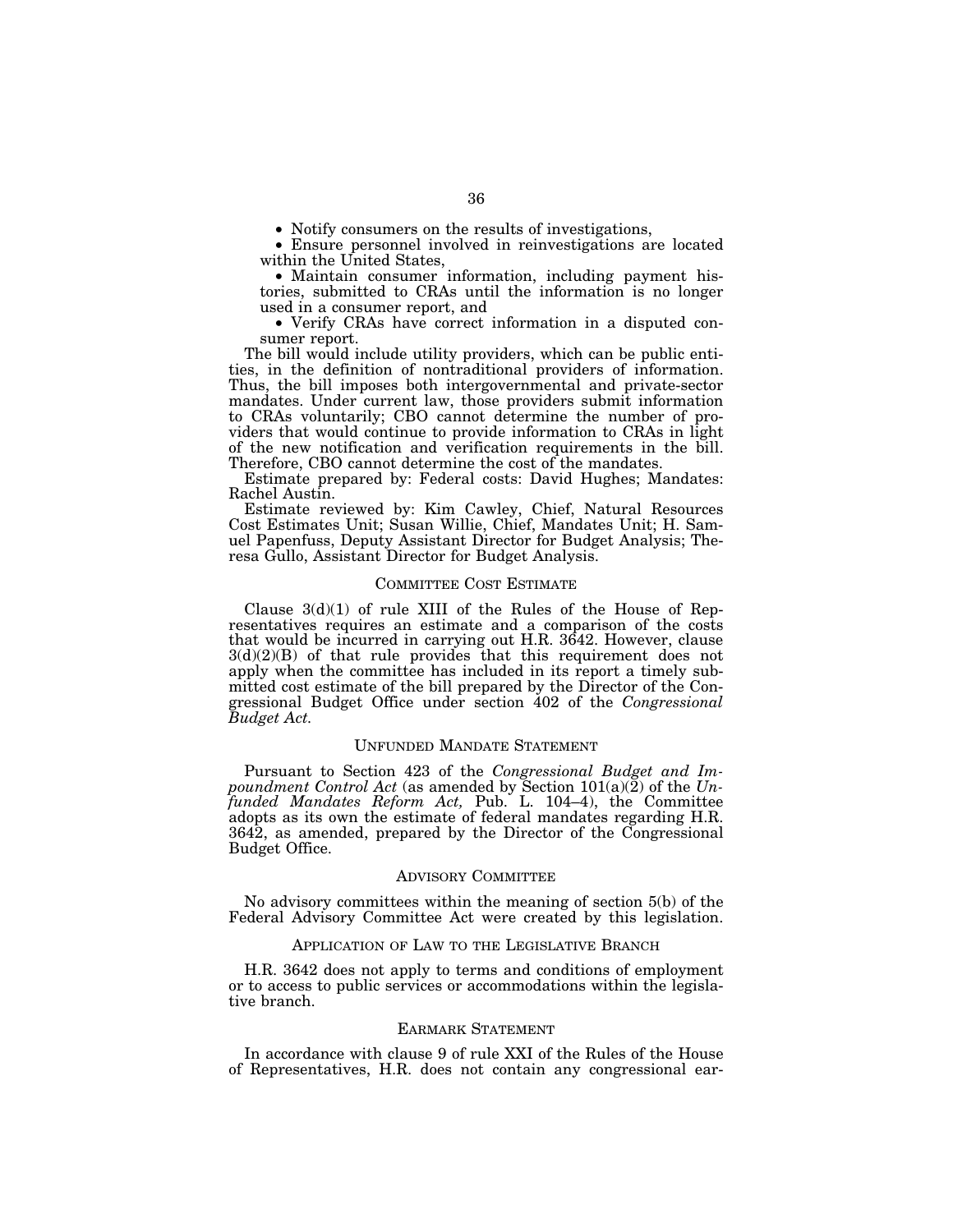- Notify consumers on the results of investigations,
- Ensure personnel involved in reinvestigations are located within the United States,
- Maintain consumer information, including payment histories, submitted to CRAs until the information is no longer used in a consumer report, and
- Verify CRAs have correct information in a disputed consumer report.

The bill would include utility providers, which can be public entities, in the definition of nontraditional providers of information. Thus, the bill imposes both intergovernmental and private-sector mandates. Under current law, those providers submit information to CRAs voluntarily; CBO cannot determine the number of providers that would continue to provide information to CRAs in light of the new notification and verification requirements in the bill. Therefore, CBO cannot determine the cost of the mandates.

Estimate prepared by: Federal costs: David Hughes; Mandates: Rachel Austin.

Estimate reviewed by: Kim Cawley, Chief, Natural Resources Cost Estimates Unit; Susan Willie, Chief, Mandates Unit; H. Samuel Papenfuss, Deputy Assistant Director for Budget Analysis; Theresa Gullo, Assistant Director for Budget Analysis.

## COMMITTEE COST ESTIMATE

Clause 3(d)(1) of rule XIII of the Rules of the House of Representatives requires an estimate and a comparison of the costs that would be incurred in carrying out H.R. 3642. However, clause 3(d)(2)(B) of that rule provides that this requirement does not apply when the committee has included in its report a timely submitted cost estimate of the bill prepared by the Director of the Congressional Budget Office under section 402 of the *Congressional Budget Act*.

## UNFUNDED MANDATE STATEMENT

Pursuant to Section 423 of the *Congressional Budget and Impoundment Control Act* (as amended by Section 101(a)(2) of the *Unfunded Mandates Reform Act,* Pub. L. 104–4), the Committee adopts as its own the estimate of federal mandates regarding H.R. 3642, as amended, prepared by the Director of the Congressional Budget Office.

## ADVISORY COMMITTEE

No advisory committees within the meaning of section 5(b) of the Federal Advisory Committee Act were created by this legislation.

## APPLICATION OF LAW TO THE LEGISLATIVE BRANCH

H.R. 3642 does not apply to terms and conditions of employment or to access to public services or accommodations within the legislative branch.

## EARMARK STATEMENT

In accordance with clause 9 of rule XXI of the Rules of the House of Representatives, H.R. does not contain any congressional ear-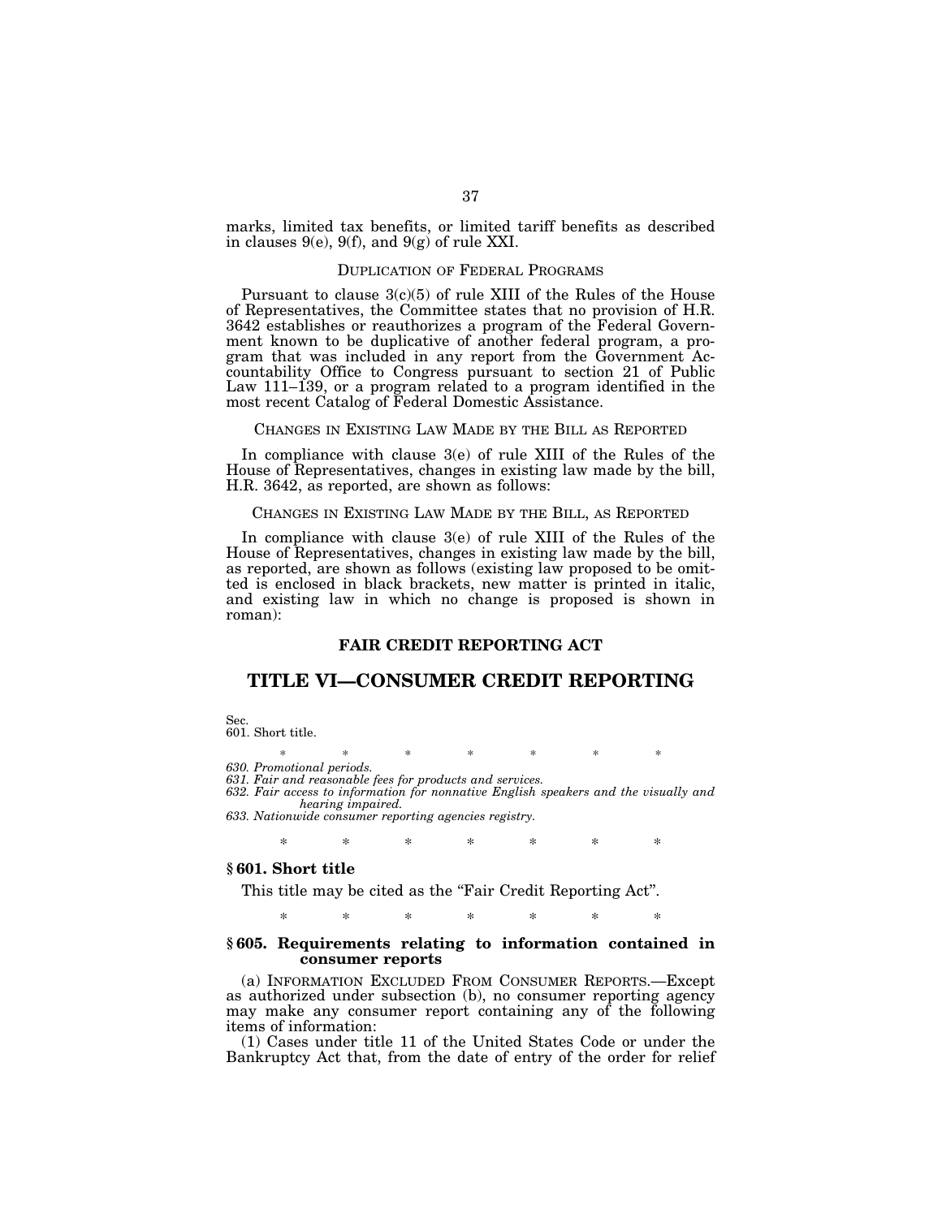marks, limited tax benefits, or limited tariff benefits as described in clauses 9(e), 9(f), and 9(g) of rule XXI.

DUPLICATION OF FEDERAL PROGRAMS

Pursuant to clause 3(c)(5) of rule XIII of the Rules of the House of Representatives, the Committee states that no provision of H.R. 3642 establishes or reauthorizes a program of the Federal Government known to be duplicative of another federal program, a program that was included in any report from the Government Accountability Office to Congress pursuant to section 21 of Public Law 111–139, or a program related to a program identified in the most recent Catalog of Federal Domestic Assistance.

CHANGES IN EXISTING LAW MADE BY THE BILL AS REPORTED

In compliance with clause 3(e) of rule XIII of the Rules of the House of Representatives, changes in existing law made by the bill, H.R. 3642, as reported, are shown as follows:

CHANGES IN EXISTING LAW MADE BY THE BILL, AS REPORTED

In compliance with clause 3(e) of rule XIII of the Rules of the House of Representatives, changes in existing law made by the bill, as reported, are shown as follows (existing law proposed to be omitted is enclosed in black brackets, new matter is printed in italic, and existing law in which no change is proposed is shown in roman):

**FAIR CREDIT REPORTING ACT**

# TITLE VI—CONSUMER CREDIT REPORTING

Sec.
601. Short title.

\* \* \* \* \* \* \*

*630. Promotional periods.*
*631. Fair and reasonable fees for products and services.*
*632. Fair access to information for nonnative English speakers and the visually and hearing impaired.*
*633. Nationwide consumer reporting agencies registry.*

\* \* \* \* \* \* \*

**§ 601. Short title**

This title may be cited as the "Fair Credit Reporting Act".

\* \* \* \* \* \* \*

**§ 605. Requirements relating to information contained in consumer reports**

(a) INFORMATION EXCLUDED FROM CONSUMER REPORTS.—Except as authorized under subsection (b), no consumer reporting agency may make any consumer report containing any of the following items of information:

(1) Cases under title 11 of the United States Code or under the Bankruptcy Act that, from the date of entry of the order for relief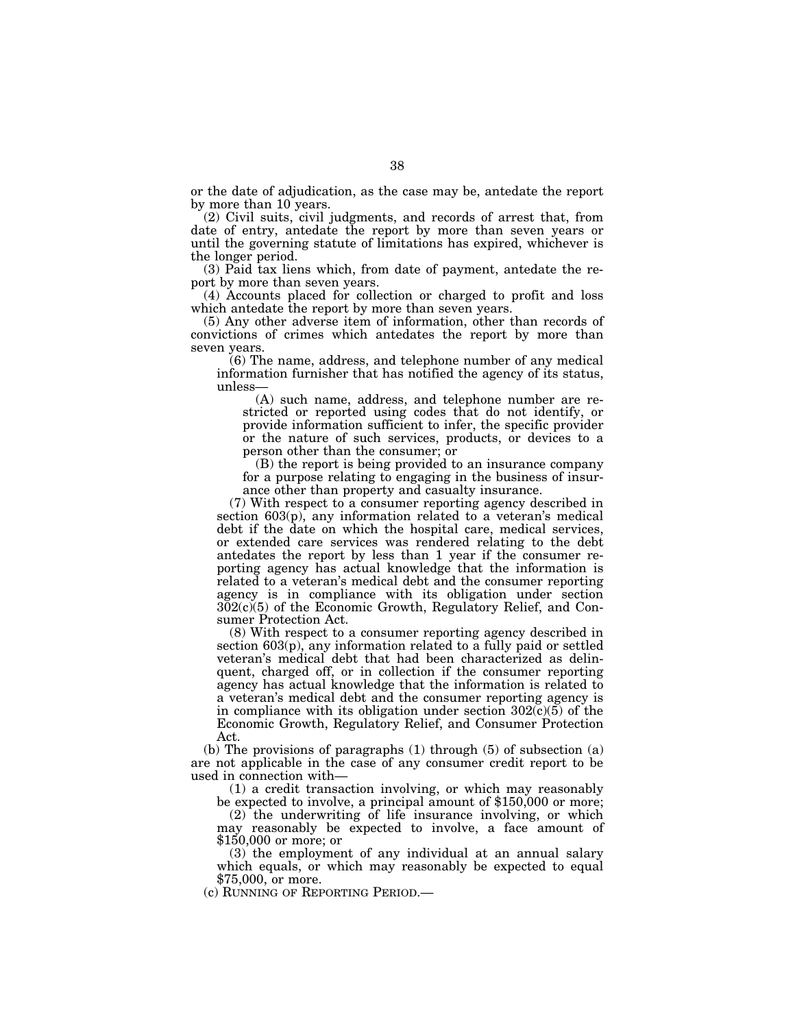or the date of adjudication, as the case may be, antedate the report by more than 10 years.

(2) Civil suits, civil judgments, and records of arrest that, from date of entry, antedate the report by more than seven years or until the governing statute of limitations has expired, whichever is the longer period.

(3) Paid tax liens which, from date of payment, antedate the report by more than seven years.

(4) Accounts placed for collection or charged to profit and loss which antedate the report by more than seven years.

(5) Any other adverse item of information, other than records of convictions of crimes which antedates the report by more than seven years.

(6) The name, address, and telephone number of any medical information furnisher that has notified the agency of its status, unless—

(A) such name, address, and telephone number are restricted or reported using codes that do not identify, or provide information sufficient to infer, the specific provider or the nature of such services, products, or devices to a person other than the consumer; or

(B) the report is being provided to an insurance company for a purpose relating to engaging in the business of insurance other than property and casualty insurance.

(7) With respect to a consumer reporting agency described in section 603(p), any information related to a veteran's medical debt if the date on which the hospital care, medical services, or extended care services was rendered relating to the debt antedates the report by less than 1 year if the consumer reporting agency has actual knowledge that the information is related to a veteran's medical debt and the consumer reporting agency is in compliance with its obligation under section 302(c)(5) of the Economic Growth, Regulatory Relief, and Consumer Protection Act.

(8) With respect to a consumer reporting agency described in section 603(p), any information related to a fully paid or settled veteran's medical debt that had been characterized as delinquent, charged off, or in collection if the consumer reporting agency has actual knowledge that the information is related to a veteran's medical debt and the consumer reporting agency is in compliance with its obligation under section 302(c)(5) of the Economic Growth, Regulatory Relief, and Consumer Protection Act.

(b) The provisions of paragraphs (1) through (5) of subsection (a) are not applicable in the case of any consumer credit report to be used in connection with—

(1) a credit transaction involving, or which may reasonably be expected to involve, a principal amount of $150,000 or more;

(2) the underwriting of life insurance involving, or which may reasonably be expected to involve, a face amount of $150,000 or more; or

(3) the employment of any individual at an annual salary which equals, or which may reasonably be expected to equal $75,000, or more.

(c) RUNNING OF REPORTING PERIOD.—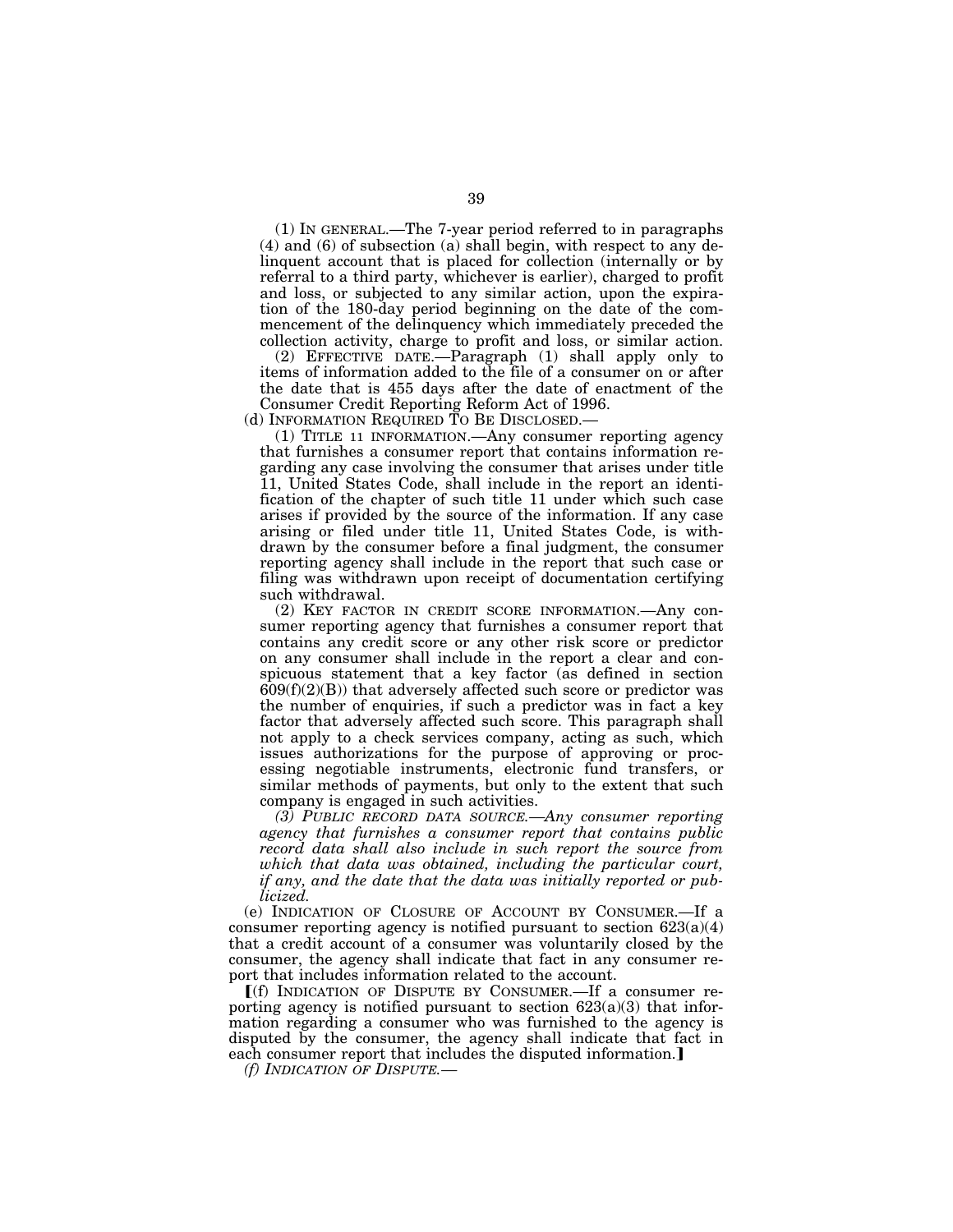(1) IN GENERAL.—The 7-year period referred to in paragraphs (4) and (6) of subsection (a) shall begin, with respect to any delinquent account that is placed for collection (internally or by referral to a third party, whichever is earlier), charged to profit and loss, or subjected to any similar action, upon the expiration of the 180-day period beginning on the date of the commencement of the delinquency which immediately preceded the collection activity, charge to profit and loss, or similar action.

(2) EFFECTIVE DATE.—Paragraph (1) shall apply only to items of information added to the file of a consumer on or after the date that is 455 days after the date of enactment of the Consumer Credit Reporting Reform Act of 1996.

(d) INFORMATION REQUIRED TO BE DISCLOSED.—

(1) TITLE 11 INFORMATION.—Any consumer reporting agency that furnishes a consumer report that contains information regarding any case involving the consumer that arises under title 11, United States Code, shall include in the report an identification of the chapter of such title 11 under which such case arises if provided by the source of the information. If any case arising or filed under title 11, United States Code, is withdrawn by the consumer before a final judgment, the consumer reporting agency shall include in the report that such case or filing was withdrawn upon receipt of documentation certifying such withdrawal.

(2) KEY FACTOR IN CREDIT SCORE INFORMATION.—Any consumer reporting agency that furnishes a consumer report that contains any credit score or any other risk score or predictor on any consumer shall include in the report a clear and conspicuous statement that a key factor (as defined in section 609(f)(2)(B)) that adversely affected such score or predictor was the number of enquiries, if such a predictor was in fact a key factor that adversely affected such score. This paragraph shall not apply to a check services company, acting as such, which issues authorizations for the purpose of approving or processing negotiable instruments, electronic fund transfers, or similar methods of payments, but only to the extent that such company is engaged in such activities.

*(3) PUBLIC RECORD DATA SOURCE.—Any consumer reporting agency that furnishes a consumer report that contains public record data shall also include in such report the source from which that data was obtained, including the particular court, if any, and the date that the data was initially reported or publicized.*

(e) INDICATION OF CLOSURE OF ACCOUNT BY CONSUMER.—If a consumer reporting agency is notified pursuant to section 623(a)(4) that a credit account of a consumer was voluntarily closed by the consumer, the agency shall indicate that fact in any consumer report that includes information related to the account.

[(f) INDICATION OF DISPUTE BY CONSUMER.—If a consumer reporting agency is notified pursuant to section 623(a)(3) that information regarding a consumer who was furnished to the agency is disputed by the consumer, the agency shall indicate that fact in each consumer report that includes the disputed information.]

*(f) INDICATION OF DISPUTE.—*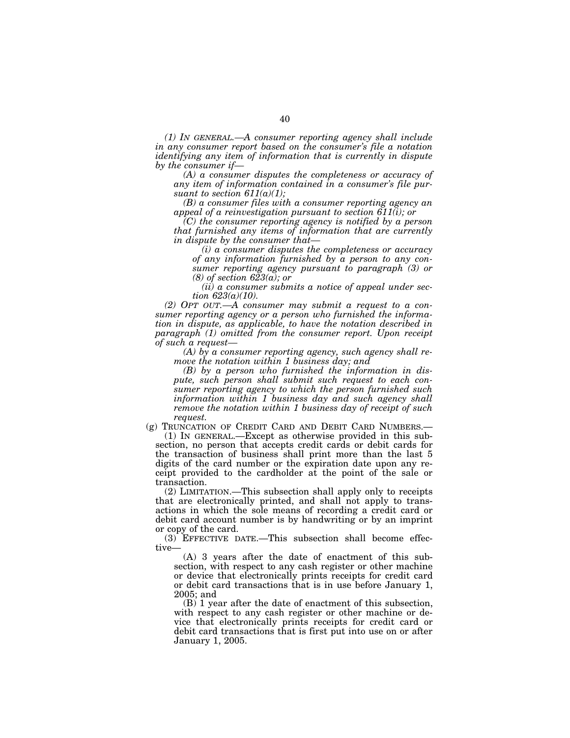*(1) IN GENERAL.—A consumer reporting agency shall include in any consumer report based on the consumer's file a notation identifying any item of information that is currently in dispute by the consumer if—*

*(A) a consumer disputes the completeness or accuracy of any item of information contained in a consumer's file pursuant to section 611(a)(1);*

*(B) a consumer files with a consumer reporting agency an appeal of a reinvestigation pursuant to section 611(i); or*

*(C) the consumer reporting agency is notified by a person that furnished any items of information that are currently in dispute by the consumer that—*

*(i) a consumer disputes the completeness or accuracy of any information furnished by a person to any consumer reporting agency pursuant to paragraph (3) or (8) of section 623(a); or*

*(ii) a consumer submits a notice of appeal under section 623(a)(10).*

*(2) OPT OUT.—A consumer may submit a request to a consumer reporting agency or a person who furnished the information in dispute, as applicable, to have the notation described in paragraph (1) omitted from the consumer report. Upon receipt of such a request—*

*(A) by a consumer reporting agency, such agency shall remove the notation within 1 business day; and*

*(B) by a person who furnished the information in dispute, such person shall submit such request to each consumer reporting agency to which the person furnished such information within 1 business day and such agency shall remove the notation within 1 business day of receipt of such request.*

(g) TRUNCATION OF CREDIT CARD AND DEBIT CARD NUMBERS.—

(1) IN GENERAL.—Except as otherwise provided in this subsection, no person that accepts credit cards or debit cards for the transaction of business shall print more than the last 5 digits of the card number or the expiration date upon any receipt provided to the cardholder at the point of the sale or transaction.

(2) LIMITATION.—This subsection shall apply only to receipts that are electronically printed, and shall not apply to transactions in which the sole means of recording a credit card or debit card account number is by handwriting or by an imprint or copy of the card.

(3) EFFECTIVE DATE.—This subsection shall become effective—

(A) 3 years after the date of enactment of this subsection, with respect to any cash register or other machine or device that electronically prints receipts for credit card or debit card transactions that is in use before January 1, 2005; and

(B) 1 year after the date of enactment of this subsection, with respect to any cash register or other machine or device that electronically prints receipts for credit card or debit card transactions that is first put into use on or after January 1, 2005.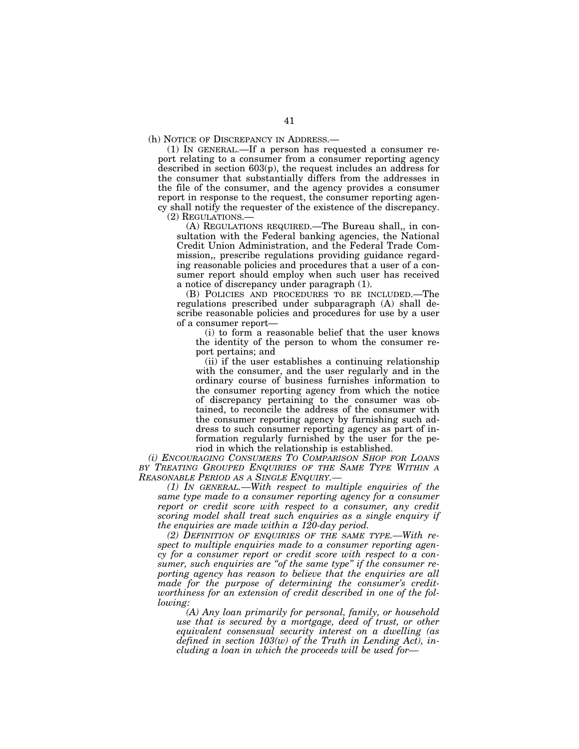(h) NOTICE OF DISCREPANCY IN ADDRESS.—

(1) IN GENERAL.—If a person has requested a consumer report relating to a consumer from a consumer reporting agency described in section 603(p), the request includes an address for the consumer that substantially differs from the addresses in the file of the consumer, and the agency provides a consumer report in response to the request, the consumer reporting agency shall notify the requester of the existence of the discrepancy.

(2) REGULATIONS.—

(A) REGULATIONS REQUIRED.—The Bureau shall,, in consultation with the Federal banking agencies, the National Credit Union Administration, and the Federal Trade Commission,, prescribe regulations providing guidance regarding reasonable policies and procedures that a user of a consumer report should employ when such user has received a notice of discrepancy under paragraph (1).

(B) POLICIES AND PROCEDURES TO BE INCLUDED.—The regulations prescribed under subparagraph (A) shall describe reasonable policies and procedures for use by a user of a consumer report—

(i) to form a reasonable belief that the user knows the identity of the person to whom the consumer report pertains; and

(ii) if the user establishes a continuing relationship with the consumer, and the user regularly and in the ordinary course of business furnishes information to the consumer reporting agency from which the notice of discrepancy pertaining to the consumer was obtained, to reconcile the address of the consumer with the consumer reporting agency by furnishing such address to such consumer reporting agency as part of information regularly furnished by the user for the period in which the relationship is established.

*(i) ENCOURAGING CONSUMERS TO COMPARISON SHOP FOR LOANS BY TREATING GROUPED ENQUIRIES OF THE SAME TYPE WITHIN A REASONABLE PERIOD AS A SINGLE ENQUIRY.—*

*(1) IN GENERAL.—With respect to multiple enquiries of the same type made to a consumer reporting agency for a consumer report or credit score with respect to a consumer, any credit scoring model shall treat such enquiries as a single enquiry if the enquiries are made within a 120-day period.*

*(2) DEFINITION OF ENQUIRIES OF THE SAME TYPE.—With respect to multiple enquiries made to a consumer reporting agency for a consumer report or credit score with respect to a consumer, such enquiries are "of the same type" if the consumer reporting agency has reason to believe that the enquiries are all made for the purpose of determining the consumer's creditworthiness for an extension of credit described in one of the following:*

*(A) Any loan primarily for personal, family, or household use that is secured by a mortgage, deed of trust, or other equivalent consensual security interest on a dwelling (as defined in section 103(w) of the Truth in Lending Act), including a loan in which the proceeds will be used for—*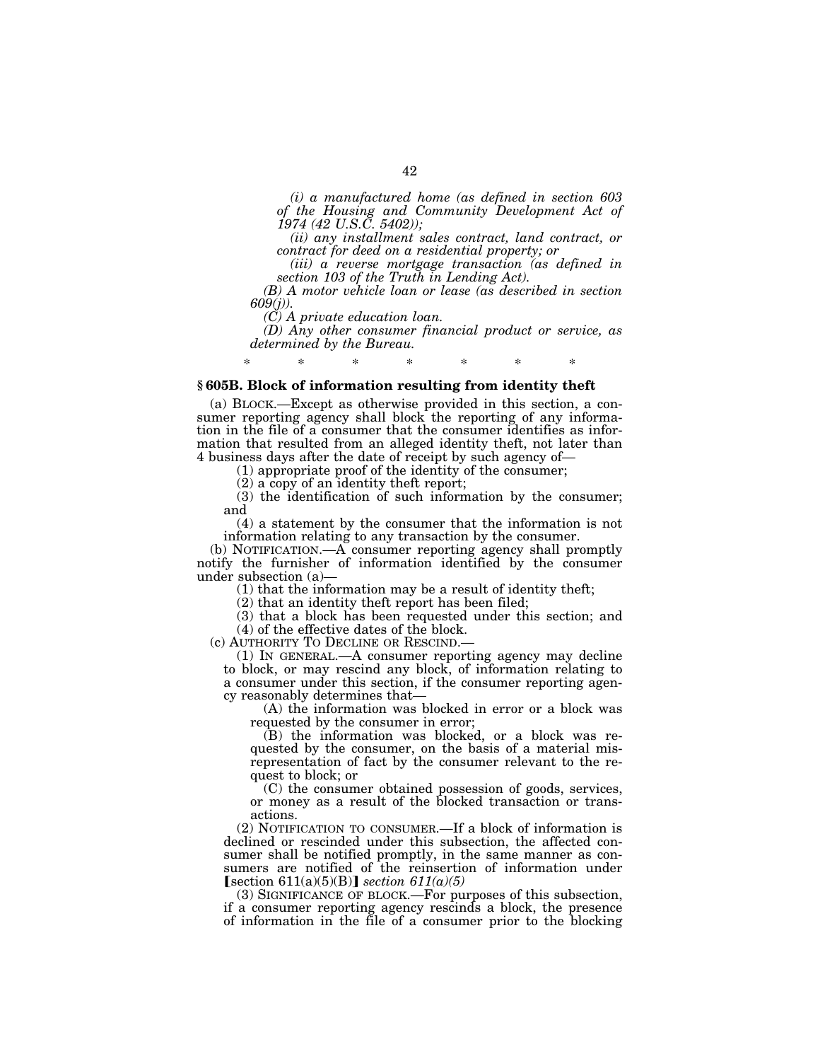*(i) a manufactured home (as defined in section 603 of the Housing and Community Development Act of 1974 (42 U.S.C. 5402));*

*(ii) any installment sales contract, land contract, or contract for deed on a residential property; or*

*(iii) a reverse mortgage transaction (as defined in section 103 of the Truth in Lending Act).*

*(B) A motor vehicle loan or lease (as described in section 609(j)).*

*(C) A private education loan.*

*(D) Any other consumer financial product or service, as determined by the Bureau.*

\* \* \* \* \* \* \*

### § 605B. Block of information resulting from identity theft

(a) BLOCK.—Except as otherwise provided in this section, a consumer reporting agency shall block the reporting of any information in the file of a consumer that the consumer identifies as information that resulted from an alleged identity theft, not later than 4 business days after the date of receipt by such agency of—

(1) appropriate proof of the identity of the consumer;

(2) a copy of an identity theft report;

(3) the identification of such information by the consumer; and

(4) a statement by the consumer that the information is not information relating to any transaction by the consumer.

(b) NOTIFICATION.—A consumer reporting agency shall promptly notify the furnisher of information identified by the consumer under subsection (a)—

(1) that the information may be a result of identity theft;

(2) that an identity theft report has been filed;

(3) that a block has been requested under this section; and

(4) of the effective dates of the block.

(c) AUTHORITY TO DECLINE OR RESCIND.—

(1) IN GENERAL.—A consumer reporting agency may decline to block, or may rescind any block, of information relating to a consumer under this section, if the consumer reporting agency reasonably determines that—

(A) the information was blocked in error or a block was requested by the consumer in error;

(B) the information was blocked, or a block was requested by the consumer, on the basis of a material misrepresentation of fact by the consumer relevant to the request to block; or

(C) the consumer obtained possession of goods, services, or money as a result of the blocked transaction or transactions.

(2) NOTIFICATION TO CONSUMER.—If a block of information is declined or rescinded under this subsection, the affected consumer shall be notified promptly, in the same manner as consumers are notified of the reinsertion of information under **[**section 611(a)(5)(B)**]** *section 611(a)(5)*

(3) SIGNIFICANCE OF BLOCK.—For purposes of this subsection, if a consumer reporting agency rescinds a block, the presence of information in the file of a consumer prior to the blocking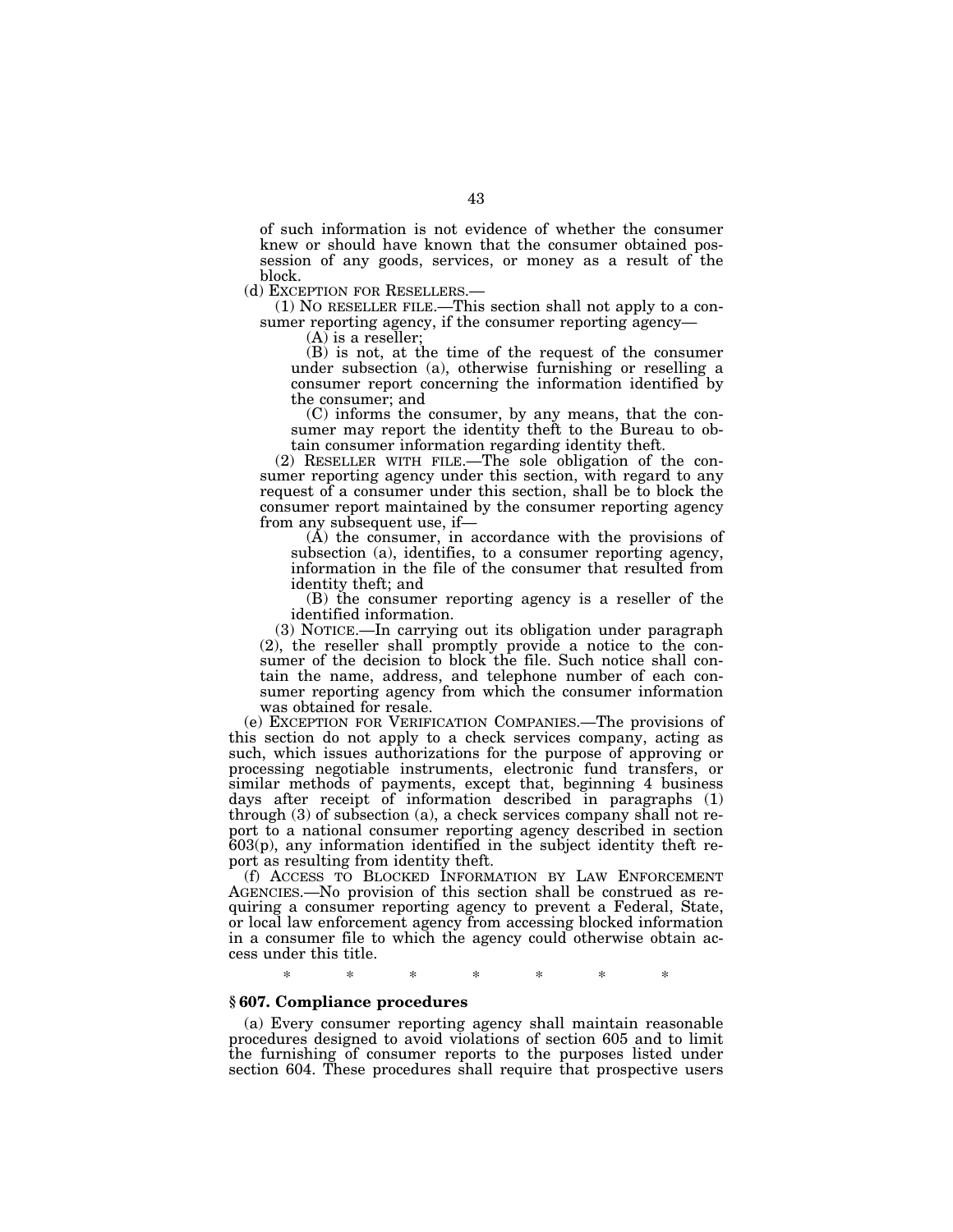of such information is not evidence of whether the consumer knew or should have known that the consumer obtained possession of any goods, services, or money as a result of the block.

(d) EXCEPTION FOR RESELLERS.—

(1) NO RESELLER FILE.—This section shall not apply to a consumer reporting agency, if the consumer reporting agency—

(A) is a reseller;

(B) is not, at the time of the request of the consumer under subsection (a), otherwise furnishing or reselling a consumer report concerning the information identified by the consumer; and

(C) informs the consumer, by any means, that the consumer may report the identity theft to the Bureau to obtain consumer information regarding identity theft.

(2) RESELLER WITH FILE.—The sole obligation of the consumer reporting agency under this section, with regard to any request of a consumer under this section, shall be to block the consumer report maintained by the consumer reporting agency from any subsequent use, if—

(A) the consumer, in accordance with the provisions of subsection (a), identifies, to a consumer reporting agency, information in the file of the consumer that resulted from identity theft; and

(B) the consumer reporting agency is a reseller of the identified information.

(3) NOTICE.—In carrying out its obligation under paragraph (2), the reseller shall promptly provide a notice to the consumer of the decision to block the file. Such notice shall contain the name, address, and telephone number of each consumer reporting agency from which the consumer information was obtained for resale.

(e) EXCEPTION FOR VERIFICATION COMPANIES.—The provisions of this section do not apply to a check services company, acting as such, which issues authorizations for the purpose of approving or processing negotiable instruments, electronic fund transfers, or similar methods of payments, except that, beginning 4 business days after receipt of information described in paragraphs (1) through (3) of subsection (a), a check services company shall not report to a national consumer reporting agency described in section 603(p), any information identified in the subject identity theft report as resulting from identity theft.

(f) ACCESS TO BLOCKED INFORMATION BY LAW ENFORCEMENT AGENCIES.—No provision of this section shall be construed as requiring a consumer reporting agency to prevent a Federal, State, or local law enforcement agency from accessing blocked information in a consumer file to which the agency could otherwise obtain access under this title.

\* \* \* \* \* \* \*

### § 607. Compliance procedures

(a) Every consumer reporting agency shall maintain reasonable procedures designed to avoid violations of section 605 and to limit the furnishing of consumer reports to the purposes listed under section 604. These procedures shall require that prospective users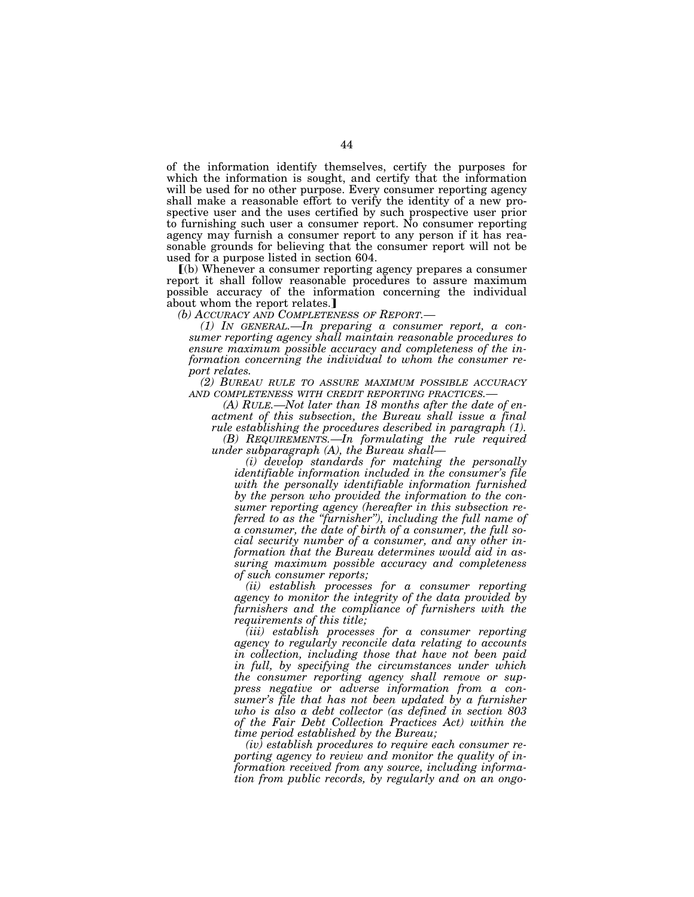of the information identify themselves, certify the purposes for which the information is sought, and certify that the information will be used for no other purpose. Every consumer reporting agency shall make a reasonable effort to verify the identity of a new prospective user and the uses certified by such prospective user prior to furnishing such user a consumer report. No consumer reporting agency may furnish a consumer report to any person if it has reasonable grounds for believing that the consumer report will not be used for a purpose listed in section 604.

【(b) Whenever a consumer reporting agency prepares a consumer report it shall follow reasonable procedures to assure maximum possible accuracy of the information concerning the individual about whom the report relates.】

*(b) ACCURACY AND COMPLETENESS OF REPORT.—*

*(1) IN GENERAL.—In preparing a consumer report, a consumer reporting agency shall maintain reasonable procedures to ensure maximum possible accuracy and completeness of the information concerning the individual to whom the consumer report relates.*

*(2) BUREAU RULE TO ASSURE MAXIMUM POSSIBLE ACCURACY AND COMPLETENESS WITH CREDIT REPORTING PRACTICES.—*

*(A) RULE.—Not later than 18 months after the date of enactment of this subsection, the Bureau shall issue a final rule establishing the procedures described in paragraph (1).*

*(B) REQUIREMENTS.—In formulating the rule required under subparagraph (A), the Bureau shall—*

*(i) develop standards for matching the personally identifiable information included in the consumer's file with the personally identifiable information furnished by the person who provided the information to the consumer reporting agency (hereafter in this subsection referred to as the "furnisher"), including the full name of a consumer, the date of birth of a consumer, the full social security number of a consumer, and any other information that the Bureau determines would aid in assuring maximum possible accuracy and completeness of such consumer reports;*

*(ii) establish processes for a consumer reporting agency to monitor the integrity of the data provided by furnishers and the compliance of furnishers with the requirements of this title;*

*(iii) establish processes for a consumer reporting agency to regularly reconcile data relating to accounts in collection, including those that have not been paid in full, by specifying the circumstances under which the consumer reporting agency shall remove or suppress negative or adverse information from a consumer's file that has not been updated by a furnisher who is also a debt collector (as defined in section 803 of the Fair Debt Collection Practices Act) within the time period established by the Bureau;*

*(iv) establish procedures to require each consumer reporting agency to review and monitor the quality of information received from any source, including information from public records, by regularly and on an ongo-*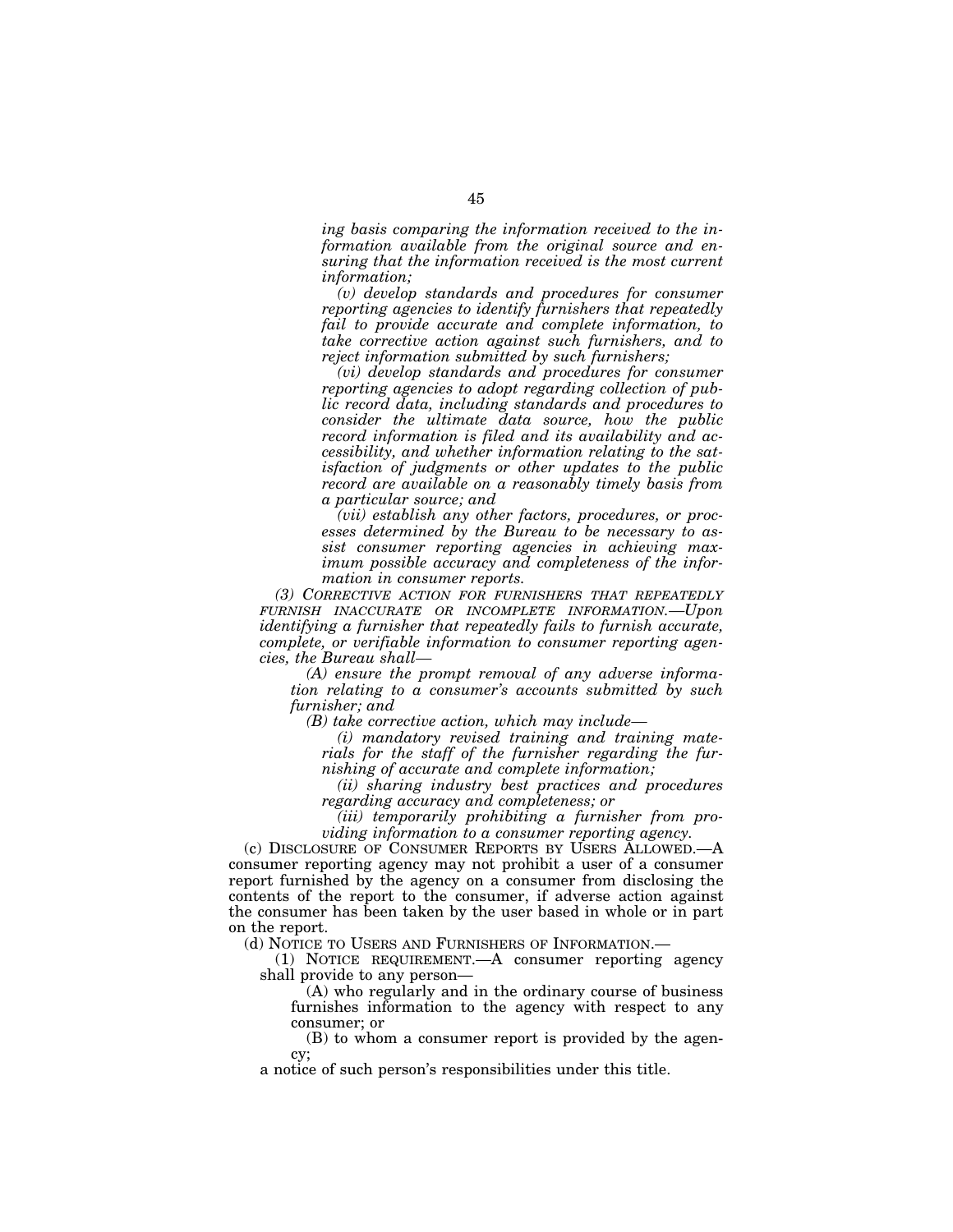*ing basis comparing the information received to the information available from the original source and ensuring that the information received is the most current information;*

*(v) develop standards and procedures for consumer reporting agencies to identify furnishers that repeatedly fail to provide accurate and complete information, to take corrective action against such furnishers, and to reject information submitted by such furnishers;*

*(vi) develop standards and procedures for consumer reporting agencies to adopt regarding collection of public record data, including standards and procedures to consider the ultimate data source, how the public record information is filed and its availability and accessibility, and whether information relating to the satisfaction of judgments or other updates to the public record are available on a reasonably timely basis from a particular source; and*

*(vii) establish any other factors, procedures, or processes determined by the Bureau to be necessary to assist consumer reporting agencies in achieving maximum possible accuracy and completeness of the information in consumer reports.*

*(3) CORRECTIVE ACTION FOR FURNISHERS THAT REPEATEDLY FURNISH INACCURATE OR INCOMPLETE INFORMATION.—Upon identifying a furnisher that repeatedly fails to furnish accurate, complete, or verifiable information to consumer reporting agencies, the Bureau shall—*

*(A) ensure the prompt removal of any adverse information relating to a consumer's accounts submitted by such furnisher; and*

*(B) take corrective action, which may include—*

*(i) mandatory revised training and training materials for the staff of the furnisher regarding the furnishing of accurate and complete information;*

*(ii) sharing industry best practices and procedures regarding accuracy and completeness; or*

*(iii) temporarily prohibiting a furnisher from providing information to a consumer reporting agency.*

(c) DISCLOSURE OF CONSUMER REPORTS BY USERS ALLOWED.—A consumer reporting agency may not prohibit a user of a consumer report furnished by the agency on a consumer from disclosing the contents of the report to the consumer, if adverse action against the consumer has been taken by the user based in whole or in part on the report.

(d) NOTICE TO USERS AND FURNISHERS OF INFORMATION.—

(1) NOTICE REQUIREMENT.—A consumer reporting agency shall provide to any person—

(A) who regularly and in the ordinary course of business furnishes information to the agency with respect to any consumer; or

(B) to whom a consumer report is provided by the agency;

a notice of such person's responsibilities under this title.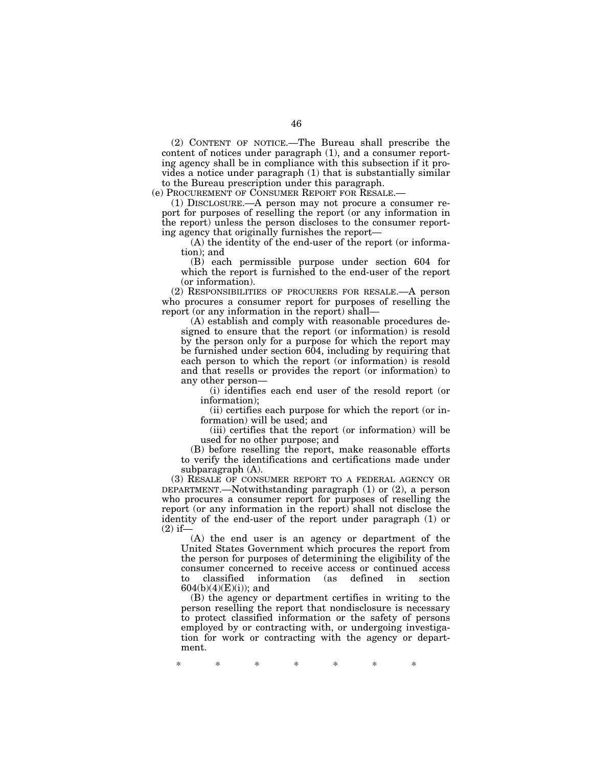(2) CONTENT OF NOTICE.—The Bureau shall prescribe the content of notices under paragraph (1), and a consumer reporting agency shall be in compliance with this subsection if it provides a notice under paragraph (1) that is substantially similar to the Bureau prescription under this paragraph.

(e) PROCUREMENT OF CONSUMER REPORT FOR RESALE.—

(1) DISCLOSURE.—A person may not procure a consumer report for purposes of reselling the report (or any information in the report) unless the person discloses to the consumer reporting agency that originally furnishes the report—

(A) the identity of the end-user of the report (or information); and

(B) each permissible purpose under section 604 for which the report is furnished to the end-user of the report (or information).

(2) RESPONSIBILITIES OF PROCURERS FOR RESALE.—A person who procures a consumer report for purposes of reselling the report (or any information in the report) shall—

(A) establish and comply with reasonable procedures designed to ensure that the report (or information) is resold by the person only for a purpose for which the report may be furnished under section 604, including by requiring that each person to which the report (or information) is resold and that resells or provides the report (or information) to any other person—

(i) identifies each end user of the resold report (or information);

(ii) certifies each purpose for which the report (or information) will be used; and

(iii) certifies that the report (or information) will be used for no other purpose; and

(B) before reselling the report, make reasonable efforts to verify the identifications and certifications made under subparagraph (A).

(3) RESALE OF CONSUMER REPORT TO A FEDERAL AGENCY OR DEPARTMENT.—Notwithstanding paragraph (1) or (2), a person who procures a consumer report for purposes of reselling the report (or any information in the report) shall not disclose the identity of the end-user of the report under paragraph (1) or (2) if—

(A) the end user is an agency or department of the United States Government which procures the report from the person for purposes of determining the eligibility of the consumer concerned to receive access or continued access to classified information (as defined in section 604(b)(4)(E)(i)); and

(B) the agency or department certifies in writing to the person reselling the report that nondisclosure is necessary to protect classified information or the safety of persons employed by or contracting with, or undergoing investigation for work or contracting with the agency or department.

\* \* \* \* \* \* \*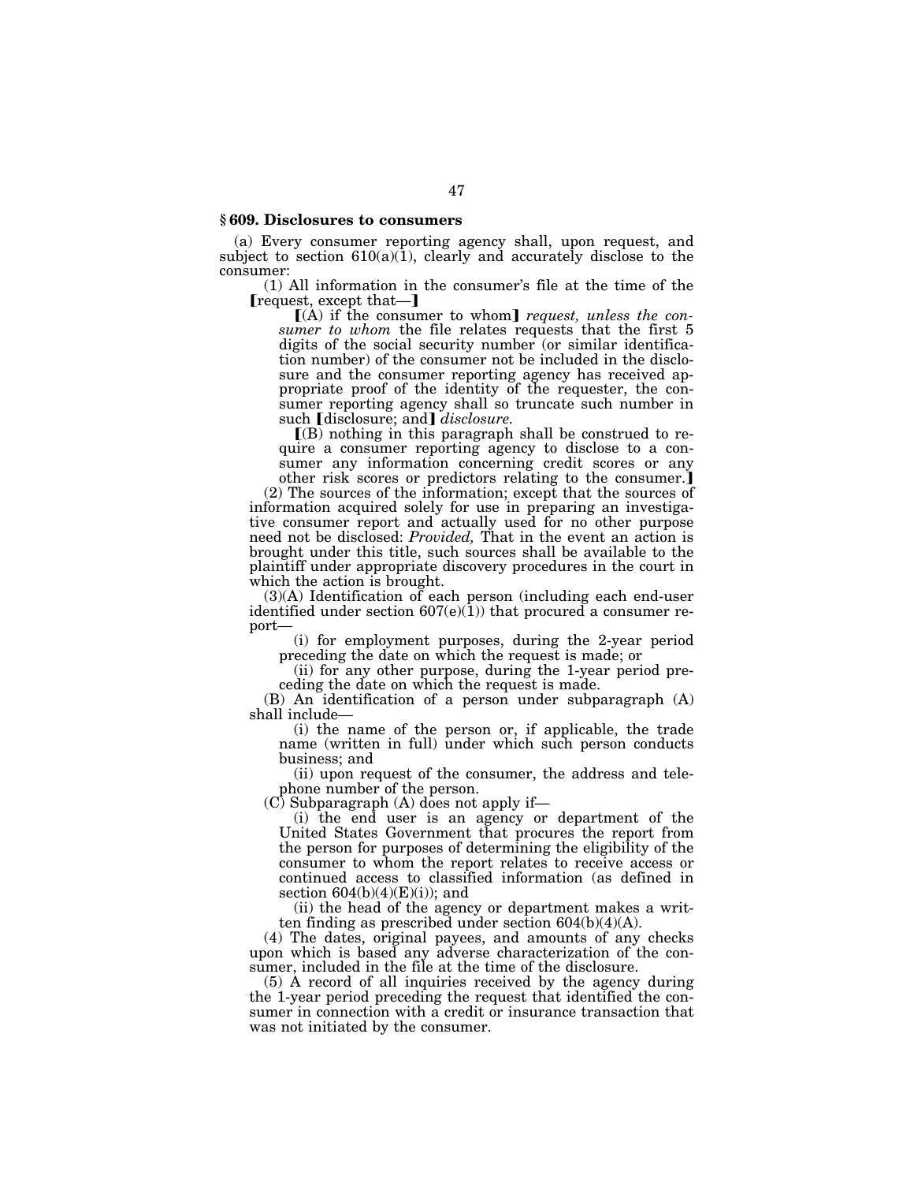**§ 609. Disclosures to consumers**

(a) Every consumer reporting agency shall, upon request, and subject to section 610(a)(1), clearly and accurately disclose to the consumer:

(1) All information in the consumer's file at the time of the [request, except that—]

[(A) if the consumer to whom] *request, unless the consumer to whom* the file relates requests that the first 5 digits of the social security number (or similar identification number) of the consumer not be included in the disclosure and the consumer reporting agency has received appropriate proof of the identity of the requester, the consumer reporting agency shall so truncate such number in such [disclosure; and] *disclosure.*

[(B) nothing in this paragraph shall be construed to require a consumer reporting agency to disclose to a consumer any information concerning credit scores or any other risk scores or predictors relating to the consumer.]

(2) The sources of the information; except that the sources of information acquired solely for use in preparing an investigative consumer report and actually used for no other purpose need not be disclosed: *Provided,* That in the event an action is brought under this title, such sources shall be available to the plaintiff under appropriate discovery procedures in the court in which the action is brought.

(3)(A) Identification of each person (including each end-user identified under section 607(e)(1)) that procured a consumer report—

(i) for employment purposes, during the 2-year period preceding the date on which the request is made; or

(ii) for any other purpose, during the 1-year period preceding the date on which the request is made.

(B) An identification of a person under subparagraph (A) shall include—

(i) the name of the person or, if applicable, the trade name (written in full) under which such person conducts business; and

(ii) upon request of the consumer, the address and telephone number of the person.

(C) Subparagraph (A) does not apply if—

(i) the end user is an agency or department of the United States Government that procures the report from the person for purposes of determining the eligibility of the consumer to whom the report relates to receive access or continued access to classified information (as defined in section 604(b)(4)(E)(i)); and

(ii) the head of the agency or department makes a written finding as prescribed under section 604(b)(4)(A).

(4) The dates, original payees, and amounts of any checks upon which is based any adverse characterization of the consumer, included in the file at the time of the disclosure.

(5) A record of all inquiries received by the agency during the 1-year period preceding the request that identified the consumer in connection with a credit or insurance transaction that was not initiated by the consumer.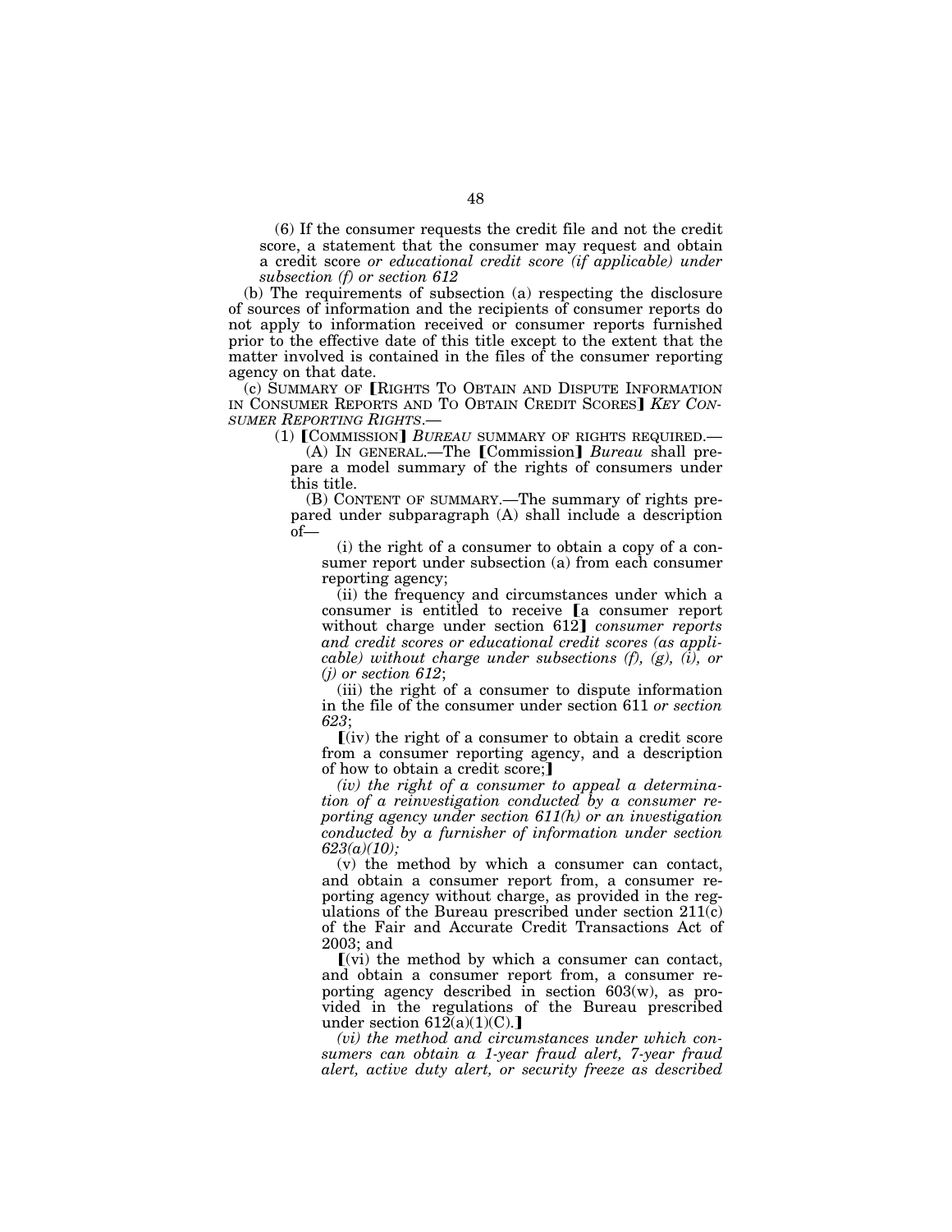(6) If the consumer requests the credit file and not the credit score, a statement that the consumer may request and obtain a credit score *or educational credit score (if applicable) under subsection (f) or section 612*

(b) The requirements of subsection (a) respecting the disclosure of sources of information and the recipients of consumer reports do not apply to information received or consumer reports furnished prior to the effective date of this title except to the extent that the matter involved is contained in the files of the consumer reporting agency on that date.

(c) SUMMARY OF ⟦RIGHTS TO OBTAIN AND DISPUTE INFORMATION IN CONSUMER REPORTS AND TO OBTAIN CREDIT SCORES⟧ *KEY CONSUMER REPORTING RIGHTS*.—

(1) ⟦COMMISSION⟧ *BUREAU* SUMMARY OF RIGHTS REQUIRED.—

(A) IN GENERAL.—The ⟦Commission⟧ *Bureau* shall prepare a model summary of the rights of consumers under this title.

(B) CONTENT OF SUMMARY.—The summary of rights prepared under subparagraph (A) shall include a description of—

(i) the right of a consumer to obtain a copy of a consumer report under subsection (a) from each consumer reporting agency;

(ii) the frequency and circumstances under which a consumer is entitled to receive ⟦a consumer report without charge under section 612⟧ *consumer reports and credit scores or educational credit scores (as applicable) without charge under subsections (f), (g), (i), or (j) or section 612*;

(iii) the right of a consumer to dispute information in the file of the consumer under section 611 *or section 623*;

⟦(iv) the right of a consumer to obtain a credit score from a consumer reporting agency, and a description of how to obtain a credit score;⟧

*(iv) the right of a consumer to appeal a determination of a reinvestigation conducted by a consumer reporting agency under section 611(h) or an investigation conducted by a furnisher of information under section 623(a)(10);*

(v) the method by which a consumer can contact, and obtain a consumer report from, a consumer reporting agency without charge, as provided in the regulations of the Bureau prescribed under section 211(c) of the Fair and Accurate Credit Transactions Act of 2003; and

⟦(vi) the method by which a consumer can contact, and obtain a consumer report from, a consumer reporting agency described in section 603(w), as provided in the regulations of the Bureau prescribed under section 612(a)(1)(C).⟧

*(vi) the method and circumstances under which consumers can obtain a 1-year fraud alert, 7-year fraud alert, active duty alert, or security freeze as described*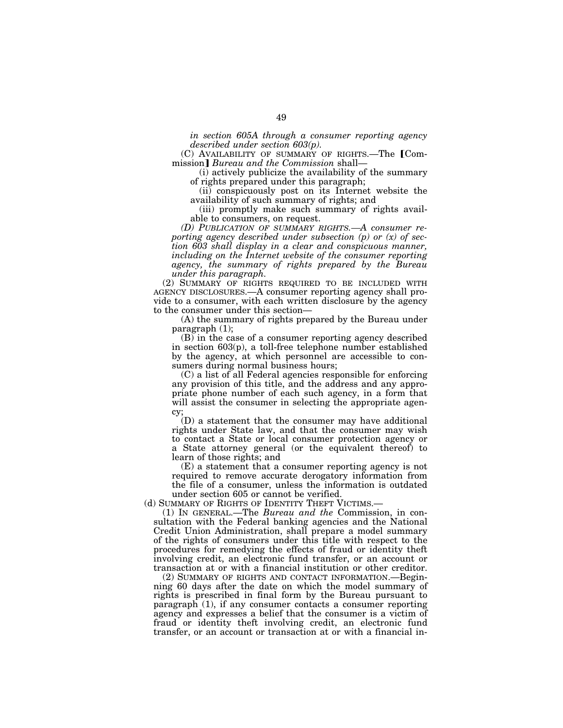*in section 605A through a consumer reporting agency described under section 603(p).*

(C) AVAILABILITY OF SUMMARY OF RIGHTS.—The [Commission] *Bureau and the Commission* shall—

(i) actively publicize the availability of the summary of rights prepared under this paragraph;

(ii) conspicuously post on its Internet website the availability of such summary of rights; and

(iii) promptly make such summary of rights available to consumers, on request.

*(D) PUBLICATION OF SUMMARY RIGHTS.—A consumer reporting agency described under subsection (p) or (x) of section 603 shall display in a clear and conspicuous manner, including on the Internet website of the consumer reporting agency, the summary of rights prepared by the Bureau under this paragraph.*

(2) SUMMARY OF RIGHTS REQUIRED TO BE INCLUDED WITH AGENCY DISCLOSURES.—A consumer reporting agency shall provide to a consumer, with each written disclosure by the agency to the consumer under this section—

(A) the summary of rights prepared by the Bureau under paragraph (1);

(B) in the case of a consumer reporting agency described in section 603(p), a toll-free telephone number established by the agency, at which personnel are accessible to consumers during normal business hours;

(C) a list of all Federal agencies responsible for enforcing any provision of this title, and the address and any appropriate phone number of each such agency, in a form that will assist the consumer in selecting the appropriate agency;

(D) a statement that the consumer may have additional rights under State law, and that the consumer may wish to contact a State or local consumer protection agency or a State attorney general (or the equivalent thereof) to learn of those rights; and

(E) a statement that a consumer reporting agency is not required to remove accurate derogatory information from the file of a consumer, unless the information is outdated under section 605 or cannot be verified.

(d) SUMMARY OF RIGHTS OF IDENTITY THEFT VICTIMS.—

(1) IN GENERAL.—The *Bureau and the* Commission, in consultation with the Federal banking agencies and the National Credit Union Administration, shall prepare a model summary of the rights of consumers under this title with respect to the procedures for remedying the effects of fraud or identity theft involving credit, an electronic fund transfer, or an account or transaction at or with a financial institution or other creditor.

(2) SUMMARY OF RIGHTS AND CONTACT INFORMATION.—Beginning 60 days after the date on which the model summary of rights is prescribed in final form by the Bureau pursuant to paragraph (1), if any consumer contacts a consumer reporting agency and expresses a belief that the consumer is a victim of fraud or identity theft involving credit, an electronic fund transfer, or an account or transaction at or with a financial in-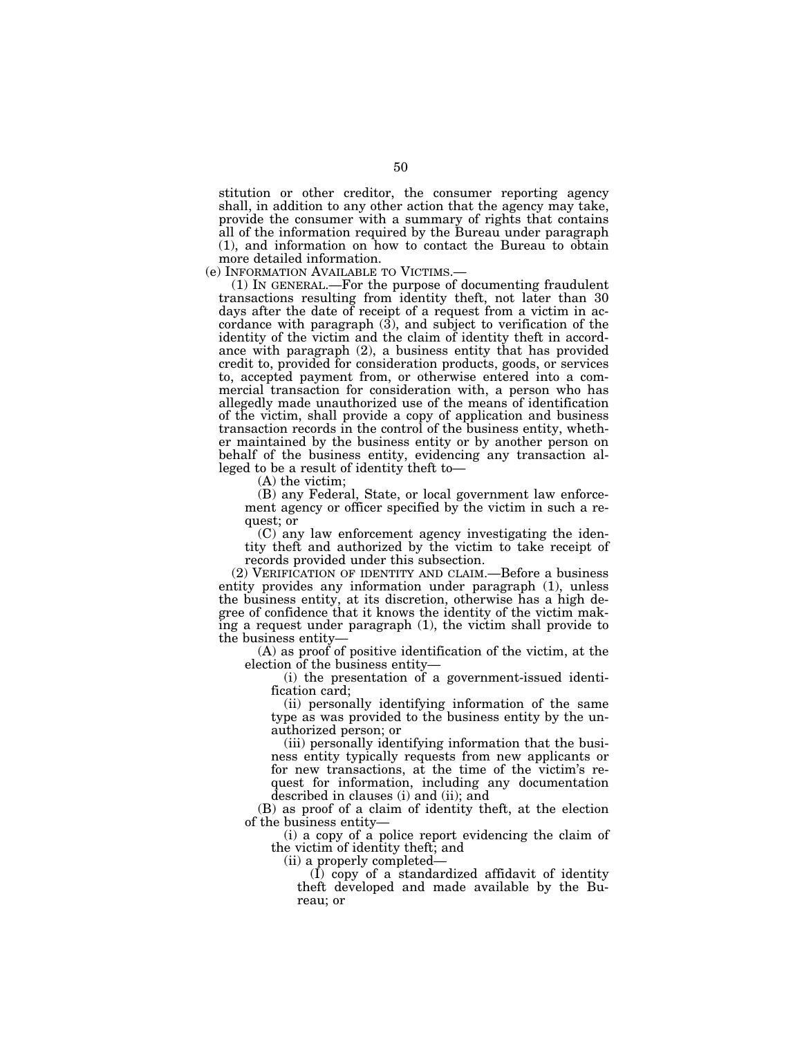stitution or other creditor, the consumer reporting agency shall, in addition to any other action that the agency may take, provide the consumer with a summary of rights that contains all of the information required by the Bureau under paragraph (1), and information on how to contact the Bureau to obtain more detailed information.

(e) INFORMATION AVAILABLE TO VICTIMS.—

(1) IN GENERAL.—For the purpose of documenting fraudulent transactions resulting from identity theft, not later than 30 days after the date of receipt of a request from a victim in accordance with paragraph (3), and subject to verification of the identity of the victim and the claim of identity theft in accordance with paragraph (2), a business entity that has provided credit to, provided for consideration products, goods, or services to, accepted payment from, or otherwise entered into a commercial transaction for consideration with, a person who has allegedly made unauthorized use of the means of identification of the victim, shall provide a copy of application and business transaction records in the control of the business entity, whether maintained by the business entity or by another person on behalf of the business entity, evidencing any transaction alleged to be a result of identity theft to—

(A) the victim;

(B) any Federal, State, or local government law enforcement agency or officer specified by the victim in such a request; or

(C) any law enforcement agency investigating the identity theft and authorized by the victim to take receipt of records provided under this subsection.

(2) VERIFICATION OF IDENTITY AND CLAIM.—Before a business entity provides any information under paragraph (1), unless the business entity, at its discretion, otherwise has a high degree of confidence that it knows the identity of the victim making a request under paragraph (1), the victim shall provide to the business entity—

(A) as proof of positive identification of the victim, at the election of the business entity—

(i) the presentation of a government-issued identification card;

(ii) personally identifying information of the same type as was provided to the business entity by the unauthorized person; or

(iii) personally identifying information that the business entity typically requests from new applicants or for new transactions, at the time of the victim's request for information, including any documentation described in clauses (i) and (ii); and

(B) as proof of a claim of identity theft, at the election of the business entity—

(i) a copy of a police report evidencing the claim of the victim of identity theft; and

(ii) a properly completed—

(I) copy of a standardized affidavit of identity theft developed and made available by the Bureau; or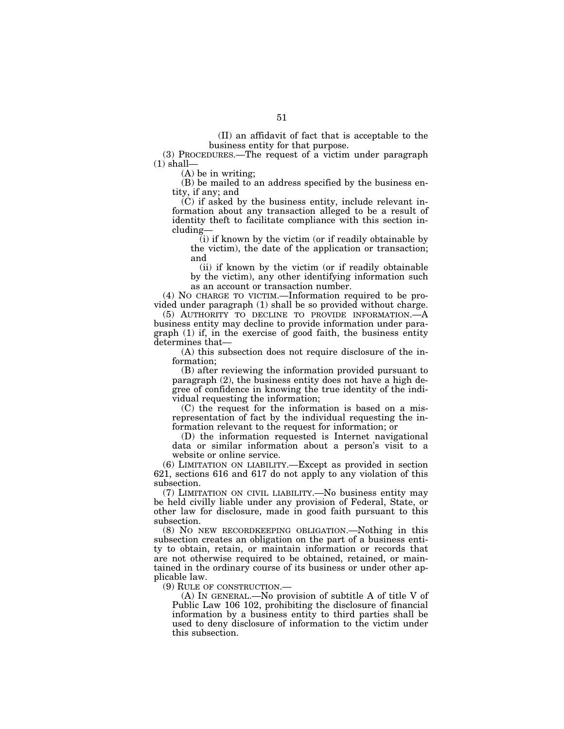(II) an affidavit of fact that is acceptable to the business entity for that purpose.

(3) PROCEDURES.—The request of a victim under paragraph (1) shall—

(A) be in writing;

(B) be mailed to an address specified by the business entity, if any; and

(C) if asked by the business entity, include relevant information about any transaction alleged to be a result of identity theft to facilitate compliance with this section including—

(i) if known by the victim (or if readily obtainable by the victim), the date of the application or transaction; and

(ii) if known by the victim (or if readily obtainable by the victim), any other identifying information such as an account or transaction number.

(4) NO CHARGE TO VICTIM.—Information required to be provided under paragraph (1) shall be so provided without charge.

(5) AUTHORITY TO DECLINE TO PROVIDE INFORMATION.—A business entity may decline to provide information under paragraph (1) if, in the exercise of good faith, the business entity determines that—

(A) this subsection does not require disclosure of the information;

(B) after reviewing the information provided pursuant to paragraph (2), the business entity does not have a high degree of confidence in knowing the true identity of the individual requesting the information;

(C) the request for the information is based on a misrepresentation of fact by the individual requesting the information relevant to the request for information; or

(D) the information requested is Internet navigational data or similar information about a person's visit to a website or online service.

(6) LIMITATION ON LIABILITY.—Except as provided in section 621, sections 616 and 617 do not apply to any violation of this subsection.

(7) LIMITATION ON CIVIL LIABILITY.—No business entity may be held civilly liable under any provision of Federal, State, or other law for disclosure, made in good faith pursuant to this subsection.

(8) NO NEW RECORDKEEPING OBLIGATION.—Nothing in this subsection creates an obligation on the part of a business entity to obtain, retain, or maintain information or records that are not otherwise required to be obtained, retained, or maintained in the ordinary course of its business or under other applicable law.

(9) RULE OF CONSTRUCTION.—

(A) IN GENERAL.—No provision of subtitle A of title V of Public Law 106 102, prohibiting the disclosure of financial information by a business entity to third parties shall be used to deny disclosure of information to the victim under this subsection.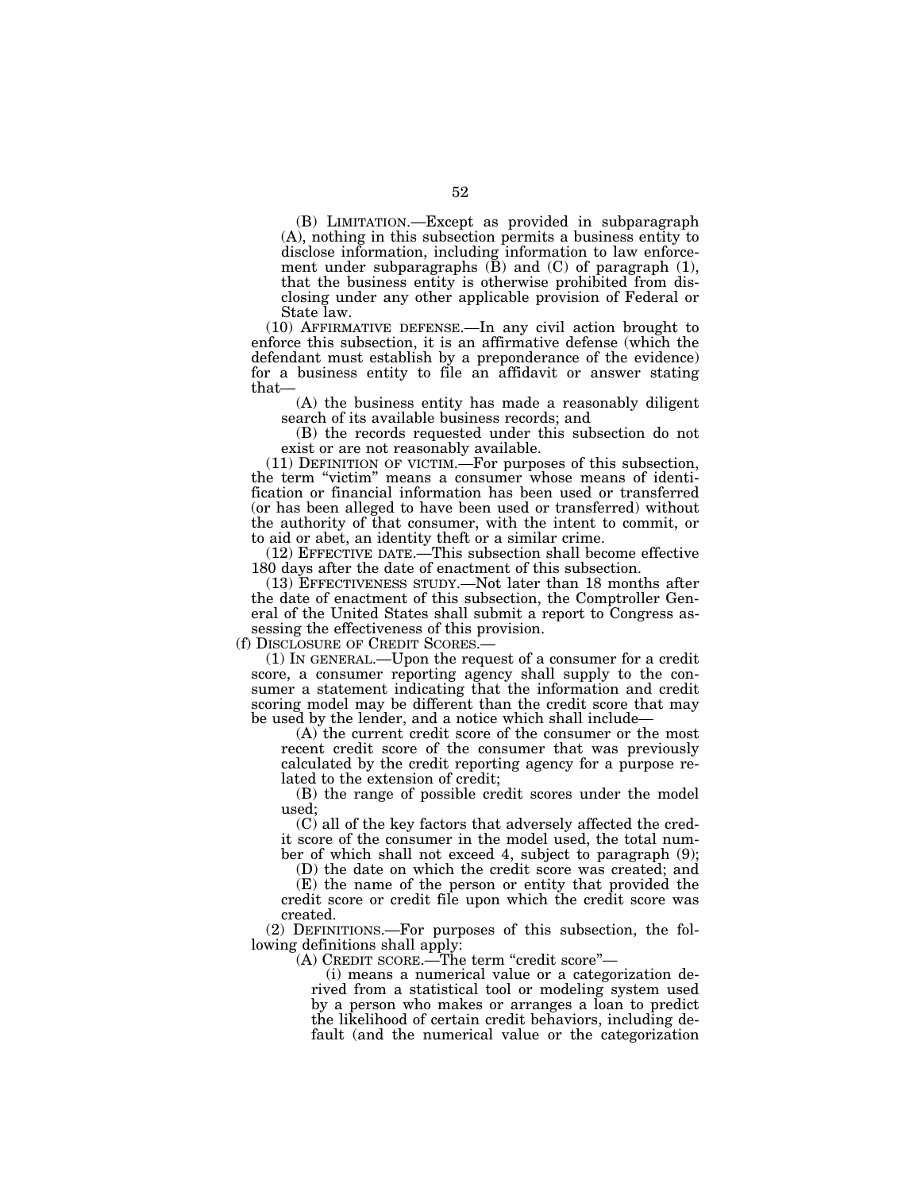(B) LIMITATION.—Except as provided in subparagraph (A), nothing in this subsection permits a business entity to disclose information, including information to law enforcement under subparagraphs (B) and (C) of paragraph (1), that the business entity is otherwise prohibited from disclosing under any other applicable provision of Federal or State law.

(10) AFFIRMATIVE DEFENSE.—In any civil action brought to enforce this subsection, it is an affirmative defense (which the defendant must establish by a preponderance of the evidence) for a business entity to file an affidavit or answer stating that—

(A) the business entity has made a reasonably diligent search of its available business records; and

(B) the records requested under this subsection do not exist or are not reasonably available.

(11) DEFINITION OF VICTIM.—For purposes of this subsection, the term "victim" means a consumer whose means of identification or financial information has been used or transferred (or has been alleged to have been used or transferred) without the authority of that consumer, with the intent to commit, or to aid or abet, an identity theft or a similar crime.

(12) EFFECTIVE DATE.—This subsection shall become effective 180 days after the date of enactment of this subsection.

(13) EFFECTIVENESS STUDY.—Not later than 18 months after the date of enactment of this subsection, the Comptroller General of the United States shall submit a report to Congress assessing the effectiveness of this provision.

(f) DISCLOSURE OF CREDIT SCORES.—

(1) IN GENERAL.—Upon the request of a consumer for a credit score, a consumer reporting agency shall supply to the consumer a statement indicating that the information and credit scoring model may be different than the credit score that may be used by the lender, and a notice which shall include—

(A) the current credit score of the consumer or the most recent credit score of the consumer that was previously calculated by the credit reporting agency for a purpose related to the extension of credit;

(B) the range of possible credit scores under the model used;

(C) all of the key factors that adversely affected the credit score of the consumer in the model used, the total number of which shall not exceed 4, subject to paragraph (9);

(D) the date on which the credit score was created; and

(E) the name of the person or entity that provided the credit score or credit file upon which the credit score was created.

(2) DEFINITIONS.—For purposes of this subsection, the following definitions shall apply:

(A) CREDIT SCORE.—The term "credit score"—

(i) means a numerical value or a categorization derived from a statistical tool or modeling system used by a person who makes or arranges a loan to predict the likelihood of certain credit behaviors, including default (and the numerical value or the categorization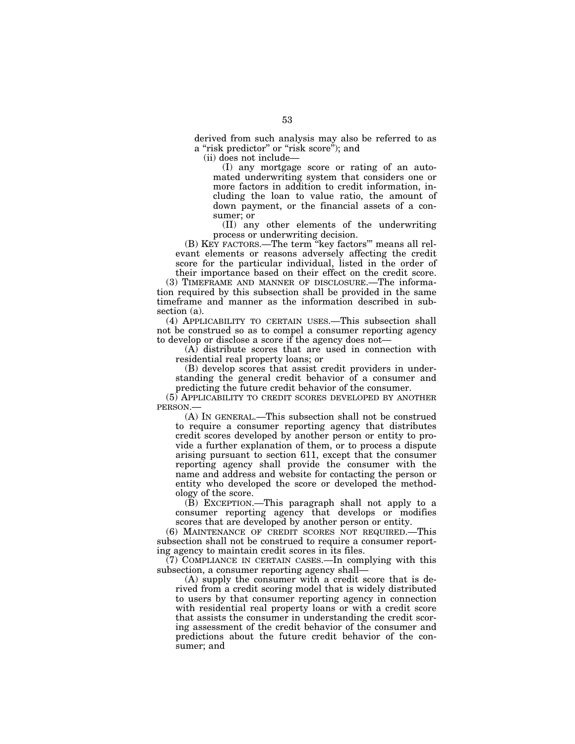derived from such analysis may also be referred to as a "risk predictor" or "risk score"); and

(ii) does not include—

(I) any mortgage score or rating of an automated underwriting system that considers one or more factors in addition to credit information, including the loan to value ratio, the amount of down payment, or the financial assets of a consumer; or

(II) any other elements of the underwriting process or underwriting decision.

(B) KEY FACTORS.—The term "key factors"' means all relevant elements or reasons adversely affecting the credit score for the particular individual, listed in the order of their importance based on their effect on the credit score.

(3) TIMEFRAME AND MANNER OF DISCLOSURE.—The information required by this subsection shall be provided in the same timeframe and manner as the information described in subsection (a).

(4) APPLICABILITY TO CERTAIN USES.—This subsection shall not be construed so as to compel a consumer reporting agency to develop or disclose a score if the agency does not—

(A) distribute scores that are used in connection with residential real property loans; or

(B) develop scores that assist credit providers in understanding the general credit behavior of a consumer and predicting the future credit behavior of the consumer.

(5) APPLICABILITY TO CREDIT SCORES DEVELOPED BY ANOTHER PERSON.—

(A) IN GENERAL.—This subsection shall not be construed to require a consumer reporting agency that distributes credit scores developed by another person or entity to provide a further explanation of them, or to process a dispute arising pursuant to section 611, except that the consumer reporting agency shall provide the consumer with the name and address and website for contacting the person or entity who developed the score or developed the methodology of the score.

(B) EXCEPTION.—This paragraph shall not apply to a consumer reporting agency that develops or modifies scores that are developed by another person or entity.

(6) MAINTENANCE OF CREDIT SCORES NOT REQUIRED.—This subsection shall not be construed to require a consumer reporting agency to maintain credit scores in its files.

(7) COMPLIANCE IN CERTAIN CASES.—In complying with this subsection, a consumer reporting agency shall—

(A) supply the consumer with a credit score that is derived from a credit scoring model that is widely distributed to users by that consumer reporting agency in connection with residential real property loans or with a credit score that assists the consumer in understanding the credit scoring assessment of the credit behavior of the consumer and predictions about the future credit behavior of the consumer; and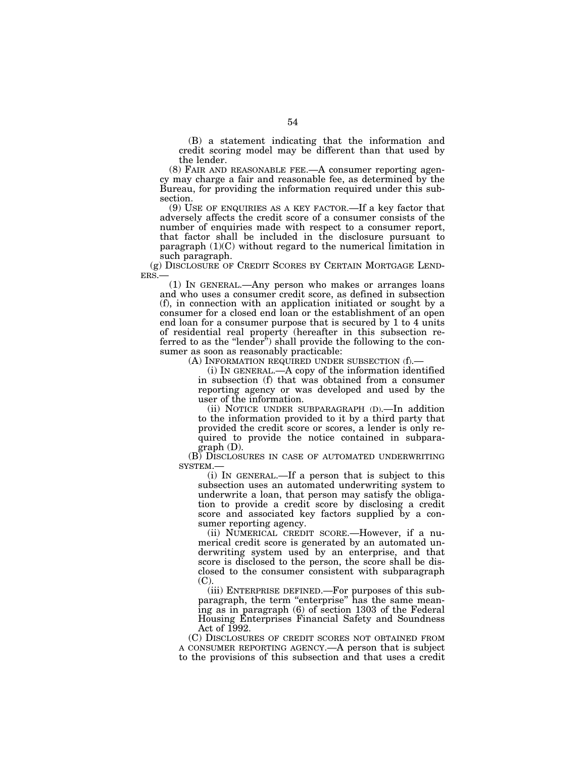(B) a statement indicating that the information and credit scoring model may be different than that used by the lender.

(8) FAIR AND REASONABLE FEE.—A consumer reporting agency may charge a fair and reasonable fee, as determined by the Bureau, for providing the information required under this subsection.

(9) USE OF ENQUIRIES AS A KEY FACTOR.—If a key factor that adversely affects the credit score of a consumer consists of the number of enquiries made with respect to a consumer report, that factor shall be included in the disclosure pursuant to paragraph (1)(C) without regard to the numerical limitation in such paragraph.

(g) DISCLOSURE OF CREDIT SCORES BY CERTAIN MORTGAGE LENDERS.—

(1) IN GENERAL.—Any person who makes or arranges loans and who uses a consumer credit score, as defined in subsection (f), in connection with an application initiated or sought by a consumer for a closed end loan or the establishment of an open end loan for a consumer purpose that is secured by 1 to 4 units of residential real property (hereafter in this subsection referred to as the "lender") shall provide the following to the consumer as soon as reasonably practicable:

(A) INFORMATION REQUIRED UNDER SUBSECTION (f).—

(i) IN GENERAL.—A copy of the information identified in subsection (f) that was obtained from a consumer reporting agency or was developed and used by the user of the information.

(ii) NOTICE UNDER SUBPARAGRAPH (D).—In addition to the information provided to it by a third party that provided the credit score or scores, a lender is only required to provide the notice contained in subparagraph (D).

(B) DISCLOSURES IN CASE OF AUTOMATED UNDERWRITING SYSTEM.—

(i) IN GENERAL.—If a person that is subject to this subsection uses an automated underwriting system to underwrite a loan, that person may satisfy the obligation to provide a credit score by disclosing a credit score and associated key factors supplied by a consumer reporting agency.

(ii) NUMERICAL CREDIT SCORE.—However, if a numerical credit score is generated by an automated underwriting system used by an enterprise, and that score is disclosed to the person, the score shall be disclosed to the consumer consistent with subparagraph (C).

(iii) ENTERPRISE DEFINED.—For purposes of this subparagraph, the term "enterprise" has the same meaning as in paragraph (6) of section 1303 of the Federal Housing Enterprises Financial Safety and Soundness Act of 1992.

(C) DISCLOSURES OF CREDIT SCORES NOT OBTAINED FROM A CONSUMER REPORTING AGENCY.—A person that is subject to the provisions of this subsection and that uses a credit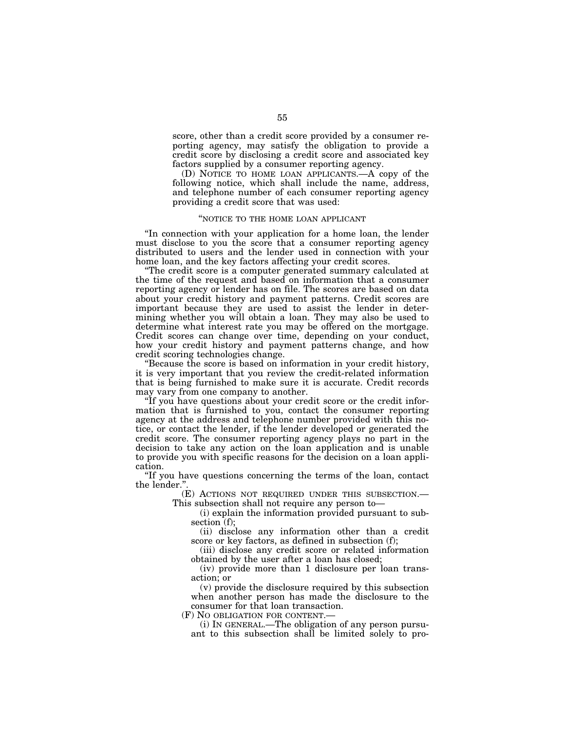score, other than a credit score provided by a consumer reporting agency, may satisfy the obligation to provide a credit score by disclosing a credit score and associated key factors supplied by a consumer reporting agency.

(D) NOTICE TO HOME LOAN APPLICANTS.—A copy of the following notice, which shall include the name, address, and telephone number of each consumer reporting agency providing a credit score that was used:

"NOTICE TO THE HOME LOAN APPLICANT

"In connection with your application for a home loan, the lender must disclose to you the score that a consumer reporting agency distributed to users and the lender used in connection with your home loan, and the key factors affecting your credit scores.

"The credit score is a computer generated summary calculated at the time of the request and based on information that a consumer reporting agency or lender has on file. The scores are based on data about your credit history and payment patterns. Credit scores are important because they are used to assist the lender in determining whether you will obtain a loan. They may also be used to determine what interest rate you may be offered on the mortgage. Credit scores can change over time, depending on your conduct, how your credit history and payment patterns change, and how credit scoring technologies change.

"Because the score is based on information in your credit history, it is very important that you review the credit-related information that is being furnished to make sure it is accurate. Credit records may vary from one company to another.

"If you have questions about your credit score or the credit information that is furnished to you, contact the consumer reporting agency at the address and telephone number provided with this notice, or contact the lender, if the lender developed or generated the credit score. The consumer reporting agency plays no part in the decision to take any action on the loan application and is unable to provide you with specific reasons for the decision on a loan application.

"If you have questions concerning the terms of the loan, contact the lender.".

(E) ACTIONS NOT REQUIRED UNDER THIS SUBSECTION.—This subsection shall not require any person to—

(i) explain the information provided pursuant to subsection (f);

(ii) disclose any information other than a credit score or key factors, as defined in subsection (f);

(iii) disclose any credit score or related information obtained by the user after a loan has closed;

(iv) provide more than 1 disclosure per loan transaction; or

(v) provide the disclosure required by this subsection when another person has made the disclosure to the consumer for that loan transaction.

(F) NO OBLIGATION FOR CONTENT.—

(i) IN GENERAL.—The obligation of any person pursuant to this subsection shall be limited solely to pro-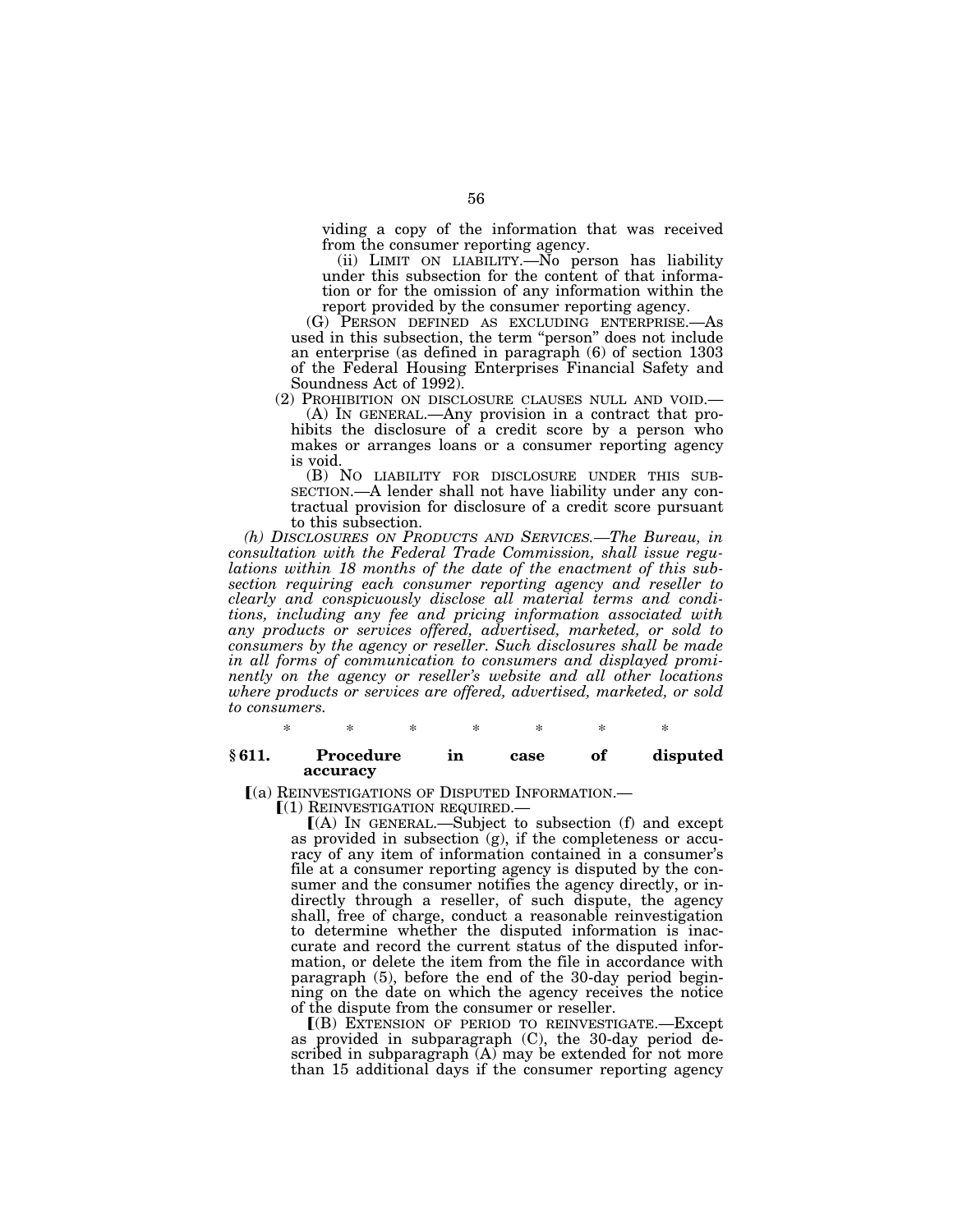viding a copy of the information that was received from the consumer reporting agency.

(ii) LIMIT ON LIABILITY.—No person has liability under this subsection for the content of that information or for the omission of any information within the report provided by the consumer reporting agency.

(G) PERSON DEFINED AS EXCLUDING ENTERPRISE.—As used in this subsection, the term "person" does not include an enterprise (as defined in paragraph (6) of section 1303 of the Federal Housing Enterprises Financial Safety and Soundness Act of 1992).

(2) PROHIBITION ON DISCLOSURE CLAUSES NULL AND VOID.—

(A) IN GENERAL.—Any provision in a contract that prohibits the disclosure of a credit score by a person who makes or arranges loans or a consumer reporting agency is void.

(B) NO LIABILITY FOR DISCLOSURE UNDER THIS SUBSECTION.—A lender shall not have liability under any contractual provision for disclosure of a credit score pursuant to this subsection.

*(h) DISCLOSURES ON PRODUCTS AND SERVICES.—The Bureau, in consultation with the Federal Trade Commission, shall issue regulations within 18 months of the date of the enactment of this subsection requiring each consumer reporting agency and reseller to clearly and conspicuously disclose all material terms and conditions, including any fee and pricing information associated with any products or services offered, advertised, marketed, or sold to consumers by the agency or reseller. Such disclosures shall be made in all forms of communication to consumers and displayed prominently on the agency or reseller's website and all other locations where products or services are offered, advertised, marketed, or sold to consumers.*

\* \* \* \* \* \* \*

## § 611. Procedure in case of disputed accuracy

⟦(a) REINVESTIGATIONS OF DISPUTED INFORMATION.—

⟦(1) REINVESTIGATION REQUIRED.—

⟦(A) IN GENERAL.—Subject to subsection (f) and except as provided in subsection (g), if the completeness or accuracy of any item of information contained in a consumer's file at a consumer reporting agency is disputed by the consumer and the consumer notifies the agency directly, or indirectly through a reseller, of such dispute, the agency shall, free of charge, conduct a reasonable reinvestigation to determine whether the disputed information is inaccurate and record the current status of the disputed information, or delete the item from the file in accordance with paragraph (5), before the end of the 30-day period beginning on the date on which the agency receives the notice of the dispute from the consumer or reseller.

⟦(B) EXTENSION OF PERIOD TO REINVESTIGATE.—Except as provided in subparagraph (C), the 30-day period described in subparagraph (A) may be extended for not more than 15 additional days if the consumer reporting agency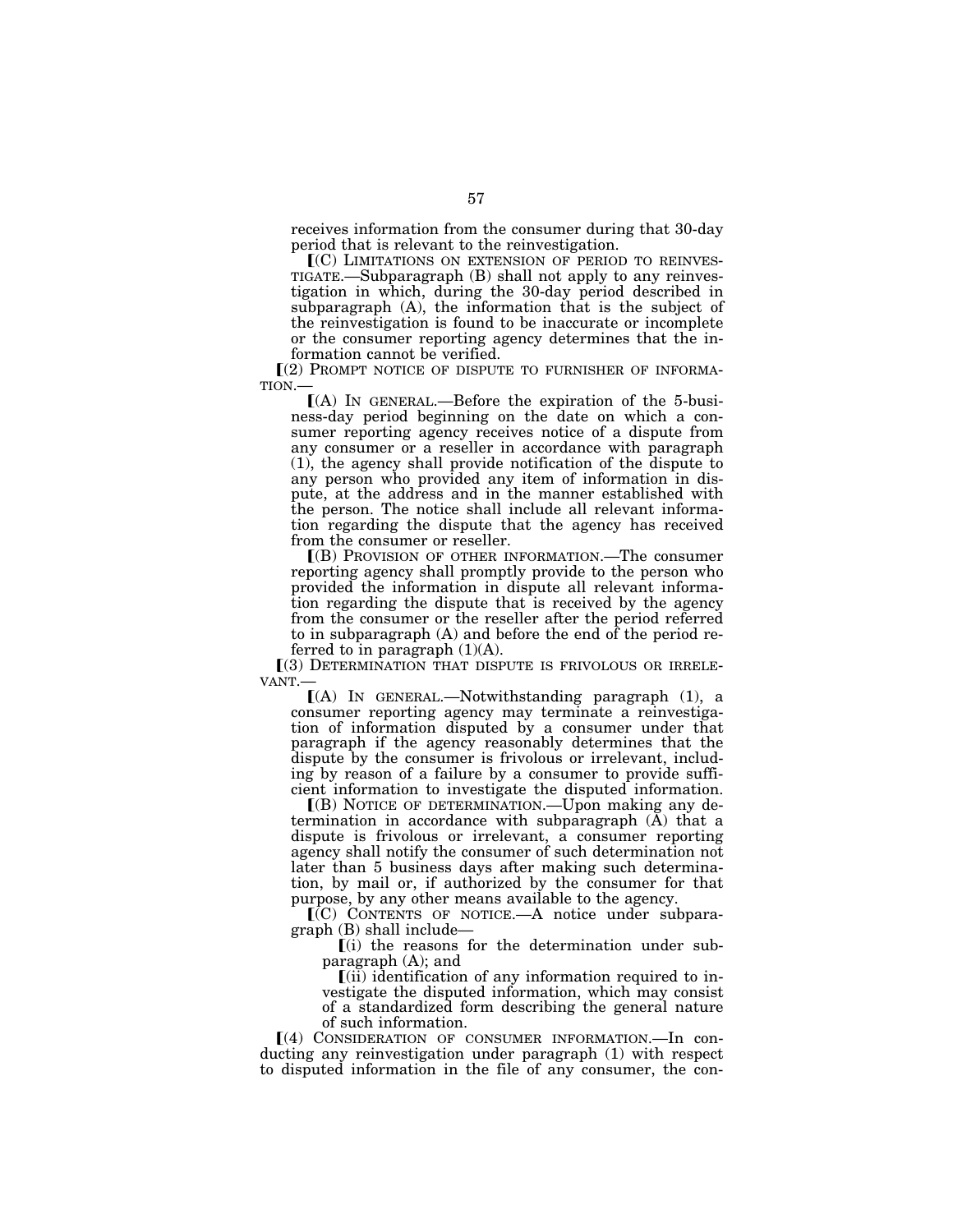receives information from the consumer during that 30-day period that is relevant to the reinvestigation.

⟦(C) LIMITATIONS ON EXTENSION OF PERIOD TO REINVESTIGATE.—Subparagraph (B) shall not apply to any reinvestigation in which, during the 30-day period described in subparagraph (A), the information that is the subject of the reinvestigation is found to be inaccurate or incomplete or the consumer reporting agency determines that the information cannot be verified.

⟦(2) PROMPT NOTICE OF DISPUTE TO FURNISHER OF INFORMATION.—

⟦(A) IN GENERAL.—Before the expiration of the 5-business-day period beginning on the date on which a consumer reporting agency receives notice of a dispute from any consumer or a reseller in accordance with paragraph (1), the agency shall provide notification of the dispute to any person who provided any item of information in dispute, at the address and in the manner established with the person. The notice shall include all relevant information regarding the dispute that the agency has received from the consumer or reseller.

⟦(B) PROVISION OF OTHER INFORMATION.—The consumer reporting agency shall promptly provide to the person who provided the information in dispute all relevant information regarding the dispute that is received by the agency from the consumer or the reseller after the period referred to in subparagraph (A) and before the end of the period referred to in paragraph (1)(A).

⟦(3) DETERMINATION THAT DISPUTE IS FRIVOLOUS OR IRRELEVANT.—

⟦(A) IN GENERAL.—Notwithstanding paragraph (1), a consumer reporting agency may terminate a reinvestigation of information disputed by a consumer under that paragraph if the agency reasonably determines that the dispute by the consumer is frivolous or irrelevant, including by reason of a failure by a consumer to provide sufficient information to investigate the disputed information.

⟦(B) NOTICE OF DETERMINATION.—Upon making any determination in accordance with subparagraph (A) that a dispute is frivolous or irrelevant, a consumer reporting agency shall notify the consumer of such determination not later than 5 business days after making such determination, by mail or, if authorized by the consumer for that purpose, by any other means available to the agency.

⟦(C) CONTENTS OF NOTICE.—A notice under subparagraph (B) shall include—

⟦(i) the reasons for the determination under subparagraph (A); and

⟦(ii) identification of any information required to investigate the disputed information, which may consist of a standardized form describing the general nature of such information.

⟦(4) CONSIDERATION OF CONSUMER INFORMATION.—In conducting any reinvestigation under paragraph (1) with respect to disputed information in the file of any consumer, the con-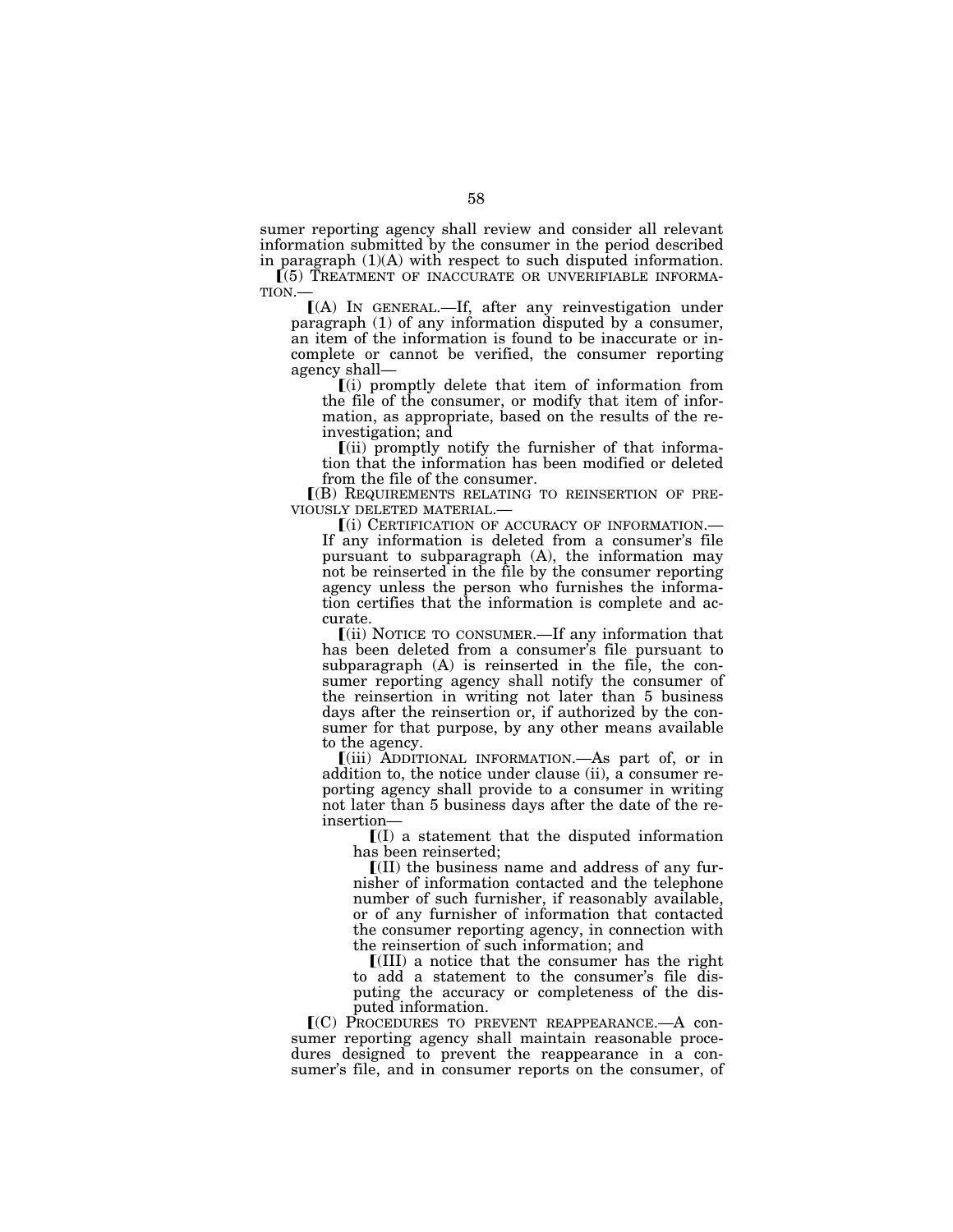sumer reporting agency shall review and consider all relevant information submitted by the consumer in the period described in paragraph (1)(A) with respect to such disputed information.

⟦(5) TREATMENT OF INACCURATE OR UNVERIFIABLE INFORMATION.—

⟦(A) IN GENERAL.—If, after any reinvestigation under paragraph (1) of any information disputed by a consumer, an item of the information is found to be inaccurate or incomplete or cannot be verified, the consumer reporting agency shall—

⟦(i) promptly delete that item of information from the file of the consumer, or modify that item of information, as appropriate, based on the results of the reinvestigation; and

⟦(ii) promptly notify the furnisher of that information that the information has been modified or deleted from the file of the consumer.

⟦(B) REQUIREMENTS RELATING TO REINSERTION OF PREVIOUSLY DELETED MATERIAL.—

⟦(i) CERTIFICATION OF ACCURACY OF INFORMATION.—If any information is deleted from a consumer's file pursuant to subparagraph (A), the information may not be reinserted in the file by the consumer reporting agency unless the person who furnishes the information certifies that the information is complete and accurate.

⟦(ii) NOTICE TO CONSUMER.—If any information that has been deleted from a consumer's file pursuant to subparagraph (A) is reinserted in the file, the consumer reporting agency shall notify the consumer of the reinsertion in writing not later than 5 business days after the reinsertion or, if authorized by the consumer for that purpose, by any other means available to the agency.

⟦(iii) ADDITIONAL INFORMATION.—As part of, or in addition to, the notice under clause (ii), a consumer reporting agency shall provide to a consumer in writing not later than 5 business days after the date of the reinsertion—

⟦(I) a statement that the disputed information has been reinserted;

⟦(II) the business name and address of any furnisher of information contacted and the telephone number of such furnisher, if reasonably available, or of any furnisher of information that contacted the consumer reporting agency, in connection with the reinsertion of such information; and

⟦(III) a notice that the consumer has the right to add a statement to the consumer's file disputing the accuracy or completeness of the disputed information.

⟦(C) PROCEDURES TO PREVENT REAPPEARANCE.—A consumer reporting agency shall maintain reasonable procedures designed to prevent the reappearance in a consumer's file, and in consumer reports on the consumer, of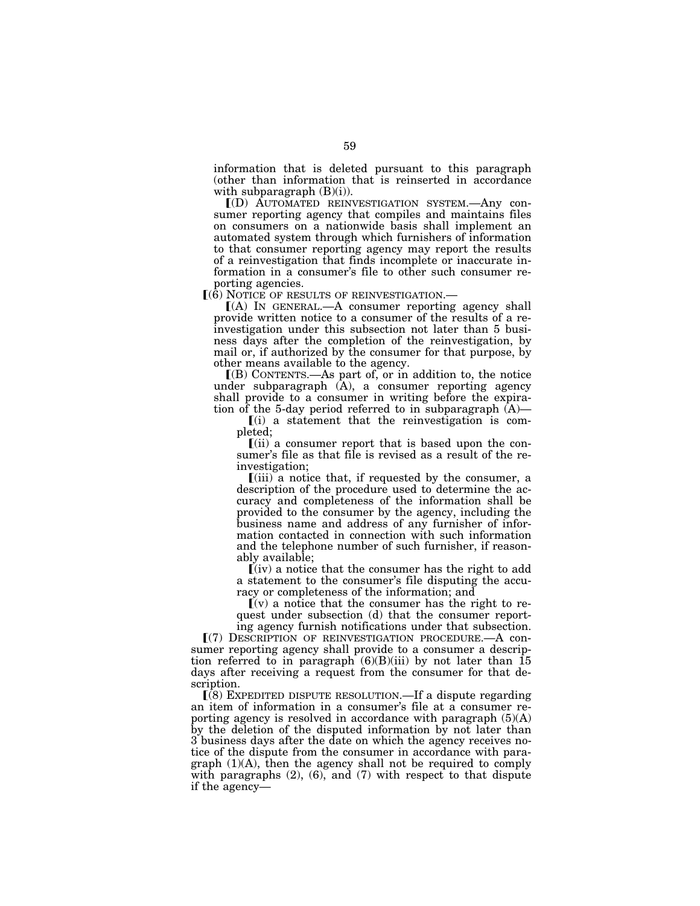information that is deleted pursuant to this paragraph (other than information that is reinserted in accordance with subparagraph (B)(i)).

⟦(D) AUTOMATED REINVESTIGATION SYSTEM.—Any consumer reporting agency that compiles and maintains files on consumers on a nationwide basis shall implement an automated system through which furnishers of information to that consumer reporting agency may report the results of a reinvestigation that finds incomplete or inaccurate information in a consumer's file to other such consumer reporting agencies.

⟦(6) NOTICE OF RESULTS OF REINVESTIGATION.—

⟦(A) IN GENERAL.—A consumer reporting agency shall provide written notice to a consumer of the results of a reinvestigation under this subsection not later than 5 business days after the completion of the reinvestigation, by mail or, if authorized by the consumer for that purpose, by other means available to the agency.

⟦(B) CONTENTS.—As part of, or in addition to, the notice under subparagraph (A), a consumer reporting agency shall provide to a consumer in writing before the expiration of the 5-day period referred to in subparagraph (A)—

⟦(i) a statement that the reinvestigation is completed;

⟦(ii) a consumer report that is based upon the consumer's file as that file is revised as a result of the reinvestigation;

⟦(iii) a notice that, if requested by the consumer, a description of the procedure used to determine the accuracy and completeness of the information shall be provided to the consumer by the agency, including the business name and address of any furnisher of information contacted in connection with such information and the telephone number of such furnisher, if reasonably available;

⟦(iv) a notice that the consumer has the right to add a statement to the consumer's file disputing the accuracy or completeness of the information; and

⟦(v) a notice that the consumer has the right to request under subsection (d) that the consumer reporting agency furnish notifications under that subsection.

⟦(7) DESCRIPTION OF REINVESTIGATION PROCEDURE.—A consumer reporting agency shall provide to a consumer a description referred to in paragraph (6)(B)(iii) by not later than 15 days after receiving a request from the consumer for that description.

⟦(8) EXPEDITED DISPUTE RESOLUTION.—If a dispute regarding an item of information in a consumer's file at a consumer reporting agency is resolved in accordance with paragraph (5)(A) by the deletion of the disputed information by not later than 3 business days after the date on which the agency receives notice of the dispute from the consumer in accordance with paragraph (1)(A), then the agency shall not be required to comply with paragraphs (2), (6), and (7) with respect to that dispute if the agency—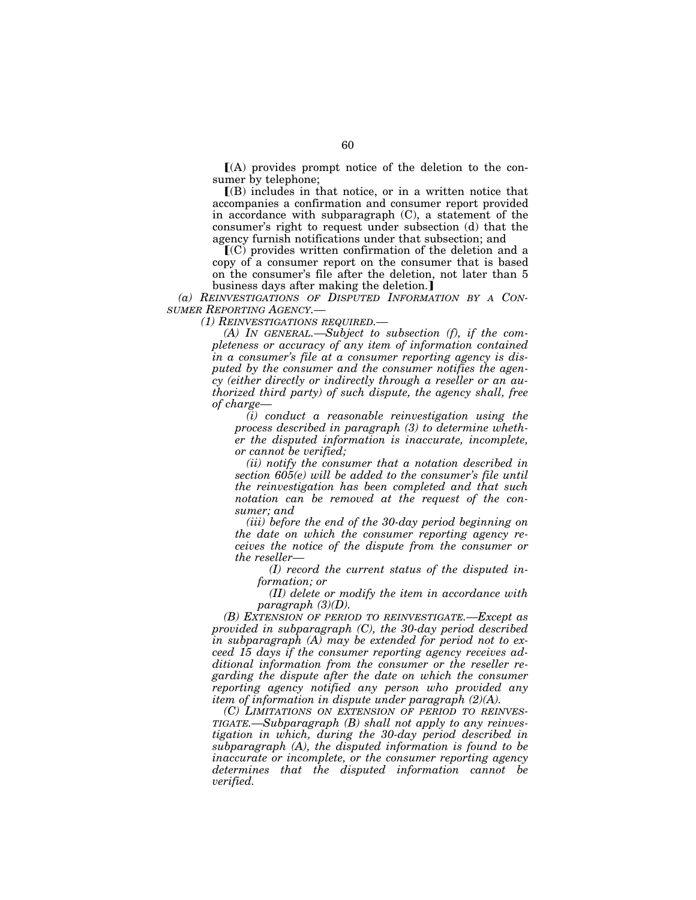⟦(A) provides prompt notice of the deletion to the consumer by telephone;

⟦(B) includes in that notice, or in a written notice that accompanies a confirmation and consumer report provided in accordance with subparagraph (C), a statement of the consumer's right to request under subsection (d) that the agency furnish notifications under that subsection; and

⟦(C) provides written confirmation of the deletion and a copy of a consumer report on the consumer that is based on the consumer's file after the deletion, not later than 5 business days after making the deletion.⟧

*(a) REINVESTIGATIONS OF DISPUTED INFORMATION BY A CONSUMER REPORTING AGENCY.—*

*(1) REINVESTIGATIONS REQUIRED.—*

*(A) IN GENERAL.—Subject to subsection (f), if the completeness or accuracy of any item of information contained in a consumer's file at a consumer reporting agency is disputed by the consumer and the consumer notifies the agency (either directly or indirectly through a reseller or an authorized third party) of such dispute, the agency shall, free of charge—*

*(i) conduct a reasonable reinvestigation using the process described in paragraph (3) to determine whether the disputed information is inaccurate, incomplete, or cannot be verified;*

*(ii) notify the consumer that a notation described in section 605(e) will be added to the consumer's file until the reinvestigation has been completed and that such notation can be removed at the request of the consumer; and*

*(iii) before the end of the 30-day period beginning on the date on which the consumer reporting agency receives the notice of the dispute from the consumer or the reseller—*

*(I) record the current status of the disputed information; or*

*(II) delete or modify the item in accordance with paragraph (3)(D).*

*(B) EXTENSION OF PERIOD TO REINVESTIGATE.—Except as provided in subparagraph (C), the 30-day period described in subparagraph (A) may be extended for period not to exceed 15 days if the consumer reporting agency receives additional information from the consumer or the reseller regarding the dispute after the date on which the consumer reporting agency notified any person who provided any item of information in dispute under paragraph (2)(A).*

*(C) LIMITATIONS ON EXTENSION OF PERIOD TO REINVESTIGATE.—Subparagraph (B) shall not apply to any reinvestigation in which, during the 30-day period described in subparagraph (A), the disputed information is found to be inaccurate or incomplete, or the consumer reporting agency determines that the disputed information cannot be verified.*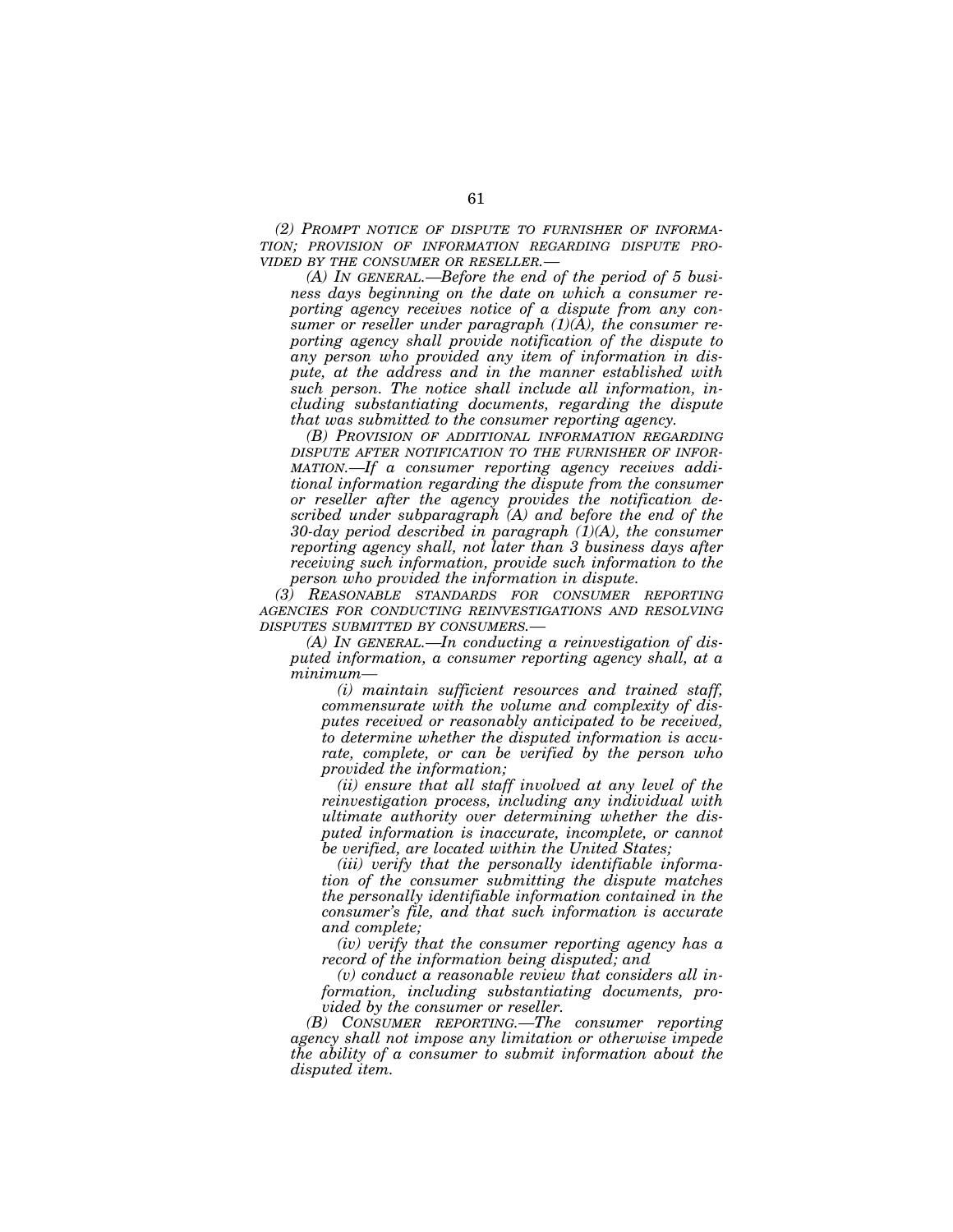*(2) PROMPT NOTICE OF DISPUTE TO FURNISHER OF INFORMATION; PROVISION OF INFORMATION REGARDING DISPUTE PROVIDED BY THE CONSUMER OR RESELLER.—*

*(A) IN GENERAL.—Before the end of the period of 5 business days beginning on the date on which a consumer reporting agency receives notice of a dispute from any consumer or reseller under paragraph (1)(A), the consumer reporting agency shall provide notification of the dispute to any person who provided any item of information in dispute, at the address and in the manner established with such person. The notice shall include all information, including substantiating documents, regarding the dispute that was submitted to the consumer reporting agency.*

*(B) PROVISION OF ADDITIONAL INFORMATION REGARDING DISPUTE AFTER NOTIFICATION TO THE FURNISHER OF INFORMATION.—If a consumer reporting agency receives additional information regarding the dispute from the consumer or reseller after the agency provides the notification described under subparagraph (A) and before the end of the 30-day period described in paragraph (1)(A), the consumer reporting agency shall, not later than 3 business days after receiving such information, provide such information to the person who provided the information in dispute.*

*(3) REASONABLE STANDARDS FOR CONSUMER REPORTING AGENCIES FOR CONDUCTING REINVESTIGATIONS AND RESOLVING DISPUTES SUBMITTED BY CONSUMERS.—*

*(A) IN GENERAL.—In conducting a reinvestigation of disputed information, a consumer reporting agency shall, at a minimum—*

*(i) maintain sufficient resources and trained staff, commensurate with the volume and complexity of disputes received or reasonably anticipated to be received, to determine whether the disputed information is accurate, complete, or can be verified by the person who provided the information;*

*(ii) ensure that all staff involved at any level of the reinvestigation process, including any individual with ultimate authority over determining whether the disputed information is inaccurate, incomplete, or cannot be verified, are located within the United States;*

*(iii) verify that the personally identifiable information of the consumer submitting the dispute matches the personally identifiable information contained in the consumer's file, and that such information is accurate and complete;*

*(iv) verify that the consumer reporting agency has a record of the information being disputed; and*

*(v) conduct a reasonable review that considers all information, including substantiating documents, provided by the consumer or reseller.*

*(B) CONSUMER REPORTING.—The consumer reporting agency shall not impose any limitation or otherwise impede the ability of a consumer to submit information about the disputed item.*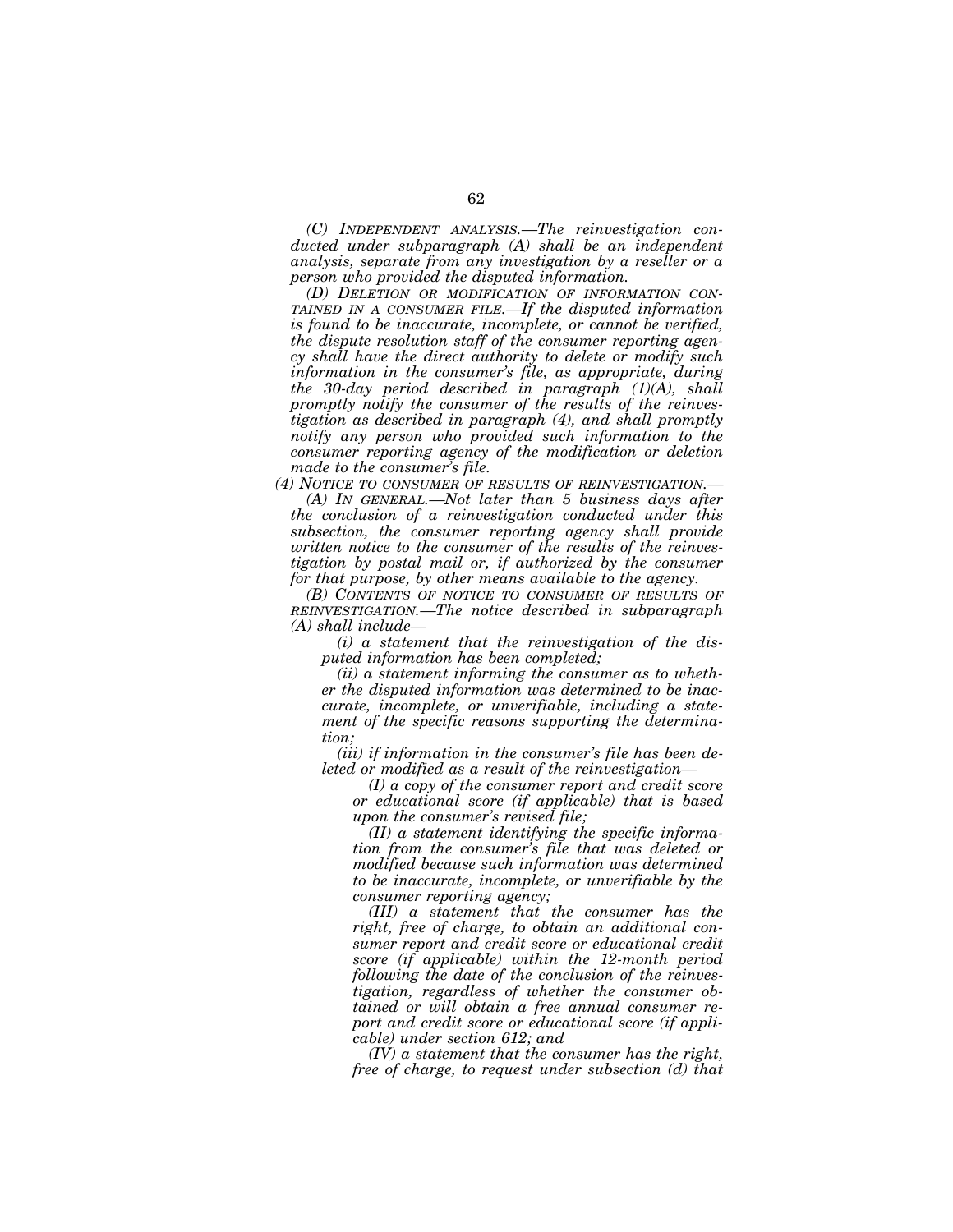*(C) INDEPENDENT ANALYSIS.—The reinvestigation conducted under subparagraph (A) shall be an independent analysis, separate from any investigation by a reseller or a person who provided the disputed information.*

*(D) DELETION OR MODIFICATION OF INFORMATION CONTAINED IN A CONSUMER FILE.—If the disputed information is found to be inaccurate, incomplete, or cannot be verified, the dispute resolution staff of the consumer reporting agency shall have the direct authority to delete or modify such information in the consumer's file, as appropriate, during the 30-day period described in paragraph (1)(A), shall promptly notify the consumer of the results of the reinvestigation as described in paragraph (4), and shall promptly notify any person who provided such information to the consumer reporting agency of the modification or deletion made to the consumer's file.*

*(4) NOTICE TO CONSUMER OF RESULTS OF REINVESTIGATION.—*

*(A) IN GENERAL.—Not later than 5 business days after the conclusion of a reinvestigation conducted under this subsection, the consumer reporting agency shall provide written notice to the consumer of the results of the reinvestigation by postal mail or, if authorized by the consumer for that purpose, by other means available to the agency.*

*(B) CONTENTS OF NOTICE TO CONSUMER OF RESULTS OF REINVESTIGATION.—The notice described in subparagraph (A) shall include—*

*(i) a statement that the reinvestigation of the disputed information has been completed;*

*(ii) a statement informing the consumer as to whether the disputed information was determined to be inaccurate, incomplete, or unverifiable, including a statement of the specific reasons supporting the determination;*

*(iii) if information in the consumer's file has been deleted or modified as a result of the reinvestigation—*

*(I) a copy of the consumer report and credit score or educational score (if applicable) that is based upon the consumer's revised file;*

*(II) a statement identifying the specific information from the consumer's file that was deleted or modified because such information was determined to be inaccurate, incomplete, or unverifiable by the consumer reporting agency;*

*(III) a statement that the consumer has the right, free of charge, to obtain an additional consumer report and credit score or educational credit score (if applicable) within the 12-month period following the date of the conclusion of the reinvestigation, regardless of whether the consumer obtained or will obtain a free annual consumer report and credit score or educational score (if applicable) under section 612; and*

*(IV) a statement that the consumer has the right, free of charge, to request under subsection (d) that*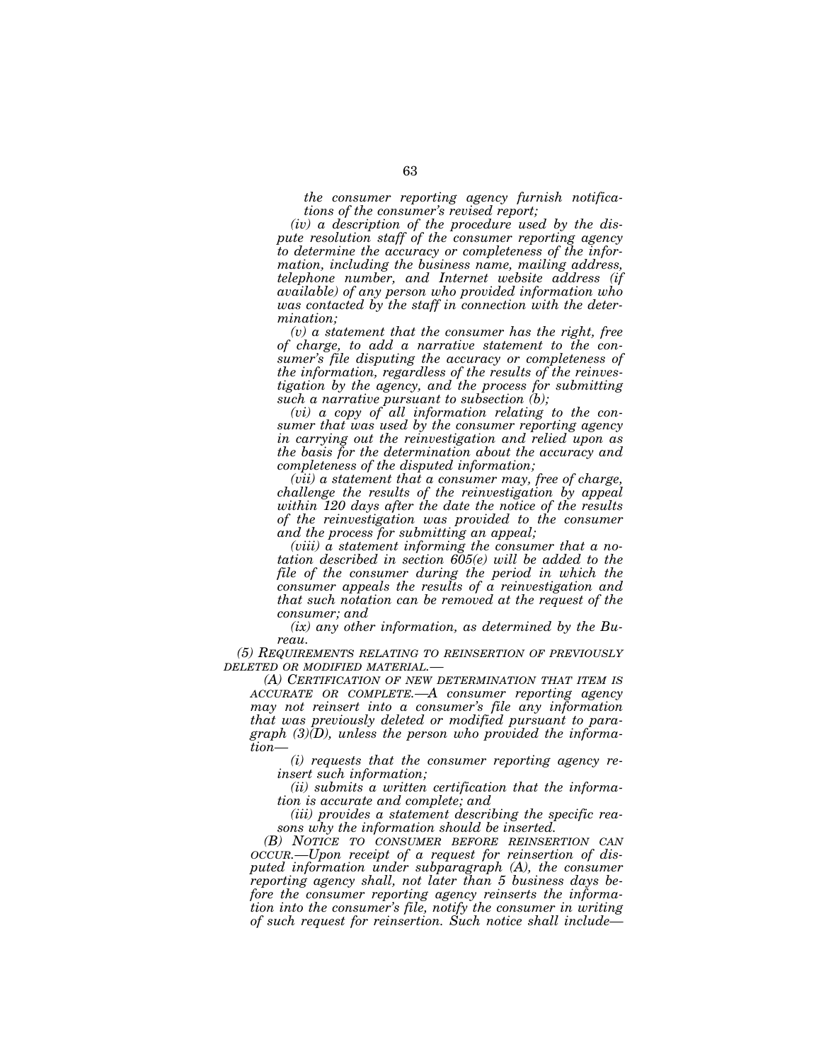*the consumer reporting agency furnish notifications of the consumer's revised report;*

*(iv) a description of the procedure used by the dispute resolution staff of the consumer reporting agency to determine the accuracy or completeness of the information, including the business name, mailing address, telephone number, and Internet website address (if available) of any person who provided information who was contacted by the staff in connection with the determination;*

*(v) a statement that the consumer has the right, free of charge, to add a narrative statement to the consumer's file disputing the accuracy or completeness of the information, regardless of the results of the reinvestigation by the agency, and the process for submitting such a narrative pursuant to subsection (b);*

*(vi) a copy of all information relating to the consumer that was used by the consumer reporting agency in carrying out the reinvestigation and relied upon as the basis for the determination about the accuracy and completeness of the disputed information;*

*(vii) a statement that a consumer may, free of charge, challenge the results of the reinvestigation by appeal within 120 days after the date the notice of the results of the reinvestigation was provided to the consumer and the process for submitting an appeal;*

*(viii) a statement informing the consumer that a notation described in section 605(e) will be added to the file of the consumer during the period in which the consumer appeals the results of a reinvestigation and that such notation can be removed at the request of the consumer; and*

*(ix) any other information, as determined by the Bureau.*

*(5) REQUIREMENTS RELATING TO REINSERTION OF PREVIOUSLY DELETED OR MODIFIED MATERIAL.—*

*(A) CERTIFICATION OF NEW DETERMINATION THAT ITEM IS ACCURATE OR COMPLETE.—A consumer reporting agency may not reinsert into a consumer's file any information that was previously deleted or modified pursuant to paragraph (3)(D), unless the person who provided the information—*

*(i) requests that the consumer reporting agency reinsert such information;*

*(ii) submits a written certification that the information is accurate and complete; and*

*(iii) provides a statement describing the specific reasons why the information should be inserted.*

*(B) NOTICE TO CONSUMER BEFORE REINSERTION CAN OCCUR.—Upon receipt of a request for reinsertion of disputed information under subparagraph (A), the consumer reporting agency shall, not later than 5 business days before the consumer reporting agency reinserts the information into the consumer's file, notify the consumer in writing of such request for reinsertion. Such notice shall include—*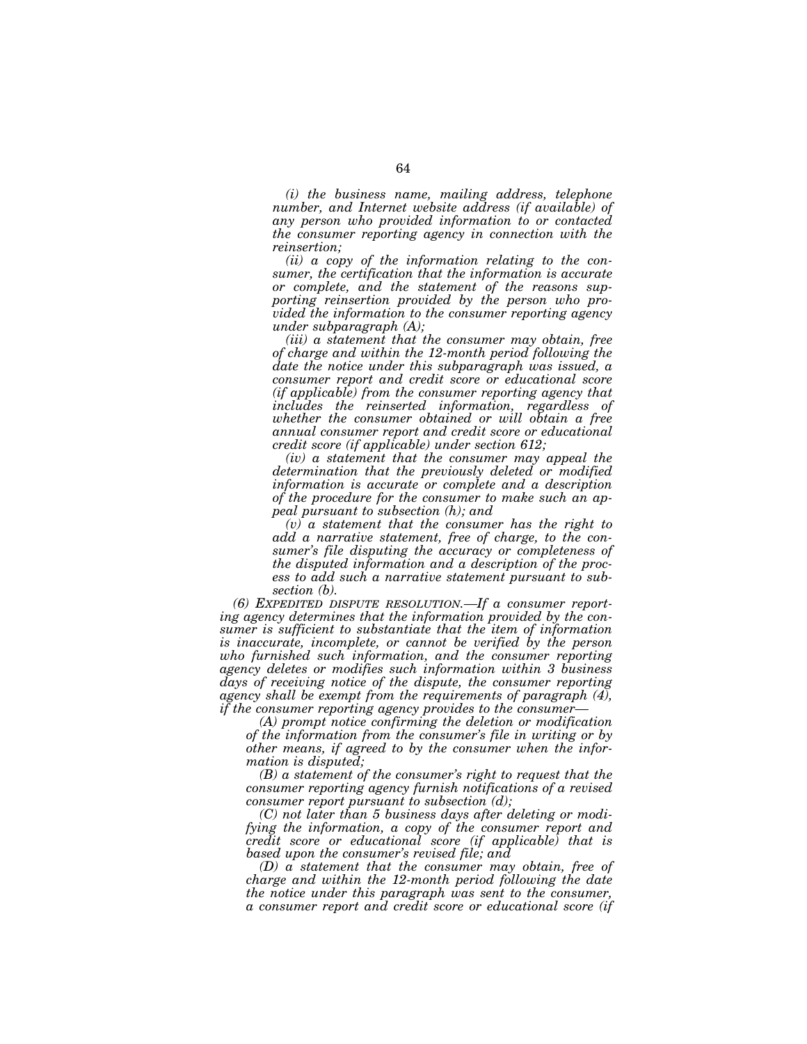*(i) the business name, mailing address, telephone number, and Internet website address (if available) of any person who provided information to or contacted the consumer reporting agency in connection with the reinsertion;*

*(ii) a copy of the information relating to the consumer, the certification that the information is accurate or complete, and the statement of the reasons supporting reinsertion provided by the person who provided the information to the consumer reporting agency under subparagraph (A);*

*(iii) a statement that the consumer may obtain, free of charge and within the 12-month period following the date the notice under this subparagraph was issued, a consumer report and credit score or educational score (if applicable) from the consumer reporting agency that includes the reinserted information, regardless of whether the consumer obtained or will obtain a free annual consumer report and credit score or educational credit score (if applicable) under section 612;*

*(iv) a statement that the consumer may appeal the determination that the previously deleted or modified information is accurate or complete and a description of the procedure for the consumer to make such an appeal pursuant to subsection (h); and*

*(v) a statement that the consumer has the right to add a narrative statement, free of charge, to the consumer's file disputing the accuracy or completeness of the disputed information and a description of the process to add such a narrative statement pursuant to subsection (b).*

*(6) EXPEDITED DISPUTE RESOLUTION.—If a consumer reporting agency determines that the information provided by the consumer is sufficient to substantiate that the item of information is inaccurate, incomplete, or cannot be verified by the person who furnished such information, and the consumer reporting agency deletes or modifies such information within 3 business days of receiving notice of the dispute, the consumer reporting agency shall be exempt from the requirements of paragraph (4), if the consumer reporting agency provides to the consumer—*

*(A) prompt notice confirming the deletion or modification of the information from the consumer's file in writing or by other means, if agreed to by the consumer when the information is disputed;*

*(B) a statement of the consumer's right to request that the consumer reporting agency furnish notifications of a revised consumer report pursuant to subsection (d);*

*(C) not later than 5 business days after deleting or modifying the information, a copy of the consumer report and credit score or educational score (if applicable) that is based upon the consumer's revised file; and*

*(D) a statement that the consumer may obtain, free of charge and within the 12-month period following the date the notice under this paragraph was sent to the consumer, a consumer report and credit score or educational score (if*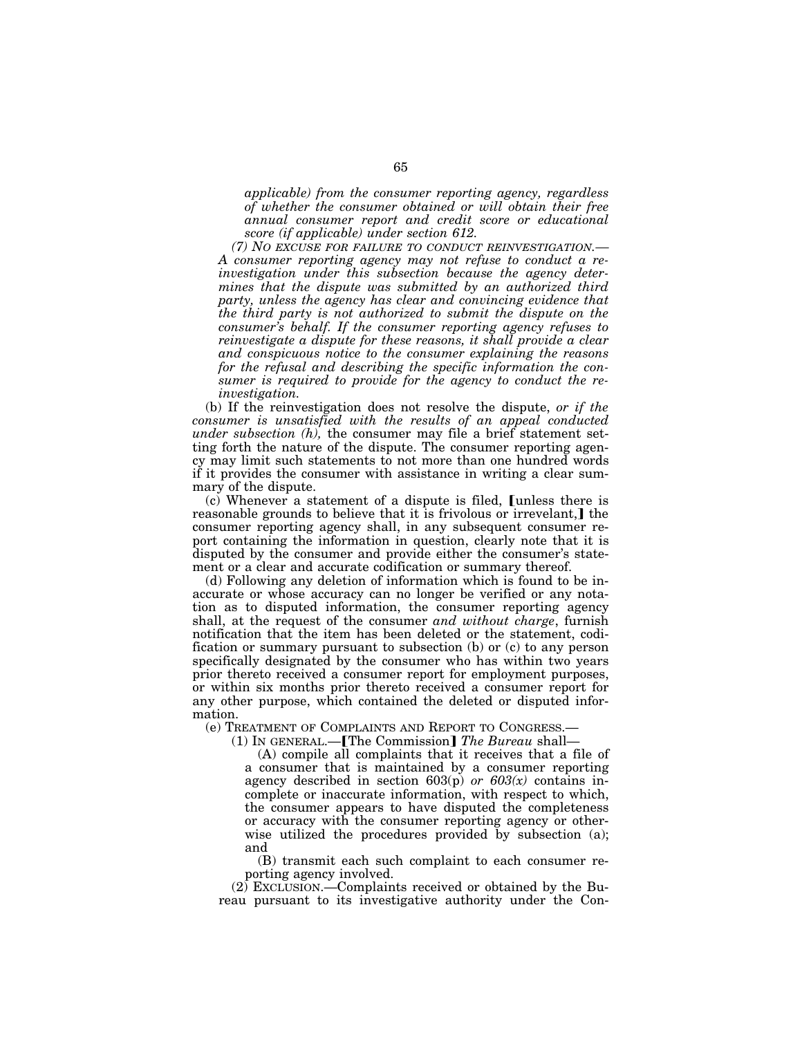*applicable) from the consumer reporting agency, regardless of whether the consumer obtained or will obtain their free annual consumer report and credit score or educational score (if applicable) under section 612.*

*(7) NO EXCUSE FOR FAILURE TO CONDUCT REINVESTIGATION.—A consumer reporting agency may not refuse to conduct a reinvestigation under this subsection because the agency determines that the dispute was submitted by an authorized third party, unless the agency has clear and convincing evidence that the third party is not authorized to submit the dispute on the consumer's behalf. If the consumer reporting agency refuses to reinvestigate a dispute for these reasons, it shall provide a clear and conspicuous notice to the consumer explaining the reasons for the refusal and describing the specific information the consumer is required to provide for the agency to conduct the reinvestigation.*

(b) If the reinvestigation does not resolve the dispute, *or if the consumer is unsatisfied with the results of an appeal conducted under subsection (h),* the consumer may file a brief statement setting forth the nature of the dispute. The consumer reporting agency may limit such statements to not more than one hundred words if it provides the consumer with assistance in writing a clear summary of the dispute.

(c) Whenever a statement of a dispute is filed, ⟦unless there is reasonable grounds to believe that it is frivolous or irrevelant,⟧ the consumer reporting agency shall, in any subsequent consumer report containing the information in question, clearly note that it is disputed by the consumer and provide either the consumer's statement or a clear and accurate codification or summary thereof.

(d) Following any deletion of information which is found to be inaccurate or whose accuracy can no longer be verified or any notation as to disputed information, the consumer reporting agency shall, at the request of the consumer *and without charge*, furnish notification that the item has been deleted or the statement, codification or summary pursuant to subsection (b) or (c) to any person specifically designated by the consumer who has within two years prior thereto received a consumer report for employment purposes, or within six months prior thereto received a consumer report for any other purpose, which contained the deleted or disputed information.

(e) TREATMENT OF COMPLAINTS AND REPORT TO CONGRESS.—

(1) IN GENERAL.—⟦The Commission⟧ *The Bureau* shall—

(A) compile all complaints that it receives that a file of a consumer that is maintained by a consumer reporting agency described in section 603(p) *or 603(x)* contains incomplete or inaccurate information, with respect to which, the consumer appears to have disputed the completeness or accuracy with the consumer reporting agency or otherwise utilized the procedures provided by subsection (a); and

(B) transmit each such complaint to each consumer reporting agency involved.

(2) EXCLUSION.—Complaints received or obtained by the Bureau pursuant to its investigative authority under the Con-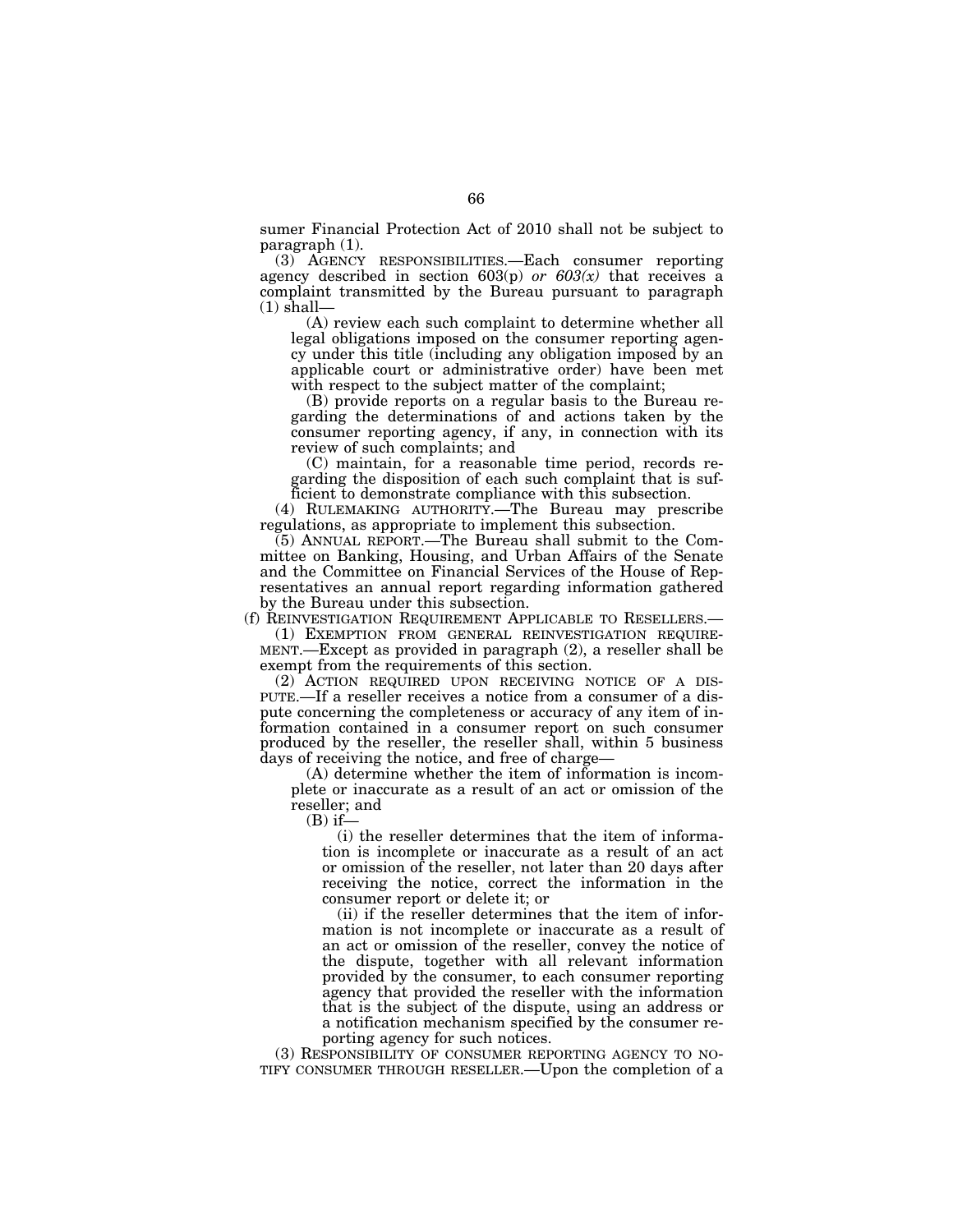sumer Financial Protection Act of 2010 shall not be subject to paragraph (1).

(3) AGENCY RESPONSIBILITIES.—Each consumer reporting agency described in section 603(p) *or 603(x)* that receives a complaint transmitted by the Bureau pursuant to paragraph (1) shall—

(A) review each such complaint to determine whether all legal obligations imposed on the consumer reporting agency under this title (including any obligation imposed by an applicable court or administrative order) have been met with respect to the subject matter of the complaint;

(B) provide reports on a regular basis to the Bureau regarding the determinations of and actions taken by the consumer reporting agency, if any, in connection with its review of such complaints; and

(C) maintain, for a reasonable time period, records regarding the disposition of each such complaint that is sufficient to demonstrate compliance with this subsection.

(4) RULEMAKING AUTHORITY.—The Bureau may prescribe regulations, as appropriate to implement this subsection.

(5) ANNUAL REPORT.—The Bureau shall submit to the Committee on Banking, Housing, and Urban Affairs of the Senate and the Committee on Financial Services of the House of Representatives an annual report regarding information gathered by the Bureau under this subsection.

(f) REINVESTIGATION REQUIREMENT APPLICABLE TO RESELLERS.—

(1) EXEMPTION FROM GENERAL REINVESTIGATION REQUIREMENT.—Except as provided in paragraph (2), a reseller shall be exempt from the requirements of this section.

(2) ACTION REQUIRED UPON RECEIVING NOTICE OF A DISPUTE.—If a reseller receives a notice from a consumer of a dispute concerning the completeness or accuracy of any item of information contained in a consumer report on such consumer produced by the reseller, the reseller shall, within 5 business days of receiving the notice, and free of charge—

(A) determine whether the item of information is incomplete or inaccurate as a result of an act or omission of the reseller; and

(B) if—

(i) the reseller determines that the item of information is incomplete or inaccurate as a result of an act or omission of the reseller, not later than 20 days after receiving the notice, correct the information in the consumer report or delete it; or

(ii) if the reseller determines that the item of information is not incomplete or inaccurate as a result of an act or omission of the reseller, convey the notice of the dispute, together with all relevant information provided by the consumer, to each consumer reporting agency that provided the reseller with the information that is the subject of the dispute, using an address or a notification mechanism specified by the consumer reporting agency for such notices.

(3) RESPONSIBILITY OF CONSUMER REPORTING AGENCY TO NOTIFY CONSUMER THROUGH RESELLER.—Upon the completion of a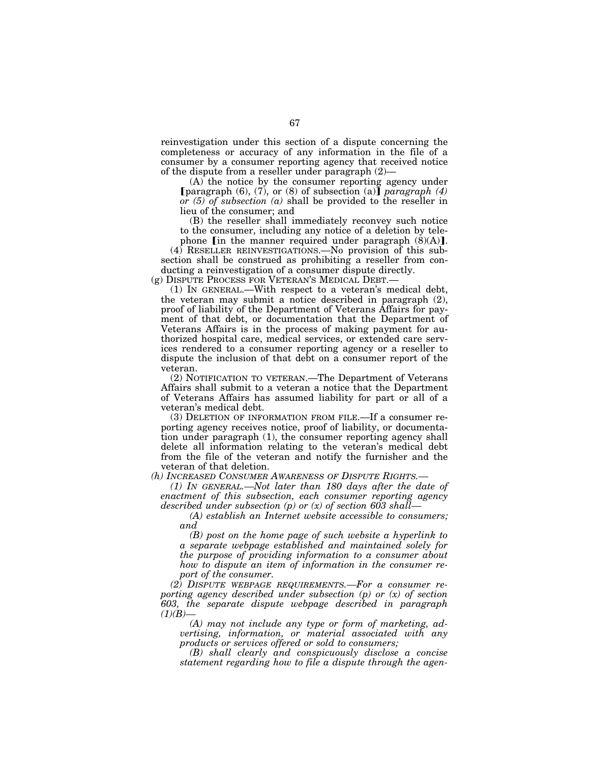reinvestigation under this section of a dispute concerning the completeness or accuracy of any information in the file of a consumer by a consumer reporting agency that received notice of the dispute from a reseller under paragraph (2)—

(A) the notice by the consumer reporting agency under [paragraph (6), (7), or (8) of subsection (a)] *paragraph (4) or (5) of subsection (a)* shall be provided to the reseller in lieu of the consumer; and

(B) the reseller shall immediately reconvey such notice to the consumer, including any notice of a deletion by telephone [in the manner required under paragraph (8)(A)].

(4) RESELLER REINVESTIGATIONS.—No provision of this subsection shall be construed as prohibiting a reseller from conducting a reinvestigation of a consumer dispute directly.

(g) DISPUTE PROCESS FOR VETERAN'S MEDICAL DEBT.—

(1) IN GENERAL.—With respect to a veteran's medical debt, the veteran may submit a notice described in paragraph (2), proof of liability of the Department of Veterans Affairs for payment of that debt, or documentation that the Department of Veterans Affairs is in the process of making payment for authorized hospital care, medical services, or extended care services rendered to a consumer reporting agency or a reseller to dispute the inclusion of that debt on a consumer report of the veteran.

(2) NOTIFICATION TO VETERAN.—The Department of Veterans Affairs shall submit to a veteran a notice that the Department of Veterans Affairs has assumed liability for part or all of a veteran's medical debt.

(3) DELETION OF INFORMATION FROM FILE.—If a consumer reporting agency receives notice, proof of liability, or documentation under paragraph (1), the consumer reporting agency shall delete all information relating to the veteran's medical debt from the file of the veteran and notify the furnisher and the veteran of that deletion.

*(h) INCREASED CONSUMER AWARENESS OF DISPUTE RIGHTS.—*

*(1) IN GENERAL.—Not later than 180 days after the date of enactment of this subsection, each consumer reporting agency described under subsection (p) or (x) of section 603 shall—*

*(A) establish an Internet website accessible to consumers; and*

*(B) post on the home page of such website a hyperlink to a separate webpage established and maintained solely for the purpose of providing information to a consumer about how to dispute an item of information in the consumer report of the consumer.*

*(2) DISPUTE WEBPAGE REQUIREMENTS.—For a consumer reporting agency described under subsection (p) or (x) of section 603, the separate dispute webpage described in paragraph (1)(B)—*

*(A) may not include any type or form of marketing, advertising, information, or material associated with any products or services offered or sold to consumers;*

*(B) shall clearly and conspicuously disclose a concise statement regarding how to file a dispute through the agen-*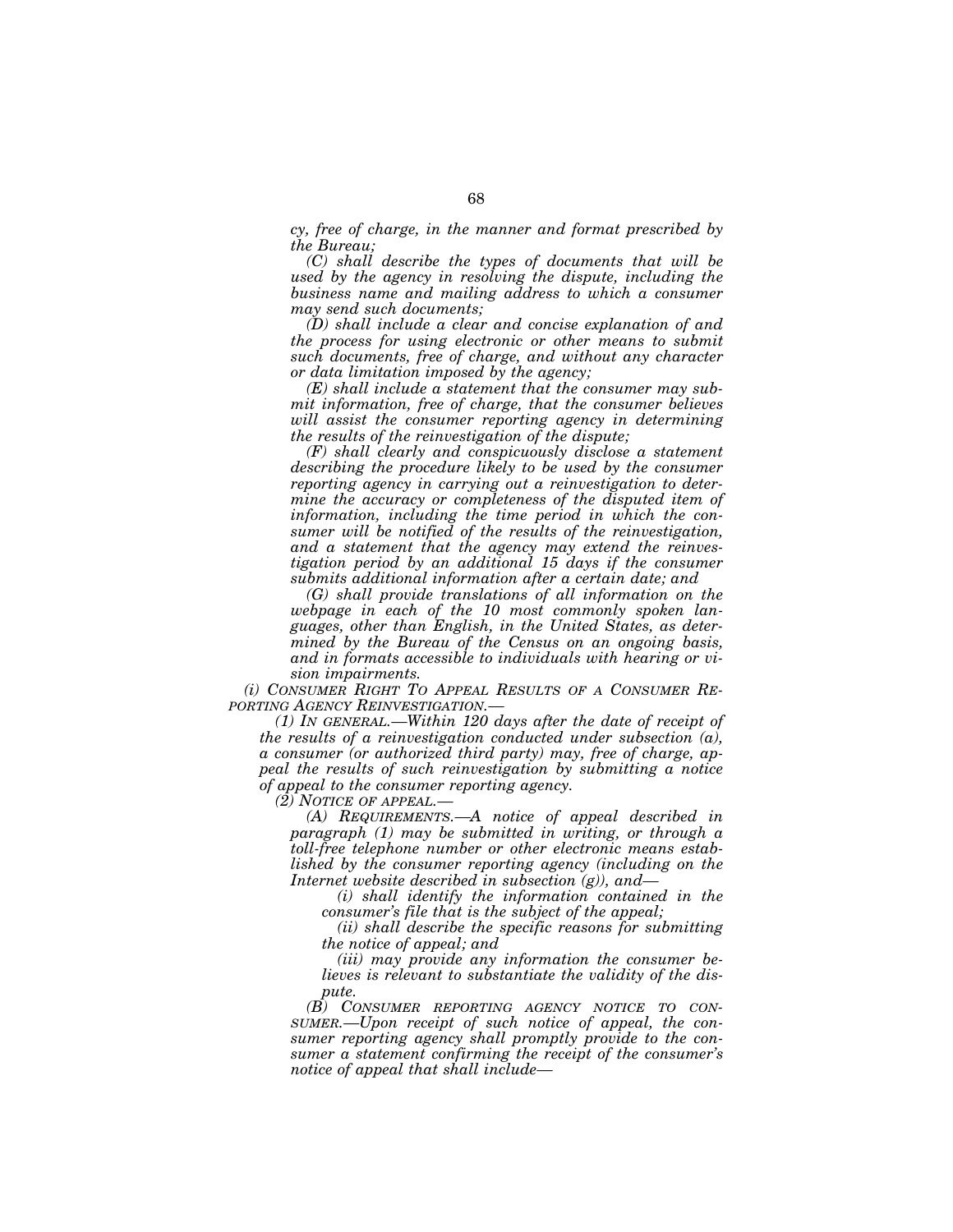*cy, free of charge, in the manner and format prescribed by the Bureau;*

*(C) shall describe the types of documents that will be used by the agency in resolving the dispute, including the business name and mailing address to which a consumer may send such documents;*

*(D) shall include a clear and concise explanation of and the process for using electronic or other means to submit such documents, free of charge, and without any character or data limitation imposed by the agency;*

*(E) shall include a statement that the consumer may submit information, free of charge, that the consumer believes will assist the consumer reporting agency in determining the results of the reinvestigation of the dispute;*

*(F) shall clearly and conspicuously disclose a statement describing the procedure likely to be used by the consumer reporting agency in carrying out a reinvestigation to determine the accuracy or completeness of the disputed item of information, including the time period in which the consumer will be notified of the results of the reinvestigation, and a statement that the agency may extend the reinvestigation period by an additional 15 days if the consumer submits additional information after a certain date; and*

*(G) shall provide translations of all information on the webpage in each of the 10 most commonly spoken languages, other than English, in the United States, as determined by the Bureau of the Census on an ongoing basis, and in formats accessible to individuals with hearing or vision impairments.*

*(i) CONSUMER RIGHT TO APPEAL RESULTS OF A CONSUMER REPORTING AGENCY REINVESTIGATION.—*

*(1) IN GENERAL.—Within 120 days after the date of receipt of the results of a reinvestigation conducted under subsection (a), a consumer (or authorized third party) may, free of charge, appeal the results of such reinvestigation by submitting a notice of appeal to the consumer reporting agency.*

*(2) NOTICE OF APPEAL.—*

*(A) REQUIREMENTS.—A notice of appeal described in paragraph (1) may be submitted in writing, or through a toll-free telephone number or other electronic means established by the consumer reporting agency (including on the Internet website described in subsection (g)), and—*

*(i) shall identify the information contained in the consumer's file that is the subject of the appeal;*

*(ii) shall describe the specific reasons for submitting the notice of appeal; and*

*(iii) may provide any information the consumer believes is relevant to substantiate the validity of the dispute.*

*(B) CONSUMER REPORTING AGENCY NOTICE TO CONSUMER.—Upon receipt of such notice of appeal, the consumer reporting agency shall promptly provide to the consumer a statement confirming the receipt of the consumer's notice of appeal that shall include—*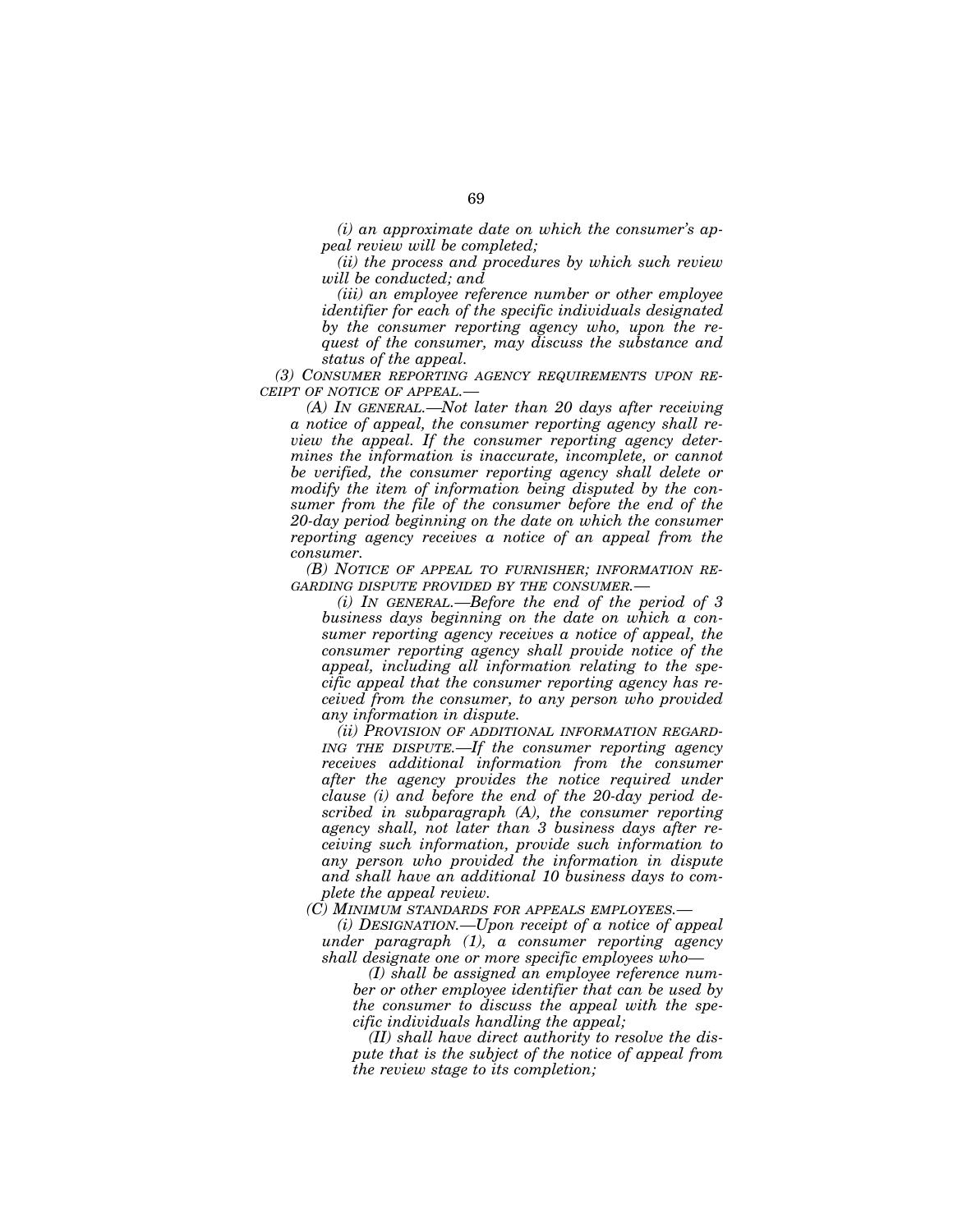*(i) an approximate date on which the consumer's appeal review will be completed;*

*(ii) the process and procedures by which such review will be conducted; and*

*(iii) an employee reference number or other employee identifier for each of the specific individuals designated by the consumer reporting agency who, upon the request of the consumer, may discuss the substance and status of the appeal.*

*(3) CONSUMER REPORTING AGENCY REQUIREMENTS UPON RECEIPT OF NOTICE OF APPEAL.—*

*(A) IN GENERAL.—Not later than 20 days after receiving a notice of appeal, the consumer reporting agency shall review the appeal. If the consumer reporting agency determines the information is inaccurate, incomplete, or cannot be verified, the consumer reporting agency shall delete or modify the item of information being disputed by the consumer from the file of the consumer before the end of the 20-day period beginning on the date on which the consumer reporting agency receives a notice of an appeal from the consumer.*

*(B) NOTICE OF APPEAL TO FURNISHER; INFORMATION REGARDING DISPUTE PROVIDED BY THE CONSUMER.—*

*(i) IN GENERAL.—Before the end of the period of 3 business days beginning on the date on which a consumer reporting agency receives a notice of appeal, the consumer reporting agency shall provide notice of the appeal, including all information relating to the specific appeal that the consumer reporting agency has received from the consumer, to any person who provided any information in dispute.*

*(ii) PROVISION OF ADDITIONAL INFORMATION REGARDING THE DISPUTE.—If the consumer reporting agency receives additional information from the consumer after the agency provides the notice required under clause (i) and before the end of the 20-day period described in subparagraph (A), the consumer reporting agency shall, not later than 3 business days after receiving such information, provide such information to any person who provided the information in dispute and shall have an additional 10 business days to complete the appeal review.*

*(C) MINIMUM STANDARDS FOR APPEALS EMPLOYEES.—*

*(i) DESIGNATION.—Upon receipt of a notice of appeal under paragraph (1), a consumer reporting agency shall designate one or more specific employees who—*

*(I) shall be assigned an employee reference number or other employee identifier that can be used by the consumer to discuss the appeal with the specific individuals handling the appeal;*

*(II) shall have direct authority to resolve the dispute that is the subject of the notice of appeal from the review stage to its completion;*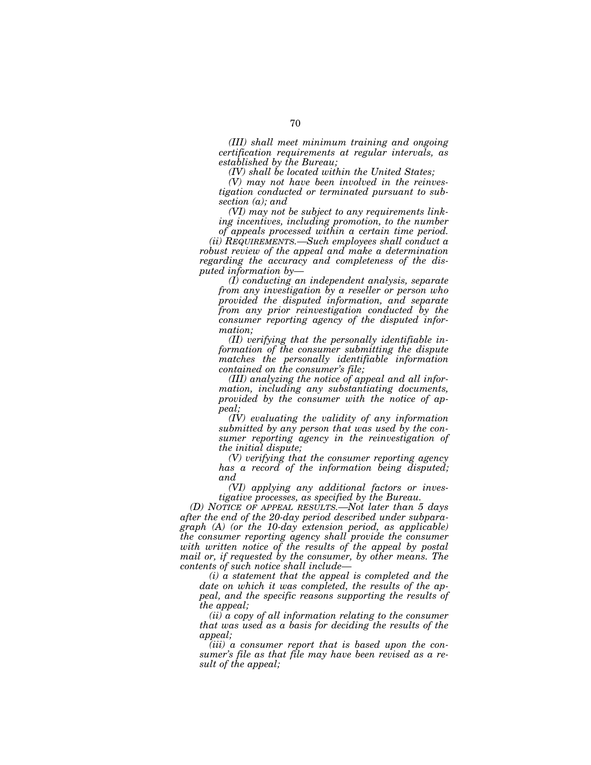*(III) shall meet minimum training and ongoing certification requirements at regular intervals, as established by the Bureau;*

*(IV) shall be located within the United States;*

*(V) may not have been involved in the reinvestigation conducted or terminated pursuant to subsection (a); and*

*(VI) may not be subject to any requirements linking incentives, including promotion, to the number of appeals processed within a certain time period.*

*(ii) REQUIREMENTS.—Such employees shall conduct a robust review of the appeal and make a determination regarding the accuracy and completeness of the disputed information by—*

*(I) conducting an independent analysis, separate from any investigation by a reseller or person who provided the disputed information, and separate from any prior reinvestigation conducted by the consumer reporting agency of the disputed information;*

*(II) verifying that the personally identifiable information of the consumer submitting the dispute matches the personally identifiable information contained on the consumer's file;*

*(III) analyzing the notice of appeal and all information, including any substantiating documents, provided by the consumer with the notice of appeal;*

*(IV) evaluating the validity of any information submitted by any person that was used by the consumer reporting agency in the reinvestigation of the initial dispute;*

*(V) verifying that the consumer reporting agency has a record of the information being disputed; and*

*(VI) applying any additional factors or investigative processes, as specified by the Bureau.*

*(D) NOTICE OF APPEAL RESULTS.—Not later than 5 days after the end of the 20-day period described under subparagraph (A) (or the 10-day extension period, as applicable) the consumer reporting agency shall provide the consumer with written notice of the results of the appeal by postal mail or, if requested by the consumer, by other means. The contents of such notice shall include—*

*(i) a statement that the appeal is completed and the date on which it was completed, the results of the appeal, and the specific reasons supporting the results of the appeal;*

*(ii) a copy of all information relating to the consumer that was used as a basis for deciding the results of the appeal;*

*(iii) a consumer report that is based upon the consumer's file as that file may have been revised as a result of the appeal;*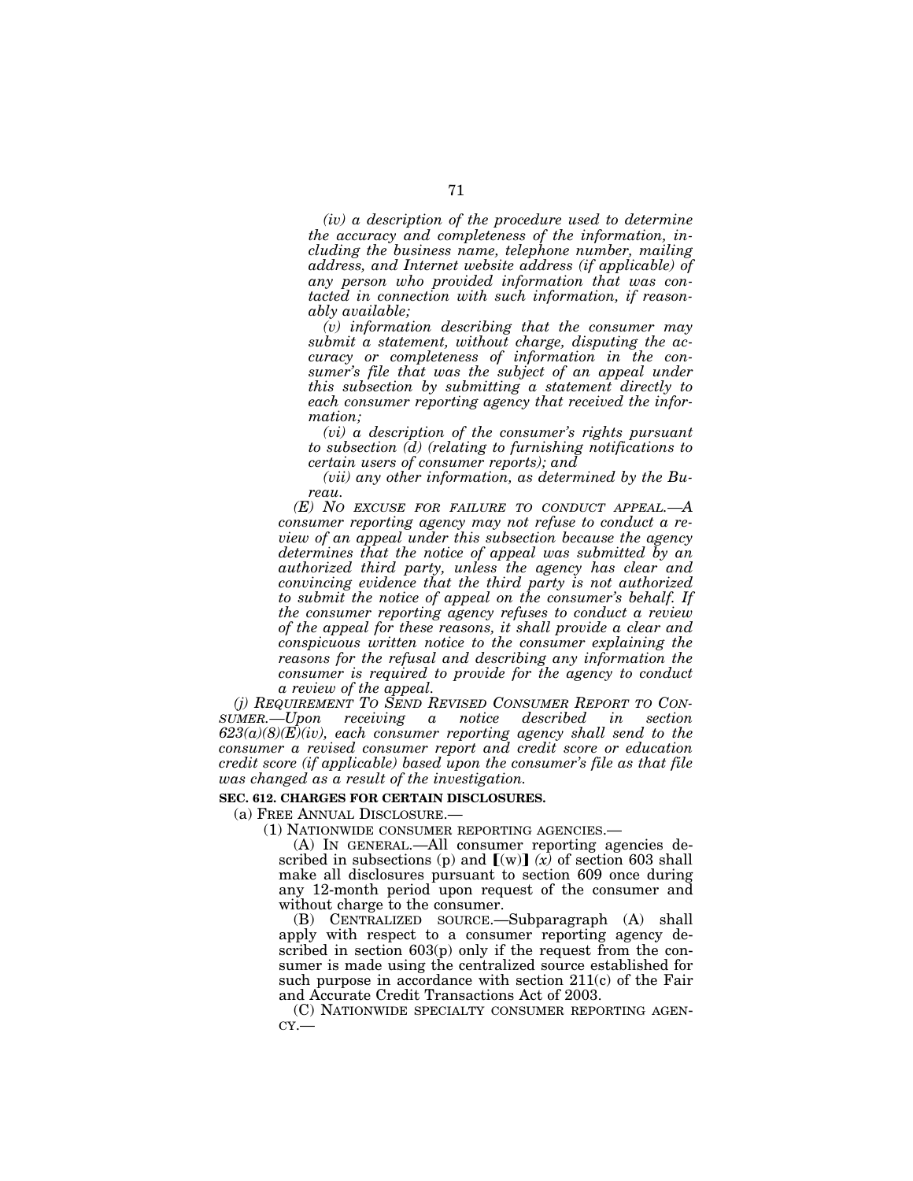*(iv) a description of the procedure used to determine the accuracy and completeness of the information, including the business name, telephone number, mailing address, and Internet website address (if applicable) of any person who provided information that was contacted in connection with such information, if reasonably available;*

*(v) information describing that the consumer may submit a statement, without charge, disputing the accuracy or completeness of information in the consumer's file that was the subject of an appeal under this subsection by submitting a statement directly to each consumer reporting agency that received the information;*

*(vi) a description of the consumer's rights pursuant to subsection (d) (relating to furnishing notifications to certain users of consumer reports); and*

*(vii) any other information, as determined by the Bureau.*

*(E) NO EXCUSE FOR FAILURE TO CONDUCT APPEAL.—A consumer reporting agency may not refuse to conduct a review of an appeal under this subsection because the agency determines that the notice of appeal was submitted by an authorized third party, unless the agency has clear and convincing evidence that the third party is not authorized to submit the notice of appeal on the consumer's behalf. If the consumer reporting agency refuses to conduct a review of the appeal for these reasons, it shall provide a clear and conspicuous written notice to the consumer explaining the reasons for the refusal and describing any information the consumer is required to provide for the agency to conduct a review of the appeal.*

*(j) REQUIREMENT TO SEND REVISED CONSUMER REPORT TO CONSUMER.—Upon receiving a notice described in section 623(a)(8)(E)(iv), each consumer reporting agency shall send to the consumer a revised consumer report and credit score or education credit score (if applicable) based upon the consumer's file as that file was changed as a result of the investigation.*

**SEC. 612. CHARGES FOR CERTAIN DISCLOSURES.**

(a) FREE ANNUAL DISCLOSURE.—

(1) NATIONWIDE CONSUMER REPORTING AGENCIES.—

(A) IN GENERAL.—All consumer reporting agencies described in subsections (p) and [(w)] *(x)* of section 603 shall make all disclosures pursuant to section 609 once during any 12-month period upon request of the consumer and without charge to the consumer.

(B) CENTRALIZED SOURCE.—Subparagraph (A) shall apply with respect to a consumer reporting agency described in section 603(p) only if the request from the consumer is made using the centralized source established for such purpose in accordance with section 211(c) of the Fair and Accurate Credit Transactions Act of 2003.

(C) NATIONWIDE SPECIALTY CONSUMER REPORTING AGENCY.—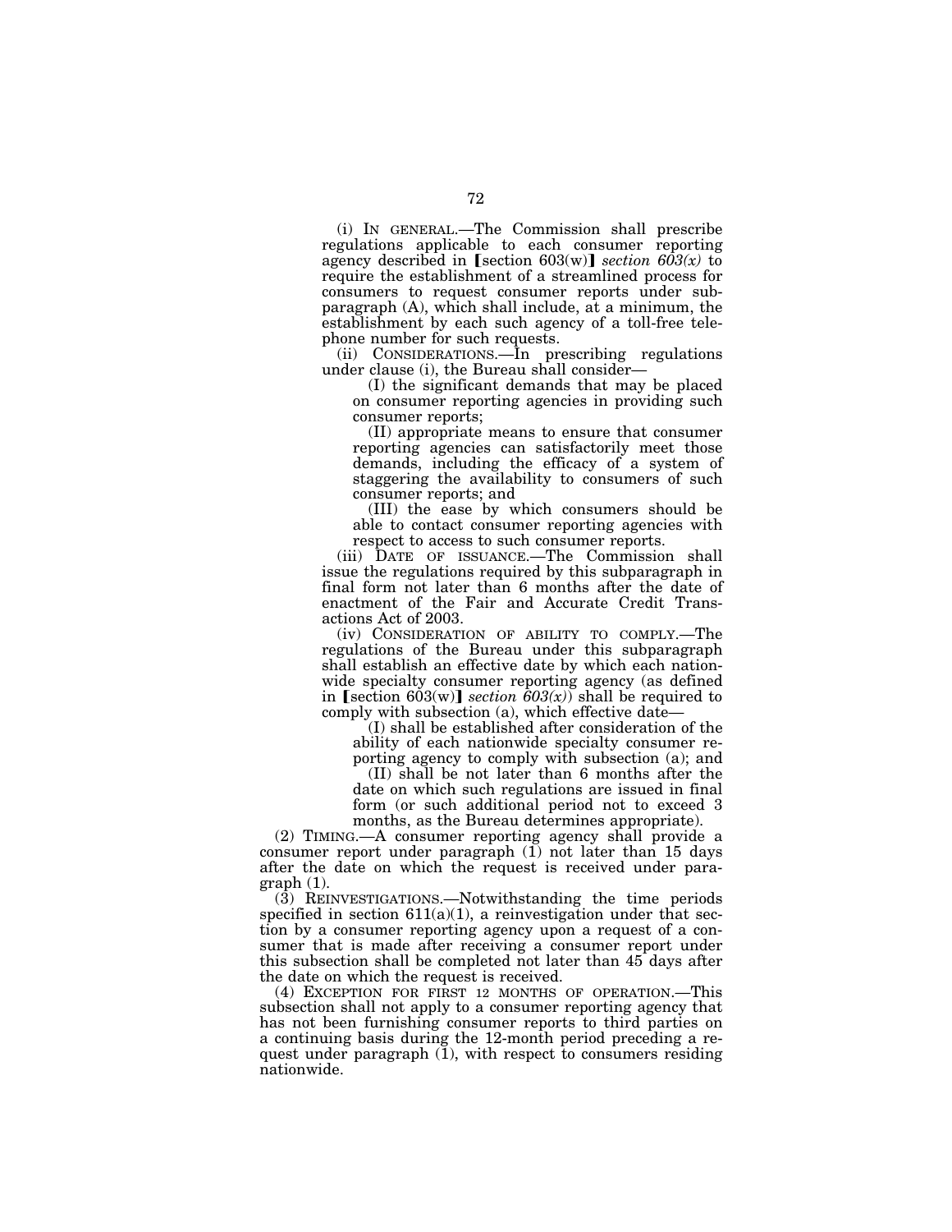(i) IN GENERAL.—The Commission shall prescribe regulations applicable to each consumer reporting agency described in [section 603(w)] *section 603(x)* to require the establishment of a streamlined process for consumers to request consumer reports under subparagraph (A), which shall include, at a minimum, the establishment by each such agency of a toll-free telephone number for such requests.

(ii) CONSIDERATIONS.—In prescribing regulations under clause (i), the Bureau shall consider—

(I) the significant demands that may be placed on consumer reporting agencies in providing such consumer reports;

(II) appropriate means to ensure that consumer reporting agencies can satisfactorily meet those demands, including the efficacy of a system of staggering the availability to consumers of such consumer reports; and

(III) the ease by which consumers should be able to contact consumer reporting agencies with respect to access to such consumer reports.

(iii) DATE OF ISSUANCE.—The Commission shall issue the regulations required by this subparagraph in final form not later than 6 months after the date of enactment of the Fair and Accurate Credit Transactions Act of 2003.

(iv) CONSIDERATION OF ABILITY TO COMPLY.—The regulations of the Bureau under this subparagraph shall establish an effective date by which each nationwide specialty consumer reporting agency (as defined in [section 603(w)] *section 603(x)*) shall be required to comply with subsection (a), which effective date—

(I) shall be established after consideration of the ability of each nationwide specialty consumer reporting agency to comply with subsection (a); and

(II) shall be not later than 6 months after the date on which such regulations are issued in final form (or such additional period not to exceed 3 months, as the Bureau determines appropriate).

(2) TIMING.—A consumer reporting agency shall provide a consumer report under paragraph (1) not later than 15 days after the date on which the request is received under paragraph (1).

(3) REINVESTIGATIONS.—Notwithstanding the time periods specified in section 611(a)(1), a reinvestigation under that section by a consumer reporting agency upon a request of a consumer that is made after receiving a consumer report under this subsection shall be completed not later than 45 days after the date on which the request is received.

(4) EXCEPTION FOR FIRST 12 MONTHS OF OPERATION.—This subsection shall not apply to a consumer reporting agency that has not been furnishing consumer reports to third parties on a continuing basis during the 12-month period preceding a request under paragraph (1), with respect to consumers residing nationwide.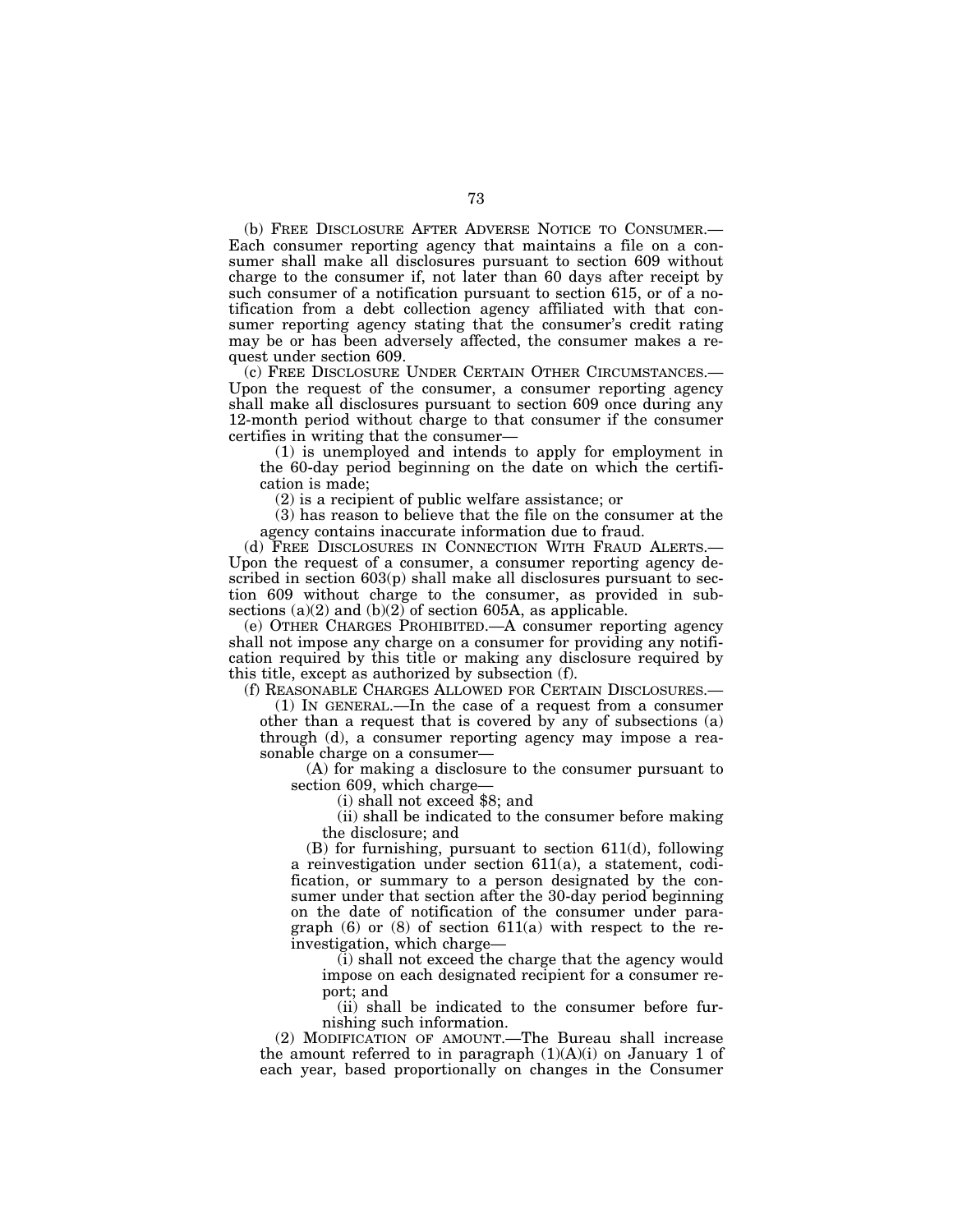(b) FREE DISCLOSURE AFTER ADVERSE NOTICE TO CONSUMER.—Each consumer reporting agency that maintains a file on a consumer shall make all disclosures pursuant to section 609 without charge to the consumer if, not later than 60 days after receipt by such consumer of a notification pursuant to section 615, or of a notification from a debt collection agency affiliated with that consumer reporting agency stating that the consumer's credit rating may be or has been adversely affected, the consumer makes a request under section 609.

(c) FREE DISCLOSURE UNDER CERTAIN OTHER CIRCUMSTANCES.—Upon the request of the consumer, a consumer reporting agency shall make all disclosures pursuant to section 609 once during any 12-month period without charge to that consumer if the consumer certifies in writing that the consumer—

(1) is unemployed and intends to apply for employment in the 60-day period beginning on the date on which the certification is made;

(2) is a recipient of public welfare assistance; or

(3) has reason to believe that the file on the consumer at the agency contains inaccurate information due to fraud.

(d) FREE DISCLOSURES IN CONNECTION WITH FRAUD ALERTS.—Upon the request of a consumer, a consumer reporting agency described in section 603(p) shall make all disclosures pursuant to section 609 without charge to the consumer, as provided in subsections (a)(2) and (b)(2) of section 605A, as applicable.

(e) OTHER CHARGES PROHIBITED.—A consumer reporting agency shall not impose any charge on a consumer for providing any notification required by this title or making any disclosure required by this title, except as authorized by subsection (f).

(f) REASONABLE CHARGES ALLOWED FOR CERTAIN DISCLOSURES.—

(1) IN GENERAL.—In the case of a request from a consumer other than a request that is covered by any of subsections (a) through (d), a consumer reporting agency may impose a reasonable charge on a consumer—

(A) for making a disclosure to the consumer pursuant to section 609, which charge—

(i) shall not exceed $8; and

(ii) shall be indicated to the consumer before making the disclosure; and

(B) for furnishing, pursuant to section 611(d), following a reinvestigation under section 611(a), a statement, codification, or summary to a person designated by the consumer under that section after the 30-day period beginning on the date of notification of the consumer under paragraph (6) or (8) of section 611(a) with respect to the reinvestigation, which charge—

(i) shall not exceed the charge that the agency would impose on each designated recipient for a consumer report; and

(ii) shall be indicated to the consumer before furnishing such information.

(2) MODIFICATION OF AMOUNT.—The Bureau shall increase the amount referred to in paragraph (1)(A)(i) on January 1 of each year, based proportionally on changes in the Consumer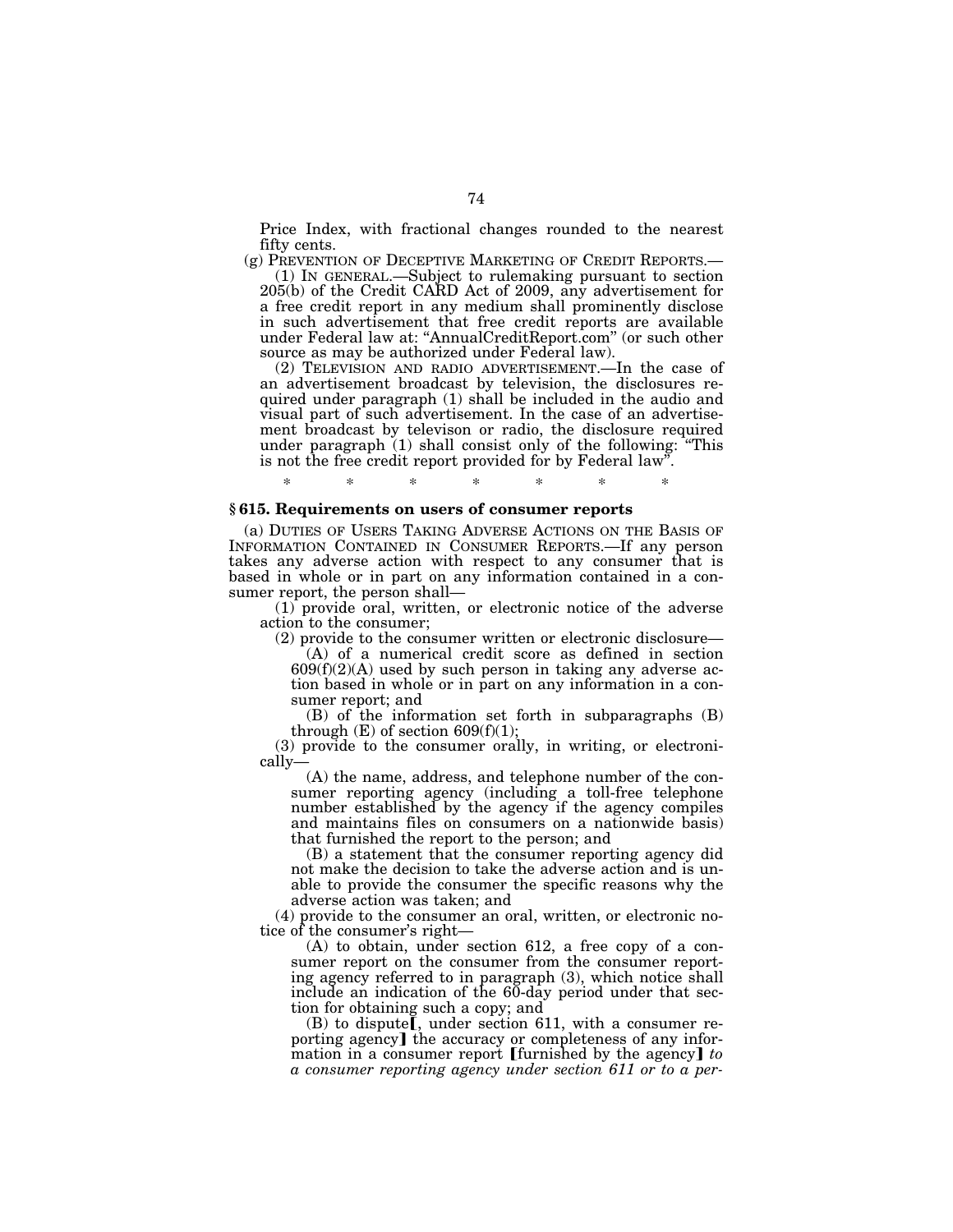Price Index, with fractional changes rounded to the nearest fifty cents.

(g) PREVENTION OF DECEPTIVE MARKETING OF CREDIT REPORTS.—

(1) IN GENERAL.—Subject to rulemaking pursuant to section 205(b) of the Credit CARD Act of 2009, any advertisement for a free credit report in any medium shall prominently disclose in such advertisement that free credit reports are available under Federal law at: "AnnualCreditReport.com" (or such other source as may be authorized under Federal law).

(2) TELEVISION AND RADIO ADVERTISEMENT.—In the case of an advertisement broadcast by television, the disclosures required under paragraph (1) shall be included in the audio and visual part of such advertisement. In the case of an advertisement broadcast by televison or radio, the disclosure required under paragraph (1) shall consist only of the following: "This is not the free credit report provided for by Federal law".

\* \* \* \* \* \* \*

### § 615. Requirements on users of consumer reports

(a) DUTIES OF USERS TAKING ADVERSE ACTIONS ON THE BASIS OF INFORMATION CONTAINED IN CONSUMER REPORTS.—If any person takes any adverse action with respect to any consumer that is based in whole or in part on any information contained in a consumer report, the person shall—

(1) provide oral, written, or electronic notice of the adverse action to the consumer;

(2) provide to the consumer written or electronic disclosure—

(A) of a numerical credit score as defined in section 609(f)(2)(A) used by such person in taking any adverse action based in whole or in part on any information in a consumer report; and

(B) of the information set forth in subparagraphs (B) through (E) of section 609(f)(1);

(3) provide to the consumer orally, in writing, or electronically—

(A) the name, address, and telephone number of the consumer reporting agency (including a toll-free telephone number established by the agency if the agency compiles and maintains files on consumers on a nationwide basis) that furnished the report to the person; and

(B) a statement that the consumer reporting agency did not make the decision to take the adverse action and is unable to provide the consumer the specific reasons why the adverse action was taken; and

(4) provide to the consumer an oral, written, or electronic notice of the consumer's right—

(A) to obtain, under section 612, a free copy of a consumer report on the consumer from the consumer reporting agency referred to in paragraph (3), which notice shall include an indication of the 60-day period under that section for obtaining such a copy; and

(B) to dispute【, under section 611, with a consumer reporting agency】 the accuracy or completeness of any information in a consumer report 【furnished by the agency】 *to a consumer reporting agency under section 611 or to a per-*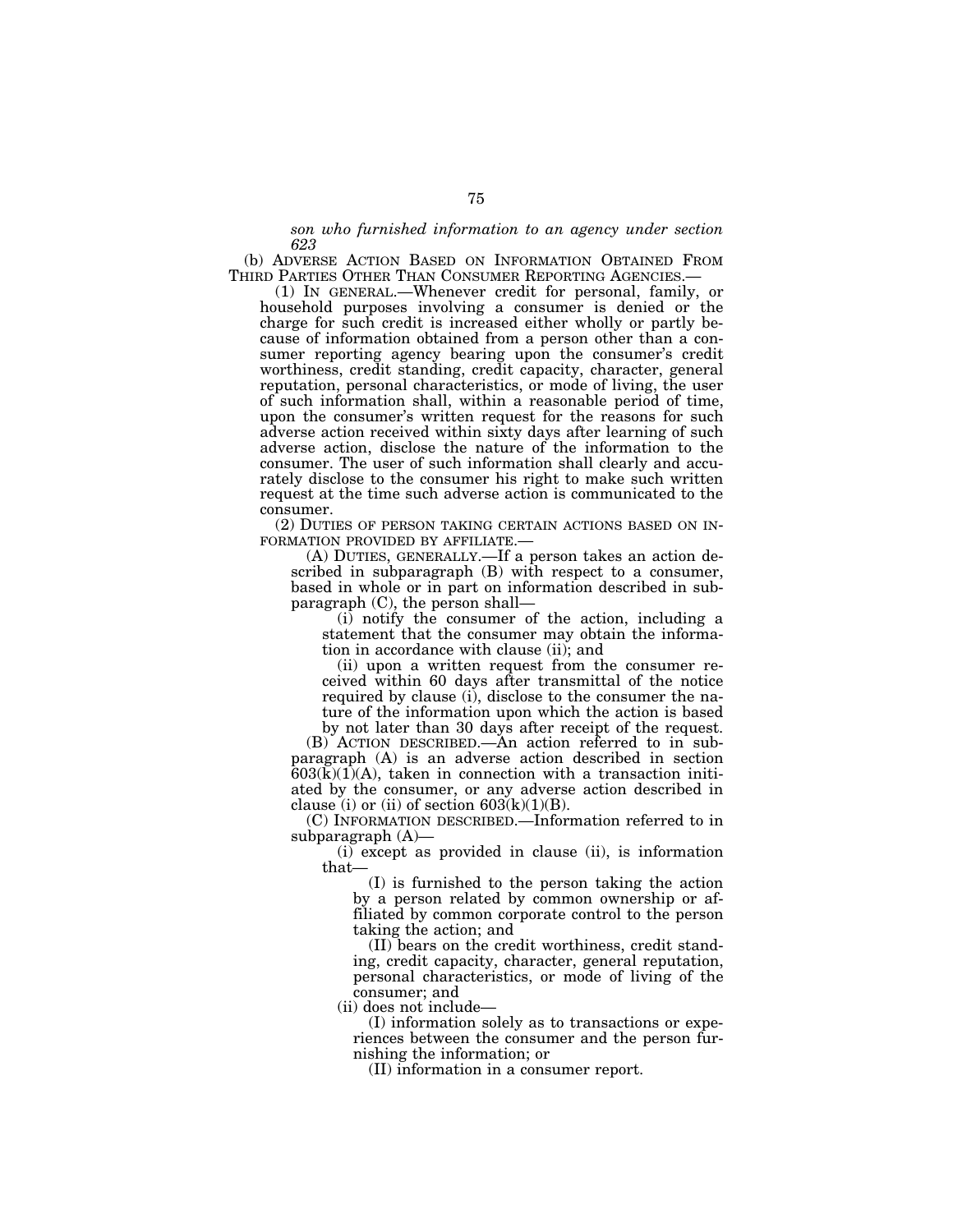*son who furnished information to an agency under section 623*

(b) ADVERSE ACTION BASED ON INFORMATION OBTAINED FROM THIRD PARTIES OTHER THAN CONSUMER REPORTING AGENCIES.—

(1) IN GENERAL.—Whenever credit for personal, family, or household purposes involving a consumer is denied or the charge for such credit is increased either wholly or partly because of information obtained from a person other than a consumer reporting agency bearing upon the consumer's credit worthiness, credit standing, credit capacity, character, general reputation, personal characteristics, or mode of living, the user of such information shall, within a reasonable period of time, upon the consumer's written request for the reasons for such adverse action received within sixty days after learning of such adverse action, disclose the nature of the information to the consumer. The user of such information shall clearly and accurately disclose to the consumer his right to make such written request at the time such adverse action is communicated to the consumer.

(2) DUTIES OF PERSON TAKING CERTAIN ACTIONS BASED ON INFORMATION PROVIDED BY AFFILIATE.—

(A) DUTIES, GENERALLY.—If a person takes an action described in subparagraph (B) with respect to a consumer, based in whole or in part on information described in subparagraph (C), the person shall—

(i) notify the consumer of the action, including a statement that the consumer may obtain the information in accordance with clause (ii); and

(ii) upon a written request from the consumer received within 60 days after transmittal of the notice required by clause (i), disclose to the consumer the nature of the information upon which the action is based by not later than 30 days after receipt of the request.

(B) ACTION DESCRIBED.—An action referred to in subparagraph (A) is an adverse action described in section 603(k)(1)(A), taken in connection with a transaction initiated by the consumer, or any adverse action described in clause (i) or (ii) of section 603(k)(1)(B).

(C) INFORMATION DESCRIBED.—Information referred to in subparagraph (A)—

(i) except as provided in clause (ii), is information that—

(I) is furnished to the person taking the action by a person related by common ownership or affiliated by common corporate control to the person taking the action; and

(II) bears on the credit worthiness, credit standing, credit capacity, character, general reputation, personal characteristics, or mode of living of the consumer; and

(ii) does not include—

(I) information solely as to transactions or experiences between the consumer and the person furnishing the information; or

(II) information in a consumer report.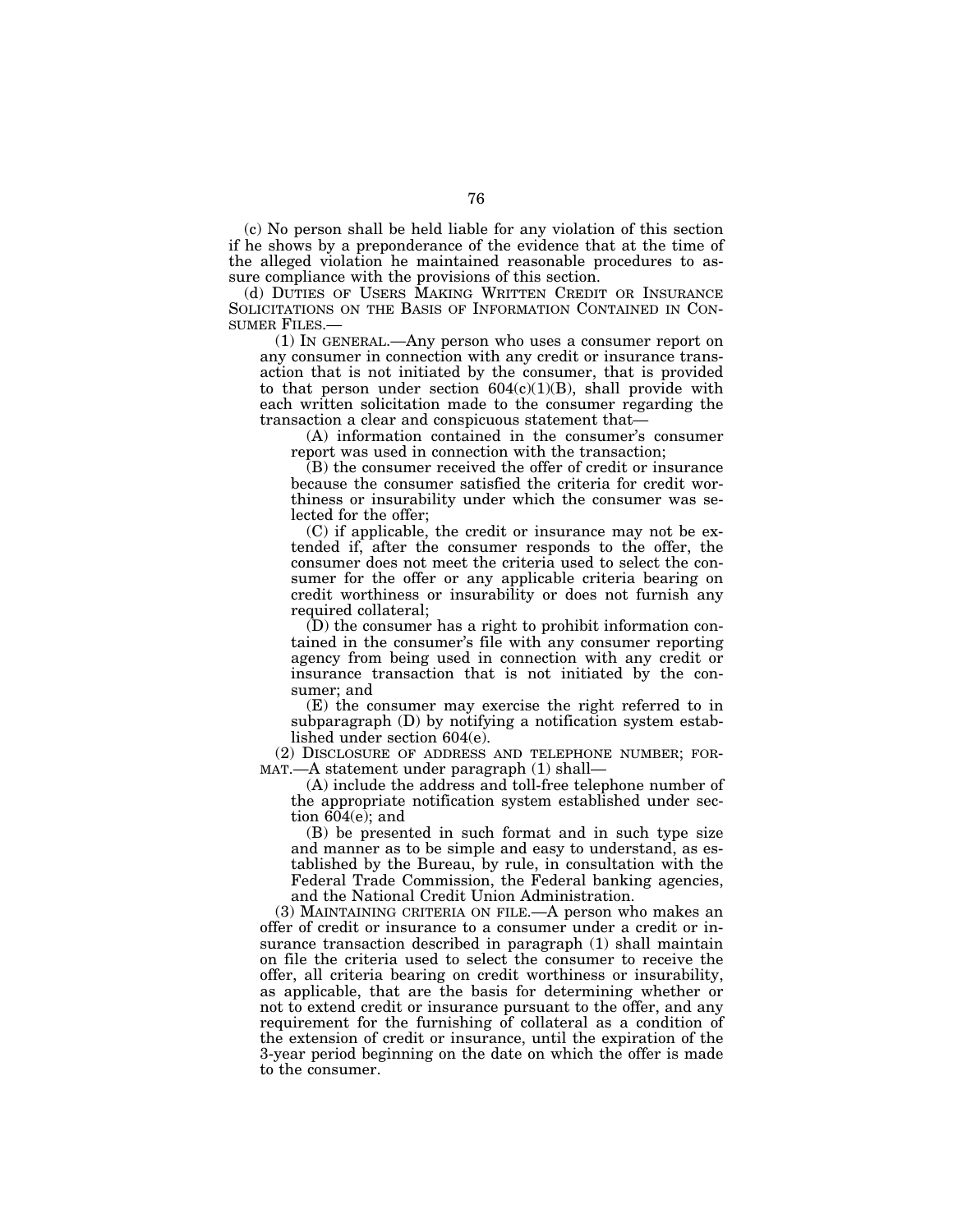(c) No person shall be held liable for any violation of this section if he shows by a preponderance of the evidence that at the time of the alleged violation he maintained reasonable procedures to assure compliance with the provisions of this section.

(d) DUTIES OF USERS MAKING WRITTEN CREDIT OR INSURANCE SOLICITATIONS ON THE BASIS OF INFORMATION CONTAINED IN CONSUMER FILES.—

(1) IN GENERAL.—Any person who uses a consumer report on any consumer in connection with any credit or insurance transaction that is not initiated by the consumer, that is provided to that person under section 604(c)(1)(B), shall provide with each written solicitation made to the consumer regarding the transaction a clear and conspicuous statement that—

(A) information contained in the consumer's consumer report was used in connection with the transaction;

(B) the consumer received the offer of credit or insurance because the consumer satisfied the criteria for credit worthiness or insurability under which the consumer was selected for the offer;

(C) if applicable, the credit or insurance may not be extended if, after the consumer responds to the offer, the consumer does not meet the criteria used to select the consumer for the offer or any applicable criteria bearing on credit worthiness or insurability or does not furnish any required collateral;

(D) the consumer has a right to prohibit information contained in the consumer's file with any consumer reporting agency from being used in connection with any credit or insurance transaction that is not initiated by the consumer; and

(E) the consumer may exercise the right referred to in subparagraph (D) by notifying a notification system established under section 604(e).

(2) DISCLOSURE OF ADDRESS AND TELEPHONE NUMBER; FORMAT.—A statement under paragraph (1) shall—

(A) include the address and toll-free telephone number of the appropriate notification system established under section 604(e); and

(B) be presented in such format and in such type size and manner as to be simple and easy to understand, as established by the Bureau, by rule, in consultation with the Federal Trade Commission, the Federal banking agencies, and the National Credit Union Administration.

(3) MAINTAINING CRITERIA ON FILE.—A person who makes an offer of credit or insurance to a consumer under a credit or insurance transaction described in paragraph (1) shall maintain on file the criteria used to select the consumer to receive the offer, all criteria bearing on credit worthiness or insurability, as applicable, that are the basis for determining whether or not to extend credit or insurance pursuant to the offer, and any requirement for the furnishing of collateral as a condition of the extension of credit or insurance, until the expiration of the 3-year period beginning on the date on which the offer is made to the consumer.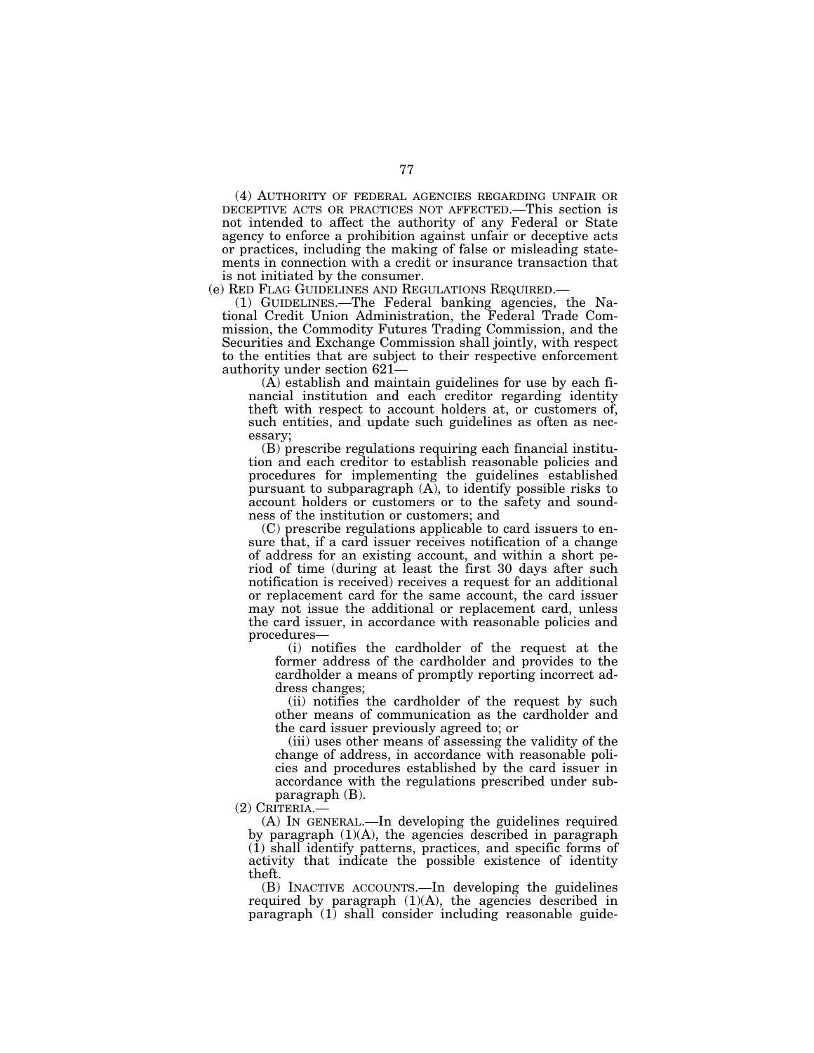(4) AUTHORITY OF FEDERAL AGENCIES REGARDING UNFAIR OR DECEPTIVE ACTS OR PRACTICES NOT AFFECTED.—This section is not intended to affect the authority of any Federal or State agency to enforce a prohibition against unfair or deceptive acts or practices, including the making of false or misleading statements in connection with a credit or insurance transaction that is not initiated by the consumer.

(e) RED FLAG GUIDELINES AND REGULATIONS REQUIRED.—

(1) GUIDELINES.—The Federal banking agencies, the National Credit Union Administration, the Federal Trade Commission, the Commodity Futures Trading Commission, and the Securities and Exchange Commission shall jointly, with respect to the entities that are subject to their respective enforcement authority under section 621—

(A) establish and maintain guidelines for use by each financial institution and each creditor regarding identity theft with respect to account holders at, or customers of, such entities, and update such guidelines as often as necessary;

(B) prescribe regulations requiring each financial institution and each creditor to establish reasonable policies and procedures for implementing the guidelines established pursuant to subparagraph (A), to identify possible risks to account holders or customers or to the safety and soundness of the institution or customers; and

(C) prescribe regulations applicable to card issuers to ensure that, if a card issuer receives notification of a change of address for an existing account, and within a short period of time (during at least the first 30 days after such notification is received) receives a request for an additional or replacement card for the same account, the card issuer may not issue the additional or replacement card, unless the card issuer, in accordance with reasonable policies and procedures—

(i) notifies the cardholder of the request at the former address of the cardholder and provides to the cardholder a means of promptly reporting incorrect address changes;

(ii) notifies the cardholder of the request by such other means of communication as the cardholder and the card issuer previously agreed to; or

(iii) uses other means of assessing the validity of the change of address, in accordance with reasonable policies and procedures established by the card issuer in accordance with the regulations prescribed under subparagraph (B).

(2) CRITERIA.—

(A) IN GENERAL.—In developing the guidelines required by paragraph (1)(A), the agencies described in paragraph (1) shall identify patterns, practices, and specific forms of activity that indicate the possible existence of identity theft.

(B) INACTIVE ACCOUNTS.—In developing the guidelines required by paragraph (1)(A), the agencies described in paragraph (1) shall consider including reasonable guide-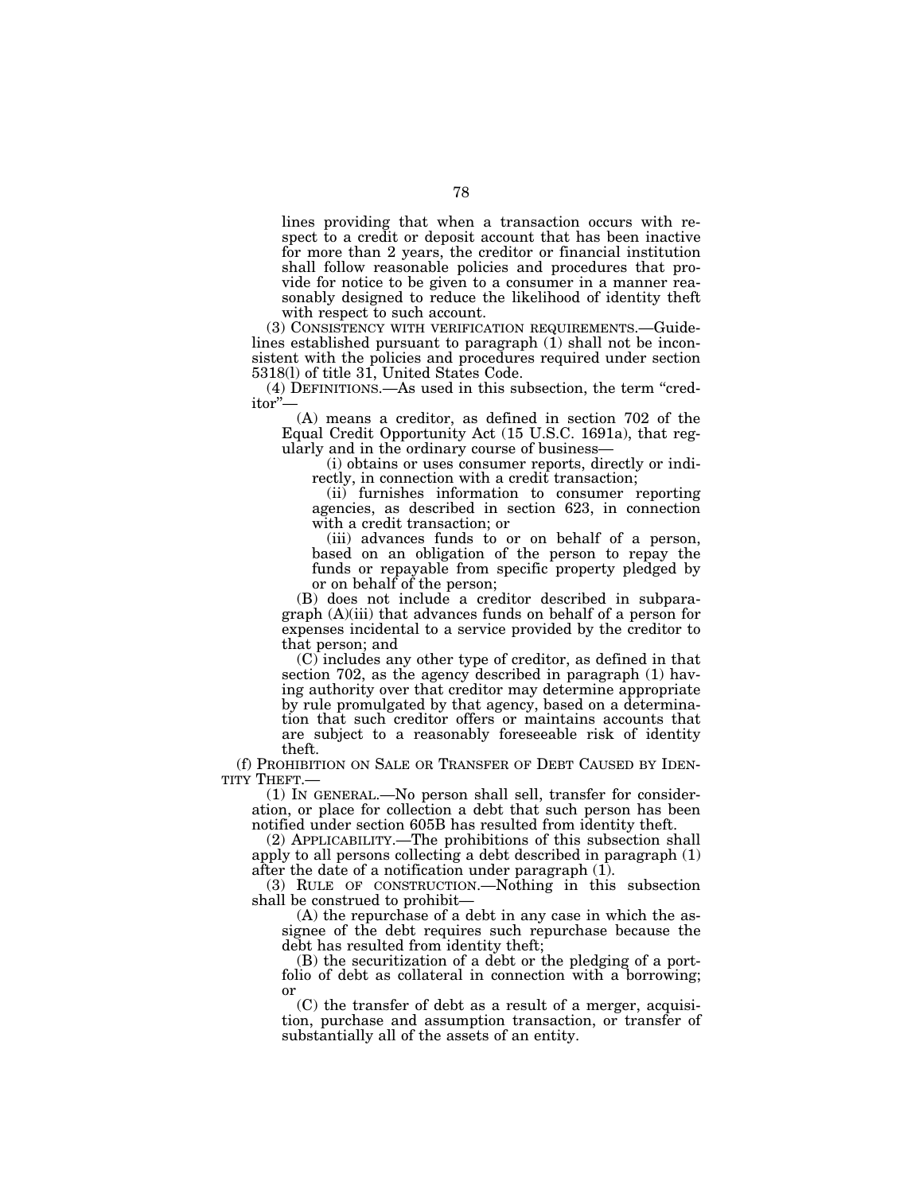lines providing that when a transaction occurs with respect to a credit or deposit account that has been inactive for more than 2 years, the creditor or financial institution shall follow reasonable policies and procedures that provide for notice to be given to a consumer in a manner reasonably designed to reduce the likelihood of identity theft with respect to such account.

(3) CONSISTENCY WITH VERIFICATION REQUIREMENTS.—Guidelines established pursuant to paragraph (1) shall not be inconsistent with the policies and procedures required under section 5318(l) of title 31, United States Code.

(4) DEFINITIONS.—As used in this subsection, the term "creditor"—

(A) means a creditor, as defined in section 702 of the Equal Credit Opportunity Act (15 U.S.C. 1691a), that regularly and in the ordinary course of business—

(i) obtains or uses consumer reports, directly or indirectly, in connection with a credit transaction;

(ii) furnishes information to consumer reporting agencies, as described in section 623, in connection with a credit transaction; or

(iii) advances funds to or on behalf of a person, based on an obligation of the person to repay the funds or repayable from specific property pledged by or on behalf of the person;

(B) does not include a creditor described in subparagraph (A)(iii) that advances funds on behalf of a person for expenses incidental to a service provided by the creditor to that person; and

(C) includes any other type of creditor, as defined in that section 702, as the agency described in paragraph (1) having authority over that creditor may determine appropriate by rule promulgated by that agency, based on a determination that such creditor offers or maintains accounts that are subject to a reasonably foreseeable risk of identity theft.

(f) PROHIBITION ON SALE OR TRANSFER OF DEBT CAUSED BY IDENTITY THEFT.—

(1) IN GENERAL.—No person shall sell, transfer for consideration, or place for collection a debt that such person has been notified under section 605B has resulted from identity theft.

(2) APPLICABILITY.—The prohibitions of this subsection shall apply to all persons collecting a debt described in paragraph (1) after the date of a notification under paragraph (1).

(3) RULE OF CONSTRUCTION.—Nothing in this subsection shall be construed to prohibit—

(A) the repurchase of a debt in any case in which the assignee of the debt requires such repurchase because the debt has resulted from identity theft;

(B) the securitization of a debt or the pledging of a portfolio of debt as collateral in connection with a borrowing; or

(C) the transfer of debt as a result of a merger, acquisition, purchase and assumption transaction, or transfer of substantially all of the assets of an entity.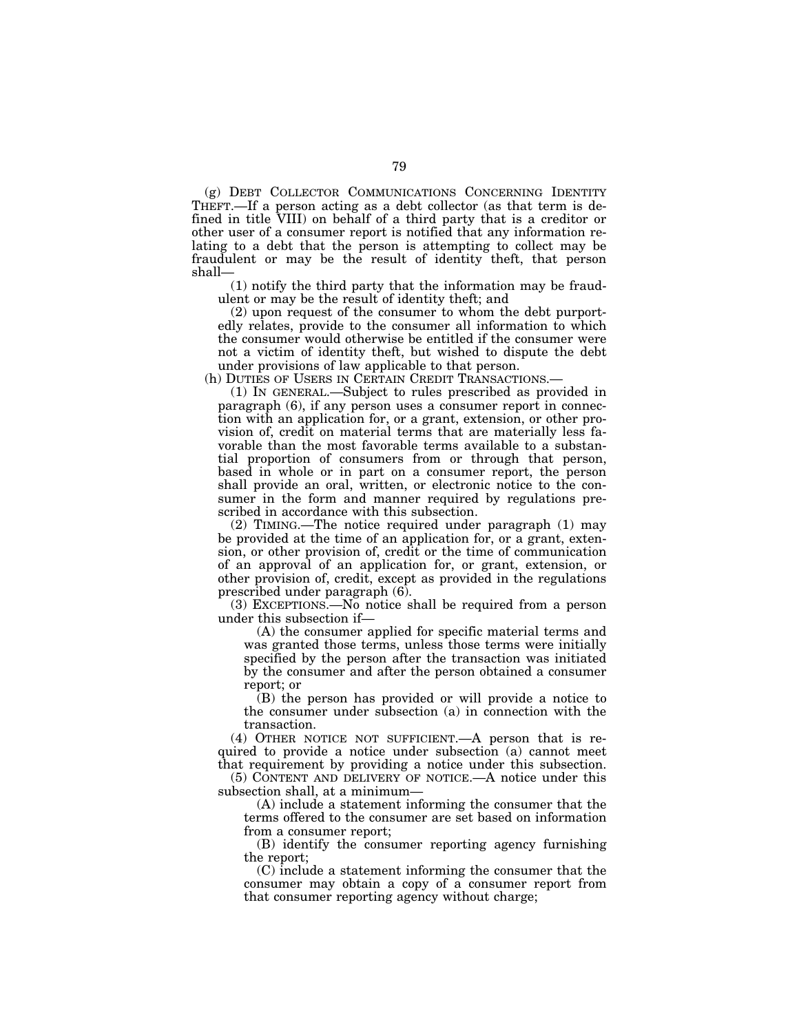(g) DEBT COLLECTOR COMMUNICATIONS CONCERNING IDENTITY THEFT.—If a person acting as a debt collector (as that term is defined in title VIII) on behalf of a third party that is a creditor or other user of a consumer report is notified that any information relating to a debt that the person is attempting to collect may be fraudulent or may be the result of identity theft, that person shall—

(1) notify the third party that the information may be fraudulent or may be the result of identity theft; and

(2) upon request of the consumer to whom the debt purportedly relates, provide to the consumer all information to which the consumer would otherwise be entitled if the consumer were not a victim of identity theft, but wished to dispute the debt under provisions of law applicable to that person.

(h) DUTIES OF USERS IN CERTAIN CREDIT TRANSACTIONS.—

(1) IN GENERAL.—Subject to rules prescribed as provided in paragraph (6), if any person uses a consumer report in connection with an application for, or a grant, extension, or other provision of, credit on material terms that are materially less favorable than the most favorable terms available to a substantial proportion of consumers from or through that person, based in whole or in part on a consumer report, the person shall provide an oral, written, or electronic notice to the consumer in the form and manner required by regulations prescribed in accordance with this subsection.

(2) TIMING.—The notice required under paragraph (1) may be provided at the time of an application for, or a grant, extension, or other provision of, credit or the time of communication of an approval of an application for, or grant, extension, or other provision of, credit, except as provided in the regulations prescribed under paragraph (6).

(3) EXCEPTIONS.—No notice shall be required from a person under this subsection if—

(A) the consumer applied for specific material terms and was granted those terms, unless those terms were initially specified by the person after the transaction was initiated by the consumer and after the person obtained a consumer report; or

(B) the person has provided or will provide a notice to the consumer under subsection (a) in connection with the transaction.

(4) OTHER NOTICE NOT SUFFICIENT.—A person that is required to provide a notice under subsection (a) cannot meet that requirement by providing a notice under this subsection.

(5) CONTENT AND DELIVERY OF NOTICE.—A notice under this subsection shall, at a minimum—

(A) include a statement informing the consumer that the terms offered to the consumer are set based on information from a consumer report;

(B) identify the consumer reporting agency furnishing the report;

(C) include a statement informing the consumer that the consumer may obtain a copy of a consumer report from that consumer reporting agency without charge;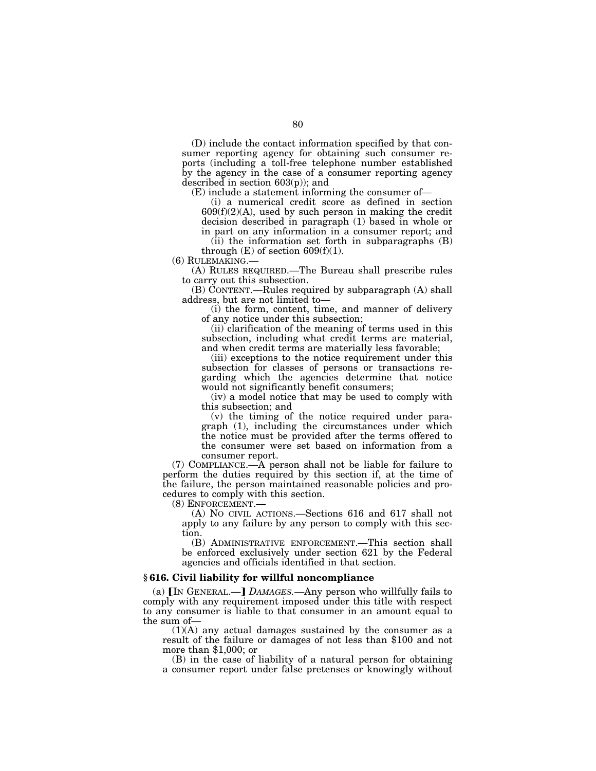(D) include the contact information specified by that consumer reporting agency for obtaining such consumer reports (including a toll-free telephone number established by the agency in the case of a consumer reporting agency described in section 603(p)); and

(E) include a statement informing the consumer of—

(i) a numerical credit score as defined in section 609(f)(2)(A), used by such person in making the credit decision described in paragraph (1) based in whole or in part on any information in a consumer report; and

(ii) the information set forth in subparagraphs (B) through (E) of section 609(f)(1).

(6) RULEMAKING.—

(A) RULES REQUIRED.—The Bureau shall prescribe rules to carry out this subsection.

(B) CONTENT.—Rules required by subparagraph (A) shall address, but are not limited to—

(i) the form, content, time, and manner of delivery of any notice under this subsection;

(ii) clarification of the meaning of terms used in this subsection, including what credit terms are material, and when credit terms are materially less favorable;

(iii) exceptions to the notice requirement under this subsection for classes of persons or transactions regarding which the agencies determine that notice would not significantly benefit consumers;

(iv) a model notice that may be used to comply with this subsection; and

(v) the timing of the notice required under paragraph (1), including the circumstances under which the notice must be provided after the terms offered to the consumer were set based on information from a consumer report.

(7) COMPLIANCE.—A person shall not be liable for failure to perform the duties required by this section if, at the time of the failure, the person maintained reasonable policies and procedures to comply with this section.

(8) ENFORCEMENT.—

(A) NO CIVIL ACTIONS.—Sections 616 and 617 shall not apply to any failure by any person to comply with this section.

(B) ADMINISTRATIVE ENFORCEMENT.—This section shall be enforced exclusively under section 621 by the Federal agencies and officials identified in that section.

### § 616. Civil liability for willful noncompliance

(a) [IN GENERAL.—] *DAMAGES.*—Any person who willfully fails to comply with any requirement imposed under this title with respect to any consumer is liable to that consumer in an amount equal to the sum of—

(1)(A) any actual damages sustained by the consumer as a result of the failure or damages of not less than $100 and not more than $1,000; or

(B) in the case of liability of a natural person for obtaining a consumer report under false pretenses or knowingly without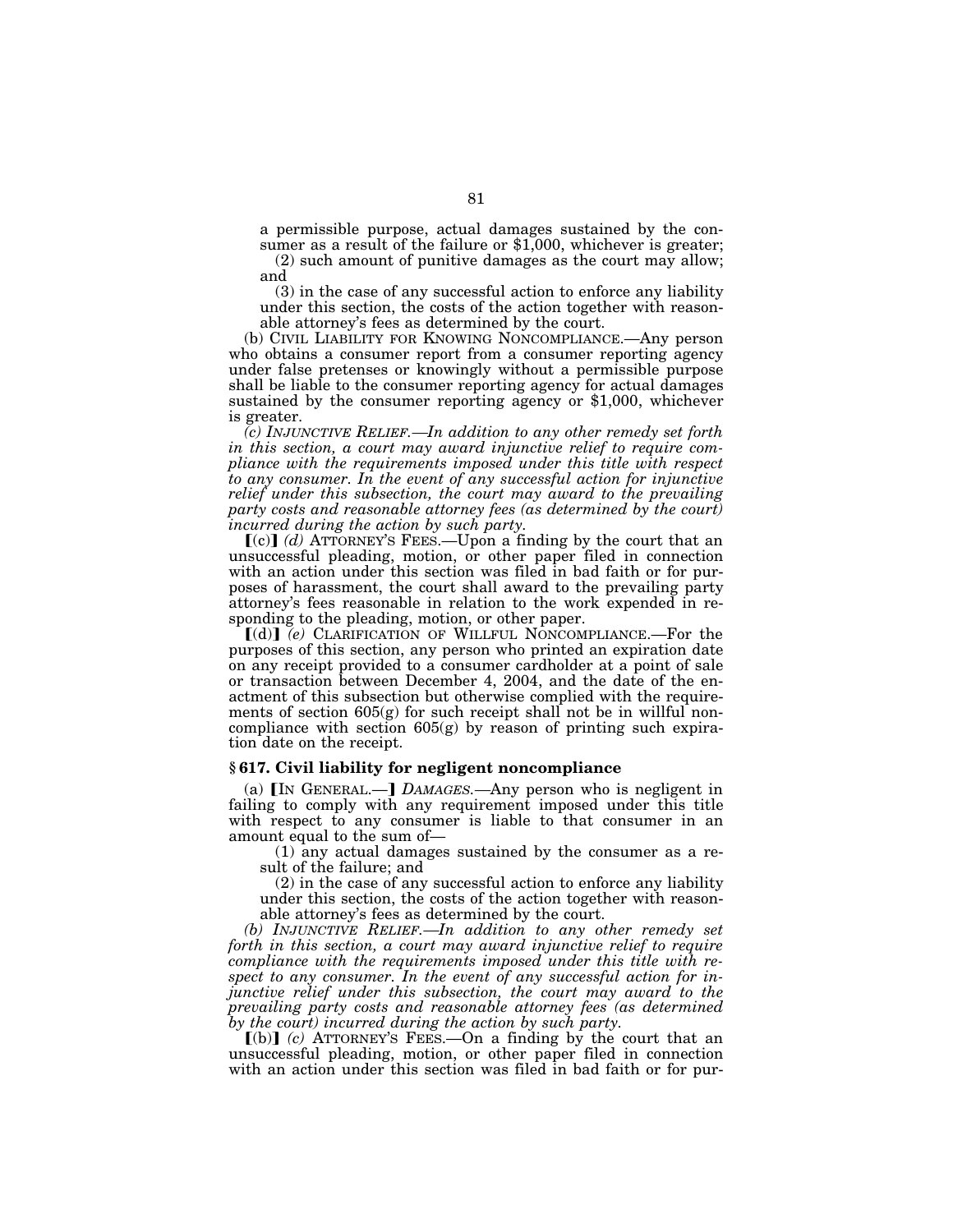a permissible purpose, actual damages sustained by the consumer as a result of the failure or $1,000, whichever is greater;

(2) such amount of punitive damages as the court may allow; and

(3) in the case of any successful action to enforce any liability under this section, the costs of the action together with reasonable attorney's fees as determined by the court.

(b) CIVIL LIABILITY FOR KNOWING NONCOMPLIANCE.—Any person who obtains a consumer report from a consumer reporting agency under false pretenses or knowingly without a permissible purpose shall be liable to the consumer reporting agency for actual damages sustained by the consumer reporting agency or $1,000, whichever is greater.

*(c) INJUNCTIVE RELIEF.—In addition to any other remedy set forth in this section, a court may award injunctive relief to require compliance with the requirements imposed under this title with respect to any consumer. In the event of any successful action for injunctive relief under this subsection, the court may award to the prevailing party costs and reasonable attorney fees (as determined by the court) incurred during the action by such party.*

⟦(c)⟧ *(d)* ATTORNEY'S FEES.—Upon a finding by the court that an unsuccessful pleading, motion, or other paper filed in connection with an action under this section was filed in bad faith or for purposes of harassment, the court shall award to the prevailing party attorney's fees reasonable in relation to the work expended in responding to the pleading, motion, or other paper.

⟦(d)⟧ *(e)* CLARIFICATION OF WILLFUL NONCOMPLIANCE.—For the purposes of this section, any person who printed an expiration date on any receipt provided to a consumer cardholder at a point of sale or transaction between December 4, 2004, and the date of the enactment of this subsection but otherwise complied with the requirements of section 605(g) for such receipt shall not be in willful noncompliance with section 605(g) by reason of printing such expiration date on the receipt.

### § 617. Civil liability for negligent noncompliance

(a) ⟦IN GENERAL.—⟧ *DAMAGES.*—Any person who is negligent in failing to comply with any requirement imposed under this title with respect to any consumer is liable to that consumer in an amount equal to the sum of—

(1) any actual damages sustained by the consumer as a result of the failure; and

(2) in the case of any successful action to enforce any liability under this section, the costs of the action together with reasonable attorney's fees as determined by the court.

*(b) INJUNCTIVE RELIEF.—In addition to any other remedy set forth in this section, a court may award injunctive relief to require compliance with the requirements imposed under this title with respect to any consumer. In the event of any successful action for injunctive relief under this subsection, the court may award to the prevailing party costs and reasonable attorney fees (as determined by the court) incurred during the action by such party.*

⟦(b)⟧ *(c)* ATTORNEY'S FEES.—On a finding by the court that an unsuccessful pleading, motion, or other paper filed in connection with an action under this section was filed in bad faith or for pur-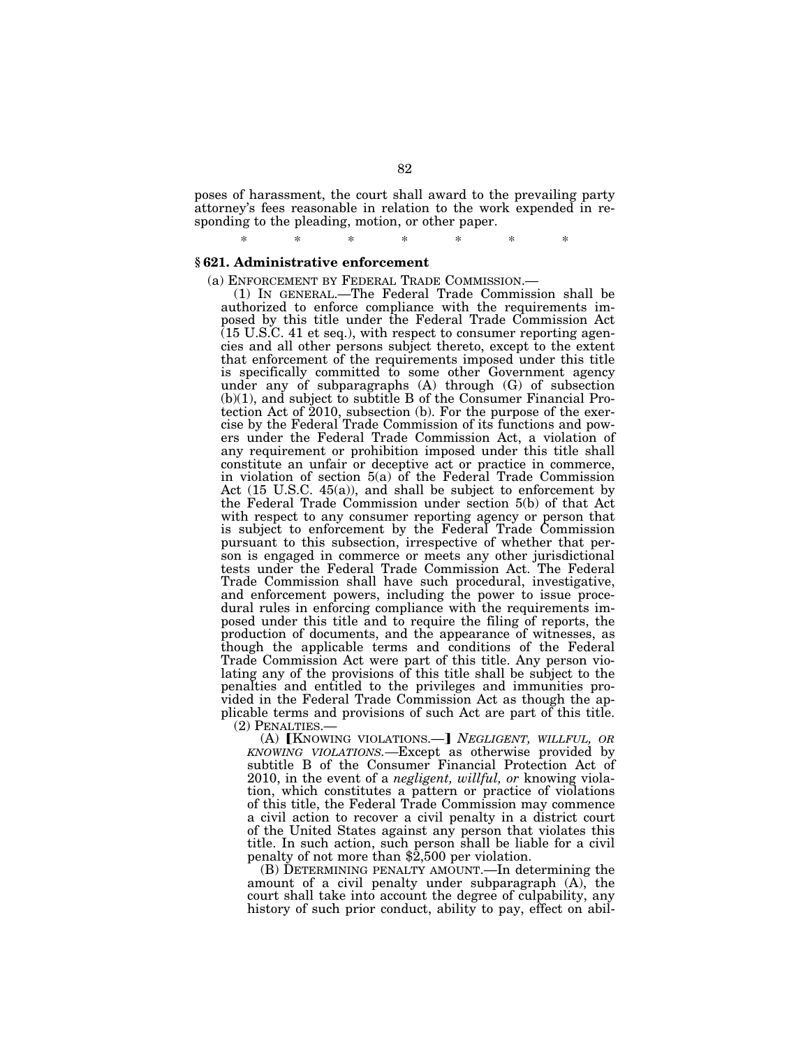poses of harassment, the court shall award to the prevailing party attorney's fees reasonable in relation to the work expended in responding to the pleading, motion, or other paper.

\* \* \* \* \* \* \*

### § 621. Administrative enforcement

(a) ENFORCEMENT BY FEDERAL TRADE COMMISSION.—

(1) IN GENERAL.—The Federal Trade Commission shall be authorized to enforce compliance with the requirements imposed by this title under the Federal Trade Commission Act (15 U.S.C. 41 et seq.), with respect to consumer reporting agencies and all other persons subject thereto, except to the extent that enforcement of the requirements imposed under this title is specifically committed to some other Government agency under any of subparagraphs (A) through (G) of subsection (b)(1), and subject to subtitle B of the Consumer Financial Protection Act of 2010, subsection (b). For the purpose of the exercise by the Federal Trade Commission of its functions and powers under the Federal Trade Commission Act, a violation of any requirement or prohibition imposed under this title shall constitute an unfair or deceptive act or practice in commerce, in violation of section 5(a) of the Federal Trade Commission Act (15 U.S.C. 45(a)), and shall be subject to enforcement by the Federal Trade Commission under section 5(b) of that Act with respect to any consumer reporting agency or person that is subject to enforcement by the Federal Trade Commission pursuant to this subsection, irrespective of whether that person is engaged in commerce or meets any other jurisdictional tests under the Federal Trade Commission Act. The Federal Trade Commission shall have such procedural, investigative, and enforcement powers, including the power to issue procedural rules in enforcing compliance with the requirements imposed under this title and to require the filing of reports, the production of documents, and the appearance of witnesses, as though the applicable terms and conditions of the Federal Trade Commission Act were part of this title. Any person violating any of the provisions of this title shall be subject to the penalties and entitled to the privileges and immunities provided in the Federal Trade Commission Act as though the applicable terms and provisions of such Act are part of this title.

(2) PENALTIES.—

(A) [KNOWING VIOLATIONS.—] *NEGLIGENT, WILLFUL, OR KNOWING VIOLATIONS.*—Except as otherwise provided by subtitle B of the Consumer Financial Protection Act of 2010, in the event of a *negligent, willful, or* knowing violation, which constitutes a pattern or practice of violations of this title, the Federal Trade Commission may commence a civil action to recover a civil penalty in a district court of the United States against any person that violates this title. In such action, such person shall be liable for a civil penalty of not more than $2,500 per violation.

(B) DETERMINING PENALTY AMOUNT.—In determining the amount of a civil penalty under subparagraph (A), the court shall take into account the degree of culpability, any history of such prior conduct, ability to pay, effect on abil-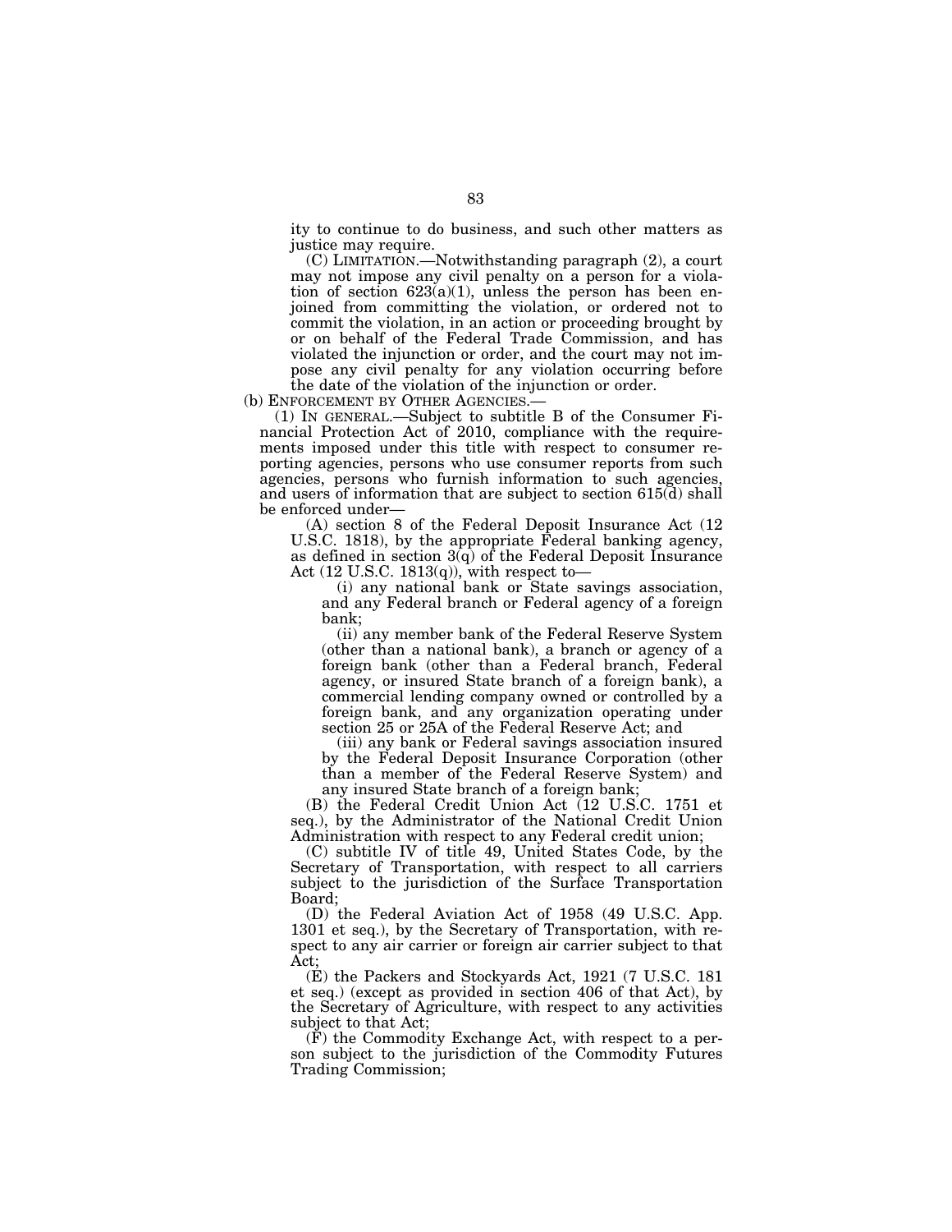ity to continue to do business, and such other matters as justice may require.

(C) LIMITATION.—Notwithstanding paragraph (2), a court may not impose any civil penalty on a person for a violation of section 623(a)(1), unless the person has been enjoined from committing the violation, or ordered not to commit the violation, in an action or proceeding brought by or on behalf of the Federal Trade Commission, and has violated the injunction or order, and the court may not impose any civil penalty for any violation occurring before the date of the violation of the injunction or order.

(b) ENFORCEMENT BY OTHER AGENCIES.—

(1) IN GENERAL.—Subject to subtitle B of the Consumer Financial Protection Act of 2010, compliance with the requirements imposed under this title with respect to consumer reporting agencies, persons who use consumer reports from such agencies, persons who furnish information to such agencies, and users of information that are subject to section 615(d) shall be enforced under—

(A) section 8 of the Federal Deposit Insurance Act (12 U.S.C. 1818), by the appropriate Federal banking agency, as defined in section 3(q) of the Federal Deposit Insurance Act (12 U.S.C. 1813(q)), with respect to—

(i) any national bank or State savings association, and any Federal branch or Federal agency of a foreign bank;

(ii) any member bank of the Federal Reserve System (other than a national bank), a branch or agency of a foreign bank (other than a Federal branch, Federal agency, or insured State branch of a foreign bank), a commercial lending company owned or controlled by a foreign bank, and any organization operating under section 25 or 25A of the Federal Reserve Act; and

(iii) any bank or Federal savings association insured by the Federal Deposit Insurance Corporation (other than a member of the Federal Reserve System) and any insured State branch of a foreign bank;

(B) the Federal Credit Union Act (12 U.S.C. 1751 et seq.), by the Administrator of the National Credit Union Administration with respect to any Federal credit union;

(C) subtitle IV of title 49, United States Code, by the Secretary of Transportation, with respect to all carriers subject to the jurisdiction of the Surface Transportation Board;

(D) the Federal Aviation Act of 1958 (49 U.S.C. App. 1301 et seq.), by the Secretary of Transportation, with respect to any air carrier or foreign air carrier subject to that Act;

(E) the Packers and Stockyards Act, 1921 (7 U.S.C. 181 et seq.) (except as provided in section 406 of that Act), by the Secretary of Agriculture, with respect to any activities subject to that Act;

(F) the Commodity Exchange Act, with respect to a person subject to the jurisdiction of the Commodity Futures Trading Commission;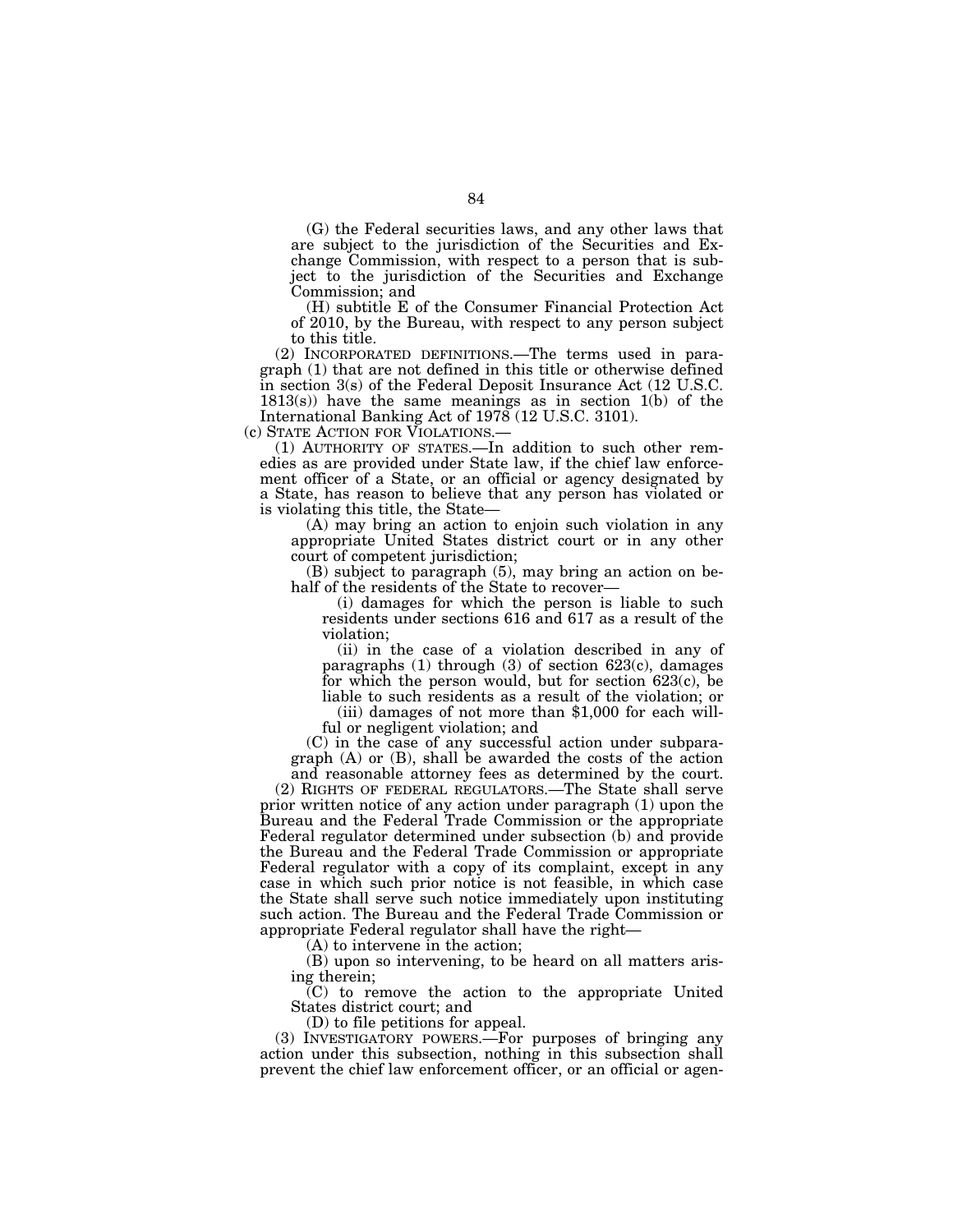(G) the Federal securities laws, and any other laws that are subject to the jurisdiction of the Securities and Exchange Commission, with respect to a person that is subject to the jurisdiction of the Securities and Exchange Commission; and

(H) subtitle E of the Consumer Financial Protection Act of 2010, by the Bureau, with respect to any person subject to this title.

(2) INCORPORATED DEFINITIONS.—The terms used in paragraph (1) that are not defined in this title or otherwise defined in section 3(s) of the Federal Deposit Insurance Act (12 U.S.C. 1813(s)) have the same meanings as in section 1(b) of the International Banking Act of 1978 (12 U.S.C. 3101).

(c) STATE ACTION FOR VIOLATIONS.—

(1) AUTHORITY OF STATES.—In addition to such other remedies as are provided under State law, if the chief law enforcement officer of a State, or an official or agency designated by a State, has reason to believe that any person has violated or is violating this title, the State—

(A) may bring an action to enjoin such violation in any appropriate United States district court or in any other court of competent jurisdiction;

(B) subject to paragraph (5), may bring an action on behalf of the residents of the State to recover—

(i) damages for which the person is liable to such residents under sections 616 and 617 as a result of the violation;

(ii) in the case of a violation described in any of paragraphs (1) through (3) of section 623(c), damages for which the person would, but for section 623(c), be liable to such residents as a result of the violation; or

(iii) damages of not more than $1,000 for each willful or negligent violation; and

(C) in the case of any successful action under subparagraph (A) or (B), shall be awarded the costs of the action and reasonable attorney fees as determined by the court.

(2) RIGHTS OF FEDERAL REGULATORS.—The State shall serve prior written notice of any action under paragraph (1) upon the Bureau and the Federal Trade Commission or the appropriate Federal regulator determined under subsection (b) and provide the Bureau and the Federal Trade Commission or appropriate Federal regulator with a copy of its complaint, except in any case in which such prior notice is not feasible, in which case the State shall serve such notice immediately upon instituting such action. The Bureau and the Federal Trade Commission or appropriate Federal regulator shall have the right—

(A) to intervene in the action;

(B) upon so intervening, to be heard on all matters arising therein;

(C) to remove the action to the appropriate United States district court; and

(D) to file petitions for appeal.

(3) INVESTIGATORY POWERS.—For purposes of bringing any action under this subsection, nothing in this subsection shall prevent the chief law enforcement officer, or an official or agen-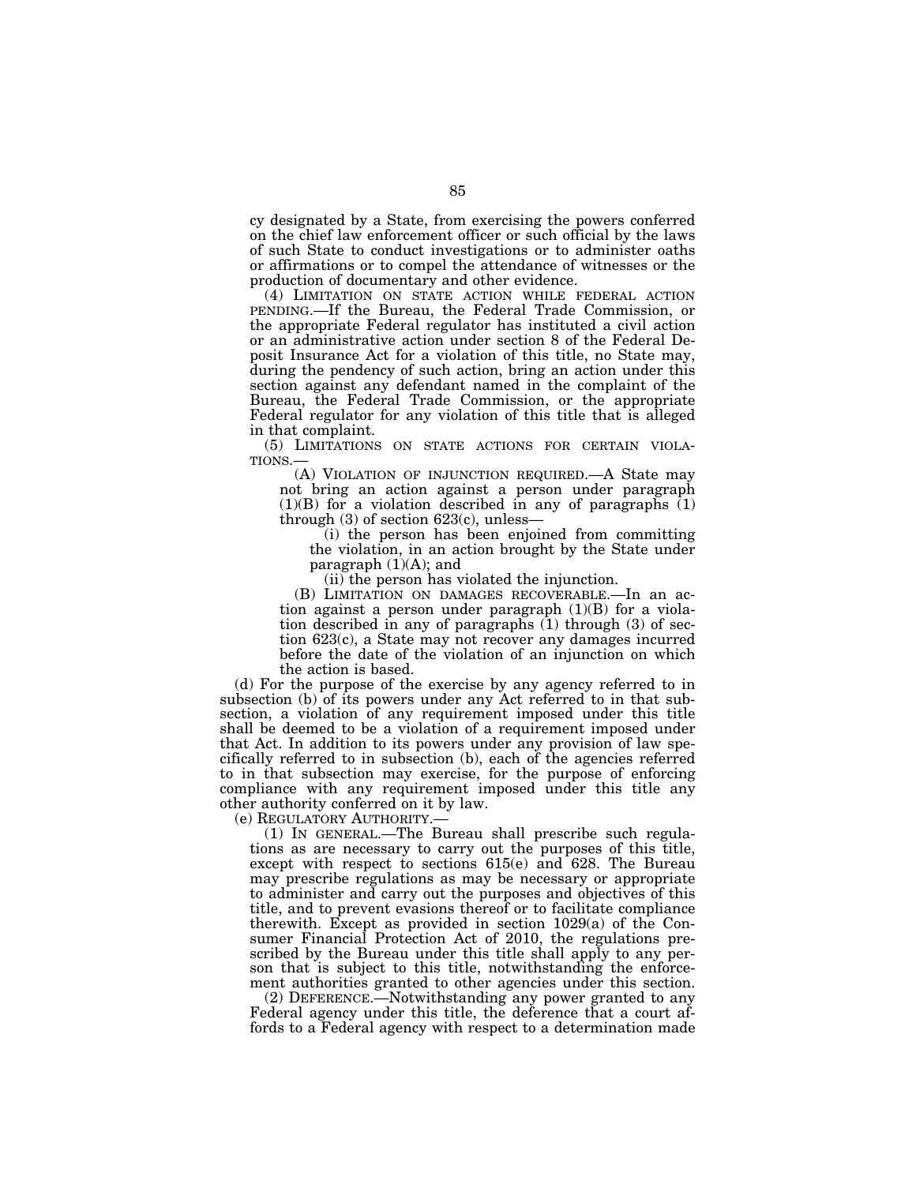cy designated by a State, from exercising the powers conferred on the chief law enforcement officer or such official by the laws of such State to conduct investigations or to administer oaths or affirmations or to compel the attendance of witnesses or the production of documentary and other evidence.

(4) LIMITATION ON STATE ACTION WHILE FEDERAL ACTION PENDING.—If the Bureau, the Federal Trade Commission, or the appropriate Federal regulator has instituted a civil action or an administrative action under section 8 of the Federal Deposit Insurance Act for a violation of this title, no State may, during the pendency of such action, bring an action under this section against any defendant named in the complaint of the Bureau, the Federal Trade Commission, or the appropriate Federal regulator for any violation of this title that is alleged in that complaint.

(5) LIMITATIONS ON STATE ACTIONS FOR CERTAIN VIOLATIONS.—

(A) VIOLATION OF INJUNCTION REQUIRED.—A State may not bring an action against a person under paragraph (1)(B) for a violation described in any of paragraphs (1) through (3) of section 623(c), unless—

(i) the person has been enjoined from committing the violation, in an action brought by the State under paragraph (1)(A); and

(ii) the person has violated the injunction.

(B) LIMITATION ON DAMAGES RECOVERABLE.—In an action against a person under paragraph (1)(B) for a violation described in any of paragraphs (1) through (3) of section 623(c), a State may not recover any damages incurred before the date of the violation of an injunction on which the action is based.

(d) For the purpose of the exercise by any agency referred to in subsection (b) of its powers under any Act referred to in that subsection, a violation of any requirement imposed under this title shall be deemed to be a violation of a requirement imposed under that Act. In addition to its powers under any provision of law specifically referred to in subsection (b), each of the agencies referred to in that subsection may exercise, for the purpose of enforcing compliance with any requirement imposed under this title any other authority conferred on it by law.

(e) REGULATORY AUTHORITY.—

(1) IN GENERAL.—The Bureau shall prescribe such regulations as are necessary to carry out the purposes of this title, except with respect to sections 615(e) and 628. The Bureau may prescribe regulations as may be necessary or appropriate to administer and carry out the purposes and objectives of this title, and to prevent evasions thereof or to facilitate compliance therewith. Except as provided in section 1029(a) of the Consumer Financial Protection Act of 2010, the regulations prescribed by the Bureau under this title shall apply to any person that is subject to this title, notwithstanding the enforcement authorities granted to other agencies under this section.

(2) DEFERENCE.—Notwithstanding any power granted to any Federal agency under this title, the deference that a court affords to a Federal agency with respect to a determination made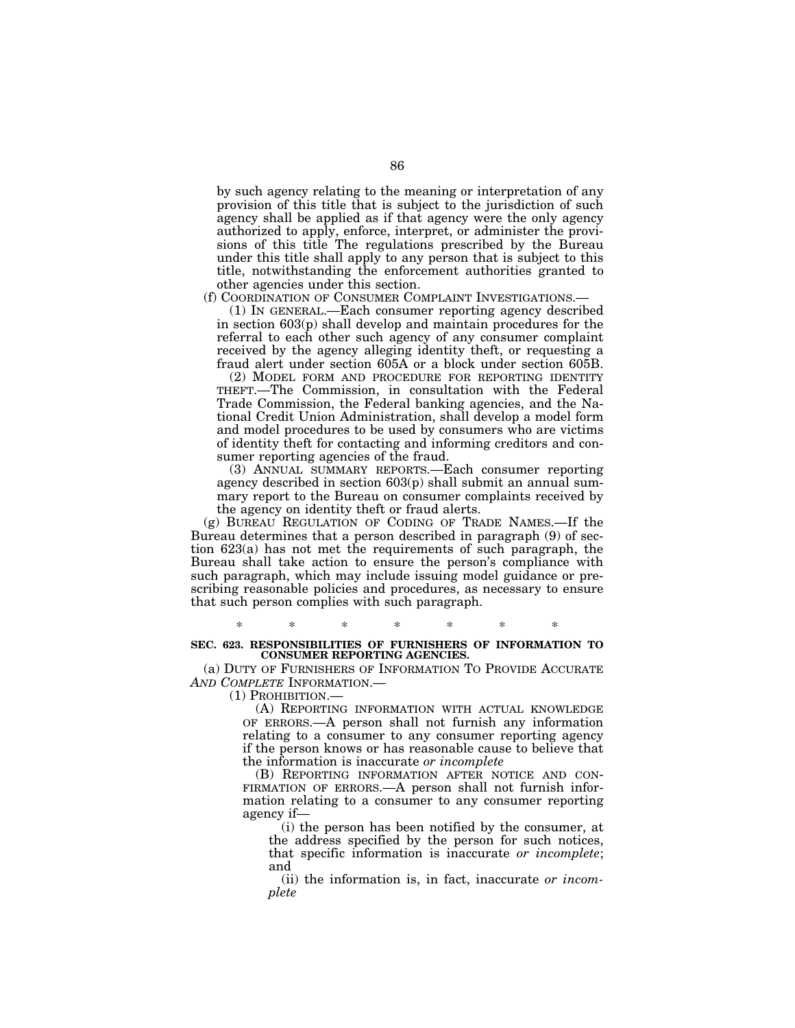by such agency relating to the meaning or interpretation of any provision of this title that is subject to the jurisdiction of such agency shall be applied as if that agency were the only agency authorized to apply, enforce, interpret, or administer the provisions of this title The regulations prescribed by the Bureau under this title shall apply to any person that is subject to this title, notwithstanding the enforcement authorities granted to other agencies under this section.

(f) COORDINATION OF CONSUMER COMPLAINT INVESTIGATIONS.—

(1) IN GENERAL.—Each consumer reporting agency described in section 603(p) shall develop and maintain procedures for the referral to each other such agency of any consumer complaint received by the agency alleging identity theft, or requesting a fraud alert under section 605A or a block under section 605B.

(2) MODEL FORM AND PROCEDURE FOR REPORTING IDENTITY THEFT.—The Commission, in consultation with the Federal Trade Commission, the Federal banking agencies, and the National Credit Union Administration, shall develop a model form and model procedures to be used by consumers who are victims of identity theft for contacting and informing creditors and consumer reporting agencies of the fraud.

(3) ANNUAL SUMMARY REPORTS.—Each consumer reporting agency described in section 603(p) shall submit an annual summary report to the Bureau on consumer complaints received by the agency on identity theft or fraud alerts.

(g) BUREAU REGULATION OF CODING OF TRADE NAMES.—If the Bureau determines that a person described in paragraph (9) of section 623(a) has not met the requirements of such paragraph, the Bureau shall take action to ensure the person's compliance with such paragraph, which may include issuing model guidance or prescribing reasonable policies and procedures, as necessary to ensure that such person complies with such paragraph.

\* \* \* \* \* \* \*

**SEC. 623. RESPONSIBILITIES OF FURNISHERS OF INFORMATION TO CONSUMER REPORTING AGENCIES.**

(a) DUTY OF FURNISHERS OF INFORMATION TO PROVIDE ACCURATE *AND COMPLETE* INFORMATION.—

(1) PROHIBITION.—

(A) REPORTING INFORMATION WITH ACTUAL KNOWLEDGE OF ERRORS.—A person shall not furnish any information relating to a consumer to any consumer reporting agency if the person knows or has reasonable cause to believe that the information is inaccurate *or incomplete*

(B) REPORTING INFORMATION AFTER NOTICE AND CONFIRMATION OF ERRORS.—A person shall not furnish information relating to a consumer to any consumer reporting agency if—

(i) the person has been notified by the consumer, at the address specified by the person for such notices, that specific information is inaccurate *or incomplete*; and

(ii) the information is, in fact, inaccurate *or incomplete*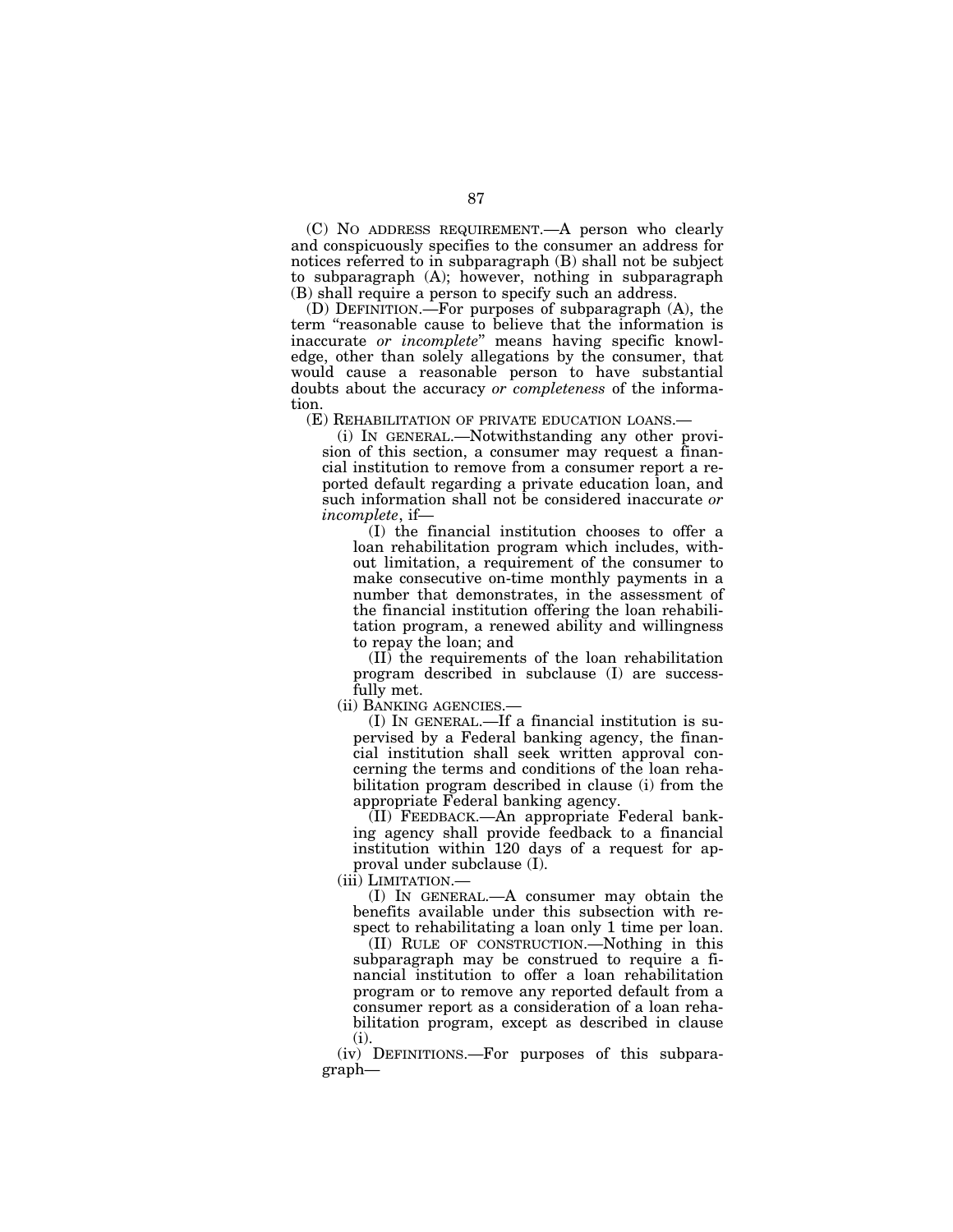(C) NO ADDRESS REQUIREMENT.—A person who clearly and conspicuously specifies to the consumer an address for notices referred to in subparagraph (B) shall not be subject to subparagraph (A); however, nothing in subparagraph (B) shall require a person to specify such an address.

(D) DEFINITION.—For purposes of subparagraph (A), the term "reasonable cause to believe that the information is inaccurate *or incomplete*" means having specific knowledge, other than solely allegations by the consumer, that would cause a reasonable person to have substantial doubts about the accuracy *or completeness* of the information.

(E) REHABILITATION OF PRIVATE EDUCATION LOANS.—

(i) IN GENERAL.—Notwithstanding any other provision of this section, a consumer may request a financial institution to remove from a consumer report a reported default regarding a private education loan, and such information shall not be considered inaccurate *or incomplete*, if—

(I) the financial institution chooses to offer a loan rehabilitation program which includes, without limitation, a requirement of the consumer to make consecutive on-time monthly payments in a number that demonstrates, in the assessment of the financial institution offering the loan rehabilitation program, a renewed ability and willingness to repay the loan; and

(II) the requirements of the loan rehabilitation program described in subclause (I) are successfully met.

(ii) BANKING AGENCIES.—

(I) IN GENERAL.—If a financial institution is supervised by a Federal banking agency, the financial institution shall seek written approval concerning the terms and conditions of the loan rehabilitation program described in clause (i) from the appropriate Federal banking agency.

(II) FEEDBACK.—An appropriate Federal banking agency shall provide feedback to a financial institution within 120 days of a request for approval under subclause (I).

(iii) LIMITATION.—

(I) IN GENERAL.—A consumer may obtain the benefits available under this subsection with respect to rehabilitating a loan only 1 time per loan.

(II) RULE OF CONSTRUCTION.—Nothing in this subparagraph may be construed to require a financial institution to offer a loan rehabilitation program or to remove any reported default from a consumer report as a consideration of a loan rehabilitation program, except as described in clause (i).

(iv) DEFINITIONS.—For purposes of this subparagraph—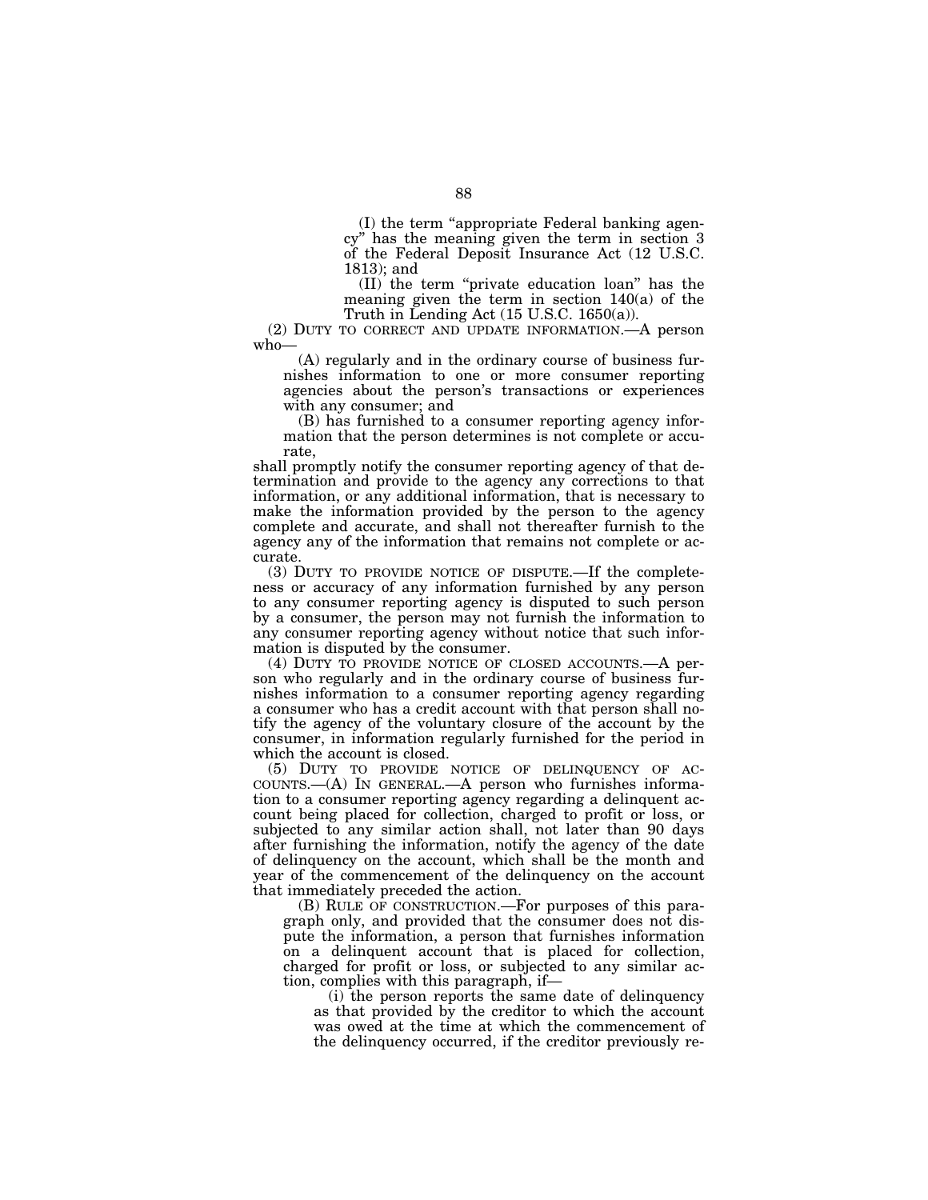(I) the term "appropriate Federal banking agency" has the meaning given the term in section 3 of the Federal Deposit Insurance Act (12 U.S.C. 1813); and

(II) the term "private education loan" has the meaning given the term in section 140(a) of the Truth in Lending Act (15 U.S.C. 1650(a)).

(2) DUTY TO CORRECT AND UPDATE INFORMATION.—A person who—

(A) regularly and in the ordinary course of business furnishes information to one or more consumer reporting agencies about the person's transactions or experiences with any consumer; and

(B) has furnished to a consumer reporting agency information that the person determines is not complete or accurate,

shall promptly notify the consumer reporting agency of that determination and provide to the agency any corrections to that information, or any additional information, that is necessary to make the information provided by the person to the agency complete and accurate, and shall not thereafter furnish to the agency any of the information that remains not complete or accurate.

(3) DUTY TO PROVIDE NOTICE OF DISPUTE.—If the completeness or accuracy of any information furnished by any person to any consumer reporting agency is disputed to such person by a consumer, the person may not furnish the information to any consumer reporting agency without notice that such information is disputed by the consumer.

(4) DUTY TO PROVIDE NOTICE OF CLOSED ACCOUNTS.—A person who regularly and in the ordinary course of business furnishes information to a consumer reporting agency regarding a consumer who has a credit account with that person shall notify the agency of the voluntary closure of the account by the consumer, in information regularly furnished for the period in which the account is closed.

(5) DUTY TO PROVIDE NOTICE OF DELINQUENCY OF ACCOUNTS.—(A) IN GENERAL.—A person who furnishes information to a consumer reporting agency regarding a delinquent account being placed for collection, charged to profit or loss, or subjected to any similar action shall, not later than 90 days after furnishing the information, notify the agency of the date of delinquency on the account, which shall be the month and year of the commencement of the delinquency on the account that immediately preceded the action.

(B) RULE OF CONSTRUCTION.—For purposes of this paragraph only, and provided that the consumer does not dispute the information, a person that furnishes information on a delinquent account that is placed for collection, charged for profit or loss, or subjected to any similar action, complies with this paragraph, if—

(i) the person reports the same date of delinquency as that provided by the creditor to which the account was owed at the time at which the commencement of the delinquency occurred, if the creditor previously re-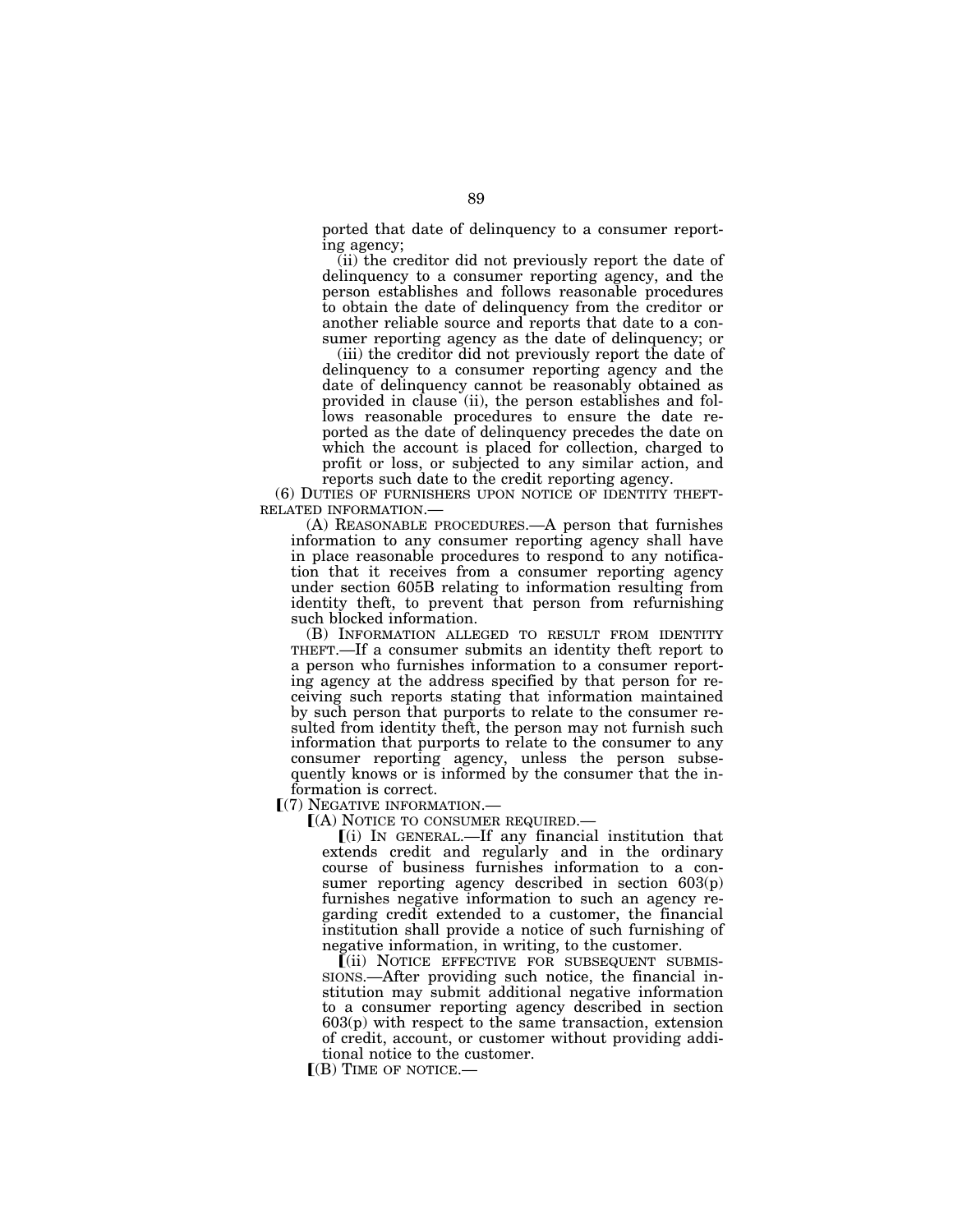ported that date of delinquency to a consumer reporting agency;

(ii) the creditor did not previously report the date of delinquency to a consumer reporting agency, and the person establishes and follows reasonable procedures to obtain the date of delinquency from the creditor or another reliable source and reports that date to a consumer reporting agency as the date of delinquency; or

(iii) the creditor did not previously report the date of delinquency to a consumer reporting agency and the date of delinquency cannot be reasonably obtained as provided in clause (ii), the person establishes and follows reasonable procedures to ensure the date reported as the date of delinquency precedes the date on which the account is placed for collection, charged to profit or loss, or subjected to any similar action, and reports such date to the credit reporting agency.

(6) DUTIES OF FURNISHERS UPON NOTICE OF IDENTITY THEFT-RELATED INFORMATION.—

(A) REASONABLE PROCEDURES.—A person that furnishes information to any consumer reporting agency shall have in place reasonable procedures to respond to any notification that it receives from a consumer reporting agency under section 605B relating to information resulting from identity theft, to prevent that person from refurnishing such blocked information.

(B) INFORMATION ALLEGED TO RESULT FROM IDENTITY THEFT.—If a consumer submits an identity theft report to a person who furnishes information to a consumer reporting agency at the address specified by that person for receiving such reports stating that information maintained by such person that purports to relate to the consumer resulted from identity theft, the person may not furnish such information that purports to relate to the consumer to any consumer reporting agency, unless the person subsequently knows or is informed by the consumer that the information is correct.

⟦(7) NEGATIVE INFORMATION.—

⟦(A) NOTICE TO CONSUMER REQUIRED.—

⟦(i) IN GENERAL.—If any financial institution that extends credit and regularly and in the ordinary course of business furnishes information to a consumer reporting agency described in section 603(p) furnishes negative information to such an agency regarding credit extended to a customer, the financial institution shall provide a notice of such furnishing of negative information, in writing, to the customer.

⟦(ii) NOTICE EFFECTIVE FOR SUBSEQUENT SUBMISSIONS.—After providing such notice, the financial institution may submit additional negative information to a consumer reporting agency described in section 603(p) with respect to the same transaction, extension of credit, account, or customer without providing additional notice to the customer.

⟦(B) TIME OF NOTICE.—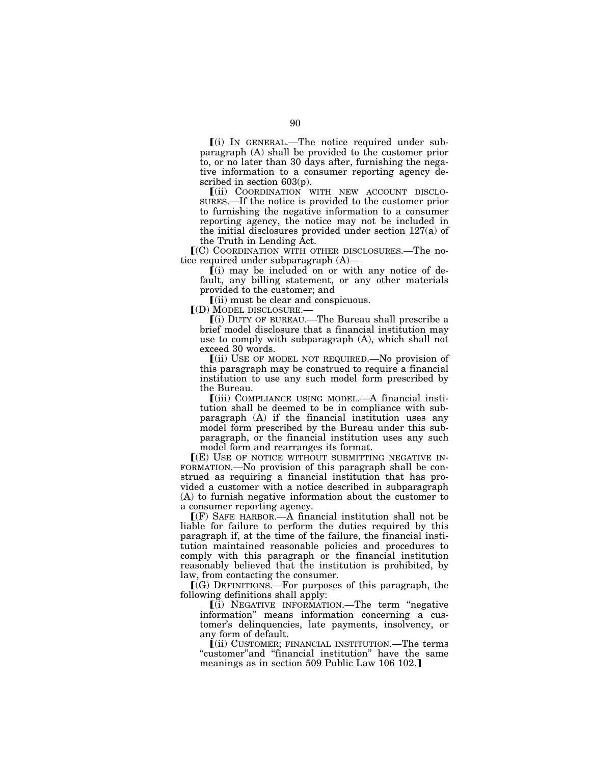⟦(i) IN GENERAL.—The notice required under subparagraph (A) shall be provided to the customer prior to, or no later than 30 days after, furnishing the negative information to a consumer reporting agency described in section 603(p).

⟦(ii) COORDINATION WITH NEW ACCOUNT DISCLOSURES.—If the notice is provided to the customer prior to furnishing the negative information to a consumer reporting agency, the notice may not be included in the initial disclosures provided under section 127(a) of the Truth in Lending Act.

⟦(C) COORDINATION WITH OTHER DISCLOSURES.—The notice required under subparagraph (A)—

⟦(i) may be included on or with any notice of default, any billing statement, or any other materials provided to the customer; and

⟦(ii) must be clear and conspicuous.

⟦(D) MODEL DISCLOSURE.—

⟦(i) DUTY OF BUREAU.—The Bureau shall prescribe a brief model disclosure that a financial institution may use to comply with subparagraph (A), which shall not exceed 30 words.

⟦(ii) USE OF MODEL NOT REQUIRED.—No provision of this paragraph may be construed to require a financial institution to use any such model form prescribed by the Bureau.

⟦(iii) COMPLIANCE USING MODEL.—A financial institution shall be deemed to be in compliance with subparagraph (A) if the financial institution uses any model form prescribed by the Bureau under this subparagraph, or the financial institution uses any such model form and rearranges its format.

⟦(E) USE OF NOTICE WITHOUT SUBMITTING NEGATIVE INFORMATION.—No provision of this paragraph shall be construed as requiring a financial institution that has provided a customer with a notice described in subparagraph (A) to furnish negative information about the customer to a consumer reporting agency.

⟦(F) SAFE HARBOR.—A financial institution shall not be liable for failure to perform the duties required by this paragraph if, at the time of the failure, the financial institution maintained reasonable policies and procedures to comply with this paragraph or the financial institution reasonably believed that the institution is prohibited, by law, from contacting the consumer.

⟦(G) DEFINITIONS.—For purposes of this paragraph, the following definitions shall apply:

⟦(i) NEGATIVE INFORMATION.—The term "negative information" means information concerning a customer's delinquencies, late payments, insolvency, or any form of default.

⟦(ii) CUSTOMER; FINANCIAL INSTITUTION.—The terms "customer"and "financial institution" have the same meanings as in section 509 Public Law 106 102.⟧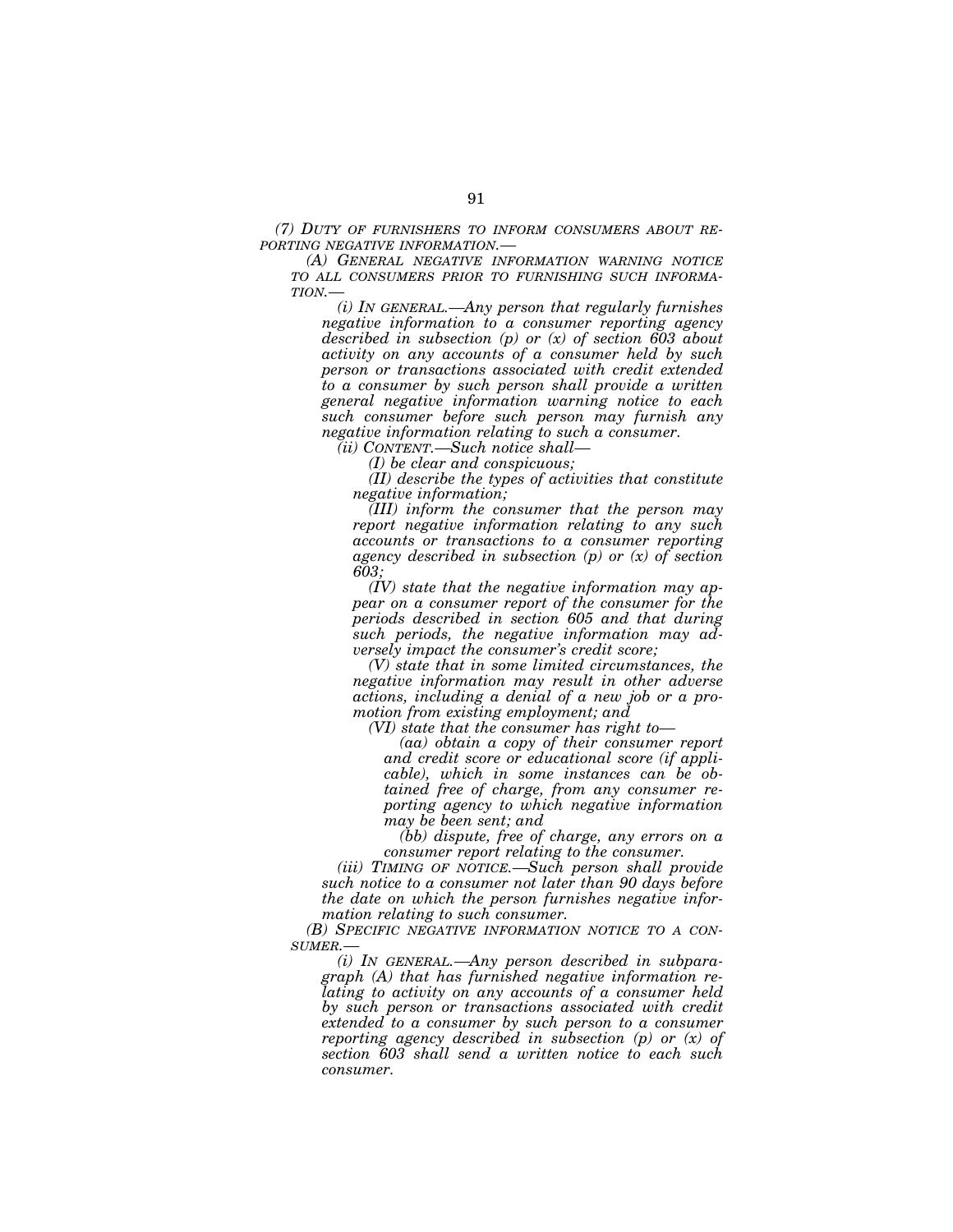*(7) DUTY OF FURNISHERS TO INFORM CONSUMERS ABOUT REPORTING NEGATIVE INFORMATION.—*

*(A) GENERAL NEGATIVE INFORMATION WARNING NOTICE TO ALL CONSUMERS PRIOR TO FURNISHING SUCH INFORMATION.—*

*(i) IN GENERAL.—Any person that regularly furnishes negative information to a consumer reporting agency described in subsection (p) or (x) of section 603 about activity on any accounts of a consumer held by such person or transactions associated with credit extended to a consumer by such person shall provide a written general negative information warning notice to each such consumer before such person may furnish any negative information relating to such a consumer.*

*(ii) CONTENT.—Such notice shall—*

*(I) be clear and conspicuous;*

*(II) describe the types of activities that constitute negative information;*

*(III) inform the consumer that the person may report negative information relating to any such accounts or transactions to a consumer reporting agency described in subsection (p) or (x) of section 603;*

*(IV) state that the negative information may appear on a consumer report of the consumer for the periods described in section 605 and that during such periods, the negative information may adversely impact the consumer's credit score;*

*(V) state that in some limited circumstances, the negative information may result in other adverse actions, including a denial of a new job or a promotion from existing employment; and*

*(VI) state that the consumer has right to—*

*(aa) obtain a copy of their consumer report and credit score or educational score (if applicable), which in some instances can be obtained free of charge, from any consumer reporting agency to which negative information may be been sent; and*

*(bb) dispute, free of charge, any errors on a consumer report relating to the consumer.*

*(iii) TIMING OF NOTICE.—Such person shall provide such notice to a consumer not later than 90 days before the date on which the person furnishes negative information relating to such consumer.*

*(B) SPECIFIC NEGATIVE INFORMATION NOTICE TO A CONSUMER.—*

*(i) IN GENERAL.—Any person described in subparagraph (A) that has furnished negative information relating to activity on any accounts of a consumer held by such person or transactions associated with credit extended to a consumer by such person to a consumer reporting agency described in subsection (p) or (x) of section 603 shall send a written notice to each such consumer.*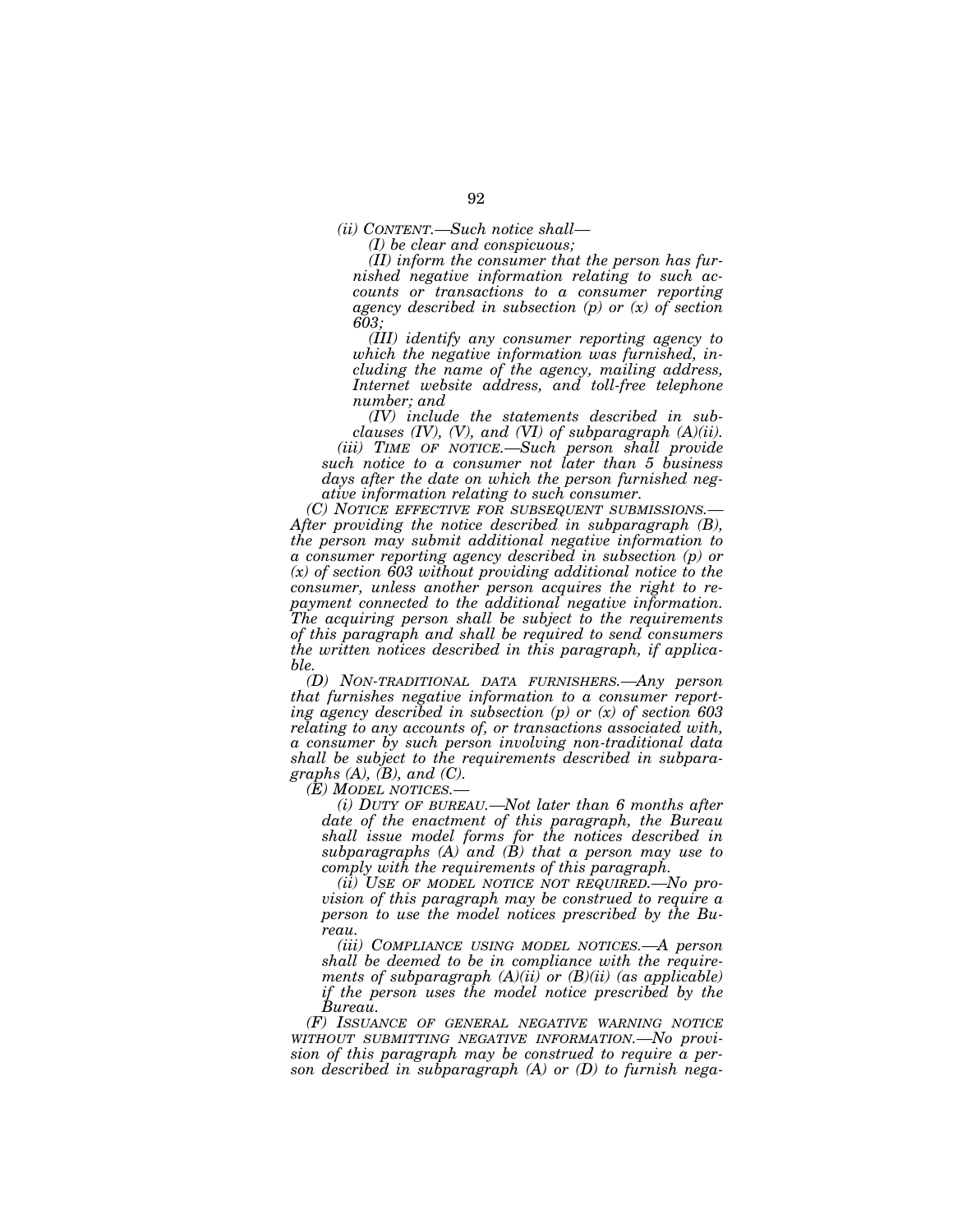*(ii) CONTENT.—Such notice shall—*

*(I) be clear and conspicuous;*

*(II) inform the consumer that the person has furnished negative information relating to such accounts or transactions to a consumer reporting agency described in subsection (p) or (x) of section 603;*

*(III) identify any consumer reporting agency to which the negative information was furnished, including the name of the agency, mailing address, Internet website address, and toll-free telephone number; and*

*(IV) include the statements described in subclauses (IV), (V), and (VI) of subparagraph (A)(ii).*

*(iii) TIME OF NOTICE.—Such person shall provide such notice to a consumer not later than 5 business days after the date on which the person furnished negative information relating to such consumer.*

*(C) NOTICE EFFECTIVE FOR SUBSEQUENT SUBMISSIONS.—After providing the notice described in subparagraph (B), the person may submit additional negative information to a consumer reporting agency described in subsection (p) or (x) of section 603 without providing additional notice to the consumer, unless another person acquires the right to repayment connected to the additional negative information. The acquiring person shall be subject to the requirements of this paragraph and shall be required to send consumers the written notices described in this paragraph, if applicable.*

*(D) NON-TRADITIONAL DATA FURNISHERS.—Any person that furnishes negative information to a consumer reporting agency described in subsection (p) or (x) of section 603 relating to any accounts of, or transactions associated with, a consumer by such person involving non-traditional data shall be subject to the requirements described in subparagraphs (A), (B), and (C).*

*(E) MODEL NOTICES.—*

*(i) DUTY OF BUREAU.—Not later than 6 months after date of the enactment of this paragraph, the Bureau shall issue model forms for the notices described in subparagraphs (A) and (B) that a person may use to comply with the requirements of this paragraph.*

*(ii) USE OF MODEL NOTICE NOT REQUIRED.—No provision of this paragraph may be construed to require a person to use the model notices prescribed by the Bureau.*

*(iii) COMPLIANCE USING MODEL NOTICES.—A person shall be deemed to be in compliance with the requirements of subparagraph (A)(ii) or (B)(ii) (as applicable) if the person uses the model notice prescribed by the Bureau.*

*(F) ISSUANCE OF GENERAL NEGATIVE WARNING NOTICE WITHOUT SUBMITTING NEGATIVE INFORMATION.—No provision of this paragraph may be construed to require a person described in subparagraph (A) or (D) to furnish nega-*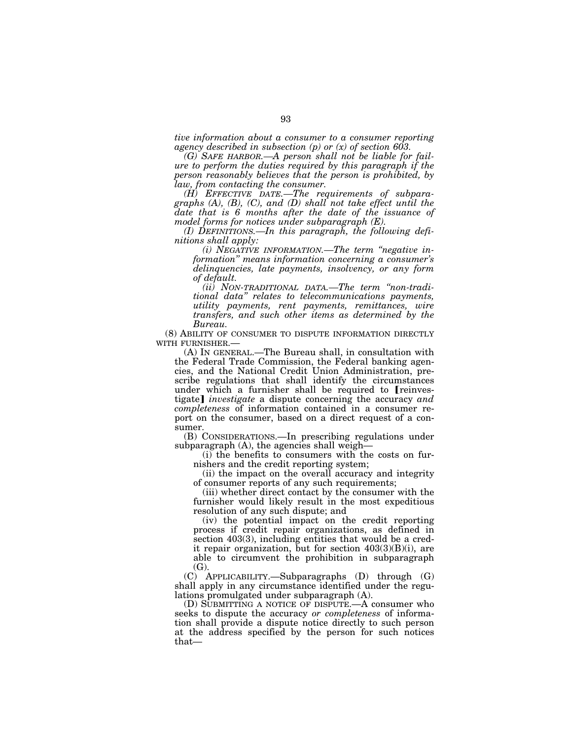*tive information about a consumer to a consumer reporting agency described in subsection (p) or (x) of section 603.*

*(G) SAFE HARBOR.—A person shall not be liable for failure to perform the duties required by this paragraph if the person reasonably believes that the person is prohibited, by law, from contacting the consumer.*

*(H) EFFECTIVE DATE.—The requirements of subparagraphs (A), (B), (C), and (D) shall not take effect until the date that is 6 months after the date of the issuance of model forms for notices under subparagraph (E).*

*(I) DEFINITIONS.—In this paragraph, the following definitions shall apply:*

*(i) NEGATIVE INFORMATION.—The term "negative information" means information concerning a consumer's delinquencies, late payments, insolvency, or any form of default.*

*(ii) NON-TRADITIONAL DATA.—The term "non-traditional data" relates to telecommunications payments, utility payments, rent payments, remittances, wire transfers, and such other items as determined by the Bureau.*

(8) ABILITY OF CONSUMER TO DISPUTE INFORMATION DIRECTLY WITH FURNISHER.—

(A) IN GENERAL.—The Bureau shall, in consultation with the Federal Trade Commission, the Federal banking agencies, and the National Credit Union Administration, prescribe regulations that shall identify the circumstances under which a furnisher shall be required to [reinvestigate] *investigate* a dispute concerning the accuracy *and completeness* of information contained in a consumer report on the consumer, based on a direct request of a consumer.

(B) CONSIDERATIONS.—In prescribing regulations under subparagraph (A), the agencies shall weigh—

(i) the benefits to consumers with the costs on furnishers and the credit reporting system;

(ii) the impact on the overall accuracy and integrity of consumer reports of any such requirements;

(iii) whether direct contact by the consumer with the furnisher would likely result in the most expeditious resolution of any such dispute; and

(iv) the potential impact on the credit reporting process if credit repair organizations, as defined in section 403(3), including entities that would be a credit repair organization, but for section 403(3)(B)(i), are able to circumvent the prohibition in subparagraph (G).

(C) APPLICABILITY.—Subparagraphs (D) through (G) shall apply in any circumstance identified under the regulations promulgated under subparagraph (A).

(D) SUBMITTING A NOTICE OF DISPUTE.—A consumer who seeks to dispute the accuracy *or completeness* of information shall provide a dispute notice directly to such person at the address specified by the person for such notices that—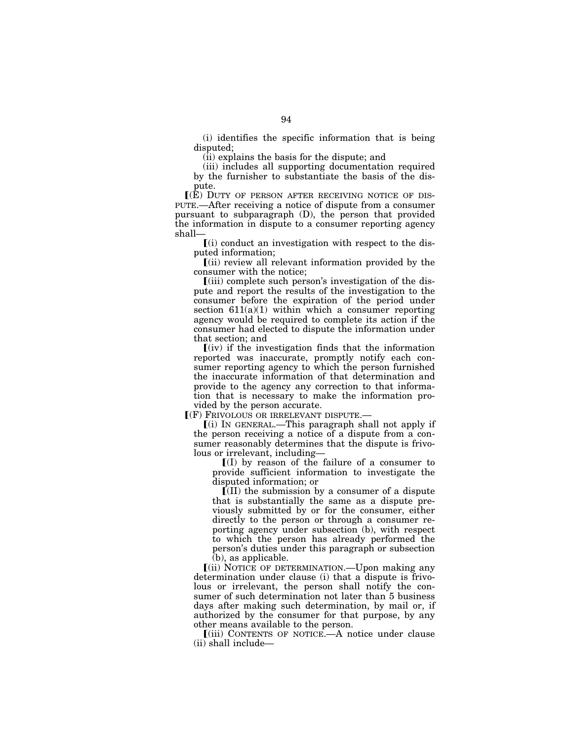(i) identifies the specific information that is being disputed;

(ii) explains the basis for the dispute; and

(iii) includes all supporting documentation required by the furnisher to substantiate the basis of the dispute.

⟦(E) DUTY OF PERSON AFTER RECEIVING NOTICE OF DISPUTE.—After receiving a notice of dispute from a consumer pursuant to subparagraph (D), the person that provided the information in dispute to a consumer reporting agency shall—

⟦(i) conduct an investigation with respect to the disputed information;

⟦(ii) review all relevant information provided by the consumer with the notice;

⟦(iii) complete such person's investigation of the dispute and report the results of the investigation to the consumer before the expiration of the period under section 611(a)(1) within which a consumer reporting agency would be required to complete its action if the consumer had elected to dispute the information under that section; and

⟦(iv) if the investigation finds that the information reported was inaccurate, promptly notify each consumer reporting agency to which the person furnished the inaccurate information of that determination and provide to the agency any correction to that information that is necessary to make the information provided by the person accurate.

⟦(F) FRIVOLOUS OR IRRELEVANT DISPUTE.—

⟦(i) IN GENERAL.—This paragraph shall not apply if the person receiving a notice of a dispute from a consumer reasonably determines that the dispute is frivolous or irrelevant, including—

⟦(I) by reason of the failure of a consumer to provide sufficient information to investigate the disputed information; or

⟦(II) the submission by a consumer of a dispute that is substantially the same as a dispute previously submitted by or for the consumer, either directly to the person or through a consumer reporting agency under subsection (b), with respect to which the person has already performed the person's duties under this paragraph or subsection (b), as applicable.

⟦(ii) NOTICE OF DETERMINATION.—Upon making any determination under clause (i) that a dispute is frivolous or irrelevant, the person shall notify the consumer of such determination not later than 5 business days after making such determination, by mail or, if authorized by the consumer for that purpose, by any other means available to the person.

⟦(iii) CONTENTS OF NOTICE.—A notice under clause (ii) shall include—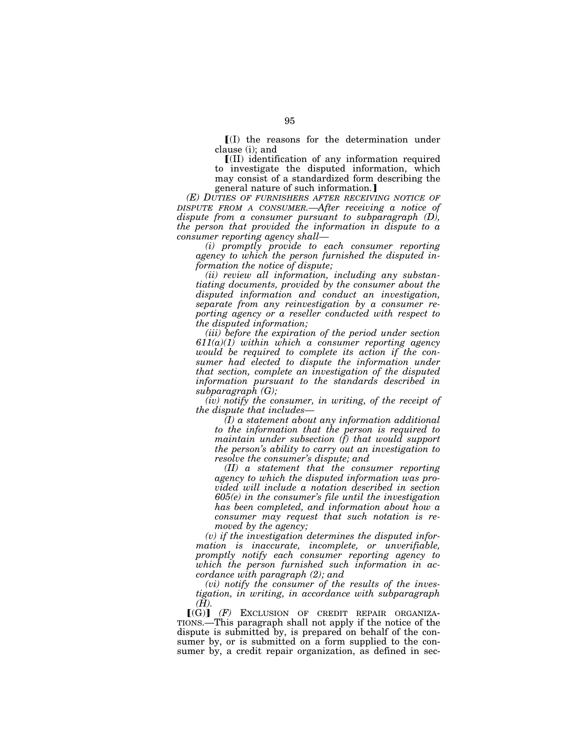⟦(I) the reasons for the determination under clause (i); and

⟦(II) identification of any information required to investigate the disputed information, which may consist of a standardized form describing the general nature of such information.⟧

*(E) DUTIES OF FURNISHERS AFTER RECEIVING NOTICE OF DISPUTE FROM A CONSUMER.—After receiving a notice of dispute from a consumer pursuant to subparagraph (D), the person that provided the information in dispute to a consumer reporting agency shall—*

*(i) promptly provide to each consumer reporting agency to which the person furnished the disputed information the notice of dispute;*

*(ii) review all information, including any substantiating documents, provided by the consumer about the disputed information and conduct an investigation, separate from any reinvestigation by a consumer reporting agency or a reseller conducted with respect to the disputed information;*

*(iii) before the expiration of the period under section 611(a)(1) within which a consumer reporting agency would be required to complete its action if the consumer had elected to dispute the information under that section, complete an investigation of the disputed information pursuant to the standards described in subparagraph (G);*

*(iv) notify the consumer, in writing, of the receipt of the dispute that includes—*

*(I) a statement about any information additional to the information that the person is required to maintain under subsection (f) that would support the person's ability to carry out an investigation to resolve the consumer's dispute; and*

*(II) a statement that the consumer reporting agency to which the disputed information was provided will include a notation described in section 605(e) in the consumer's file until the investigation has been completed, and information about how a consumer may request that such notation is removed by the agency;*

*(v) if the investigation determines the disputed information is inaccurate, incomplete, or unverifiable, promptly notify each consumer reporting agency to which the person furnished such information in accordance with paragraph (2); and*

*(vi) notify the consumer of the results of the investigation, in writing, in accordance with subparagraph (H).*

⟦(G)⟧ *(F)* EXCLUSION OF CREDIT REPAIR ORGANIZATIONS.—This paragraph shall not apply if the notice of the dispute is submitted by, is prepared on behalf of the consumer by, or is submitted on a form supplied to the consumer by, a credit repair organization, as defined in sec-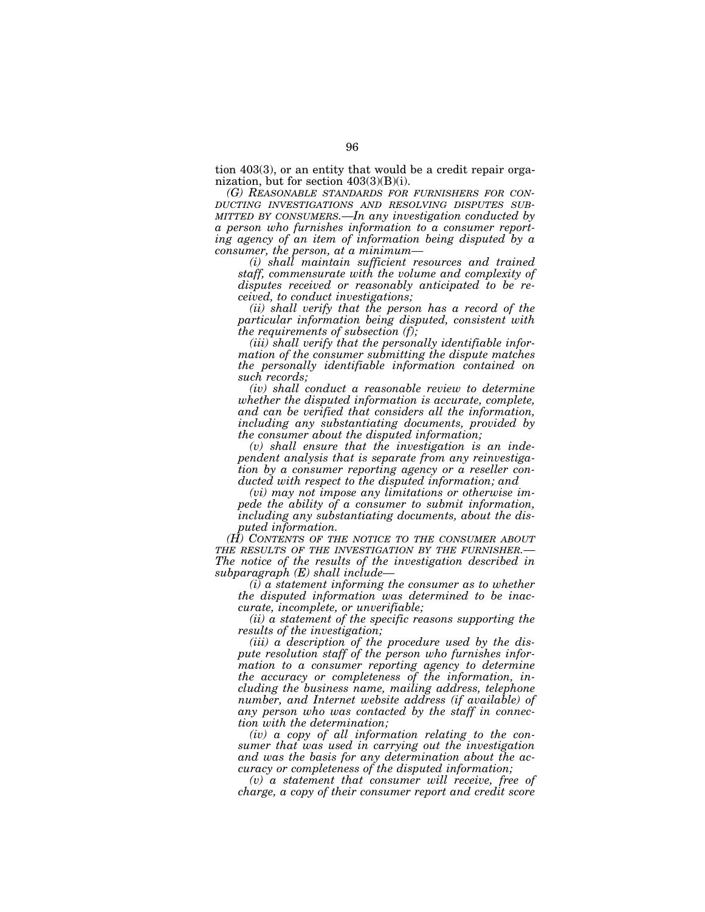tion 403(3), or an entity that would be a credit repair organization, but for section 403(3)(B)(i).

*(G) REASONABLE STANDARDS FOR FURNISHERS FOR CONDUCTING INVESTIGATIONS AND RESOLVING DISPUTES SUBMITTED BY CONSUMERS.—In any investigation conducted by a person who furnishes information to a consumer reporting agency of an item of information being disputed by a consumer, the person, at a minimum—*

*(i) shall maintain sufficient resources and trained staff, commensurate with the volume and complexity of disputes received or reasonably anticipated to be received, to conduct investigations;*

*(ii) shall verify that the person has a record of the particular information being disputed, consistent with the requirements of subsection (f);*

*(iii) shall verify that the personally identifiable information of the consumer submitting the dispute matches the personally identifiable information contained on such records;*

*(iv) shall conduct a reasonable review to determine whether the disputed information is accurate, complete, and can be verified that considers all the information, including any substantiating documents, provided by the consumer about the disputed information;*

*(v) shall ensure that the investigation is an independent analysis that is separate from any reinvestigation by a consumer reporting agency or a reseller conducted with respect to the disputed information; and*

*(vi) may not impose any limitations or otherwise impede the ability of a consumer to submit information, including any substantiating documents, about the disputed information.*

*(H) CONTENTS OF THE NOTICE TO THE CONSUMER ABOUT THE RESULTS OF THE INVESTIGATION BY THE FURNISHER.—The notice of the results of the investigation described in subparagraph (E) shall include—*

*(i) a statement informing the consumer as to whether the disputed information was determined to be inaccurate, incomplete, or unverifiable;*

*(ii) a statement of the specific reasons supporting the results of the investigation;*

*(iii) a description of the procedure used by the dispute resolution staff of the person who furnishes information to a consumer reporting agency to determine the accuracy or completeness of the information, including the business name, mailing address, telephone number, and Internet website address (if available) of any person who was contacted by the staff in connection with the determination;*

*(iv) a copy of all information relating to the consumer that was used in carrying out the investigation and was the basis for any determination about the accuracy or completeness of the disputed information;*

*(v) a statement that consumer will receive, free of charge, a copy of their consumer report and credit score*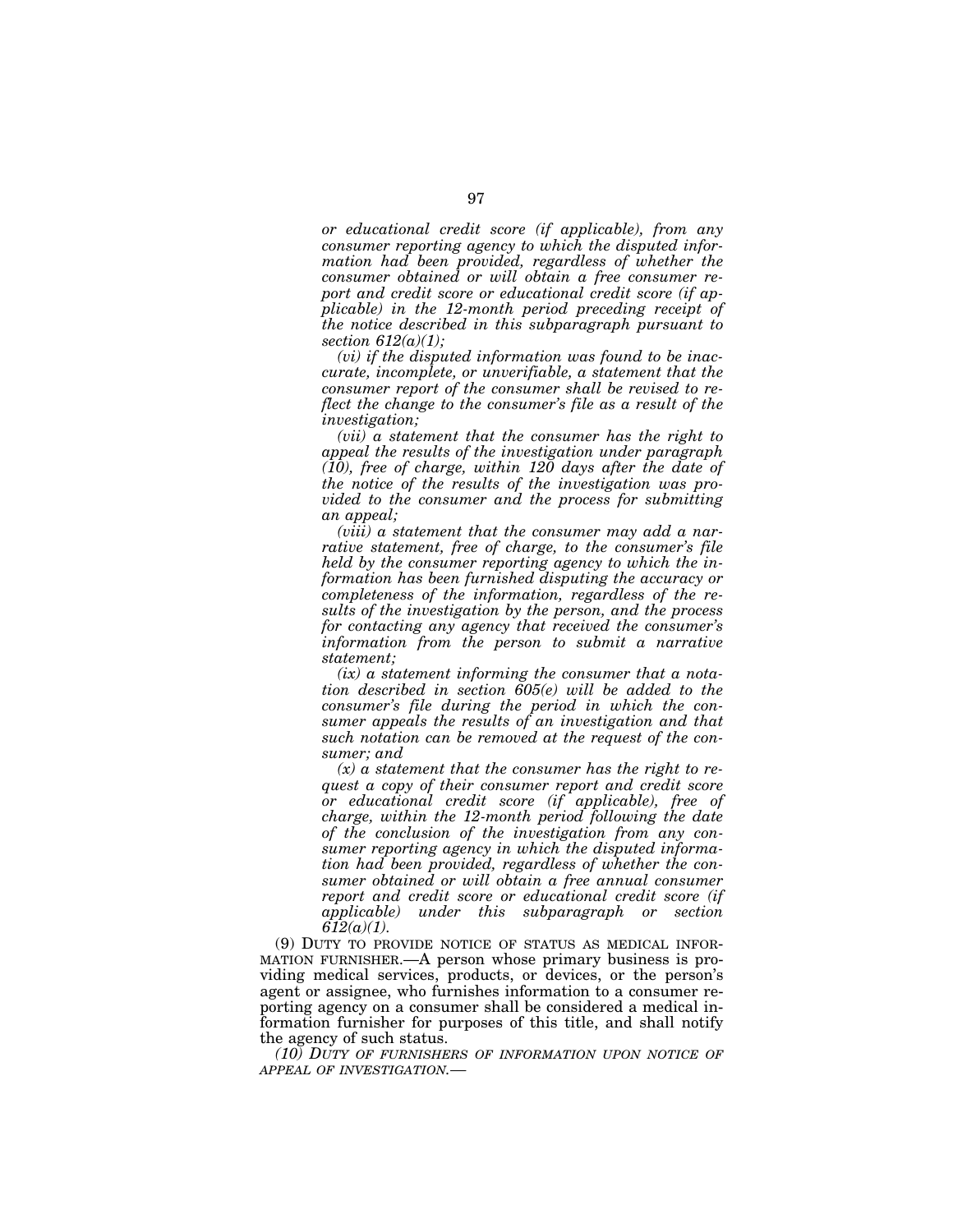*or educational credit score (if applicable), from any consumer reporting agency to which the disputed information had been provided, regardless of whether the consumer obtained or will obtain a free consumer report and credit score or educational credit score (if applicable) in the 12-month period preceding receipt of the notice described in this subparagraph pursuant to section 612(a)(1);*

*(vi) if the disputed information was found to be inaccurate, incomplete, or unverifiable, a statement that the consumer report of the consumer shall be revised to reflect the change to the consumer's file as a result of the investigation;*

*(vii) a statement that the consumer has the right to appeal the results of the investigation under paragraph (10), free of charge, within 120 days after the date of the notice of the results of the investigation was provided to the consumer and the process for submitting an appeal;*

*(viii) a statement that the consumer may add a narrative statement, free of charge, to the consumer's file held by the consumer reporting agency to which the information has been furnished disputing the accuracy or completeness of the information, regardless of the results of the investigation by the person, and the process for contacting any agency that received the consumer's information from the person to submit a narrative statement;*

*(ix) a statement informing the consumer that a notation described in section 605(e) will be added to the consumer's file during the period in which the consumer appeals the results of an investigation and that such notation can be removed at the request of the consumer; and*

*(x) a statement that the consumer has the right to request a copy of their consumer report and credit score or educational credit score (if applicable), free of charge, within the 12-month period following the date of the conclusion of the investigation from any consumer reporting agency in which the disputed information had been provided, regardless of whether the consumer obtained or will obtain a free annual consumer report and credit score or educational credit score (if applicable) under this subparagraph or section 612(a)(1).*

(9) DUTY TO PROVIDE NOTICE OF STATUS AS MEDICAL INFORMATION FURNISHER.—A person whose primary business is providing medical services, products, or devices, or the person's agent or assignee, who furnishes information to a consumer reporting agency on a consumer shall be considered a medical information furnisher for purposes of this title, and shall notify the agency of such status.

*(10) DUTY OF FURNISHERS OF INFORMATION UPON NOTICE OF APPEAL OF INVESTIGATION.—*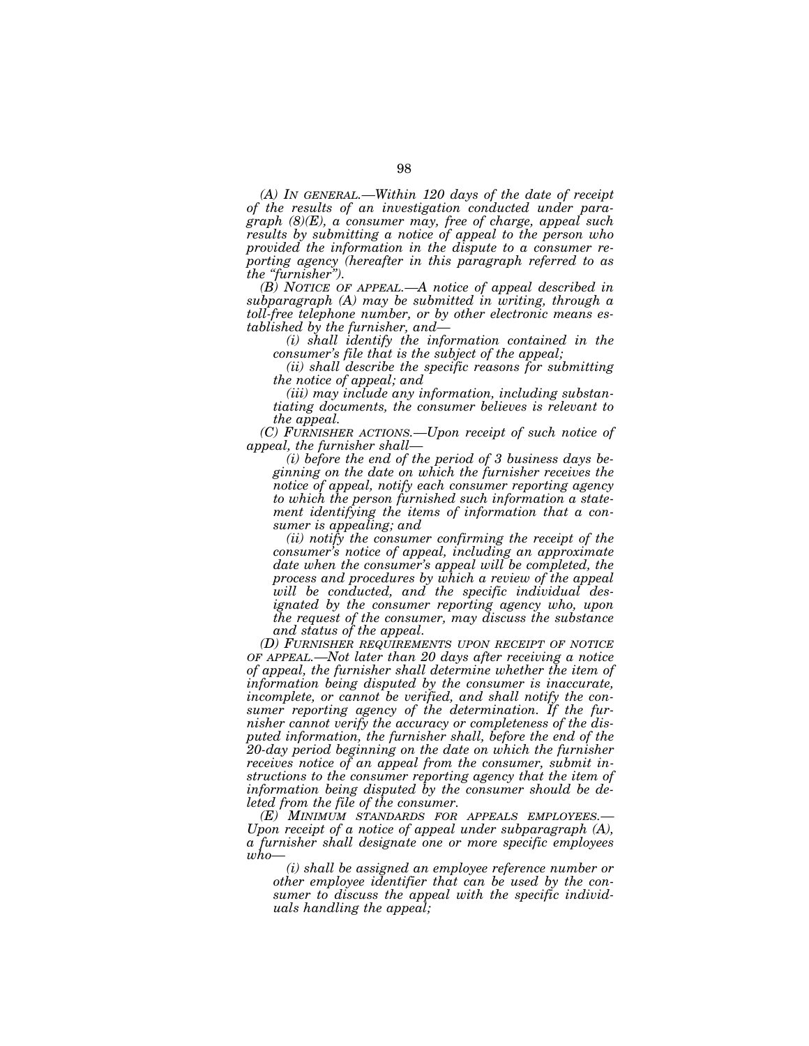*(A) IN GENERAL.—Within 120 days of the date of receipt of the results of an investigation conducted under paragraph (8)(E), a consumer may, free of charge, appeal such results by submitting a notice of appeal to the person who provided the information in the dispute to a consumer reporting agency (hereafter in this paragraph referred to as the "furnisher").*

*(B) NOTICE OF APPEAL.—A notice of appeal described in subparagraph (A) may be submitted in writing, through a toll-free telephone number, or by other electronic means established by the furnisher, and—*

*(i) shall identify the information contained in the consumer's file that is the subject of the appeal;*

*(ii) shall describe the specific reasons for submitting the notice of appeal; and*

*(iii) may include any information, including substantiating documents, the consumer believes is relevant to the appeal.*

*(C) FURNISHER ACTIONS.—Upon receipt of such notice of appeal, the furnisher shall—*

*(i) before the end of the period of 3 business days beginning on the date on which the furnisher receives the notice of appeal, notify each consumer reporting agency to which the person furnished such information a statement identifying the items of information that a consumer is appealing; and*

*(ii) notify the consumer confirming the receipt of the consumer's notice of appeal, including an approximate date when the consumer's appeal will be completed, the process and procedures by which a review of the appeal will be conducted, and the specific individual designated by the consumer reporting agency who, upon the request of the consumer, may discuss the substance and status of the appeal.*

*(D) FURNISHER REQUIREMENTS UPON RECEIPT OF NOTICE OF APPEAL.—Not later than 20 days after receiving a notice of appeal, the furnisher shall determine whether the item of information being disputed by the consumer is inaccurate, incomplete, or cannot be verified, and shall notify the consumer reporting agency of the determination. If the furnisher cannot verify the accuracy or completeness of the disputed information, the furnisher shall, before the end of the 20-day period beginning on the date on which the furnisher receives notice of an appeal from the consumer, submit instructions to the consumer reporting agency that the item of information being disputed by the consumer should be deleted from the file of the consumer.*

*(E) MINIMUM STANDARDS FOR APPEALS EMPLOYEES.—Upon receipt of a notice of appeal under subparagraph (A), a furnisher shall designate one or more specific employees who—*

*(i) shall be assigned an employee reference number or other employee identifier that can be used by the consumer to discuss the appeal with the specific individuals handling the appeal;*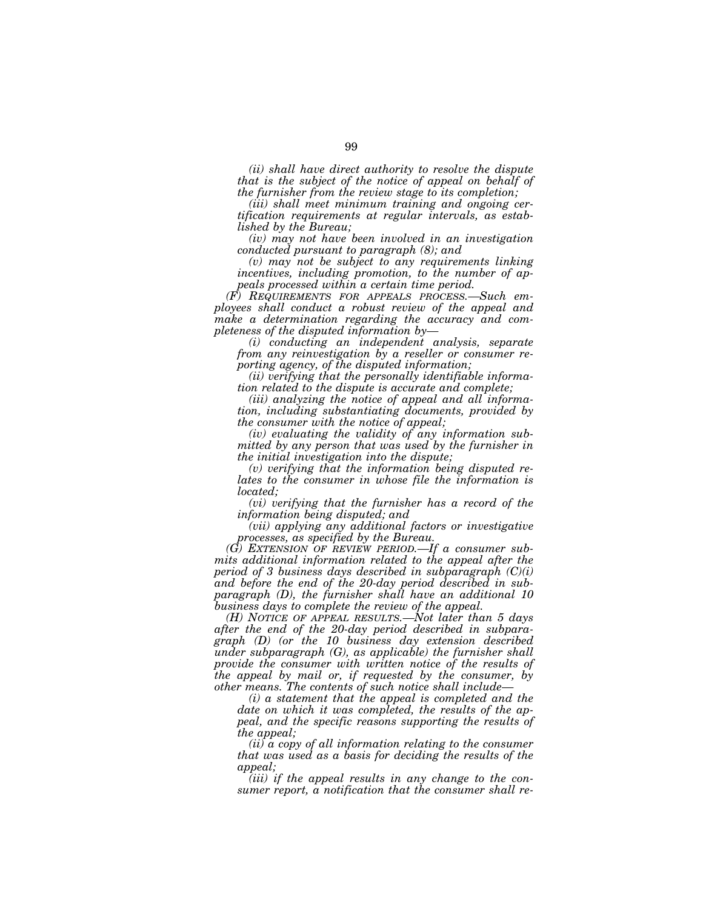*(ii) shall have direct authority to resolve the dispute that is the subject of the notice of appeal on behalf of the furnisher from the review stage to its completion;*

*(iii) shall meet minimum training and ongoing certification requirements at regular intervals, as established by the Bureau;*

*(iv) may not have been involved in an investigation conducted pursuant to paragraph (8); and*

*(v) may not be subject to any requirements linking incentives, including promotion, to the number of appeals processed within a certain time period.*

*(F) REQUIREMENTS FOR APPEALS PROCESS.—Such employees shall conduct a robust review of the appeal and make a determination regarding the accuracy and completeness of the disputed information by—*

*(i) conducting an independent analysis, separate from any reinvestigation by a reseller or consumer reporting agency, of the disputed information;*

*(ii) verifying that the personally identifiable information related to the dispute is accurate and complete;*

*(iii) analyzing the notice of appeal and all information, including substantiating documents, provided by the consumer with the notice of appeal;*

*(iv) evaluating the validity of any information submitted by any person that was used by the furnisher in the initial investigation into the dispute;*

*(v) verifying that the information being disputed relates to the consumer in whose file the information is located;*

*(vi) verifying that the furnisher has a record of the information being disputed; and*

*(vii) applying any additional factors or investigative processes, as specified by the Bureau.*

*(G) EXTENSION OF REVIEW PERIOD.—If a consumer submits additional information related to the appeal after the period of 3 business days described in subparagraph (C)(i) and before the end of the 20-day period described in subparagraph (D), the furnisher shall have an additional 10 business days to complete the review of the appeal.*

*(H) NOTICE OF APPEAL RESULTS.—Not later than 5 days after the end of the 20-day period described in subparagraph (D) (or the 10 business day extension described under subparagraph (G), as applicable) the furnisher shall provide the consumer with written notice of the results of the appeal by mail or, if requested by the consumer, by other means. The contents of such notice shall include—*

*(i) a statement that the appeal is completed and the date on which it was completed, the results of the appeal, and the specific reasons supporting the results of the appeal;*

*(ii) a copy of all information relating to the consumer that was used as a basis for deciding the results of the appeal;*

*(iii) if the appeal results in any change to the consumer report, a notification that the consumer shall re-*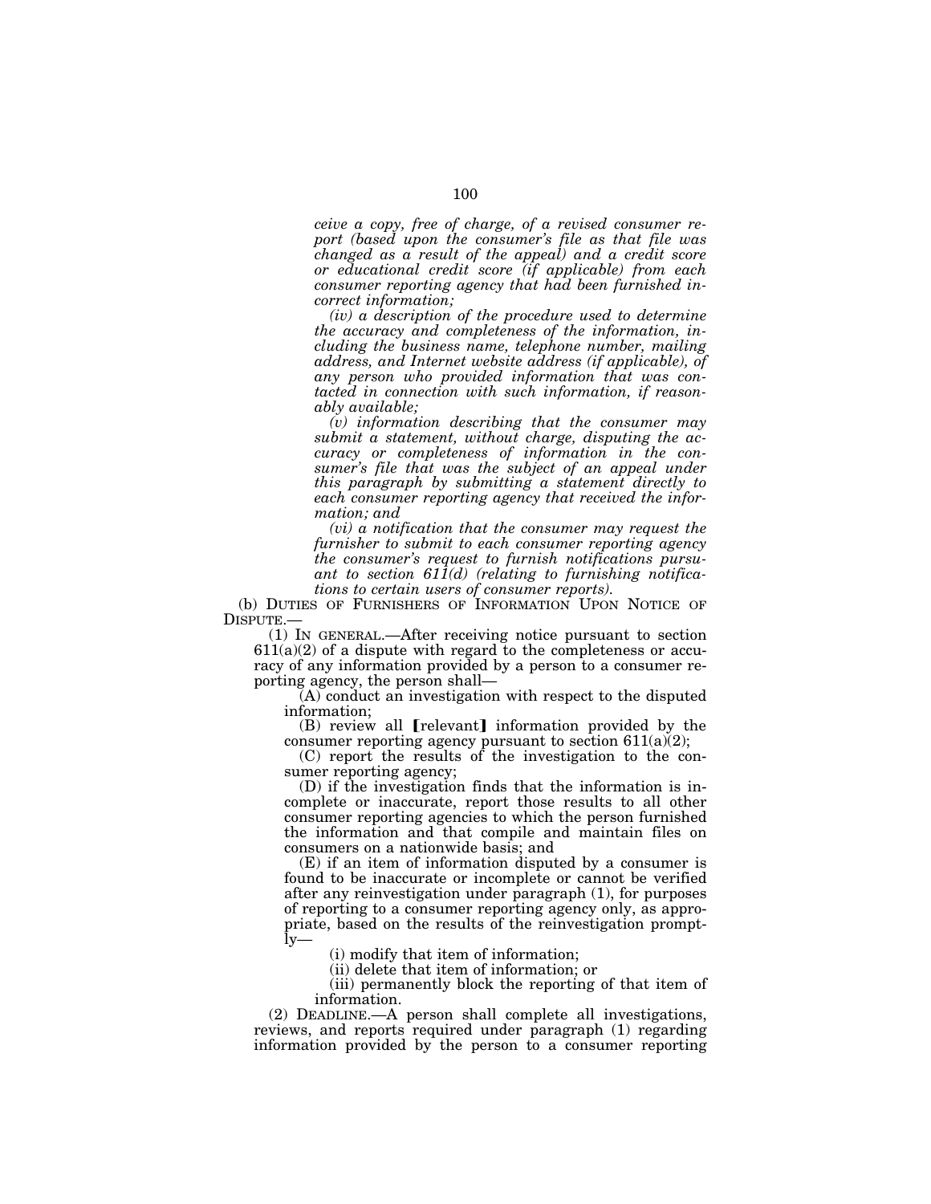*ceive a copy, free of charge, of a revised consumer report (based upon the consumer's file as that file was changed as a result of the appeal) and a credit score or educational credit score (if applicable) from each consumer reporting agency that had been furnished incorrect information;*

*(iv) a description of the procedure used to determine the accuracy and completeness of the information, including the business name, telephone number, mailing address, and Internet website address (if applicable), of any person who provided information that was contacted in connection with such information, if reasonably available;*

*(v) information describing that the consumer may submit a statement, without charge, disputing the accuracy or completeness of information in the consumer's file that was the subject of an appeal under this paragraph by submitting a statement directly to each consumer reporting agency that received the information; and*

*(vi) a notification that the consumer may request the furnisher to submit to each consumer reporting agency the consumer's request to furnish notifications pursuant to section 611(d) (relating to furnishing notifications to certain users of consumer reports).*

(b) DUTIES OF FURNISHERS OF INFORMATION UPON NOTICE OF DISPUTE.—

(1) IN GENERAL.—After receiving notice pursuant to section 611(a)(2) of a dispute with regard to the completeness or accuracy of any information provided by a person to a consumer reporting agency, the person shall—

(A) conduct an investigation with respect to the disputed information;

(B) review all [relevant] information provided by the consumer reporting agency pursuant to section 611(a)(2);

(C) report the results of the investigation to the consumer reporting agency;

(D) if the investigation finds that the information is incomplete or inaccurate, report those results to all other consumer reporting agencies to which the person furnished the information and that compile and maintain files on consumers on a nationwide basis; and

(E) if an item of information disputed by a consumer is found to be inaccurate or incomplete or cannot be verified after any reinvestigation under paragraph (1), for purposes of reporting to a consumer reporting agency only, as appropriate, based on the results of the reinvestigation promptly—

(i) modify that item of information;

(ii) delete that item of information; or

(iii) permanently block the reporting of that item of information.

(2) DEADLINE.—A person shall complete all investigations, reviews, and reports required under paragraph (1) regarding information provided by the person to a consumer reporting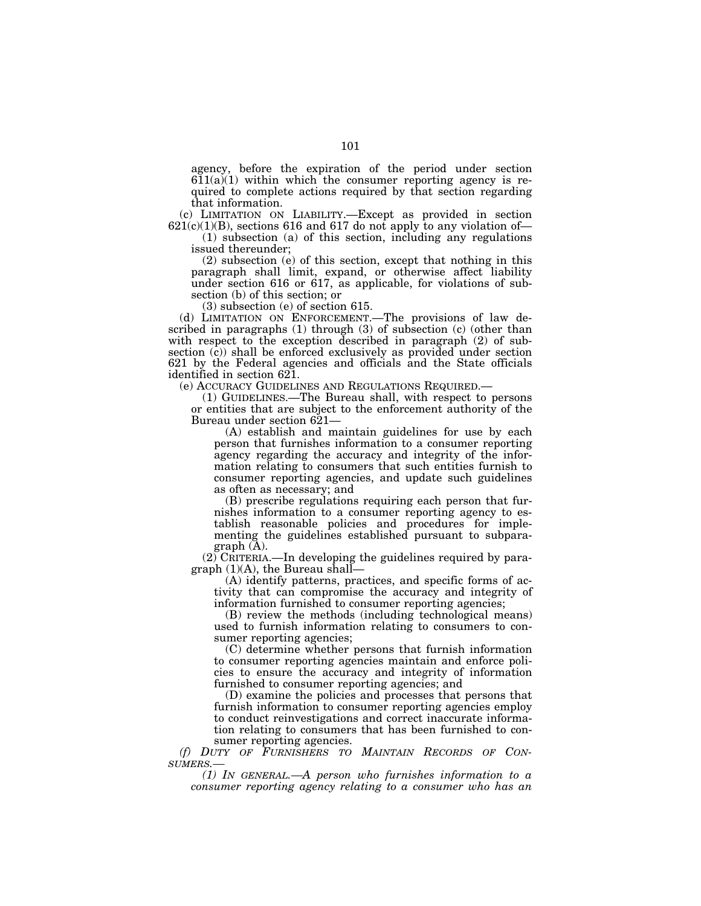agency, before the expiration of the period under section 611(a)(1) within which the consumer reporting agency is required to complete actions required by that section regarding that information.

(c) LIMITATION ON LIABILITY.—Except as provided in section 621(c)(1)(B), sections 616 and 617 do not apply to any violation of—

(1) subsection (a) of this section, including any regulations issued thereunder;

(2) subsection (e) of this section, except that nothing in this paragraph shall limit, expand, or otherwise affect liability under section 616 or 617, as applicable, for violations of subsection (b) of this section; or

(3) subsection (e) of section 615.

(d) LIMITATION ON ENFORCEMENT.—The provisions of law described in paragraphs (1) through (3) of subsection (c) (other than with respect to the exception described in paragraph (2) of subsection (c)) shall be enforced exclusively as provided under section 621 by the Federal agencies and officials and the State officials identified in section 621.

(e) ACCURACY GUIDELINES AND REGULATIONS REQUIRED.—

(1) GUIDELINES.—The Bureau shall, with respect to persons or entities that are subject to the enforcement authority of the Bureau under section 621—

(A) establish and maintain guidelines for use by each person that furnishes information to a consumer reporting agency regarding the accuracy and integrity of the information relating to consumers that such entities furnish to consumer reporting agencies, and update such guidelines as often as necessary; and

(B) prescribe regulations requiring each person that furnishes information to a consumer reporting agency to establish reasonable policies and procedures for implementing the guidelines established pursuant to subparagraph (A).

(2) CRITERIA.—In developing the guidelines required by paragraph (1)(A), the Bureau shall—

(A) identify patterns, practices, and specific forms of activity that can compromise the accuracy and integrity of information furnished to consumer reporting agencies;

(B) review the methods (including technological means) used to furnish information relating to consumers to consumer reporting agencies;

(C) determine whether persons that furnish information to consumer reporting agencies maintain and enforce policies to ensure the accuracy and integrity of information furnished to consumer reporting agencies; and

(D) examine the policies and processes that persons that furnish information to consumer reporting agencies employ to conduct reinvestigations and correct inaccurate information relating to consumers that has been furnished to consumer reporting agencies.

*(f) DUTY OF FURNISHERS TO MAINTAIN RECORDS OF CONSUMERS.—*

*(1) IN GENERAL.—A person who furnishes information to a consumer reporting agency relating to a consumer who has an*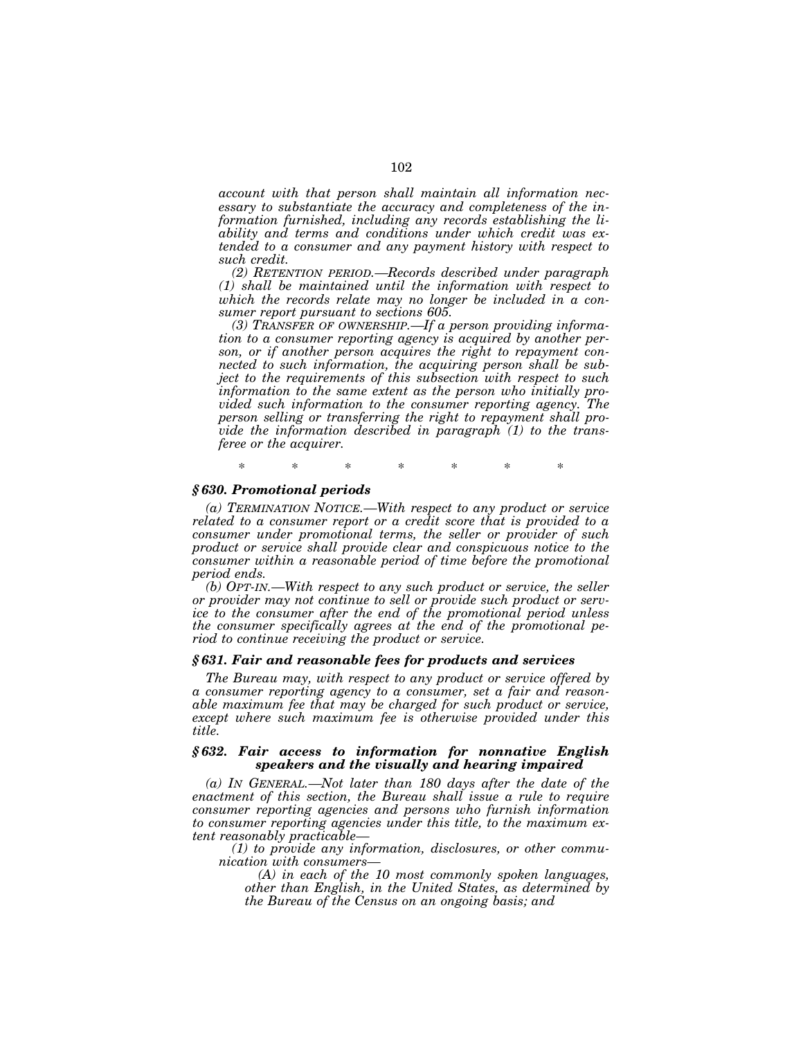*account with that person shall maintain all information necessary to substantiate the accuracy and completeness of the information furnished, including any records establishing the liability and terms and conditions under which credit was extended to a consumer and any payment history with respect to such credit.*

*(2) RETENTION PERIOD.—Records described under paragraph (1) shall be maintained until the information with respect to which the records relate may no longer be included in a consumer report pursuant to sections 605.*

*(3) TRANSFER OF OWNERSHIP.—If a person providing information to a consumer reporting agency is acquired by another person, or if another person acquires the right to repayment connected to such information, the acquiring person shall be subject to the requirements of this subsection with respect to such information to the same extent as the person who initially provided such information to the consumer reporting agency. The person selling or transferring the right to repayment shall provide the information described in paragraph (1) to the transferee or the acquirer.*

\* \* \* \* \* \* \*

### *§ 630. Promotional periods*

*(a) TERMINATION NOTICE.—With respect to any product or service related to a consumer report or a credit score that is provided to a consumer under promotional terms, the seller or provider of such product or service shall provide clear and conspicuous notice to the consumer within a reasonable period of time before the promotional period ends.*

*(b) OPT-IN.—With respect to any such product or service, the seller or provider may not continue to sell or provide such product or service to the consumer after the end of the promotional period unless the consumer specifically agrees at the end of the promotional period to continue receiving the product or service.*

### *§ 631. Fair and reasonable fees for products and services*

*The Bureau may, with respect to any product or service offered by a consumer reporting agency to a consumer, set a fair and reasonable maximum fee that may be charged for such product or service, except where such maximum fee is otherwise provided under this title.*

### *§ 632. Fair access to information for nonnative English speakers and the visually and hearing impaired*

*(a) IN GENERAL.—Not later than 180 days after the date of the enactment of this section, the Bureau shall issue a rule to require consumer reporting agencies and persons who furnish information to consumer reporting agencies under this title, to the maximum extent reasonably practicable—*

*(1) to provide any information, disclosures, or other communication with consumers—*

*(A) in each of the 10 most commonly spoken languages, other than English, in the United States, as determined by the Bureau of the Census on an ongoing basis; and*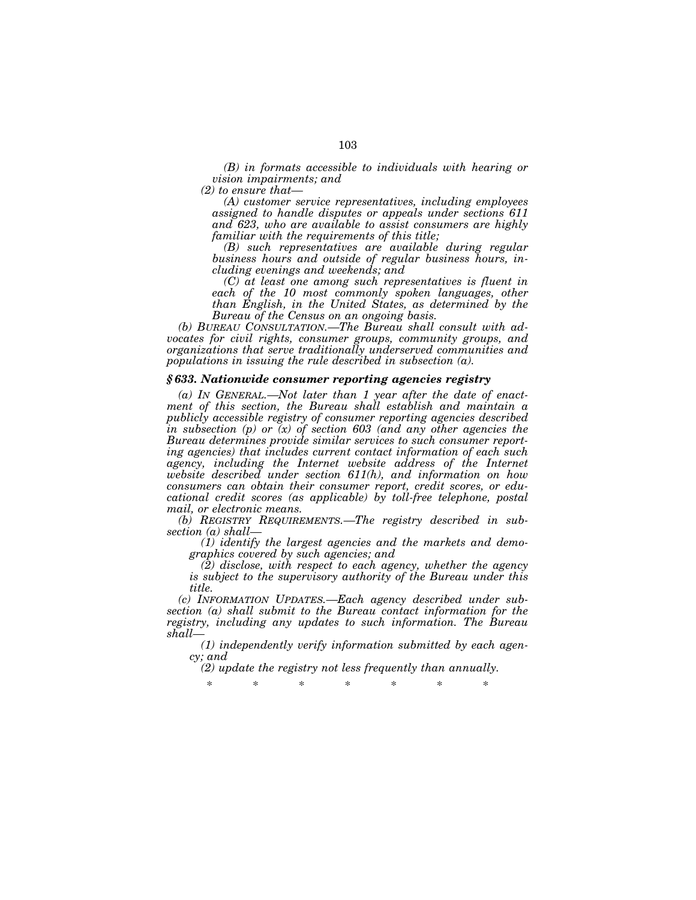*(B) in formats accessible to individuals with hearing or vision impairments; and*

*(2) to ensure that—*

*(A) customer service representatives, including employees assigned to handle disputes or appeals under sections 611 and 623, who are available to assist consumers are highly familiar with the requirements of this title;*

*(B) such representatives are available during regular business hours and outside of regular business hours, including evenings and weekends; and*

*(C) at least one among such representatives is fluent in each of the 10 most commonly spoken languages, other than English, in the United States, as determined by the Bureau of the Census on an ongoing basis.*

*(b) BUREAU CONSULTATION.—The Bureau shall consult with advocates for civil rights, consumer groups, community groups, and organizations that serve traditionally underserved communities and populations in issuing the rule described in subsection (a).*

### *§ 633. Nationwide consumer reporting agencies registry*

*(a) IN GENERAL.—Not later than 1 year after the date of enactment of this section, the Bureau shall establish and maintain a publicly accessible registry of consumer reporting agencies described in subsection (p) or (x) of section 603 (and any other agencies the Bureau determines provide similar services to such consumer reporting agencies) that includes current contact information of each such agency, including the Internet website address of the Internet website described under section 611(h), and information on how consumers can obtain their consumer report, credit scores, or educational credit scores (as applicable) by toll-free telephone, postal mail, or electronic means.*

*(b) REGISTRY REQUIREMENTS.—The registry described in subsection (a) shall—*

*(1) identify the largest agencies and the markets and demographics covered by such agencies; and*

*(2) disclose, with respect to each agency, whether the agency is subject to the supervisory authority of the Bureau under this title.*

*(c) INFORMATION UPDATES.—Each agency described under subsection (a) shall submit to the Bureau contact information for the registry, including any updates to such information. The Bureau shall—*

*(1) independently verify information submitted by each agency; and*

*(2) update the registry not less frequently than annually.*

\* \* \* \* \* \* \*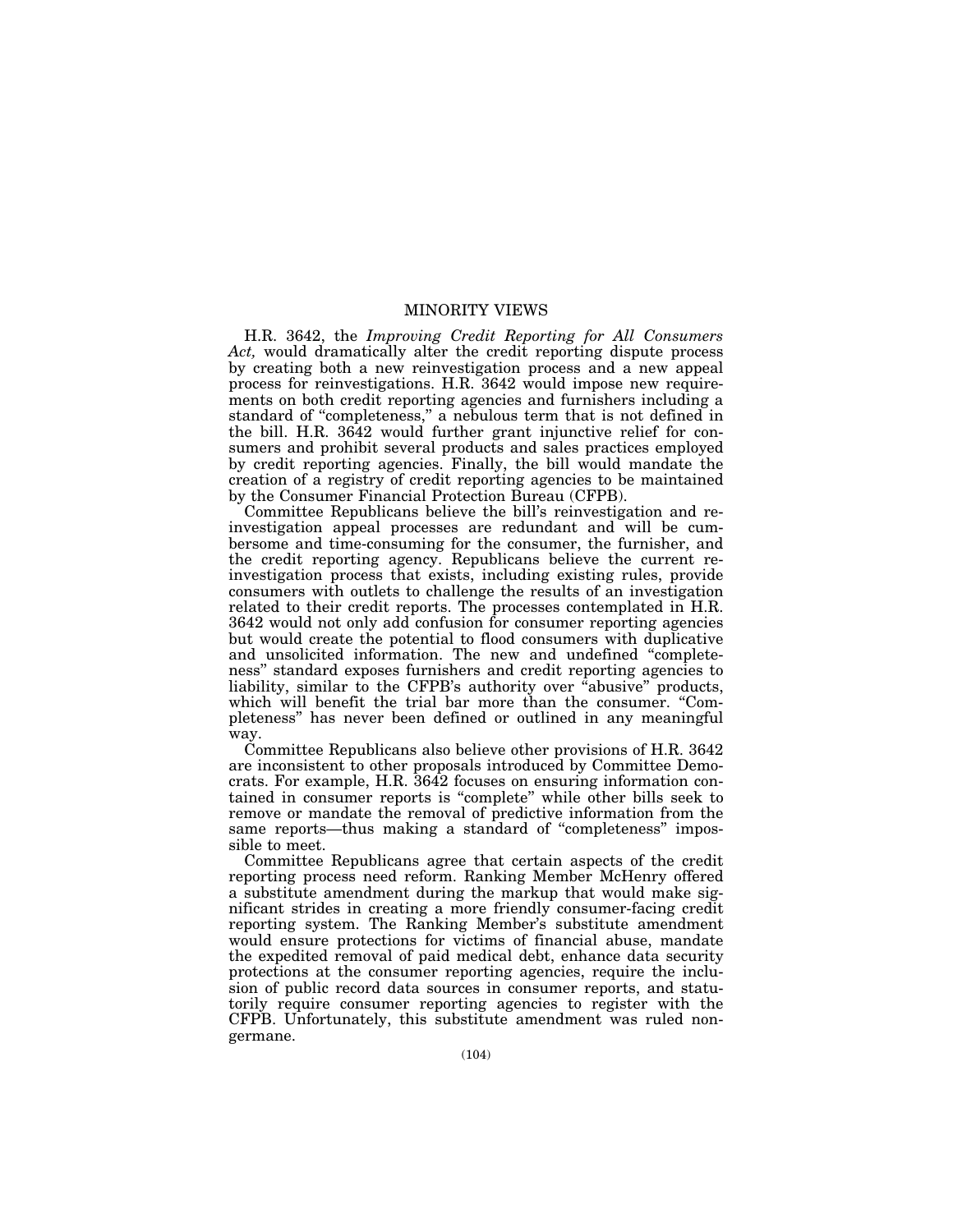# MINORITY VIEWS

H.R. 3642, the *Improving Credit Reporting for All Consumers Act,* would dramatically alter the credit reporting dispute process by creating both a new reinvestigation process and a new appeal process for reinvestigations. H.R. 3642 would impose new requirements on both credit reporting agencies and furnishers including a standard of "completeness," a nebulous term that is not defined in the bill. H.R. 3642 would further grant injunctive relief for consumers and prohibit several products and sales practices employed by credit reporting agencies. Finally, the bill would mandate the creation of a registry of credit reporting agencies to be maintained by the Consumer Financial Protection Bureau (CFPB).

Committee Republicans believe the bill's reinvestigation and reinvestigation appeal processes are redundant and will be cumbersome and time-consuming for the consumer, the furnisher, and the credit reporting agency. Republicans believe the current reinvestigation process that exists, including existing rules, provide consumers with outlets to challenge the results of an investigation related to their credit reports. The processes contemplated in H.R. 3642 would not only add confusion for consumer reporting agencies but would create the potential to flood consumers with duplicative and unsolicited information. The new and undefined "completeness" standard exposes furnishers and credit reporting agencies to liability, similar to the CFPB's authority over "abusive" products, which will benefit the trial bar more than the consumer. "Completeness" has never been defined or outlined in any meaningful way.

Committee Republicans also believe other provisions of H.R. 3642 are inconsistent to other proposals introduced by Committee Democrats. For example, H.R. 3642 focuses on ensuring information contained in consumer reports is "complete" while other bills seek to remove or mandate the removal of predictive information from the same reports—thus making a standard of "completeness" impossible to meet.

Committee Republicans agree that certain aspects of the credit reporting process need reform. Ranking Member McHenry offered a substitute amendment during the markup that would make significant strides in creating a more friendly consumer-facing credit reporting system. The Ranking Member's substitute amendment would ensure protections for victims of financial abuse, mandate the expedited removal of paid medical debt, enhance data security protections at the consumer reporting agencies, require the inclusion of public record data sources in consumer reports, and statutorily require consumer reporting agencies to register with the CFPB. Unfortunately, this substitute amendment was ruled nongermane.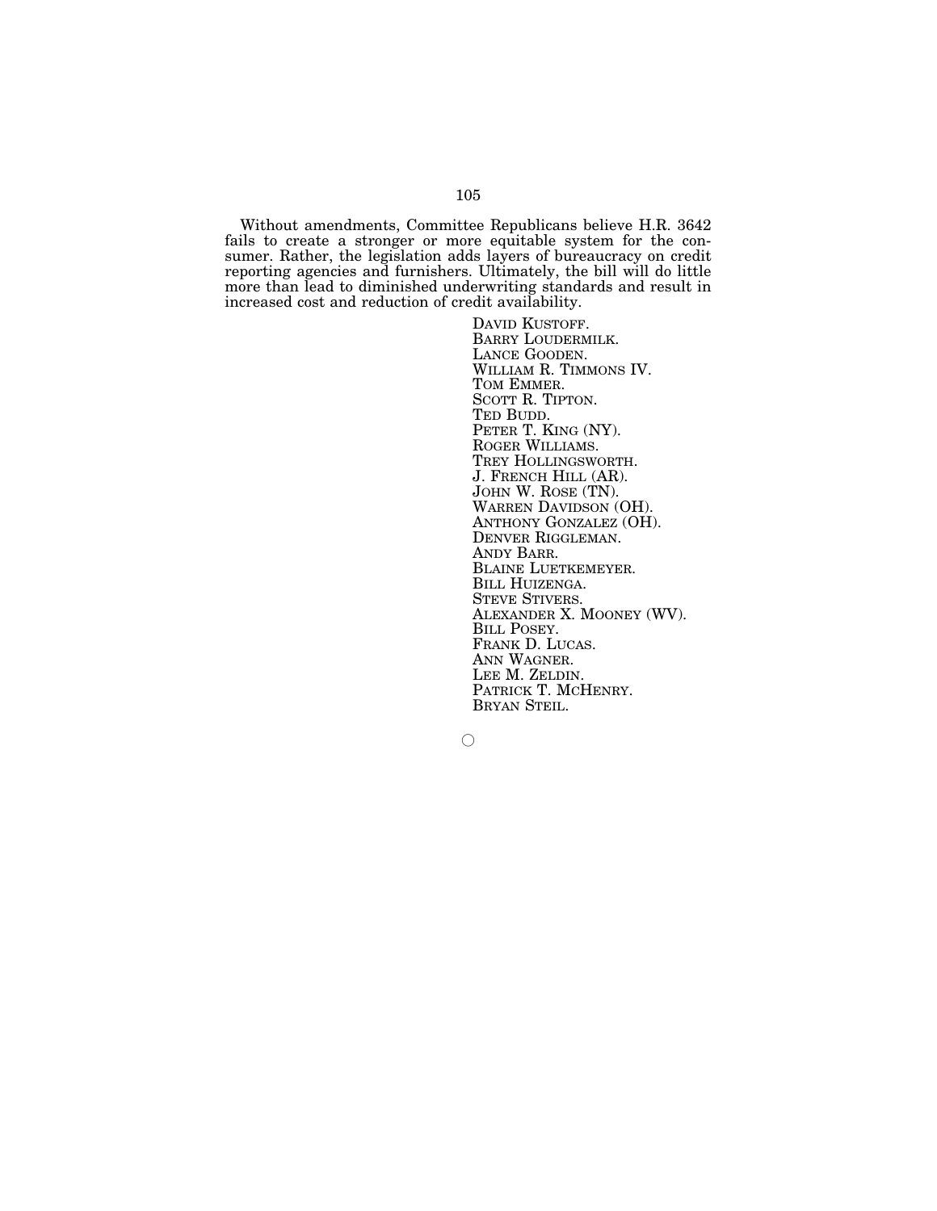Without amendments, Committee Republicans believe H.R. 3642 fails to create a stronger or more equitable system for the consumer. Rather, the legislation adds layers of bureaucracy on credit reporting agencies and furnishers. Ultimately, the bill will do little more than lead to diminished underwriting standards and result in increased cost and reduction of credit availability.

DAVID KUSTOFF.
BARRY LOUDERMILK.
LANCE GOODEN.
WILLIAM R. TIMMONS IV.
TOM EMMER.
SCOTT R. TIPTON.
TED BUDD.
PETER T. KING (NY).
ROGER WILLIAMS.
TREY HOLLINGSWORTH.
J. FRENCH HILL (AR).
JOHN W. ROSE (TN).
WARREN DAVIDSON (OH).
ANTHONY GONZALEZ (OH).
DENVER RIGGLEMAN.
ANDY BARR.
BLAINE LUETKEMEYER.
BILL HUIZENGA.
STEVE STIVERS.
ALEXANDER X. MOONEY (WV).
BILL POSEY.
FRANK D. LUCAS.
ANN WAGNER.
LEE M. ZELDIN.
PATRICK T. MCHENRY.
BRYAN STEIL.